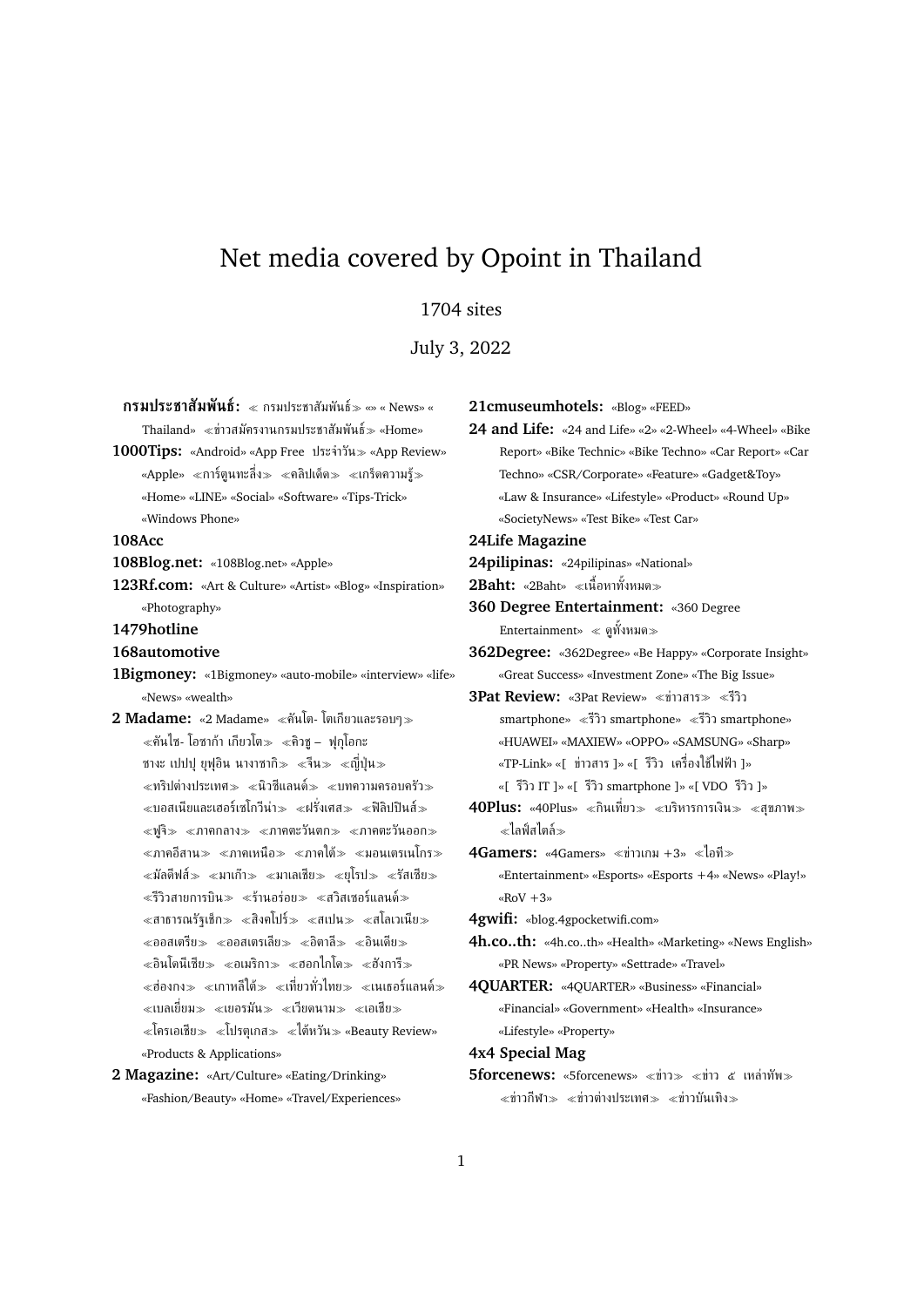# Net media covered by Opoint in Thailand

1704 sites

July 3, 2022

**กรมประชาสัมพันธ์:** ≪ กรมประชาสัมพันธ์ ≫ «» « News» « Thailand» ≪ข่าวสมัครงานกรมประชาสัมพันธ์≫ «Home»

**1000Tips:** «Android» «App Free ประจำวัน≫ «App Review» «Apple» ≪การ์ตูนทะลึ่ง≫ ≪คลิปเด็ด≫ ≪เกร็ดความรู้≫ «Home» «LINE» «Social» «Software» «Tips-Trick» «Windows Phone»

**108Acc**

**108Blog.net:** «108Blog.net» «Apple»

**123Rf.com:** «Art & Culture» «Artist» «Blog» «Inspiration» «Photography»

**1479hotline**

**168automotive**

**1Bigmoney:** «1Bigmoney» «auto-mobile» «interview» «life» «News» «wealth»

**2 Madame:** «2 Madame» ≪คันโต- โตเกียวและรอบๆ≫ ≪คันไซ- โอซาก้า เกียวโต≫ ≪คิวชู – ฟุกุโอกะ ซางะ เปปปุ ยุฟุอิน นางาซากิ≫ ≪จีน≫ ≪ญี่ปุ่น≫ ≪ทริปต่างประเทศ≫ ≪นิวซีแลนด์≫ ≪บทความครอบครัว≫ ≪บอสเนียและเฮอร์เซโกวีน่า≫ ≪ฝรั่งเศส≫ ≪ฟิลิปปินส์≫ ≪ฟูจิ≫ ≪ภาคกลาง≫ ≪ภาคตะวันตก≫ ≪ภาคตะวันออก≫ ≪ภาคอีสาน≫ ≪ภาคเหนือ≫ ≪ภาคใต้≫ ≪มอนเตเนโกร≫ ≪มัลดีฟส์≫ ≪มาเก๊า≫ ≪มาเลเซีย≫ ≪ยุโรป≫ ≪รัสเซีย≫ ≪รีวิวสายการบิน≫ ≪ร้านอร่อย≫ ≪สวิสเซอร์แลนด์≫ ≪สาธารณรัฐเช็ก≫ ≪สิงคโปร์≫ ≪สเปน≫ ≪สโลเวเนีย≫ ≪ออสเตรีย≫ ≪ออสเตรเลีย≫ ≪อิตาลี≫ ≪อินเดีย≫ ≪อินโดนีเซีย≫ ≪อเมริกา≫ ≪ฮอกไกโด≫ ≪ฮังการี≫ ≪ฮ่องกง≫ ≪เกาหลีใต้≫ ≪เที่ยวทั่วไทย≫ ≪เนเธอร์แลนด์≫ ≪เบลเยี่ยม≫ ≪เยอรมัน≫ ≪เวียดนาม≫ ≪เอเชีย≫ ≪โครเอเชีย≫ ≪โปรตุเกส≫ ≪ไต้หวัน≫ «Beauty Review» «Products & Applications»

**2 Magazine:** «Art/Culture» «Eating/Drinking» «Fashion/Beauty» «Home» «Travel/Experiences»

**21cmuseumhotels:** «Blog» «FEED»

**24 and Life:** «24 and Life» «2» «2-Wheel» «4-Wheel» «Bike Report» «Bike Technic» «Bike Techno» «Car Report» «Car Techno» «CSR/Corporate» «Feature» «Gadget&Toy» «Law & Insurance» «Lifestyle» «Product» «Round Up» «SocietyNews» «Test Bike» «Test Car»

**24Life Magazine**

**24pilipinas:** «24pilipinas» «National»

**2Baht:** «2Baht» ≪เนื้อหาทั้งหมด≫

**360 Degree Entertainment:** «360 Degree Entertainment» ≪ ดูทั้งหมด≫

**362Degree:** «362Degree» «Be Happy» «Corporate Insight» «Great Success» «Investment Zone» «The Big Issue»

**3Pat Review:** «3Pat Review» ≪ข่าวสาร≫ ≪รีวิว smartphone» ≪รีวิว smartphone» ≪รีวิว smartphone» «HUAWEI» «MAXIEW» «OPPO» «SAMSUNG» «Sharp» «TP-Link» «[ ข่าวสาร ]» «[ รีวิว เครื่องใช้ไฟฟ้า ]» «[ รีวิว IT ]» «[ รีวิว smartphone ]» «[ VDO รีวิว ]»

**40Plus:** «40Plus» ≪กินเที่ยว≫ ≪บริหารการเงิน≫ ≪สุขภาพ≫ ≪ไลฟ์สไตล์≫

**4Gamers:** «4Gamers» ≪ข่าวเกม +3» ≪ไอที≫ «Entertainment» «Esports» «Esports +4» «News» «Play!» «RoV +3»

**4gwifi:** «blog.4gpocketwifi.com»

**4h.co..th:** «4h.co..th» «Health» «Marketing» «News English» «PR News» «Property» «Settrade» «Travel»

**4QUARTER:** «4QUARTER» «Business» «Financial» «Financial» «Government» «Health» «Insurance» «Lifestyle» «Property»

**4x4 Special Mag**

**5forcenews:** «5forcenews» ≪ข่าว≫ ≪ข่าว ๕ เหล่าทัพ≫ ≪ข่าวกีฬา≫ ≪ข่าวต่างประเทศ≫ ≪ข่าวบันเทิง≫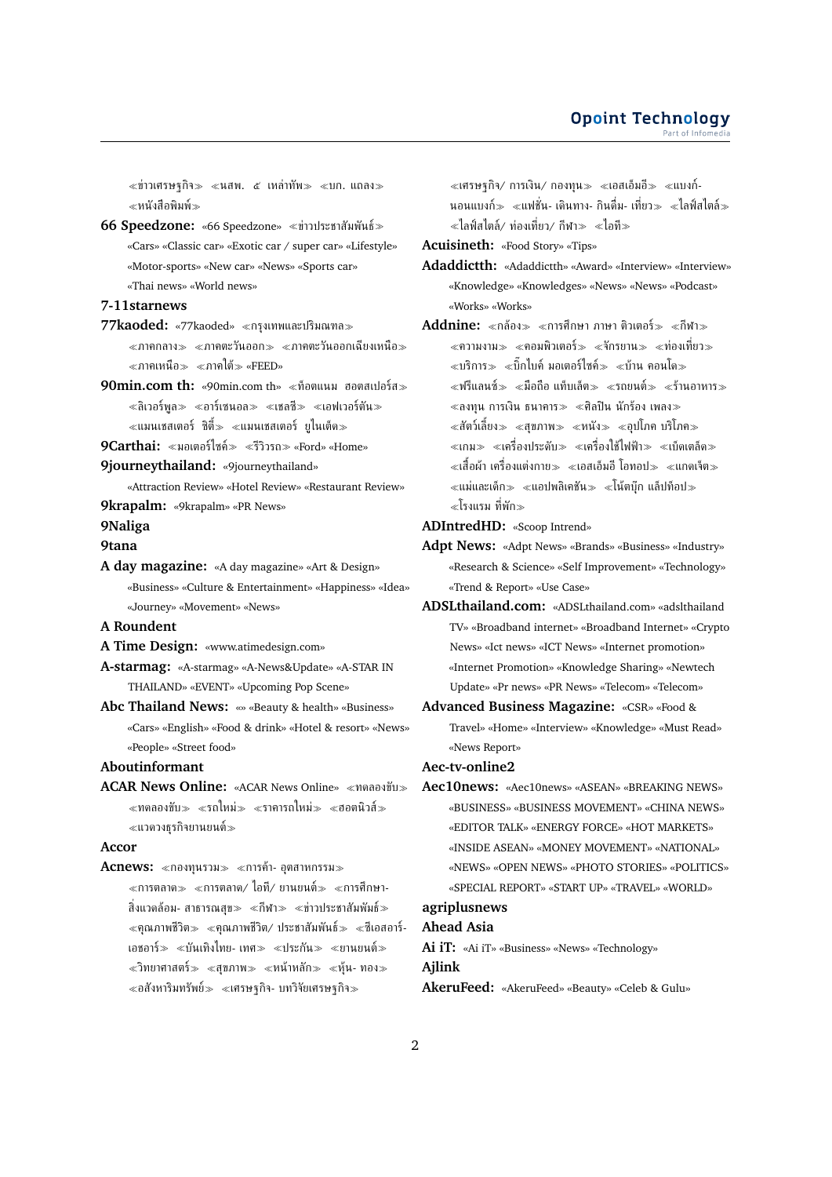≪ข่าวเศรษฐกิจ≫ ≪นสพ. ๕ เหล่าทัพ≫ ≪นก. แถลง≫ ≪หนังสือพิมพ์≫

**66 Speedzone:** «66 Speedzone» ≪ข่าวประชาสัมพันธ์≫ «Cars» «Classic car» «Exotic car / super car» «Lifestyle» «Motor-sports» «New car» «News» «Sports car» «Thai news» «World news»

**7-11starnews**

**77kaoded:** «77kaoded» ≪กรุงเทพและปริมณฑล≫ ≪ภาคกลาง≫ ≪ภาคตะวันออก≫ ≪ภาคตะวันออกเฉียงเหนือ≫ ≪ภาคเหนือ≫ ≪ภาคใต้≫ «FEED»

**90min.com th:** «90min.com th» ≪ท็อตแนม ฮอตสเปอร์ส≫ ≪ลิเวอร์พูล≫ ≪อาร์เซนอล≫ ≪เชลซี≫ ≪เอฟเวอร์ตัน≫ ≪แมนเชสเตอร์ ซิตี้≫ ≪แมนเชสเตอร์ ยูไนเต็ด≫

**9Carthai:** ≪มอเตอร์ไซค์≫ ≪รีวิวรถ≫ «Ford» «Home»

**9journeythailand:** «9journeythailand» «Attraction Review» «Hotel Review» «Restaurant Review»

**9krapalm:** «9krapalm» «PR News»

**9Naliga**

**9tana**

**A day magazine:** «A day magazine» «Art & Design» «Business» «Culture & Entertainment» «Happiness» «Idea» «Journey» «Movement» «News»

**A Roundent**

**A Time Design:** «www.atimedesign.com»

**A-starmag:** «A-starmag» «A-News&Update» «A-STAR IN THAILAND» «EVENT» «Upcoming Pop Scene»

**Abc Thailand News:** «» «Beauty & health» «Business» «Cars» «English» «Food & drink» «Hotel & resort» «News» «People» «Street food»

**Aboutinformant**

**ACAR News Online:** «ACAR News Online» ≪ทดลองขับ≫ ≪ทดลองขับ≫ ≪รถใหม่≫ ≪ราคารถใหม่≫ ≪ฮอตนิวส์≫ ≪แวดวงธุรกิจยานยนต์≫

**Accor**

**Acnews:** ≪กองทุนรวม≫ ≪การค้า- อุตสาหกรรม≫ ≪การตลาด≫ ≪การตลาด/ ไอที/ ยานยนต์≫ ≪การศึกษา- สิ่งแวดล้อม- สาธารณสุข≫ ≪กีฬา≫ ≪ข่าวประชาสัมพันธ์≫ ≪คุณภาพชีวิต≫ ≪คุณภาพชีวิต/ ประชาสัมพันธ์≫ ≪ซีเอสอาร์- เอชอาร์≫ ≪บันเทิงไทย- เทศ≫ ≪ประกัน≫ ≪ยานยนต์≫ ≪วิทยาศาสตร์≫ ≪สุขภาพ≫ ≪หน้าหลัก≫ ≪หุ้น- ทอง≫ ≪อสังหาริมทรัพย์≫ ≪เศรษฐกิจ- บทวิจัยเศรษฐกิจ≫ ≪เศรษฐกิจ/ การเงิน/ กองทุน≫ ≪เอสเอ็มอี≫ ≪แบงก์- นอนแบงก์≫ ≪แฟชั่น- เดินทาง- กินดื่ม- เที่ยว≫ ≪ไลฟ์สไตล์≫ ≪ไลฟ์สไตล์/ ท่องเที่ยว/ กีฬา≫ ≪ไอที≫

**Acuisineth:** «Food Story» «Tips»

**Adaddictth:** «Adaddictth» «Award» «Interview» «Interview» «Knowledge» «Knowledges» «News» «News» «Podcast» «Works» «Works»

**Addnine:** ≪กล้อง≫ ≪การศึกษา ภาษา ติวเตอร์≫ ≪กีฬา≫ ≪ความงาม≫ ≪คอมพิวเตอร์≫ ≪จักรยาน≫ ≪ท่องเที่ยว≫ ≪บริการ≫ ≪บิ๊กไบค์ มอเตอร์ไซค์≫ ≪บ้าน คอนโด≫ ≪ฟรีแลนซ์≫ ≪มือถือ แท็บเล็ต≫ ≪รถยนต์≫ ≪ร้านอาหาร≫ ≪ลงทุน การเงิน ธนาคาร≫ ≪ศิลปิน นักร้อง เพลง≫ ≪สัตว์เลี้ยง≫ ≪สุขภาพ≫ ≪หนัง≫ ≪อุปโภค บริโภค≫ ≪เกม≫ ≪เครื่องประดับ≫ ≪เครื่องใช้ไฟฟ้า≫ ≪เบ็ดเตล็ด≫ ≪เสื้อผ้า เครื่องแต่งกาย≫ ≪เอสเอ็มอี โอทอป≫ ≪แกดเจ็ต≫ ≪แม่และเด็ก≫ ≪แอปพลิเคชัน≫ ≪โน้ตบุ๊ก แล็ปท็อป≫ ≪โรงแรม ที่พัก≫

**ADIntredHD:** «Scoop Intrend»

**Adpt News:** «Adpt News» «Brands» «Business» «Industry» «Research & Science» «Self Improvement» «Technology» «Trend & Report» «Use Case»

**ADSLthailand.com:** «ADSLthailand.com» «adslthailand TV» «Broadband internet» «Broadband Internet» «Crypto News» «Ict news» «ICT News» «Internet promotion» «Internet Promotion» «Knowledge Sharing» «Newtech Update» «Pr news» «PR News» «Telecom» «Telecom»

**Advanced Business Magazine:** «CSR» «Food & Travel» «Home» «Interview» «Knowledge» «Must Read» «News Report»

**Aec-tv-online2**

**Aec10news:** «Aec10news» «ASEAN» «BREAKING NEWS» «BUSINESS» «BUSINESS MOVEMENT» «CHINA NEWS» «EDITOR TALK» «ENERGY FORCE» «HOT MARKETS» «INSIDE ASEAN» «MONEY MOVEMENT» «NATIONAL» «NEWS» «OPEN NEWS» «PHOTO STORIES» «POLITICS» «SPECIAL REPORT» «START UP» «TRAVEL» «WORLD»

**agriplusnews**

**Ahead Asia**

**Ai iT:** «Ai iT» «Business» «News» «Technology»

**Ajlink**

**AkeruFeed:** «AkeruFeed» «Beauty» «Celeb & Gulu»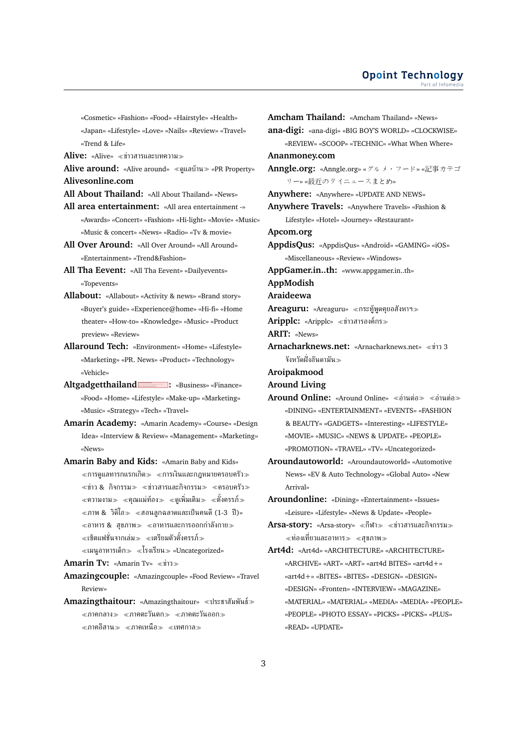«Cosmetic» «Fashion» «Food» «Hairstyle» «Health» «Japan» «Lifestyle» «Love» «Nails» «Review» «Travel» «Trend & Life»

**Alive:** «Alive» ≪ข่าวสารและบทความ≫

**Alive around:** «Alive around» ≪ดูแลบ้าน≫ «PR Property»

**Alivesonline.com**

**All About Thailand:** «All About Thailand» «News»

**All area entertainment:** «All area entertainment -» «Awards» «Concert» «Fashion» «Hi-light» «Movie» «Music» «Music & concert» «News» «Radio» «Tv & movie»

**All Over Around:** «All Over Around» «All Around» «Entertainment» «Trend&Fashion»

**All Tha Eevent:** «All Tha Eevent» «Dailyevents» «Topevents»

**Allabout:** «Allabout» «Activity & news» «Brand story» «Buyer's guide» «Experience@home» «Hi-fi» «Home theater» «How-to» «Knowledge» «Music» «Product preview» «Review»

**Allaround Tech:** «Environment» «Home» «Lifestyle» «Marketing» «PR. News» «Product» «Technology» «Vehicle»

**Altgadgetthailand:** «Business» «Finance» «Food» «Home» «Lifestyle» «Make-up» «Marketing» «Music» «Strategy» «Tech» «Travel»

**Amarin Academy:** «Amarin Academy» «Course» «Design Idea» «Interview & Review» «Management» «Marketing» «News»

**Amarin Baby and Kids:** «Amarin Baby and Kids» ≪การดูแลทารกแรกเกิด≫ ≪การเงินและกฎหมายครอบครัว≫ ≪ข่าว & กิจกรรม≫ ≪ข่าวสารและกิจกรรม≫ ≪ครอบครัว≫ ≪ความงาม≫ ≪คุณแม่ท้อง≫ ≪ดูเพิ่มเติม≫ ≪ตั้งครรภ์≫ ≪ภาพ & วิดีโอ≫ ≪สอนลูกฉลาดและเป็นคนดี (1-3 ปี)≫ ≪อาหาร & สุขภาพ≫ ≪อาหารและการออกกำลังกาย≫ ≪เซ็ตแฟชั่นจากเล่ม≫ ≪เตรียมตัวตั้งครรภ์≫ ≪เมนูอาหารเด็ก≫ ≪โรงเรียน≫ «Uncategorized»

**Amarin Tv:** «Amarin Tv» ≪ข่าว≫

**Amazingcouple:** «Amazingcouple» «Food Review» «Travel Review»

**Amazingthaitour:** «Amazingthaitour» ≪ประชาสัมพันธ์≫ ≪ภาคกลาง≫ ≪ภาคตะวันตก≫ ≪ภาคตะวันออก≫ ≪ภาคอีสาน≫ ≪ภาคเหนือ≫ ≪เทศกาล≫

**Amcham Thailand:** «Amcham Thailand» «News»

**ana-digi:** «ana-digi» «BIG BOY'S WORLD» «CLOCKWISE» «REVIEW» «SCOOP» «TECHNIC» «What When Where»

**Ananmoney.com**

**Anngle.org:** «Anngle.org» «グルメ・フード» «記事カテゴリー» «最近のタイニュースまとめ»

**Anywhere:** «Anywhere» «UPDATE AND NEWS»

**Anywhere Travels:** «Anywhere Travels» «Fashion & Lifestyle» «Hotel» «Journey» «Restaurant»

**Apcom.org**

**AppdisQus:** «AppdisQus» «Android» «GAMING» «iOS» «Miscellaneous» «Review» «Windows»

**AppGamer.in..th:** «www.appgamer.in..th»

**AppModish**

**Araideewa**

**Areaguru:** «Areaguru» ≪กระทู้พูดคุยอสังหาฯ≫

**Aripplc:** «Aripplc» ≪ข่าวสารองค์กร≫

**ARIT:** «News»

**Arnacharknews.net:** «Arnacharknews.net» ≪ข่าว 3 จังหวัดฝั่งอันดามัน≫

**Aroipakmood**

**Around Living**

**Around Online:** «Around Online» ≪อ่านต่อ≫ ≪อ่านต่อ≫ «DINING» «ENTERTAINMENT» «EVENTS» «FASHION & BEAUTY» «GADGETS» «Interesting» «LIFESTYLE» «MOVIE» «MUSIC» «NEWS & UPDATE» «PEOPLE» «PROMOTION» «TRAVEL» «TV» «Uncategorized»

**Aroundautoworld:** «Aroundautoworld» «Automotive News» «EV & Auto Technology» «Global Auto» «New Arrival»

**Aroundonline:** «Dining» «Entertainment» «Issues» «Leisure» «Lifestyle» «News & Update» «People»

**Arsa-story:** «Arsa-story» ≪กีฬา≫ ≪ข่าวสารและกิจกรรม≫ ≪ท่องเที่ยวและอาหาร≫ ≪สุขภาพ≫

**Art4d:** «Art4d» «ARCHITECTURE» «ARCHITECTURE» «ARCHIVE» «ART» «ART» «art4d BITES» «art4d+» «art4d+» «BITES» «BITES» «DESIGN» «DESIGN» «DESIGN» «Fronten» «INTERVIEW» «MAGAZINE» «MATERIAL» «MATERIAL» «MEDIA» «MEDIA» «PEOPLE» «PEOPLE» «PHOTO ESSAY» «PICKS» «PICKS» «PLUS» «READ» «UPDATE»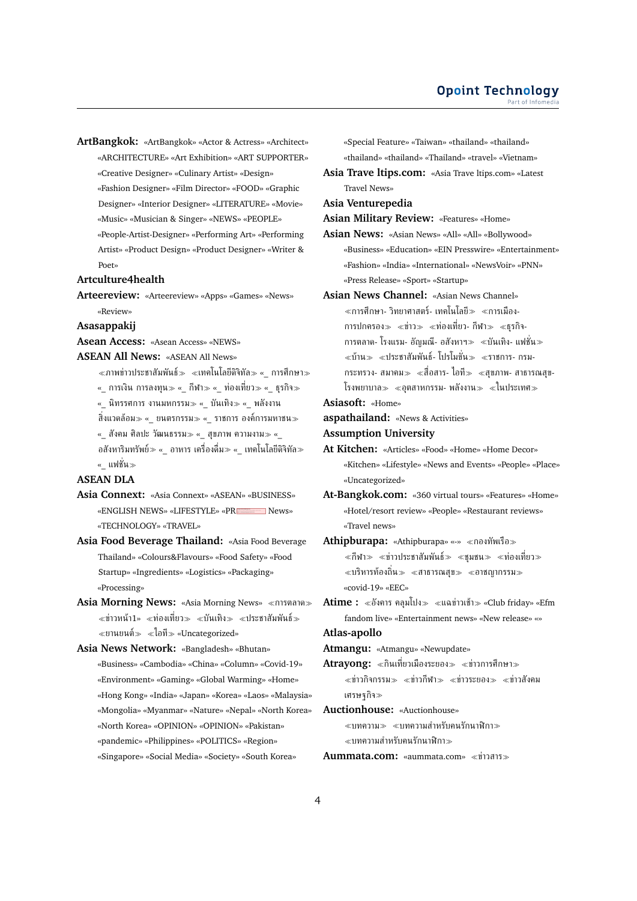**ArtBangkok:** «ArtBangkok» «Actor & Actress» «Architect» «ARCHITECTURE» «Art Exhibition» «ART SUPPORTER» «Creative Designer» «Culinary Artist» «Design» «Fashion Designer» «Film Director» «FOOD» «Graphic Designer» «Interior Designer» «LITERATURE» «Movie» «Music» «Musician & Singer» «NEWS» «PEOPLE» «People-Artist-Designer» «Performing Art» «Performing Artist» «Product Design» «Product Designer» «Writer & Poet»

**Artculture4health**

**Arteereview:** «Arteereview» «Apps» «Games» «News» «Review»

**Asasappakij**

**Asean Access:** «Asean Access» «NEWS»

**ASEAN All News:** «ASEAN All News» ≪ภาพข่าวประชาสัมพันธ์≫ ≪เทคโนโลยีดิจิทัล≫ «_ การศึกษา≫ «_ การเงิน การลงทุน≫ «_ กีฬา≫ «_ ท่องเที่ยว≫ «_ ธุรกิจ≫ «_ นิทรรศการ งานมหกรรม≫ «_ บันเทิง≫ «_ พลังงาน สิ่งแวดล้อม≫ «_ ยนตรกรรม≫ «_ ราชการ องค์การมหาชน≫ «_ สังคม ศิลปะ วัฒนธรรม≫ «_ สุขภาพ ความงาม≫ «_ อสังหาริมทรัพย์≫ «_ อาหาร เครื่องดื่ม≫ «_ เทคโนโลยีดิจิทัล≫ «_ แฟชั่น≫

**ASEAN DLA**

**Asia Connext:** «Asia Connext» «ASEAN» «BUSINESS» «ENGLISH NEWS» «LIFESTYLE» «PR News» «TECHNOLOGY» «TRAVEL»

**Asia Food Beverage Thailand:** «Asia Food Beverage Thailand» «Colours&Flavours» «Food Safety» «Food Startup» «Ingredients» «Logistics» «Packaging» «Processing»

**Asia Morning News:** «Asia Morning News» ≪การตลาด≫ ≪ข่าวหน้า1≫ ≪ท่องเที่ยว≫ ≪บันเทิง≫ ≪ประชาสัมพันธ์≫ ≪ยานยนต์≫ ≪ไอที≫ «Uncategorized»

**Asia News Network:** «Bangladesh» «Bhutan» «Business» «Cambodia» «China» «Column» «Covid-19» «Environment» «Gaming» «Global Warming» «Home» «Hong Kong» «India» «Japan» «Korea» «Laos» «Malaysia» «Mongolia» «Myanmar» «Nature» «Nepal» «North Korea» «North Korea» «OPINION» «OPINION» «Pakistan» «pandemic» «Philippines» «POLITICS» «Region» «Singapore» «Social Media» «Society» «South Korea» «Special Feature» «Taiwan» «thailand» «thailand» «thailand» «thailand» «Thailand» «travel» «Vietnam»

**Asia Trave ltips.com:** «Asia Trave ltips.com» «Latest Travel News»

**Asia Venturepedia**

**Asian Military Review:** «Features» «Home»

**Asian News:** «Asian News» «All» «All» «Bollywood» «Business» «Education» «EIN Presswire» «Entertainment» «Fashion» «India» «International» «NewsVoir» «PNN» «Press Release» «Sport» «Startup»

**Asian News Channel:** «Asian News Channel» ≪การศึกษา- วิทยาศาสตร์- เทคโนโลยี≫ ≪การเมือง- การปกครอง≫ ≪ข่าว≫ ≪ท่องเที่ยว- กีฬา≫ ≪ธุรกิจ- การตลาด- โรงแรม- อัญมณี- อสังหาฯ≫ ≪บันเทิง- แฟชั่น≫ ≪บ้าน≫ ≪ประชาสัมพันธ์- โปรโมชั่น≫ ≪ราชการ- กรม- กระทรวง- สมาคม≫ ≪สื่อสาร- ไอที≫ ≪สุขภาพ- สาธารณสุข- โรงพยาบาล≫ ≪อุตสาหกรรม- พลังงาน≫ ≪ในประเทศ≫

**Asiasoft:** «Home»

**aspathailand:** «News & Activities»

**Assumption University**

**At Kitchen:** «Articles» «Food» «Home» «Home Decor» «Kitchen» «Lifestyle» «News and Events» «People» «Place» «Uncategorized»

**At-Bangkok.com:** «360 virtual tours» «Features» «Home» «Hotel/resort review» «People» «Restaurant reviews» «Travel news»

**Athipburapa:** «Athipburapa» «-» ≪กองทัพเรือ≫ ≪กีฬา≫ ≪ข่าวประชาสัมพันธ์≫ ≪ชุมชน≫ ≪ท่องเที่ยว≫ ≪บริหารท้องถิ่น≫ ≪สาธารณสุข≫ ≪อาชญากรรม≫ «covid-19» «EEC»

**Atime :** ≪อังคาร คลุมโปง≫ ≪แฉข่าวเช้า≫ «Club friday» «Efm fandom live» «Entertainment news» «New release» «»

**Atlas-apollo**

**Atmangu:** «Atmangu» «Newupdate»

**Atrayong:** ≪กินเที่ยวเมืองระยอง≫ ≪ข่าวการศึกษา≫ ≪ข่าวกิจกรรม≫ ≪ข่าวกีฬา≫ ≪ข่าวระยอง≫ ≪ข่าวสังคม เศรษฐกิจ≫

**Auctionhouse:** «Auctionhouse» ≪บทความ≫ ≪บทความสำหรับคนรักนาฬิกา≫ ≪บทความสำหรับคนรักนาฬิกา≫

**Aummata.com:** «aummata.com» ≪ข่าวสาร≫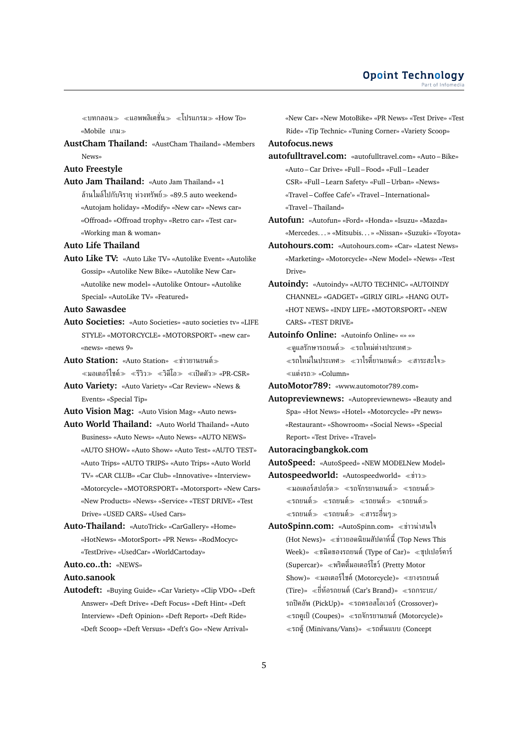≪บทกลอน≫ ≪แอพพลิเคชั่น≫ ≪โปรแกรม≫ «How To» «Mobile เกม≫

**AustCham Thailand:** «AustCham Thailand» «Members News»

**Auto Freestyle**

**Auto Jam Thailand:** «Auto Jam Thailand» «1 ล้านไมล์ไปกับจิรายุ ห่วงทรัพย์≫ «89.5 auto weekend» «Autojam holiday» «Modify» «New car» «News car» «Offroad» «Offroad trophy» «Retro car» «Test car» «Working man & woman»

**Auto Life Thailand**

**Auto Like TV:** «Auto Like TV» «Autolike Event» «Autolike Gossip» «Autolike New Bike» «Autolike New Car» «Autolike new model» «Autolike Ontour» «Autolike Special» «AutoLike TV» «Featured»

**Auto Sawasdee**

**Auto Societies:** «Auto Societies» «auto societies tv» «LIFE STYLE» «MOTORCYCLE» «MOTORSPORT» «new car» «news» «news 9»

**Auto Station:** «Auto Station» ≪ข่าวยานยนต์≫ ≪มอเตอร์ไซค์≫ ≪รีวิว≫ ≪วิดีโอ≫ ≪เปิดตัว≫ «PR-CSR»

**Auto Variety:** «Auto Variety» «Car Review» «News & Events» «Special Tip»

**Auto Vision Mag:** «Auto Vision Mag» «Auto news»

**Auto World Thailand:** «Auto World Thailand» «Auto Business» «Auto News» «Auto News» «AUTO NEWS» «AUTO SHOW» «Auto Show» «Auto Test» «AUTO TEST» «Auto Trips» «AUTO TRIPS» «Auto Trips» «Auto World TV» «CAR CLUB» «Car Club» «Innovative» «Interview» «Motorcycle» «MOTORSPORT» «Motorsport» «New Cars» «New Products» «News» «Service» «TEST DRIVE» «Test Drive» «USED CARS» «Used Cars»

**Auto-Thailand:** «AutoTrick» «CarGallery» «Home» «HotNews» «MotorSport» «PR News» «RodMocyc» «TestDrive» «UsedCar» «WorldCartoday»

**Auto.co..th:** «NEWS»

**Auto.sanook**

**Autodeft:** «Buying Guide» «Car Variety» «Clip VDO» «Deft Answer» «Deft Drive» «Deft Focus» «Deft Hint» «Deft Interview» «Deft Opinion» «Deft Report» «Deft Ride» «Deft Scoop» «Deft Versus» «Deft's Go» «New Arrival» «New Car» «New MotoBike» «PR News» «Test Drive» «Test Ride» «Tip Technic» «Tuning Corner» «Variety Scoop»

**Autofocus.news**

**autofulltravel.com:** «autofulltravel.com» «Auto – Bike» «Auto – Car Drive» «Full – Food» «Full – Leader CSR» «Full – Learn Safety» «Full – Urban» «News» «Travel – Coffee Cafe'» «Travel – International» «Travel – Thailand»

**Autofun:** «Autofun» «Ford» «Honda» «Isuzu» «Mazda» «Mercedes. . . » «Mitsubis. . . » «Nissan» «Suzuki» «Toyota»

**Autohours.com:** «Autohours.com» «Car» «Latest News» «Marketing» «Motorcycle» «New Model» «News» «Test Drive»

**Autoindy:** «Autoindy» «AUTO TECHNIC» «AUTOINDY CHANNEL» «GADGET» «GIRLY GIRL» «HANG OUT» «HOT NEWS» «INDY LIFE» «MOTORSPORT» «NEW CARS» «TEST DRIVE»

**Autoinfo Online:** «Autoinfo Online» «» «» ≪ดูแลรักษารถยนต์≫ ≪รถใหม่ต่างประเทศ≫ ≪รถใหม่ในประเทศ≫ ≪วาไรตี้ยานยนต์≫ ≪สาระสะใจ≫ ≪แต่งรถ≫ «Column»

**AutoMotor789:** «www.automotor789.com»

**Autopreviewnews:** «Autopreviewnews» «Beauty and Spa» «Hot News» «Hotel» «Motorcycle» «Pr news» «Restaurant» «Showroom» «Social News» «Special Report» «Test Drive» «Travel»

**Autoracingbangkok.com**

**AutoSpeed:** «AutoSpeed» «NEW MODELNew Model»

**Autospeedworld:** «Autospeedworld» ≪ข่าว≫ ≪มอเตอร์สปอร์ต≫ ≪รถจักรยานยนต์≫ ≪รถยนต์≫ ≪รถยนต์≫ ≪รถยนต์≫ ≪รถยนต์≫ ≪รถยนต์≫ ≪รถยนต์≫ ≪รถยนต์≫ ≪สาระอื่นๆ≫

**AutoSpinn.com:** «AutoSpinn.com» ≪ข่าวน่าสนใจ (Hot News)» ≪ข่าวยอดนิยมสัปดาห์นี้ (Top News This Week)» ≪ชนิดของรถยนต์ (Type of Car)» ≪ซุปเปอร์คาร์ (Supercar)» ≪พริตตี้มอเตอร์โชว์ (Pretty Motor Show)» ≪มอเตอร์ไซค์ (Motorcycle)» ≪ยางรถยนต์ (Tire)» ≪ยี่ห้อรถยนต์ (Car's Brand)» ≪รถกระบะ/รถปิคอัพ (PickUp)» ≪รถครอสโอเวอร์ (Crossover)» ≪รถคูเป้ (Coupes)» ≪รถจักรยานยนต์ (Motorcycle)» ≪รถตู้ (Minivans/Vans)» ≪รถต้นแบบ (Concept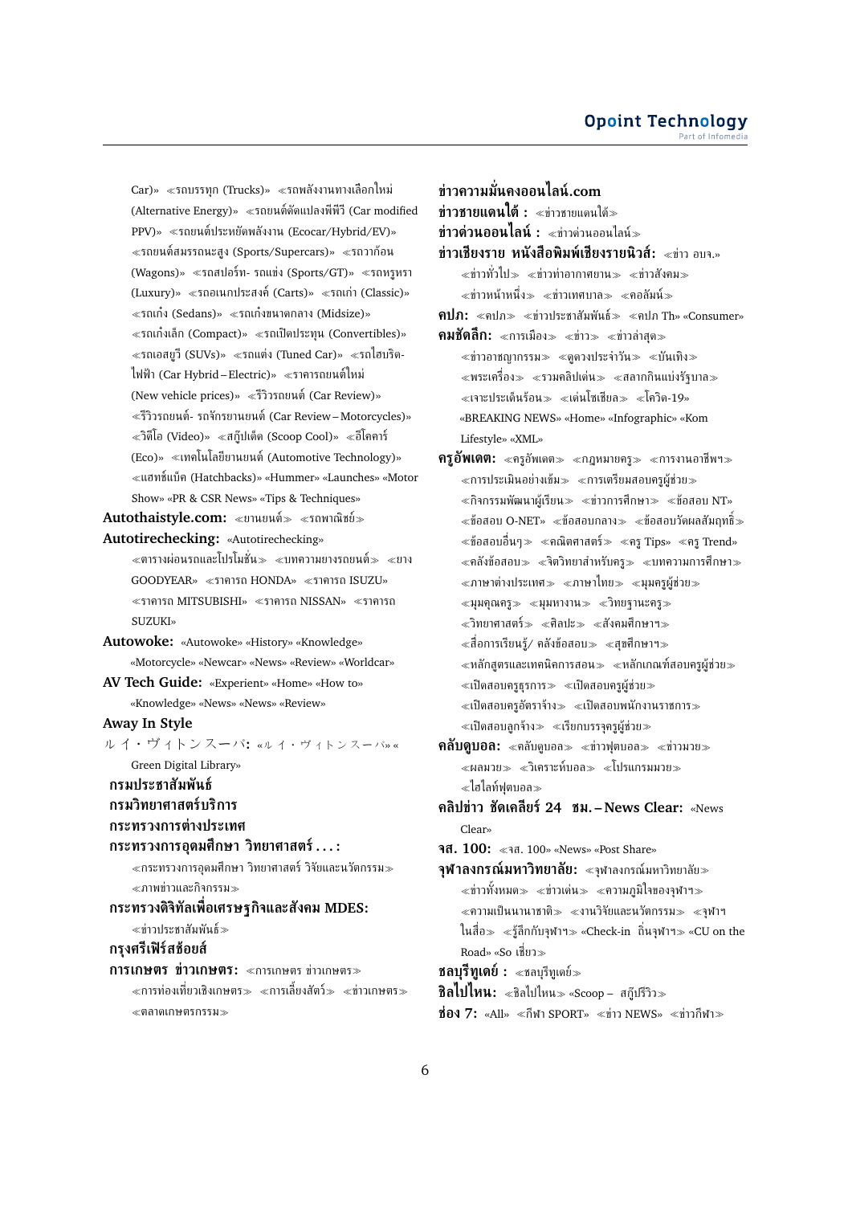Car)» ≪รถบรรทุก (Trucks)» ≪รถพลังงานทางเลือกใหม่ (Alternative Energy)» ≪รถยนต์ดัดแปลงพีพีวี (Car modified PPV)» ≪รถยนต์ประหยัดพลังงาน (Ecocar/Hybrid/EV)» ≪รถยนต์สมรรถนะสูง (Sports/Supercars)» ≪รถวาก้อน (Wagons)» ≪รถสปอร์ท- รถแข่ง (Sports/GT)» ≪รถหรูหรา (Luxury)» ≪รถอเนกประสงค์ (Carts)» ≪รถเก่า (Classic)» ≪รถเก๋ง (Sedans)» ≪รถเก๋งขนาดกลาง (Midsize)» ≪รถเก๋งเล็ก (Compact)» ≪รถเปิดประทุน (Convertibles)» ≪รถเอสยูวี (SUVs)» ≪รถแต่ง (Tuned Car)» ≪รถไฮบริด-ไฟฟ้า (Car Hybrid – Electric)» ≪ราคารถยนต์ใหม่ (New vehicle prices)» ≪รีวิวรถยนต์ (Car Review)» ≪รีวิวรถยนต์- รถจักรยานยนต์ (Car Review – Motorcycles)» ≪วิดีโอ (Video)» ≪สกู๊ปเด็ด (Scoop Cool)» ≪อีโคคาร์ (Eco)» ≪เทคโนโลยียานยนต์ (Automotive Technology)» ≪แฮทช์แบ็ค (Hatchbacks)» «Hummer» «Launches» «Motor Show» «PR & CSR News» «Tips & Techniques»

**Autothaistyle.com:** ≪ยานยนต์≫ ≪รถพาณิชย์≫

**Autotirechecking:** «Autotirechecking» ≪ตารางผ่อนรถและโปรโมชั่น≫ ≪บทความยางรถยนต์≫ ≪ยาง GOODYEAR» ≪ราคารถ HONDA» ≪ราคารถ ISUZU» ≪ราคารถ MITSUBISHI» ≪ราคารถ NISSAN» ≪ราคารถ SUZUKI»

**Autowoke:** «Autowoke» «History» «Knowledge» «Motorcycle» «Newcar» «News» «Review» «Worldcar»

**AV Tech Guide:** «Experient» «Home» «How to» «Knowledge» «News» «News» «Review»

**Away In Style**

ルイ・ヴィトンスーパ**:** «ルイ・ヴィトンスーパ» « Green Digital Library»

**กรมประชาสัมพันธ์**

**กรมวิทยาศาสตร์บริการ**

**กระทรวงการต่างประเทศ**

**กระทรวงการอุดมศึกษา วิทยาศาสตร์ . . . :** ≪กระทรวงการอุดมศึกษา วิทยาศาสตร์ วิจัยและนวัตกรรม≫ ≪ภาพข่าวและกิจกรรม≫

**กระทรวงดิจิทัลเพื่อเศรษฐกิจและสังคม MDES:** ≪ข่าวประชาสัมพันธ์≫

**กรุงศรีเฟิร์สช้อยส์**

**การเกษตร ข่าวเกษตร:** ≪การเกษตร ข่าวเกษตร≫ ≪การท่องเที่ยวเชิงเกษตร≫ ≪การเลี้ยงสัตว์≫ ≪ข่าวเกษตร≫ ≪ตลาดเกษตรกรรม≫

**ข่าวความมั่นคงออนไลน์.com**

**ข่าวชายแดนใต้ :** ≪ข่าวชายแดนใต้≫

**ข่าวด่วนออนไลน์ :** ≪ข่าวด่วนออนไลน์≫

**ข่าวเชียงราย หนังสือพิมพ์เชียงรายนิวส์:** ≪ข่าว อบจ.» ≪ข่าวทั่วไป≫ ≪ข่าวท่าอากาศยาน≫ ≪ข่าวสังคม≫ ≪ข่าวหน้าหนึ่ง≫ ≪ข่าวเทศบาล≫ ≪คอลัมน์≫

**คปภ:** ≪คปภ≫ ≪ข่าวประชาสัมพันธ์≫ ≪คปภ Th» «Consumer»

**คมชัดลึก:** ≪การเมือง≫ ≪ข่าว≫ ≪ข่าวล่าสุด≫ ≪ข่าวอาชญากรรม≫ ≪ดูดวงประจำวัน≫ ≪บันเทิง≫ ≪พระเครื่อง≫ ≪รวมคลิปเด่น≫ ≪สลากกินแบ่งรัฐบาล≫ ≪เจาะประเด็นร้อน≫ ≪เด่นโซเชียล≫ ≪โควิด-19» «BREAKING NEWS» «Home» «Infographic» «Kom Lifestyle» «XML»

**ครูอัพเดต:** ≪ครูอัพเดต≫ ≪กฎหมายครู≫ ≪การงานอาชีพฯ≫ ≪การประเมินอย่างเข้ม≫ ≪การเตรียมสอบครูผู้ช่วย≫ ≪กิจกรรมพัฒนาผู้เรียน≫ ≪ข่าวการศึกษา≫ ≪ข้อสอบ NT» ≪ข้อสอบ O-NET» ≪ข้อสอบกลาง≫ ≪ข้อสอบวัดผลสัมฤทธิ์≫ ≪ข้อสอบอื่นๆ≫ ≪คณิตศาสตร์≫ ≪ครู Tips» ≪ครู Trend» ≪คลังข้อสอบ≫ ≪จิตวิทยาสำหรับครู≫ ≪บทความการศึกษา≫ ≪ภาษาต่างประเทศ≫ ≪ภาษาไทย≫ ≪มุมครูผู้ช่วย≫ ≪มุมคุณครู≫ ≪มุมหางาน≫ ≪วิทยฐานะครู≫ ≪วิทยาศาสตร์≫ ≪ศิลปะ≫ ≪สังคมศึกษาฯ≫ ≪สื่อการเรียนรู้/ คลังข้อสอบ≫ ≪สุขศึกษาฯ≫ ≪หลักสูตรและเทคนิคการสอน≫ ≪หลักเกณฑ์สอบครูผู้ช่วย≫ ≪เปิดสอบครูธุรการ≫ ≪เปิดสอบครูผู้ช่วย≫ ≪เปิดสอบครูอัตราจ้าง≫ ≪เปิดสอบพนักงานราชการ≫ ≪เปิดสอบลูกจ้าง≫ ≪เรียกบรรจุครูผู้ช่วย≫

**คลับดูบอล:** ≪คลับดูบอล≫ ≪ข่าวฟุตบอล≫ ≪ข่าวมวย≫ ≪ผลมวย≫ ≪วิเคราะห์บอล≫ ≪โปรแกรมมวย≫ ≪ไฮไลท์ฟุตบอล≫

**คลิปข่าว ชัดเคลียร์ 24 ชม. – News Clear:** «News Clear»

**จส. 100:** ≪จส. 100» «News» «Post Share»

**จุฬาลงกรณ์มหาวิทยาลัย:** ≪จุฬาลงกรณ์มหาวิทยาลัย≫ ≪ข่าวทั้งหมด≫ ≪ข่าวเด่น≫ ≪ความภูมิใจของจุฬาฯ≫ ≪ความเป็นนานาชาติ≫ ≪งานวิจัยและนวัตกรรม≫ ≪จุฬาฯ ในสื่อ≫ ≪รู้ลึกกับจุฬาฯ≫ «Check-in ถิ่นจุฬาฯ» «CU on the Road» «So เชี่ยว≫

**ชลบุรีทูเดย์ :** ≪ชลบุรีทูเดย์≫

**ชิลไปไหน:** ≪ชิลไปไหน≫ «Scoop – สกู๊ปรีวิว≫

**ช่อง 7:** «All» ≪กีฬา SPORT» ≪ข่าว NEWS» ≪ข่าวกีฬา≫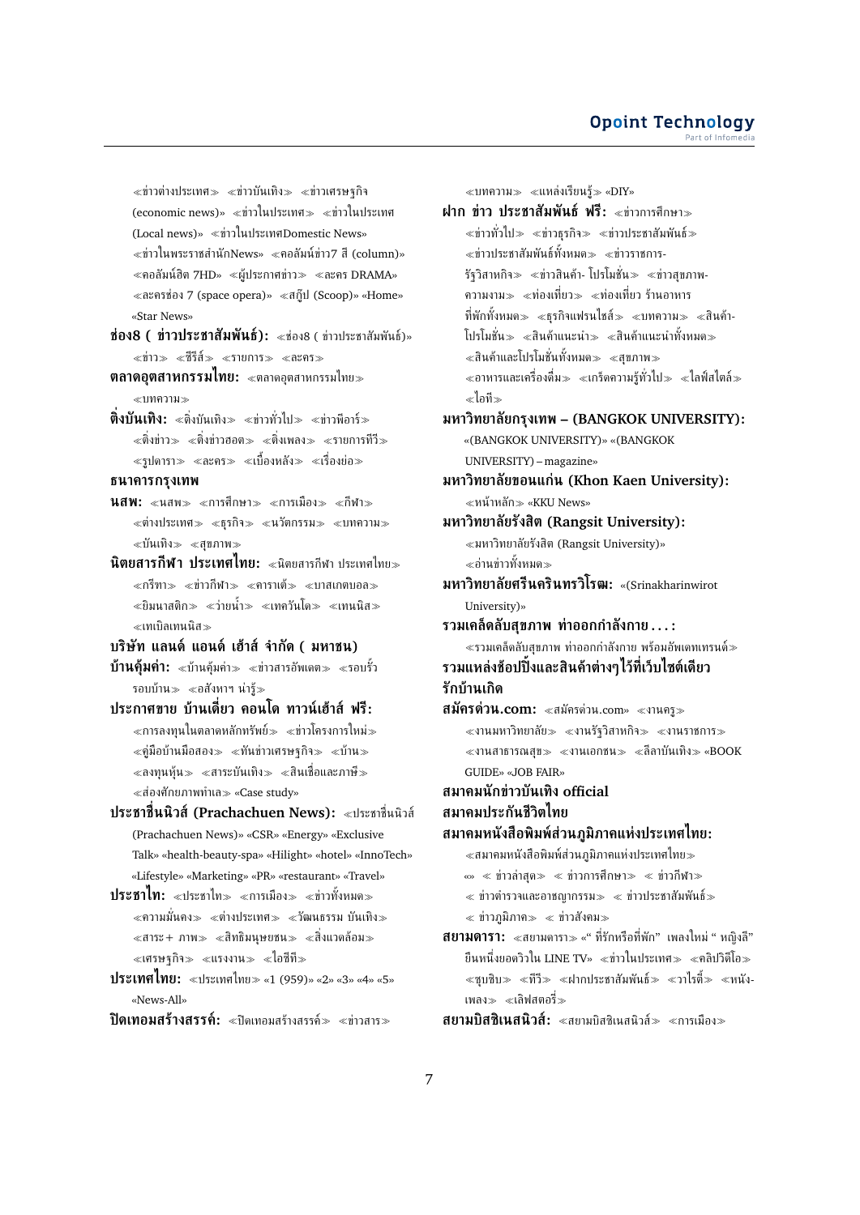≪ข่าวต่างประเทศ≫ ≪ข่าวบันเทิง≫ ≪ข่าวเศรษฐกิจ (economic news)» ≪ข่าวในประเทศ≫ ≪ข่าวในประเทศ (Local news)» ≪ข่าวในประเทศDomestic News» ≪ข่าวในพระราชสำนักNews» ≪คอลัมน์ข่าว7 สี (column)» ≪คอลัมน์ฮิต 7HD» ≪ผู้ประกาศข่าว≫ ≪ละคร DRAMA» ≪ละครช่อง 7 (space opera)» ≪สกู๊ป (Scoop)» «Home» «Star News»

**ช่อง8 ( ข่าวประชาสัมพันธ์):** ≪ช่อง8 ( ข่าวประชาสัมพันธ์)» ≪ข่าว≫ ≪ซีรีส์≫ ≪รายการ≫ ≪ละคร≫

**ตลาดอุตสาหกรรมไทย:** ≪ตลาดอุตสาหกรรมไทย≫ ≪บทความ≫

**ติ่งบันเทิง:** ≪ติ่งบันเทิง≫ ≪ข่าวทั่วไป≫ ≪ข่าวพีอาร์≫ ≪ติ่งข่าว≫ ≪ติ่งข่าวฮอต≫ ≪ติ่งเพลง≫ ≪รายการทีวี≫ ≪รูปดารา≫ ≪ละคร≫ ≪เบื้องหลัง≫ ≪เรื่องย่อ≫

**ธนาคารกรุงเทพ**

**นสพ:** ≪นสพ≫ ≪การศึกษา≫ ≪การเมือง≫ ≪กีฬา≫ ≪ต่างประเทศ≫ ≪ธุรกิจ≫ ≪นวัตกรรม≫ ≪บทความ≫ ≪บันเทิง≫ ≪สุขภาพ≫

**นิตยสารกีฬา ประเทศไทย:** ≪นิตยสารกีฬา ประเทศไทย≫ ≪กรีฑา≫ ≪ข่าวกีฬา≫ ≪คาราเต้≫ ≪บาสเกตบอล≫ ≪ยิมนาสติก≫ ≪ว่ายน้ำ≫ ≪เทควันโด≫ ≪เทนนิส≫ ≪เทเบิลเทนนิส≫

**บริษัท แลนด์ แอนด์ เฮ้าส์ จำกัด ( มหาชน)**

**บ้านคุ้มค่า:** ≪บ้านคุ้มค่า≫ ≪ข่าวสารอัพเดต≫ ≪รอบรั้ว รอบบ้าน≫ ≪อสังหาฯ น่ารู้≫

**ประกาศขาย บ้านเดี่ยว คอนโด ทาวน์เฮ้าส์ ฟรี:** ≪การลงทุนในตลาดหลักทรัพย์≫ ≪ข่าวโครงการใหม่≫ ≪คู่มือบ้านมือสอง≫ ≪ทันข่าวเศรษฐกิจ≫ ≪บ้าน≫ ≪ลงทุนหุ้น≫ ≪สาระบันเทิง≫ ≪สินเชื่อและภาษี≫ ≪ส่องศักยภาพทำเล≫ «Case study»

**ประชาชื่นนิวส์ (Prachachuen News):** ≪ประชาชื่นนิวส์ (Prachachuen News)» «CSR» «Energy» «Exclusive Talk» «health-beauty-spa» «Hilight» «hotel» «InnoTech» «Lifestyle» «Marketing» «PR» «restaurant» «Travel»

**ประชาไท:** ≪ประชาไท≫ ≪การเมือง≫ ≪ข่าวทั้งหมด≫ ≪ความมั่นคง≫ ≪ต่างประเทศ≫ ≪วัฒนธรรม บันเทิง≫ ≪สาระ+ ภาพ≫ ≪สิทธิมนุษยชน≫ ≪สิ่งแวดล้อม≫ ≪เศรษฐกิจ≫ ≪แรงงาน≫ ≪ไอซีที≫

**ประเทศไทย:** ≪ประเทศไทย≫ «1 (959)» «2» «3» «4» «5» «News-All»

**ปิดเทอมสร้างสรรค์:** ≪ปิดเทอมสร้างสรรค์≫ ≪ข่าวสาร≫ ≪บทความ≫ ≪แหล่งเรียนรู้≫ «DIY»

**ฝาก ข่าว ประชาสัมพันธ์ ฟรี:** ≪ข่าวการศึกษา≫ ≪ข่าวทั่วไป≫ ≪ข่าวธุรกิจ≫ ≪ข่าวประชาสัมพันธ์≫ ≪ข่าวประชาสัมพันธ์ทั้งหมด≫ ≪ข่าวราชการ-รัฐวิสาหกิจ≫ ≪ข่าวสินค้า- โปรโมชั่น≫ ≪ข่าวสุขภาพ-ความงาม≫ ≪ท่องเที่ยว≫ ≪ท่องเที่ยว ร้านอาหาร ที่พักทั้งหมด≫ ≪ธุรกิจแฟรนไชส์≫ ≪บทความ≫ ≪สินค้า-โปรโมชั่น≫ ≪สินค้าแนะนำ≫ ≪สินค้าแนะนำทั้งหมด≫ ≪สินค้าและโปรโมชั่นทั้งหมด≫ ≪สุขภาพ≫ ≪อาหารและเครื่องดื่ม≫ ≪เกร็ดความรู้ทั่วไป≫ ≪ไลฟ์สไตล์≫ ≪ไอที≫

**มหาวิทยาลัยกรุงเทพ – (BANGKOK UNIVERSITY):** «(BANGKOK UNIVERSITY)» «(BANGKOK UNIVERSITY) – magazine»

**มหาวิทยาลัยขอนแก่น (Khon Kaen University):** ≪หน้าหลัก≫ «KKU News»

**มหาวิทยาลัยรังสิต (Rangsit University):** ≪มหาวิทยาลัยรังสิต (Rangsit University)» ≪อ่านข่าวทั้งหมด≫

**มหาวิทยาลัยศรีนครินทรวิโรฒ:** «(Srinakharinwirot University)»

**รวมเคล็ดลับสุขภาพ ท่าออกกำลังกาย . . . :** ≪รวมเคล็ดลับสุขภาพ ท่าออกกำลังกาย พร้อมอัพเดทเทรนด์≫

**รวมแหล่งช้อปปิ้งและสินค้าต่างๆไว้ที่เว็บไซต์เดียว**

**รักบ้านเกิด**

**สมัครด่วน.com:** ≪สมัครด่วน.com» ≪งานครู≫ ≪งานมหาวิทยาลัย≫ ≪งานรัฐวิสาหกิจ≫ ≪งานราชการ≫ ≪งานสาธารณสุข≫ ≪งานเอกชน≫ ≪ลีลาบันเทิง≫ «BOOK GUIDE» «JOB FAIR»

**สมาคมนักข่าวบันเทิง official**

**สมาคมประกันชีวิตไทย**

**สมาคมหนังสือพิมพ์ส่วนภูมิภาคแห่งประเทศไทย:** ≪สมาคมหนังสือพิมพ์ส่วนภูมิภาคแห่งประเทศไทย≫ «» ≪ ข่าวล่าสุด≫ ≪ ข่าวการศึกษา≫ ≪ ข่าวกีฬา≫ ≪ ข่าวตำรวจและอาชญากรรม≫ ≪ ข่าวประชาสัมพันธ์≫ ≪ ข่าวภูมิภาค≫ ≪ ข่าวสังคม≫

**สยามดารา:** ≪สยามดารา≫ «" ที่รักหรือที่พัก" เพลงใหม่ " หญิงลี" ยืนหนึ่งยอดวิวใน LINE TV» ≪ข่าวในประเทศ≫ ≪คลิปวิดีโอ≫ ≪ซุบซิบ≫ ≪ทีวี≫ ≪ฝากประชาสัมพันธ์≫ ≪วาไรตี้≫ ≪หนัง-เพลง≫ ≪เลิฟสตอรี่≫

**สยามบิสซิเนสนิวส์:** ≪สยามบิสซิเนสนิวส์≫ ≪การเมือง≫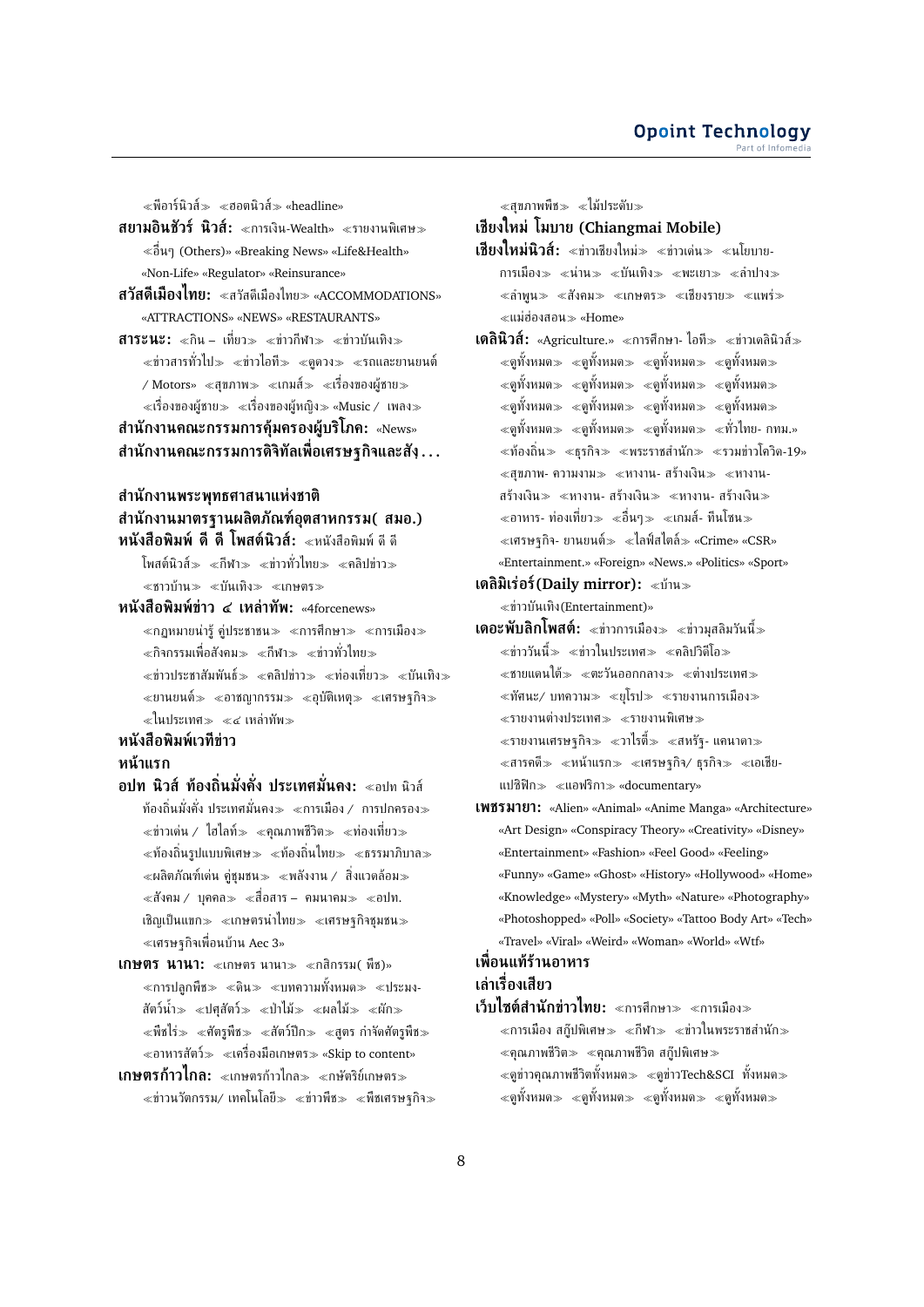≪พีอาร์นิวส์≫ ≪ฮอตนิวส์≫ «headline»

**สยามอินชัวร์ นิวส์:** ≪การเงิน-Wealth» ≪รายงานพิเศษ≫ ≪อื่นๆ (Others)» «Breaking News» «Life&Health» «Non-Life» «Regulator» «Reinsurance»

**สวัสดีเมืองไทย:** ≪สวัสดีเมืองไทย≫ «ACCOMMODATIONS» «ATTRACTIONS» «NEWS» «RESTAURANTS»

**สาระนะ:** ≪กิน – เที่ยว≫ ≪ข่าวกีฬา≫ ≪ข่าวบันเทิง≫ ≪ข่าวสารทั่วไป≫ ≪ข่าวไอที≫ ≪ดูดวง≫ ≪รถและยานยนต์ / Motors» ≪สุขภาพ≫ ≪เกมส์≫ ≪เรื่องของผู้ชาย≫ ≪เรื่องของผู้ชาย≫ ≪เรื่องของผู้หญิง≫ «Music / เพลง≫

**สำนักงานคณะกรรมการคุ้มครองผู้บริโภค:** «News»

**สำนักงานคณะกรรมการดิจิทัลเพื่อเศรษฐกิจและสัง. . .**

**สำนักงานพระพุทธศาสนาแห่งชาติ**

**สำนักงานมาตรฐานผลิตภัณฑ์อุตสาหกรรม( สมอ.)**

**หนังสือพิมพ์ ดี ดี โพสต์นิวส์:** ≪หนังสือพิมพ์ ดี ดี โพสต์นิวส์≫ ≪กีฬา≫ ≪ข่าวทั่วไทย≫ ≪คลิปข่าว≫ ≪ชาวบ้าน≫ ≪บันเทิง≫ ≪เกษตร≫

**หนังสือพิมพ์ข่าว ๔ เหล่าทัพ:** «4forcenews» ≪กฎหมายน่ารู้ คู่ประชาชน≫ ≪การศึกษา≫ ≪การเมือง≫ ≪กิจกรรมเพื่อสังคม≫ ≪กีฬา≫ ≪ข่าวทั่วไทย≫ ≪ข่าวประชาสัมพันธ์≫ ≪คลิปข่าว≫ ≪ท่องเที่ยว≫ ≪บันเทิง≫ ≪ยานยนต์≫ ≪อาชญากรรม≫ ≪อุบัติเหตุ≫ ≪เศรษฐกิจ≫ ≪ในประเทศ≫ ≪๔ เหล่าทัพ≫

**หนังสือพิมพ์เวทีข่าว**

**หน้าแรก**

**อปท นิวส์ ท้องถิ่นมั่งคั่ง ประเทศมั่นคง:** ≪อปท นิวส์ ท้องถิ่นมั่งคั่ง ประเทศมั่นคง≫ ≪การเมือง / การปกครอง≫ ≪ข่าวเด่น / ไฮไลท์≫ ≪คุณภาพชีวิต≫ ≪ท่องเที่ยว≫ ≪ท้องถิ่นรูปแบบพิเศษ≫ ≪ท้องถิ่นไทย≫ ≪ธรรมาภิบาล≫ ≪ผลิตภัณฑ์เด่น คู่ชุมชน≫ ≪พลังงาน / สิ่งแวดล้อม≫ ≪สังคม / บุคคล≫ ≪สื่อสาร – คมนาคม≫ ≪อปท. เชิญเป็นแขก≫ ≪เกษตรน่าไทย≫ ≪เศรษฐกิจชุมชน≫ ≪เศรษฐกิจเพื่อนบ้าน Aec 3»

**เกษตร นานา:** ≪เกษตร นานา≫ ≪กสิกรรม( พืช)» ≪การปลูกพืช≫ ≪ดิน≫ ≪บทความทั้งหมด≫ ≪ประมง-สัตว์น้ำ≫ ≪ปศุสัตว์≫ ≪ป่าไม้≫ ≪ผลไม้≫ ≪ผัก≫ ≪พืชไร่≫ ≪ศัตรูพืช≫ ≪สัตว์ปีก≫ ≪สูตร กำจัดศัตรูพืช≫ ≪อาหารสัตว์≫ ≪เครื่องมือเกษตร≫ «Skip to content»

**เกษตรก้าวไกล:** ≪เกษตรก้าวไกล≫ ≪กษัตริย์เกษตร≫ ≪ข่าวนวัตกรรม/ เทคโนโลยี≫ ≪ข่าวพืช≫ ≪พืชเศรษฐกิจ≫ ≪สุขภาพพืช≫ ≪ไม้ประดับ≫

**เชียงใหม่ โมบาย (Chiangmai Mobile)**

**เชียงใหม่นิวส์:** ≪ข่าวเชียงใหม่≫ ≪ข่าวเด่น≫ ≪นโยบาย-การเมือง≫ ≪น่าน≫ ≪บันเทิง≫ ≪พะเยา≫ ≪ลำปาง≫ ≪ลำพูน≫ ≪สังคม≫ ≪เกษตร≫ ≪เชียงราย≫ ≪แพร่≫ ≪แม่ฮ่องสอน≫ «Home»

**เดลินิวส์:** «Agriculture.» ≪การศึกษา- ไอที≫ ≪ข่าวเดลินิวส์≫ ≪ดูทั้งหมด≫ ≪ดูทั้งหมด≫ ≪ดูทั้งหมด≫ ≪ดูทั้งหมด≫ ≪ดูทั้งหมด≫ ≪ดูทั้งหมด≫ ≪ดูทั้งหมด≫ ≪ดูทั้งหมด≫ ≪ดูทั้งหมด≫ ≪ดูทั้งหมด≫ ≪ดูทั้งหมด≫ ≪ดูทั้งหมด≫ ≪ดูทั้งหมด≫ ≪ดูทั้งหมด≫ ≪ดูทั้งหมด≫ ≪ทั่วไทย- กทม.» ≪ท้องถิ่น≫ ≪ธุรกิจ≫ ≪พระราชสำนัก≫ ≪รวมข่าวโควิด-19» ≪สุขภาพ- ความงาม≫ ≪หางาน- สร้างเงิน≫ ≪หางาน-สร้างเงิน≫ ≪หางาน- สร้างเงิน≫ ≪หางาน- สร้างเงิน≫ ≪อาหาร- ท่องเที่ยว≫ ≪อื่นๆ≫ ≪เกมส์- ทีนโซน≫ ≪เศรษฐกิจ- ยานยนต์≫ ≪ไลฟ์สไตล์≫ «Crime» «CSR» «Entertainment.» «Foreign» «News.» «Politics» «Sport»

**เดลิมิเร่อร์(Daily mirror):** ≪บ้าน≫ ≪ข่าวบันเทิง(Entertainment)»

**เดอะพับลิกโพสต์:** ≪ข่าวการเมือง≫ ≪ข่าวมุสลิมวันนี้≫ ≪ข่าววันนี้≫ ≪ข่าวในประเทศ≫ ≪คลิปวิดีโอ≫ ≪ชายแดนใต้≫ ≪ตะวันออกกลาง≫ ≪ต่างประเทศ≫ ≪ทัศนะ/ บทความ≫ ≪ยุโรป≫ ≪รายงานการเมือง≫ ≪รายงานต่างประเทศ≫ ≪รายงานพิเศษ≫ ≪รายงานเศรษฐกิจ≫ ≪วาไรตี้≫ ≪สหรัฐ- แคนาดา≫ ≪สารคดี≫ ≪หน้าแรก≫ ≪เศรษฐกิจ/ ธุรกิจ≫ ≪เอเชีย-แปซิฟิก≫ ≪แอฟริกา≫ «documentary»

**เพชรมายา:** «Alien» «Animal» «Anime Manga» «Architecture» «Art Design» «Conspiracy Theory» «Creativity» «Disney» «Entertainment» «Fashion» «Feel Good» «Feeling» «Funny» «Game» «Ghost» «History» «Hollywood» «Home» «Knowledge» «Mystery» «Myth» «Nature» «Photography» «Photoshopped» «Poll» «Society» «Tattoo Body Art» «Tech» «Travel» «Viral» «Weird» «Woman» «World» «Wtf»

**เพื่อนแท้ร้านอาหาร**

**เล่าเรื่องเสียว**

**เว็บไซต์สำนักข่าวไทย:** ≪การศึกษา≫ ≪การเมือง≫ ≪การเมือง สกู๊ปพิเศษ≫ ≪กีฬา≫ ≪ข่าวในพระราชสำนัก≫ ≪คุณภาพชีวิต≫ ≪คุณภาพชีวิต สกู๊ปพิเศษ≫ ≪ดูข่าวคุณภาพชีวิตทั้งหมด≫ ≪ดูข่าวTech&SCI ทั้งหมด≫ ≪ดูทั้งหมด≫ ≪ดูทั้งหมด≫ ≪ดูทั้งหมด≫ ≪ดูทั้งหมด≫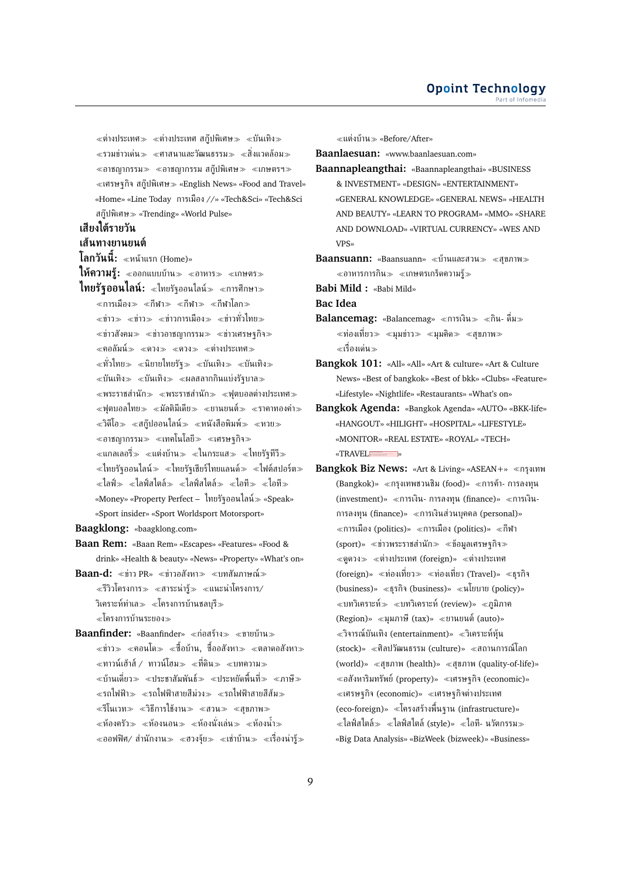≪ต่างประเทศ≫ ≪ต่างประเทศ สกู๊ปพิเศษ≫ ≪บันเทิง≫ ≪รวมข่าวเด่น≫ ≪ศาสนาและวัฒนธรรม≫ ≪สิ่งแวดล้อม≫ ≪อาชญากรรม≫ ≪อาชญากรรม สกู๊ปพิเศษ≫ ≪เกษตรฯ≫ ≪เศรษฐกิจ สกู๊ปพิเศษ≫ «English News» «Food and Travel» «Home» «Line Today การเมือง //» «Tech&Sci» «Tech&Sci สกู๊ปพิเศษ≫ «Trending» «World Pulse»

**เสียงใต้รายวัน**

**เส้นทางยานยนต์**

**โลกวันนี้:** ≪หน้าแรก (Home)»

**ให้ความรู้:** ≪ออกแบบบ้าน≫ ≪อาหาร≫ ≪เกษตร≫

**ไทยรัฐออนไลน์:** ≪ไทยรัฐออนไลน์≫ ≪การศึกษา≫ ≪การเมือง≫ ≪กีฬา≫ ≪กีฬา≫ ≪กีฬาโลก≫ ≪ข่าว≫ ≪ข่าว≫ ≪ข่าวการเมือง≫ ≪ข่าวทั่วไทย≫ ≪ข่าวสังคม≫ ≪ข่าวอาชญากรรม≫ ≪ข่าวเศรษฐกิจ≫ ≪คอลัมน์≫ ≪ดวง≫ ≪ดวง≫ ≪ต่างประเทศ≫ ≪ทั่วไทย≫ ≪นิยายไทยรัฐ≫ ≪บันเทิง≫ ≪บันเทิง≫ ≪บันเทิง≫ ≪บันเทิง≫ ≪ผลสลากกินแบ่งรัฐบาล≫ ≪พระราชสำนัก≫ ≪พระราชสำนัก≫ ≪ฟุตบอลต่างประเทศ≫ ≪ฟุตบอลไทย≫ ≪มัลติมีเดีย≫ ≪ยานยนต์≫ ≪ราคาทองคำ≫ ≪วิดีโอ≫ ≪สกู๊ปออนไลน์≫ ≪หนังสือพิมพ์≫ ≪หวย≫ ≪อาชญากรรม≫ ≪เทคโนโลยี≫ ≪เศรษฐกิจ≫ ≪แกลเลอรี่≫ ≪แต่งบ้าน≫ ≪ในกระแส≫ ≪ไทยรัฐทีวี≫ ≪ไทยรัฐออนไลน์≫ ≪ไทยรัฐเชียร์ไทยแลนด์≫ ≪ไฟต์สปอร์ต≫ ≪ไลฟ์≫ ≪ไลฟ์สไตล์≫ ≪ไลฟ์สไตล์≫ ≪ไอที≫ ≪ไอที≫ «Money» «Property Perfect – ไทยรัฐออนไลน์≫ «Speak» «Sport insider» «Sport Worldsport Motorsport»

**Baagklong:** «baagklong.com»

**Baan Rem:** «Baan Rem» «Escapes» «Features» «Food & drink» «Health & beauty» «News» «Property» «What's on»

**Baan-d:** ≪ข่าว PR» ≪ข่าวอสังหา≫ ≪บทสัมภาษณ์≫ ≪รีวิวโครงการ≫ ≪สาระน่ารู้≫ ≪แนะนำโครงการ/วิเคราะห์ทำเล≫ ≪โครงการบ้านชลบุรี≫ ≪โครงการบ้านระยอง≫

**Baanfinder:** «Baanfinder» ≪ก่อสร้าง≫ ≪ขายบ้าน≫ ≪ข่าว≫ ≪คอนโด≫ ≪ซื้อบ้าน, ซื้ออสังหา≫ ≪ตลาดอสังหา≫ ≪ทาวน์เฮ้าส์ / ทาวน์โฮม≫ ≪ที่ดิน≫ ≪บทความ≫ ≪บ้านเดี่ยว≫ ≪ประชาสัมพันธ์≫ ≪ประหยัดพื้นที่≫ ≪ภาษี≫ ≪รถไฟฟ้า≫ ≪รถไฟฟ้าสายสีม่วง≫ ≪รถไฟฟ้าสายสีส้ม≫ ≪รีโนเวท≫ ≪วิธีการใช้งาน≫ ≪สวน≫ ≪สุขภาพ≫ ≪ห้องครัว≫ ≪ห้องนอน≫ ≪ห้องนั่งเล่น≫ ≪ห้องน้ำ≫ ≪ออฟฟิศ/ สำนักงาน≫ ≪ฮวงจุ้ย≫ ≪เช่าบ้าน≫ ≪เรื่องน่ารู้≫ ≪แต่งบ้าน≫ «Before/After»

**Baanlaesuan:** «www.baanlaesuan.com»

**Baannapleangthai:** «Baannapleangthai» «BUSINESS & INVESTMENT» «DESIGN» «ENTERTAINMENT» «GENERAL KNOWLEDGE» «GENERAL NEWS» «HEALTH AND BEAUTY» «LEARN TO PROGRAM» «MMO» «SHARE AND DOWNLOAD» «VIRTUAL CURRENCY» «WES AND VPS»

**Baansuann:** «Baansuann» ≪บ้านและสวน≫ ≪สุขภาพ≫ ≪อาหารการกิน≫ ≪เกษตรเกร็ดความรู้≫

**Babi Mild :** «Babi Mild»

**Bac Idea**

**Balancemag:** «Balancemag» ≪การเงิน≫ ≪กิน- ดื่ม≫ ≪ท่องเที่ยว≫ ≪มุมข่าว≫ ≪มุมคิด≫ ≪สุขภาพ≫ ≪เรื่องเด่น≫

**Bangkok 101:** «All» «All» «Art & culture» «Art & Culture News» «Best of bangkok» «Best of bkk» «Clubs» «Feature» «Lifestyle» «Nightlife» «Restaurants» «What's on»

**Bangkok Agenda:** «Bangkok Agenda» «AUTO» «BKK-life» «HANGOUT» «HILIGHT» «HOSPITAL» «LIFESTYLE» «MONITOR» «REAL ESTATE» «ROYAL» «TECH» «TRAVEL»

**Bangkok Biz News:** «Art & Living» «ASEAN+» ≪กรุงเทพ (Bangkok)» ≪กรุงเทพชวนชิม (food)» ≪การค้า- การลงทุน (investment)» ≪การเงิน- การลงทุน (finance)» ≪การเงิน-การลงทุน (finance)» ≪การเงินส่วนบุคคล (personal)» ≪การเมือง (politics)» ≪การเมือง (politics)» ≪กีฬา (sport)» ≪ข่าวพระราชสำนัก≫ ≪ข้อมูลเศรษฐกิจ≫ ≪ดูดวง≫ ≪ต่างประเทศ (foreign)» ≪ต่างประเทศ (foreign)» ≪ท่องเที่ยว≫ ≪ท่องเที่ยว (Travel)» ≪ธุรกิจ (business)» ≪ธุรกิจ (business)» ≪นโยบาย (policy)» ≪บทวิเคราะห์≫ ≪บทวิเคราะห์ (review)» ≪ภูมิภาค (Region)» ≪มุมภาษี (tax)» ≪ยานยนต์ (auto)» ≪วิจารณ์บันเทิง (entertainment)» ≪วิเคราะห์หุ้น (stock)» ≪ศิลปวัฒนธรรม (culture)» ≪สถานการณ์โลก (world)» ≪สุขภาพ (health)» ≪สุขภาพ (quality-of-life)» ≪อสังหาริมทรัพย์ (property)» ≪เศรษฐกิจ (economic)» ≪เศรษฐกิจ (economic)» ≪เศรษฐกิจต่างประเทศ (eco-foreign)» ≪โครงสร้างพื้นฐาน (infrastructure)» ≪ไลฟ์สไตล์≫ ≪ไลฟ์สไตล์ (style)» ≪ไอที- นวัตกรรม≫ «Big Data Analysis» «BizWeek (bizweek)» «Business»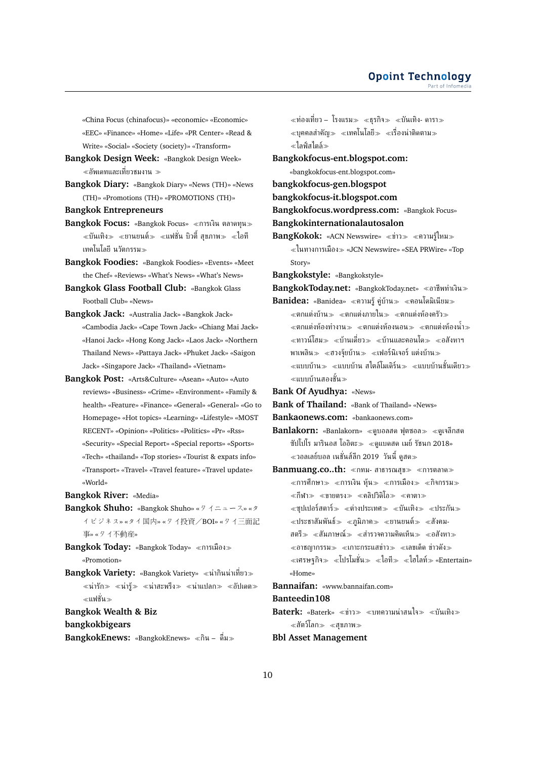«China Focus (chinafocus)» «economic» «Economic» «EEC» «Finance» «Home» «Life» «PR Center» «Read & Write» «Social» «Society (society)» «Transform»

**Bangkok Design Week:** «Bangkok Design Week» ≪อัพเดทและเที่ยวชมงาน ≫

**Bangkok Diary:** «Bangkok Diary» «News (TH)» «News (TH)» «Promotions (TH)» «PROMOTIONS (TH)»

**Bangkok Entrepreneurs**

**Bangkok Focus:** «Bangkok Focus» ≪การเงิน ตลาดทุน≫ ≪บันเทิง≫ ≪ยานยนต์≫ ≪แฟชั่น บิวตี้ สุขภาพ≫ ≪ไอที เทคโนโลยี นวัตกรรม≫

**Bangkok Foodies:** «Bangkok Foodies» «Events» «Meet the Chef» «Reviews» «What's News» «What's News»

**Bangkok Glass Football Club:** «Bangkok Glass Football Club» «News»

**Bangkok Jack:** «Australia Jack» «Bangkok Jack» «Cambodia Jack» «Cape Town Jack» «Chiang Mai Jack» «Hanoi Jack» «Hong Kong Jack» «Laos Jack» «Northern Thailand News» «Pattaya Jack» «Phuket Jack» «Saigon Jack» «Singapore Jack» «Thailand» «Vietnam»

**Bangkok Post:** «Arts&Culture» «Asean» «Auto» «Auto reviews» «Business» «Crime» «Environment» «Family & health» «Feature» «Finance» «General» «General» «Go to Homepage» «Hot topics» «Learning» «Lifestyle» «MOST RECENT» «Opinion» «Politics» «Politics» «Pr» «Rss» «Security» «Special Report» «Special reports» «Sports» «Tech» «thailand» «Top stories» «Tourist & expats info» «Transport» «Travel» «Travel feature» «Travel update» «World»

**Bangkok River:** «Media»

**Bangkok Shuho:** «Bangkok Shuho» «タイニュース» «タイビジネス» «タイ国内» «タイ投資／BOI» «タイ三面記事» «タイ不動産»

**Bangkok Today:** «Bangkok Today» ≪การเมือง≫ «Promotion»

**Bangkok Variety:** «Bangkok Variety» ≪น่ากินน่าเที่ยว≫ ≪น่ารัก≫ ≪น่ารู้≫ ≪น่าสะพรึง≫ ≪น่าแปลก≫ ≪อัปเดต≫ ≪แฟชั่น≫

**Bangkok Wealth & Biz**

**bangkokbigears**

**BangkokEnews:** «BangkokEnews» ≪กิน – ดื่ม≫ ≪ท่องเที่ยว – โรงแรม≫ ≪ธุรกิจ≫ ≪บันเทิง- ดารา≫ ≪บุคคลสำคัญ≫ ≪เทคโนโลยี≫ ≪เรื่องน่าติดตาม≫ ≪ไลฟ์สไตล์≫

**Bangkokfocus-ent.blogspot.com:** «bangkokfocus-ent.blogspot.com»

**bangkokfocus-gen.blogspot**

**bangkokfocus-it.blogspot.com**

**Bangkokfocus.wordpress.com:** «Bangkok Focus»

**Bangkokinternationalautosalon**

**BangKokok:** «ACN Newswire» ≪ข่าว≫ ≪ความรู้ไหม≫ ≪ในทางการเมือง≫ «JCN Newswire» «SEA PRWire» «Top Story»

**Bangkokstyle:** «Bangkokstyle»

**BangkokToday.net:** «BangkokToday.net» ≪อาชีพทำเงิน≫

**Banidea:** «Banidea» ≪ความรู้ คู่บ้าน≫ ≪คอนโดมิเนียม≫ ≪ตกแต่งบ้าน≫ ≪ตกแต่งภายใน≫ ≪ตกแต่งห้องครัว≫ ≪ตกแต่งห้องทำงาน≫ ≪ตกแต่งห้องนอน≫ ≪ตกแต่งห้องน้ำ≫ ≪ทาวน์โฮม≫ ≪บ้านเดี่ยว≫ ≪บ้านและคอนโด≫ ≪อสังหาฯ พาเพลิน≫ ≪ฮวงจุ้ยบ้าน≫ ≪เฟอร์นิเจอร์ แต่งบ้าน≫ ≪แบบบ้าน≫ ≪แบบบ้าน สไตล์โมเดิร์น≫ ≪แบบบ้านชั้นเดียว≫ ≪แบบบ้านสองชั้น≫

**Bank Of Ayudhya:** «News»

**Bank of Thailand:** «Bank of Thailand» «News»

**Bankaonews.com:** «bankaonews.com»

**Banlakorn:** «Banlakorn» ≪ดูบอลสด ฟุตซอล≫ ≪ดูเจลีกสด ซัปโปโร มารินอส โออิตะ≫ ≪ดูแบดสด เมย์ รัชนก 2018≫ ≪วอลเลย์บอล เนชั่นส์ลีก 2019 วันนี้ ดูสด≫

**Banmuang.co..th:** ≪กทม- สาธารณสุข≫ ≪การตลาด≫ ≪การศึกษา≫ ≪การเงิน หุ้น≫ ≪การเมือง≫ ≪กิจกรรม≫ ≪กีฬา≫ ≪ขายตรง≫ ≪คลิปวิดีโอ≫ ≪คาดา≫ ≪ซุปเปอร์สตาร์≫ ≪ต่างประเทศ≫ ≪บันเทิง≫ ≪ประกัน≫ ≪ประชาสัมพันธ์≫ ≪ภูมิภาค≫ ≪ยานยนต์≫ ≪สังคม-สตรี≫ ≪สัมภาษณ์≫ ≪สำรวจความคิดเห็น≫ ≪อสังหา≫ ≪อาชญากรรม≫ ≪เกาะกระแสข่าว≫ ≪เลขเด็ด ข่าวดัง≫ ≪เศรษฐกิจ≫ ≪โปรโมชั่น≫ ≪ไอที≫ ≪ไฮไลท์≫ «Entertain» «Home»

**Bannaifan:** «www.bannaifan.com»

**Banteedin108**

**Baterk:** «Baterk» ≪ข่าว≫ ≪บทความน่าสนใจ≫ ≪บันเทิง≫ ≪สัตว์โลก≫ ≪สุขภาพ≫

**Bbl Asset Management**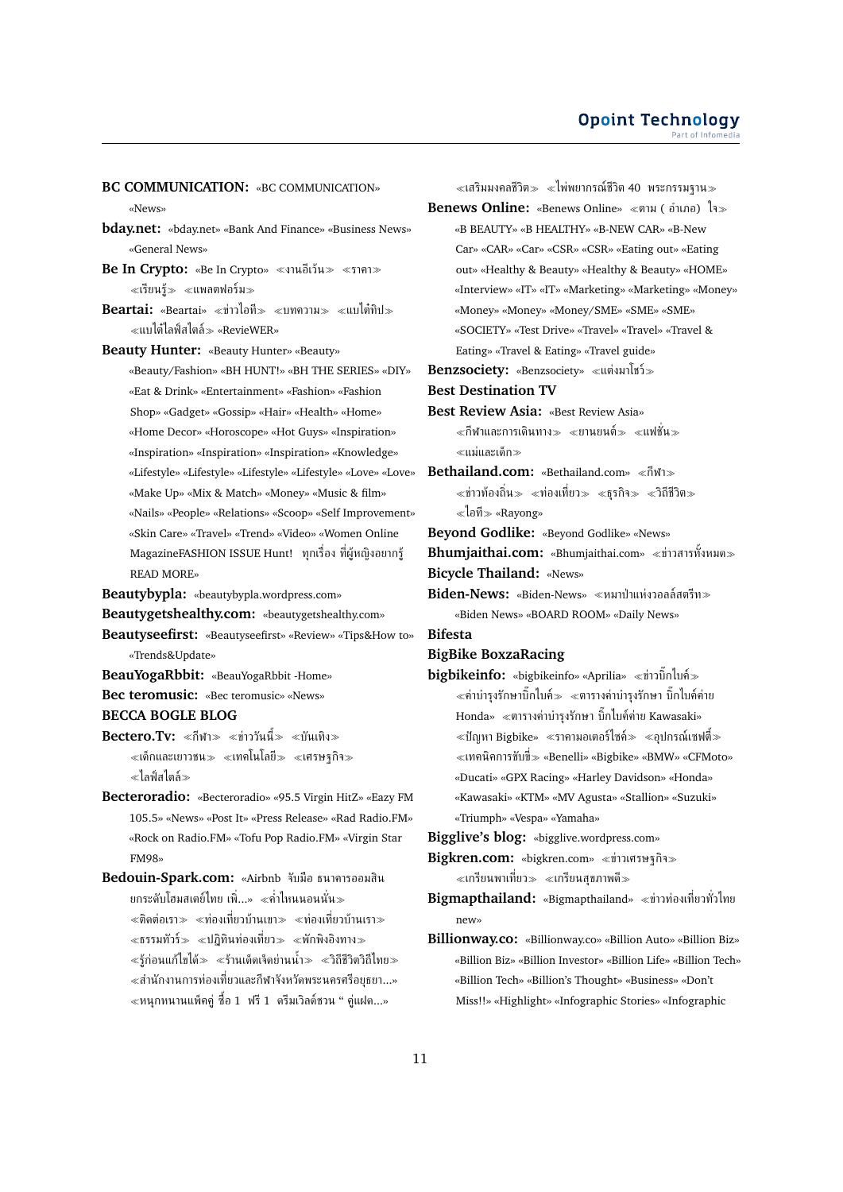**BC COMMUNICATION:** «BC COMMUNICATION» «News»

**bday.net:** «bday.net» «Bank And Finance» «Business News» «General News»

**Be In Crypto:** «Be In Crypto» ≪งานอีเว้น≫ ≪ราคา≫ ≪เรียนรู้≫ ≪แพลตฟอร์ม≫

**Beartai:** «Beartai» ≪ข่าวไอที≫ ≪บทความ≫ ≪แบไต๋ทิป≫ ≪แบไต๋ไลฟ์สไตล์≫ «RevieWER»

**Beauty Hunter:** «Beauty Hunter» «Beauty» «Beauty/Fashion» «BH HUNT!» «BH THE SERIES» «DIY» «Eat & Drink» «Entertainment» «Fashion» «Fashion Shop» «Gadget» «Gossip» «Hair» «Health» «Home» «Home Decor» «Horoscope» «Hot Guys» «Inspiration» «Inspiration» «Inspiration» «Inspiration» «Knowledge» «Lifestyle» «Lifestyle» «Lifestyle» «Lifestyle» «Love» «Love» «Make Up» «Mix & Match» «Money» «Music & film» «Nails» «People» «Relations» «Scoop» «Self Improvement» «Skin Care» «Travel» «Trend» «Video» «Women Online MagazineFASHION ISSUE Hunt! ทุกเรื่อง ที่ผู้หญิงอยากรู้ READ MORE»

**Beautybypla:** «beautybypla.wordpress.com»

**Beautygetshealthy.com:** «beautygetshealthy.com»

**Beautyseefirst:** «Beautyseefirst» «Review» «Tips&How to» «Trends&Update»

**BeauYogaRbbit:** «BeauYogaRbbit -Home»

**Bec teromusic:** «Bec teromusic» «News»

**BECCA BOGLE BLOG**

**Bectero.Tv:** ≪กีฬา≫ ≪ข่าววันนี้≫ ≪บันเทิง≫ ≪เด็กและเยาวชน≫ ≪เทคโนโลยี≫ ≪เศรษฐกิจ≫ ≪ไลฟ์สไตล์≫

**Becteroradio:** «Becteroradio» «95.5 Virgin HitZ» «Eazy FM 105.5» «News» «Post It» «Press Release» «Rad Radio.FM» «Rock on Radio.FM» «Tofu Pop Radio.FM» «Virgin Star FM98»

**Bedouin-Spark.com:** «Airbnb จับมือ ธนาคารออมสิน ยกระดับโฮมสเตย์ไทย เพิ่...» ≪ค่ำไหนนอนนั่น≫ ≪ติดต่อเรา≫ ≪ท่องเที่ยวบ้านเขา≫ ≪ท่องเที่ยวบ้านเรา≫ ≪ธรรมทัวร์≫ ≪ปฏิทินท่องเที่ยว≫ ≪พักพิงอิงทาง≫ ≪รู้ก่อนแก้ไขได้≫ ≪ร้านเด็ดเจ็ดย่านน้ำ≫ ≪วิถีชีวิตวิถีไทย≫ ≪สำนักงานการท่องเที่ยวและกีฬาจังหวัดพระนครศรีอยุธยา...» ≪หนุกหนานแพ็คคู่ ซื้อ 1 ฟรี 1 ดรีมเวิลด์ชวน " คู่แฝด...» ≪เสริมมงคลชีวิต≫ ≪ไพ่พยากรณ์ชีวิต 40 พระกรรมฐาน≫

**Benews Online:** «Benews Online» ≪ตาม ( อำเภอ) ใจ≫ «B BEAUTY» «B HEALTHY» «B-NEW CAR» «B-New Car» «CAR» «Car» «CSR» «CSR» «Eating out» «Eating out» «Healthy & Beauty» «Healthy & Beauty» «HOME» «Interview» «IT» «IT» «Marketing» «Marketing» «Money» «Money» «Money» «Money/SME» «SME» «SME» «SOCIETY» «Test Drive» «Travel» «Travel» «Travel & Eating» «Travel & Eating» «Travel guide»

**Benzsociety:** «Benzsociety» ≪แต่งมาโชว์≫

**Best Destination TV**

**Best Review Asia:** «Best Review Asia» ≪กีฬาและการเดินทาง≫ ≪ยานยนต์≫ ≪แฟชั่น≫ ≪แม่และเด็ก≫

**Bethailand.com:** «Bethailand.com» ≪กีฬา≫ ≪ข่าวท้องถิ่น≫ ≪ท่องเที่ยว≫ ≪ธุรกิจ≫ ≪วิถีชีวิต≫ ≪ไอที≫ «Rayong»

**Beyond Godlike:** «Beyond Godlike» «News»

**Bhumjaithai.com:** «Bhumjaithai.com» ≪ข่าวสารทั้งหมด≫

**Bicycle Thailand:** «News»

**Biden-News:** «Biden-News» ≪หมาป่าแห่งวอลล์สตรีท≫ «Biden News» «BOARD ROOM» «Daily News»

**Bifesta**

**BigBike BoxzaRacing**

**bigbikeinfo:** «bigbikeinfo» «Aprilia» ≪ข่าวบิ๊กไบค์≫ ≪ค่าบำรุงรักษาบิ๊กไบค์≫ ≪ตารางค่าบำรุงรักษา บิ๊กไบค์ค่าย Honda» ≪ตารางค่าบำรุงรักษา บิ๊กไบค์ค่าย Kawasaki» ≪ปัญหา Bigbike» ≪ราคามอเตอร์ไซค์≫ ≪อุปกรณ์เซฟตี้≫ ≪เทคนิคการขับขี่≫ «Benelli» «Bigbike» «BMW» «CFMoto» «Ducati» «GPX Racing» «Harley Davidson» «Honda» «Kawasaki» «KTM» «MV Agusta» «Stallion» «Suzuki» «Triumph» «Vespa» «Yamaha»

**Bigglive's blog:** «bigglive.wordpress.com»

**Bigkren.com:** «bigkren.com» ≪ข่าวเศรษฐกิจ≫ ≪เกรียนพาเที่ยว≫ ≪เกรียนสุขภาพดี≫

**Bigmapthailand:** «Bigmapthailand» ≪ข่าวท่องเที่ยวทั่วไทย new»

**Billionway.co:** «Billionway.co» «Billion Auto» «Billion Biz» «Billion Biz» «Billion Investor» «Billion Life» «Billion Tech» «Billion Tech» «Billion's Thought» «Business» «Don't Miss!!» «Highlight» «Infographic Stories» «Infographic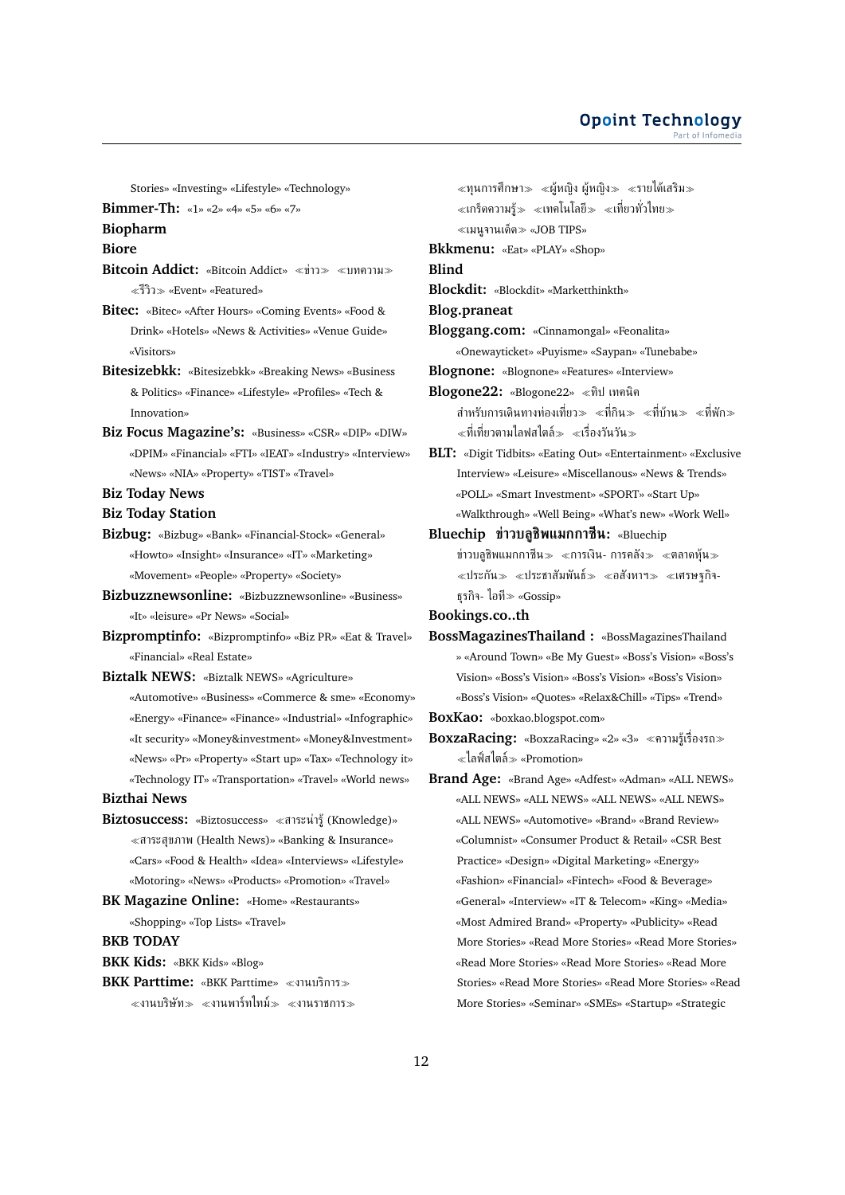Stories» «Investing» «Lifestyle» «Technology»

**Bimmer-Th:** «1» «2» «4» «5» «6» «7»

**Biopharm**

**Biore**

**Bitcoin Addict:** «Bitcoin Addict» «ข่าว» «บทความ» «รีวิว» «Event» «Featured»

**Bitec:** «Bitec» «After Hours» «Coming Events» «Food & Drink» «Hotels» «News & Activities» «Venue Guide» «Visitors»

**Bitesizebkk:** «Bitesizebkk» «Breaking News» «Business & Politics» «Finance» «Lifestyle» «Profiles» «Tech & Innovation»

**Biz Focus Magazine's:** «Business» «CSR» «DIP» «DIW» «DPIM» «Financial» «FTI» «IEAT» «Industry» «Interview» «News» «NIA» «Property» «TIST» «Travel»

**Biz Today News**

**Biz Today Station**

**Bizbug:** «Bizbug» «Bank» «Financial-Stock» «General» «Howto» «Insight» «Insurance» «IT» «Marketing» «Movement» «People» «Property» «Society»

**Bizbuzznewsonline:** «Bizbuzznewsonline» «Business» «It» «leisure» «Pr News» «Social»

**Bizpromptinfo:** «Bizpromptinfo» «Biz PR» «Eat & Travel» «Financial» «Real Estate»

**Biztalk NEWS:** «Biztalk NEWS» «Agriculture» «Automotive» «Business» «Commerce & sme» «Economy» «Energy» «Finance» «Finance» «Industrial» «Infographic» «It security» «Money&investment» «Money&Investment» «News» «Pr» «Property» «Start up» «Tax» «Technology it» «Technology IT» «Transportation» «Travel» «World news»

**Bizthai News**

**Biztosuccess:** «Biztosuccess» «สาระน่ารู้ (Knowledge)» «สาระสุขภาพ (Health News)» «Banking & Insurance» «Cars» «Food & Health» «Idea» «Interviews» «Lifestyle» «Motoring» «News» «Products» «Promotion» «Travel»

**BK Magazine Online:** «Home» «Restaurants» «Shopping» «Top Lists» «Travel»

**BKB TODAY**

**BKK Kids:** «BKK Kids» «Blog»

**BKK Parttime:** «BKK Parttime» «งานบริการ» «งานบริษัท» «งานพาร์ทไทม์» «งานราชการ» «ทุนการศึกษา» «ผู้หญิง ผู้หญิง» «รายได้เสริม» «เกร็ดความรู้» «เทคโนโลยี» «เที่ยวทั่วไทย» «เมนูจานเด็ด» «JOB TIPS»

**Bkkmenu:** «Eat» «PLAY» «Shop»

**Blind**

**Blockdit:** «Blockdit» «Marketthinkth»

**Blog.praneat**

**Bloggang.com:** «Cinnamongal» «Feonalita» «Onewayticket» «Puyisme» «Saypan» «Tunebabe»

**Blognone:** «Blognone» «Features» «Interview»

**Blogone22:** «Blogone22» «ทิป เทคนิค สำหรับการเดินทางท่องเที่ยว» «ที่กิน» «ที่บ้าน» «ที่พัก» «ที่เที่ยวตามไลฟ์สไตล์» «เรื่องวันวัน»

**BLT:** «Digit Tidbits» «Eating Out» «Entertainment» «Exclusive Interview» «Leisure» «Miscellanous» «News & Trends» «POLL» «Smart Investment» «SPORT» «Start Up» «Walkthrough» «Well Being» «What's new» «Work Well»

**Bluechip ข่าวบลูชิพแมกกาซีน:** «Bluechip ข่าวบลูชิพแมกกาซีน» «การเงิน- การคลัง» «ตลาดหุ้น» «ประกัน» «ประชาสัมพันธ์» «อสังหาฯ» «เศรษฐกิจ-ธุรกิจ- ไอที» «Gossip»

**Bookings.co..th**

**BossMagazinesThailand :** «BossMagazinesThailand» «Around Town» «Be My Guest» «Boss's Vision» «Boss's Vision» «Boss's Vision» «Boss's Vision» «Boss's Vision» «Quotes» «Relax&Chill» «Tips» «Trend»

**BoxKao:** «boxkao.blogspot.com»

**BoxzaRacing:** «BoxzaRacing» «2» «3» «ความรู้เรื่องรถ» «ไลฟ์สไตล์» «Promotion»

**Brand Age:** «Brand Age» «Adfest» «Adman» «ALL NEWS» «ALL NEWS» «ALL NEWS» «ALL NEWS» «ALL NEWS» «ALL NEWS» «Automotive» «Brand» «Brand Review» «Columnist» «Consumer Product & Retail» «CSR Best Practice» «Design» «Digital Marketing» «Energy» «Fashion» «Financial» «Fintech» «Food & Beverage» «General» «Interview» «IT & Telecom» «King» «Media» «Most Admired Brand» «Property» «Publicity» «Read More Stories» «Read More Stories» «Read More Stories» «Read More Stories» «Read More Stories» «Read More Stories» «Read More Stories» «Read More Stories» «Read More Stories» «Seminar» «SMEs» «Startup» «Strategic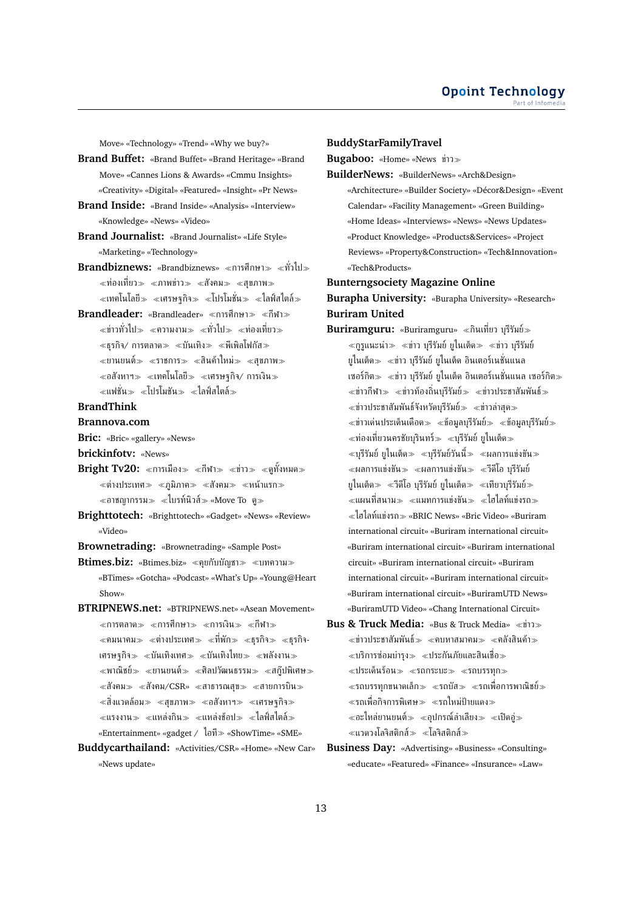Move» «Technology» «Trend» «Why we buy?»

**Brand Buffet:** «Brand Buffet» «Brand Heritage» «Brand Move» «Cannes Lions & Awards» «Cmmu Insights» «Creativity» «Digital» «Featured» «Insight» «Pr News»

**Brand Inside:** «Brand Inside» «Analysis» «Interview» «Knowledge» «News» «Video»

**Brand Journalist:** «Brand Journalist» «Life Style» «Marketing» «Technology»

**Brandbiznews:** «Brandbiznews» ≪การศึกษา≫ ≪ทั่วไป≫ ≪ท่องเที่ยว≫ ≪ภาพข่าว≫ ≪สังคม≫ ≪สุขภาพ≫ ≪เทคโนโลยี≫ ≪เศรษฐกิจ≫ ≪โปรโมชั่น≫ ≪ไลฟ์สไตล์≫

**Brandleader:** «Brandleader» ≪การศึกษา≫ ≪กีฬา≫ ≪ข่าวทั่วไป≫ ≪ความงาม≫ ≪ทั่วไป≫ ≪ท่องเที่ยว≫ ≪ธุรกิจ/ การตลาด≫ ≪บันเทิง≫ ≪พีเพิลโฟกัส≫ ≪ยานยนต์≫ ≪ราชการ≫ ≪สินค้าใหม่≫ ≪สุขภาพ≫ ≪อสังหาฯ≫ ≪เทคโนโลยี≫ ≪เศรษฐกิจ/ การเงิน≫ ≪แฟชั่น≫ ≪โปรโมชัน≫ ≪ไลฟ์สไตล์≫

**BrandThink**

**Brannova.com**

**Bric:** «Bric» «gallery» «News»

**brickinfotv:** «News»

**Bright Tv20:** ≪การเมือง≫ ≪กีฬา≫ ≪ข่าว≫ ≪ดูทั้งหมด≫ ≪ต่างประเทศ≫ ≪ภูมิภาค≫ ≪สังคม≫ ≪หน้าแรก≫ ≪อาชญากรรม≫ ≪ไบรท์นิวส์≫ «Move To ดู≫

**Brighttotech:** «Brighttotech» «Gadget» «News» «Review» «Video»

**Brownetrading:** «Brownetrading» «Sample Post»

**Btimes.biz:** «Btimes.biz» ≪คุยกับบัญชา≫ ≪บทความ≫ «BTimes» «Gotcha» «Podcast» «What's Up» «Young@Heart Show»

**BTRIPNEWS.net:** «BTRIPNEWS.net» «Asean Movement» ≪การตลาด≫ ≪การศึกษา≫ ≪การเงิน≫ ≪กีฬา≫ ≪คมนาคม≫ ≪ต่างประเทศ≫ ≪ที่พัก≫ ≪ธุรกิจ≫ ≪ธุรกิจ-เศรษฐกิจ≫ ≪บันเทิงเทศ≫ ≪บันเทิงไทย≫ ≪พลังงาน≫ ≪พาณิชย์≫ ≪ยานยนต์≫ ≪ศิลปวัฒนธรรม≫ ≪สกู๊ปพิเศษ≫ ≪สังคม≫ ≪สังคม/CSR≫ ≪สาธารณสุข≫ ≪สายการบิน≫ ≪สิ่งแวดล้อม≫ ≪สุขภาพ≫ ≪อสังหาฯ≫ ≪เศรษฐกิจ≫ ≪แรงงาน≫ ≪แหล่งกิน≫ ≪แหล่งช้อป≫ ≪ไลฟ์สไตล์≫ «Entertainment» «gadget / ไอที≫ «ShowTime» «SME»

**Buddycarthailand:** «Activities/CSR» «Home» «New Car» «News update»

**BuddyStarFamilyTravel**

**Bugaboo:** «Home» «News ข่าว≫

**BuilderNews:** «BuilderNews» «Arch&Design» «Architecture» «Builder Society» «Décor&Design» «Event Calendar» «Facility Management» «Green Building» «Home Ideas» «Interviews» «News» «News Updates» «Product Knowledge» «Products&Services» «Project Reviews» «Property&Construction» «Tech&Innovation» «Tech&Products»

**Bunterngsociety Magazine Online**

**Burapha University:** «Burapha University» «Research»

**Buriram United**

**Buriramguru:** «Buriramguru» ≪กินเที่ยว บุรีรัมย์≫ ≪กูรูแนะนำ≫ ≪ข่าว บุรีรัมย์ ยูไนเต็ด≫ ≪ข่าว บุรีรัมย์ ยูไนเต็ด อินเตอร์เนชั่นแนล เซอร์กิต≫ ≪ข่าว บุรีรัมย์ ยูไนเต็ด อินเตอร์เนชั่นแนล เซอร์กิต≫ ≪ข่าวกีฬา≫ ≪ข่าวท้องถิ่นบุรีรัมย์≫ ≪ข่าวประชาสัมพันธ์≫ ≪ข่าวประชาสัมพันธ์จังหวัดบุรีรัมย์≫ ≪ข่าวล่าสุด≫ ≪ข่าวเด่นประเด็นเดือด≫ ≪ข้อมูลบุรีรัมย์≫ ≪ข้อมูลบุรีรัมย์≫ ≪ท่องเที่ยวนครชัยบุรินทร์≫ ≪บุรีรัมย์ ยูไนเต็ด≫ ≪บุรีรัมย์ ยูไนเต็ด≫ ≪บุรีรัมย์วันนี้≫ ≪ผลการแข่งขัน≫ ≪ผลการแข่งขัน≫ ≪ผลการแข่งขัน≫ ≪วีดีโอ บุรีรัมย์ ยูไนเต็ด≫ ≪วีดีโอ บุรีรัมย์ ยูไนเต็ด≫ ≪เทียวบุรีรัมย์≫ ≪แผนที่สนาม≫ ≪แมทการแข่งขัน≫ ≪ไฮไลท์แข่งรถ≫ ≪ไฮไลท์แข่งรถ≫ «BRIC News» «Bric Video» «Buriram international circuit» «Buriram international circuit» «Buriram international circuit» «Buriram international circuit» «Buriram international circuit» «Buriram international circuit» «Buriram international circuit» «BuriramUTD News» «BuriramUTD Video» «Chang International Circuit»

**Bus & Truck Media:** «Bus & Truck Media» ≪ข่าว≫ ≪ข่าวประชาสัมพันธ์≫ ≪คบหาสมาคม≫ ≪คลังสินค้า≫ ≪บริการซ่อมบำรุง≫ ≪ประกันภัยและสินเชื่อ≫ ≪ประเด็นร้อน≫ ≪รถกระบะ≫ ≪รถบรรทุก≫ ≪รถบรรทุกขนาดเล็ก≫ ≪รถบัส≫ ≪รถเพื่อการพาณิชย์≫ ≪รถเพื่อกิจการพิเศษ≫ ≪รถใหม่ป้ายแดง≫ ≪อะไหล่ยานยนต์≫ ≪อุปกรณ์ลำเลียง≫ ≪เปิดอู่≫ ≪แวดวงโลจิสติกส์≫ ≪โลจิสติกส์≫

**Business Day:** «Advertising» «Business» «Consulting» «educate» «Featured» «Finance» «Insurance» «Law»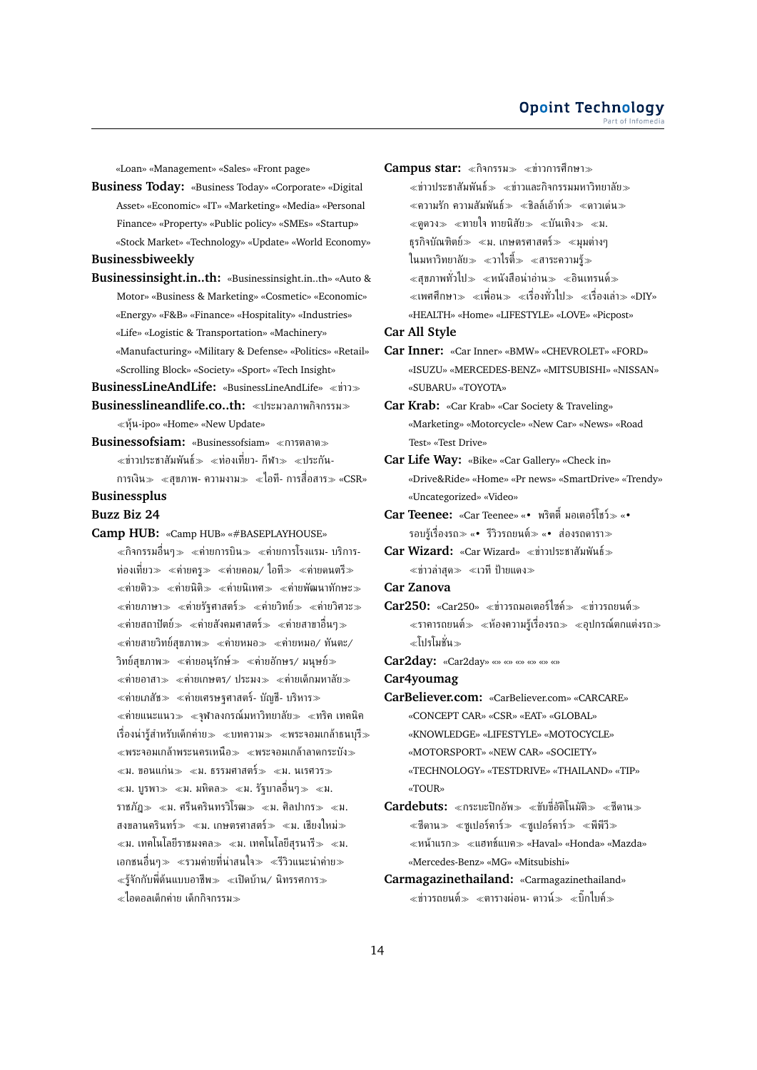«Loan» «Management» «Sales» «Front page»

**Business Today:** «Business Today» «Corporate» «Digital Asset» «Economic» «IT» «Marketing» «Media» «Personal Finance» «Property» «Public policy» «SMEs» «Startup» «Stock Market» «Technology» «Update» «World Economy»

**Businessbiweekly**

**Businessinsight.in..th:** «Businessinsight.in..th» «Auto & Motor» «Business & Marketing» «Cosmetic» «Economic» «Energy» «F&B» «Finance» «Hospitality» «Industries» «Life» «Logistic & Transportation» «Machinery» «Manufacturing» «Military & Defense» «Politics» «Retail» «Scrolling Block» «Society» «Sport» «Tech Insight»

**BusinessLineAndLife:** «BusinessLineAndLife» ≪ข่าว≫

**Businesslineandlife.co..th:** ≪ประมวลภาพกิจกรรม≫ ≪หุ้น-ipo» «Home» «New Update»

**Businessofsiam:** «Businessofsiam» ≪การตลาด≫ ≪ข่าวประชาสัมพันธ์≫ ≪ท่องเที่ยว- กีฬา≫ ≪ประกัน- การเงิน≫ ≪สุขภาพ- ความงาม≫ ≪ไอที- การสื่อสาร≫ «CSR»

**Businessplus**

**Buzz Biz 24**

**Camp HUB:** «Camp HUB» «#BASEPLAYHOUSE» ≪กิจกรรมอื่นๆ≫ ≪ค่ายการบิน≫ ≪ค่ายการโรงแรม- บริการ- ท่องเที่ยว≫ ≪ค่ายครู≫ ≪ค่ายคอม/ ไอที≫ ≪ค่ายดนตรี≫ ≪ค่ายติว≫ ≪ค่ายนิติ≫ ≪ค่ายนิเทศ≫ ≪ค่ายพัฒนาทักษะ≫ ≪ค่ายภาษา≫ ≪ค่ายรัฐศาสตร์≫ ≪ค่ายวิทย์≫ ≪ค่ายวิศวะ≫ ≪ค่ายสถาปัตย์≫ ≪ค่ายสังคมศาสตร์≫ ≪ค่ายสาขาอื่นๆ≫ ≪ค่ายสายวิทย์สุขภาพ≫ ≪ค่ายหมอ≫ ≪ค่ายหมอ/ ทันตะ/ วิทย์สุขภาพ≫ ≪ค่ายอนุรักษ์≫ ≪ค่ายอักษร/ มนุษย์≫ ≪ค่ายอาสา≫ ≪ค่ายเกษตร/ ประมง≫ ≪ค่ายเด็กมหาลัย≫ ≪ค่ายเภสัช≫ ≪ค่ายเศรษฐศาสตร์- บัญชี- บริหาร≫ ≪ค่ายแนะแนว≫ ≪จุฬาลงกรณ์มหาวิทยาลัย≫ ≪ทริค เทคนิค เรื่องน่ารู้สำหรับเด็กค่าย≫ ≪บทความ≫ ≪พระจอมเกล้าธนบุรี≫ ≪พระจอมเกล้าพระนครเหนือ≫ ≪พระจอมเกล้าลาดกระบัง≫ ≪ม. ขอนแก่น≫ ≪ม. ธรรมศาสตร์≫ ≪ม. นเรศวร≫ ≪ม. บูรพา≫ ≪ม. มหิดล≫ ≪ม. รัฐบาลอื่นๆ≫ ≪ม. ราชภัฏ≫ ≪ม. ศรีนครินทรวิโรฒ≫ ≪ม. ศิลปากร≫ ≪ม. สงขลานครินทร์≫ ≪ม. เกษตรศาสตร์≫ ≪ม. เชียงใหม่≫ ≪ม. เทคโนโลยีราชมงคล≫ ≪ม. เทคโนโลยีสุรนารี≫ ≪ม. เอกชนอื่นๆ≫ ≪รวมค่ายที่น่าสนใจ≫ ≪รีวิวแนะนำค่าย≫ ≪รู้จักกับพี่ต้นแบบอาชีพ≫ ≪เปิดบ้าน/ นิทรรศการ≫ ≪ไอดอลเด็กค่าย เด็กกิจกรรม≫

**Campus star:** ≪กิจกรรม≫ ≪ข่าวการศึกษา≫ ≪ข่าวประชาสัมพันธ์≫ ≪ข่าวและกิจกรรมมหาวิทยาลัย≫ ≪ความรัก ความสัมพันธ์≫ ≪ชิลล์เอ้าท์≫ ≪ดาวเด่น≫ ≪ดูดวง≫ ≪ทายใจ ทายนิสัย≫ ≪บันเทิง≫ ≪ม. ธุรกิจบัณฑิตย์≫ ≪ม. เกษตรศาสตร์≫ ≪มุมต่างๆ ในมหาวิทยาลัย≫ ≪วาไรตี้≫ ≪สาระความรู้≫ ≪สุขภาพทั่วไป≫ ≪หนังสือน่าอ่าน≫ ≪อินเทรนด์≫ ≪เพศศึกษา≫ ≪เพื่อน≫ ≪เรื่องทั่วไป≫ ≪เรื่องเล่า≫ «DIY» «HEALTH» «Home» «LIFESTYLE» «LOVE» «Picpost»

**Car All Style**

**Car Inner:** «Car Inner» «BMW» «CHEVROLET» «FORD» «ISUZU» «MERCEDES-BENZ» «MITSUBISHI» «NISSAN» «SUBARU» «TOYOTA»

**Car Krab:** «Car Krab» «Car Society & Traveling» «Marketing» «Motorcycle» «New Car» «News» «Road Test» «Test Drive»

**Car Life Way:** «Bike» «Car Gallery» «Check in» «Drive&Ride» «Home» «Pr news» «SmartDrive» «Trendy» «Uncategorized» «Video»

**Car Teenee:** «Car Teenee» «• พริตตี้ มอเตอร์โชว์≫ «• รอบรู้เรื่องรถ≫ «• รีวิวรถยนต์≫ «• ส่องรถดารา≫

**Car Wizard:** «Car Wizard» ≪ข่าวประชาสัมพันธ์≫ ≪ข่าวล่าสุด≫ ≪เวที ป้ายแดง≫

**Car Zanova**

**Car250:** «Car250» ≪ข่าวรถมอเตอร์ไซค์≫ ≪ข่าวรถยนต์≫ ≪ราคารถยนต์≫ ≪ห้องความรู้เรื่องรถ≫ ≪อุปกรณ์ตกแต่งรถ≫ ≪โปรโมชั่น≫

**Car2day:** «Car2day» «» «» «» «» «» «»

**Car4youmag**

**CarBeliever.com:** «CarBeliever.com» «CARCARE» «CONCEPT CAR» «CSR» «EAT» «GLOBAL» «KNOWLEDGE» «LIFESTYLE» «MOTOCYCLE» «MOTORSPORT» «NEW CAR» «SOCIETY» «TECHNOLOGY» «TESTDRIVE» «THAILAND» «TIP» «TOUR»

**Cardebuts:** ≪กระบะปิกอัพ≫ ≪ขับขี่อัตโนมัติ≫ ≪ซีดาน≫ ≪ซีดาน≫ ≪ซูเปอร์คาร์≫ ≪ซูเปอร์คาร์≫ ≪พีพีวี≫ ≪หน้าแรก≫ ≪แฮทช์แบค≫ «Haval» «Honda» «Mazda» «Mercedes-Benz» «MG» «Mitsubishi»

**Carmagazinethailand:** «Carmagazinethailand» ≪ข่าวรถยนต์≫ ≪ตารางผ่อน- ดาวน์≫ ≪บิ๊กไบค์≫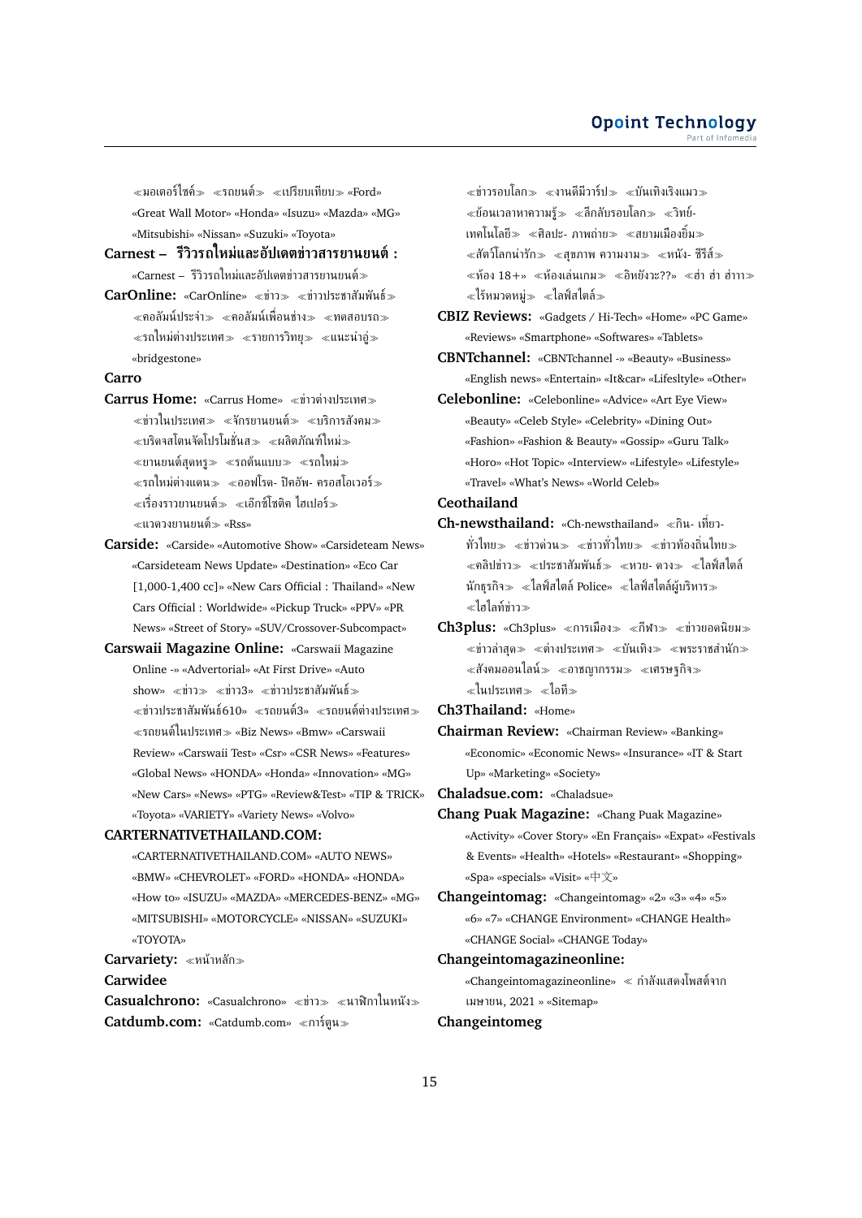≪มอเตอร์ไซค์≫ ≪รถยนต์≫ ≪เปรียบเทียบ≫ «Ford» «Great Wall Motor» «Honda» «Isuzu» «Mazda» «MG» «Mitsubishi» «Nissan» «Suzuki» «Toyota»

**Carnest – รีวิวรถใหม่และอัปเดตข่าวสารยานยนต์ :** «Carnest – รีวิวรถใหม่และอัปเดตข่าวสารยานยนต์»

**CarOnline:** «CarOnline» ≪ข่าว≫ ≪ข่าวประชาสัมพันธ์≫ ≪คอลัมน์ประจำ≫ ≪คอลัมน์เพื่อนช่าง≫ ≪ทดสอบรถ≫ ≪รถใหม่ต่างประเทศ≫ ≪รายการวิทยุ≫ ≪แนะนำอู่≫ «bridgestone»

**Carro**

**Carrus Home:** «Carrus Home» ≪ข่าวต่างประเทศ≫ ≪ข่าวในประเทศ≫ ≪จักรยานยนต์≫ ≪บริการสังคม≫ ≪บริจคสโตนจัดโปรโมชั่นส≫ ≪ผลิตภัณฑ์ใหม่≫ ≪ยานยนต์สุดหรู≫ ≪รถต้นแบบ≫ ≪รถใหม่≫ ≪รถใหม่ต่างแดน≫ ≪ออฟโรด- ปิคอัพ- ครอสโอเวอร์≫ ≪เรื่องราวยานยนต์≫ ≪เอ็กซ์โซติค ไฮเปอร์≫ ≪แวดวงยานยนต์≫ «Rss»

**Carside:** «Carside» «Automotive Show» «Carsideteam News» «Carsideteam News Update» «Destination» «Eco Car [1,000-1,400 cc]» «New Cars Official : Thailand» «New Cars Official : Worldwide» «Pickup Truck» «PPV» «PR News» «Street of Story» «SUV/Crossover-Subcompact»

**Carswaii Magazine Online:** «Carswaii Magazine Online -» «Advertorial» «At First Drive» «Auto show» ≪ข่าว≫ ≪ข่าว3≫ ≪ข่าวประชาสัมพันธ์≫ ≪ข่าวประชาสัมพันธ์610» ≪รถยนต์3» ≪รถยนต์ต่างประเทศ≫ ≪รถยนต์ในประเทศ≫ «Biz News» «Bmw» «Carswaii Review» «Carswaii Test» «Csr» «CSR News» «Features» «Global News» «HONDA» «Honda» «Innovation» «MG» «New Cars» «News» «PTG» «Review&Test» «TIP & TRICK» «Toyota» «VARIETY» «Variety News» «Volvo»

**CARTERNATIVETHAILAND.COM:** «CARTERNATIVETHAILAND.COM» «AUTO NEWS» «BMW» «CHEVROLET» «FORD» «HONDA» «HONDA» «How to» «ISUZU» «MAZDA» «MERCEDES-BENZ» «MG» «MITSUBISHI» «MOTORCYCLE» «NISSAN» «SUZUKI» «TOYOTA»

**Carvariety:** ≪หน้าหลัก≫

**Carwidee**

**Casualchrono:** «Casualchrono» ≪ข่าว≫ ≪นาฬิกาในหนัง≫

**Catdumb.com:** «Catdumb.com» ≪การ์ตูน≫ ≪ข่าวรอบโลก≫ ≪งานดีมีวาร์ป≫ ≪บันเทิงเริงแมว≫ ≪ย้อนเวลาหาความรู้≫ ≪ลึกลับรอบโลก≫ ≪วิทย์-เทคโนโลยี≫ ≪ศิลปะ- ภาพถ่าย≫ ≪สยามเมืองยิ้ม≫ ≪สัตว์โลกน่ารัก≫ ≪สุขภาพ ความงาม≫ ≪หนัง- ซีรีส์≫ ≪ห้อง 18+» ≪ห้องเล่นเกม≫ ≪อิหยังวะ??» ≪ฮ่า ฮ่า ฮ่าาา≫ ≪ไร้หมวดหมู่≫ ≪ไลฟ์สไตล์≫

**CBIZ Reviews:** «Gadgets / Hi-Tech» «Home» «PC Game» «Reviews» «Smartphone» «Softwares» «Tablets»

**CBNTchannel:** «CBNTchannel -» «Beauty» «Business» «English news» «Entertain» «It&car» «Lifesltyle» «Other»

**Celebonline:** «Celebonline» «Advice» «Art Eye View» «Beauty» «Celeb Style» «Celebrity» «Dining Out» «Fashion» «Fashion & Beauty» «Gossip» «Guru Talk» «Horo» «Hot Topic» «Interview» «Lifestyle» «Lifestyle» «Travel» «What's News» «World Celeb»

**Ceothailand**

**Ch-newsthailand:** «Ch-newsthailand» ≪กิน- เที่ยว-ทั่วไทย≫ ≪ข่าวด่วน≫ ≪ข่าวทั่วไทย≫ ≪ข่าวท้องถิ่นไทย≫ ≪คลิปข่าว≫ ≪ประชาสัมพันธ์≫ ≪หวย- ดวง≫ ≪ไลฟ์สไตล์นักธุรกิจ≫ ≪ไลฟ์สไตล์ Police» ≪ไลฟ์สไตล์ผู้บริหาร≫ ≪ไฮไลท์ข่าว≫

**Ch3plus:** «Ch3plus» ≪การเมือง≫ ≪กีฬา≫ ≪ข่าวยอดนิยม≫ ≪ข่าวล่าสุด≫ ≪ต่างประเทศ≫ ≪บันเทิง≫ ≪พระราชสำนัก≫ ≪สังคมออนไลน์≫ ≪อาชญากรรม≫ ≪เศรษฐกิจ≫ ≪ในประเทศ≫ ≪ไอที≫

**Ch3Thailand:** «Home»

**Chairman Review:** «Chairman Review» «Banking» «Economic» «Economic News» «Insurance» «IT & Start Up» «Marketing» «Society»

**Chaladsue.com:** «Chaladsue»

**Chang Puak Magazine:** «Chang Puak Magazine» «Activity» «Cover Story» «En Français» «Expat» «Festivals & Events» «Health» «Hotels» «Restaurant» «Shopping» «Spa» «specials» «Visit» «中文»

**Changeintomag:** «Changeintomag» «2» «3» «4» «5» «6» «7» «CHANGE Environment» «CHANGE Health» «CHANGE Social» «CHANGE Today»

**Changeintomagazineonline:** «Changeintomagazineonline» ≪ กำลังแสดงโพสต์จาก เมษายน, 2021 » «Sitemap»

**Changeintomeg**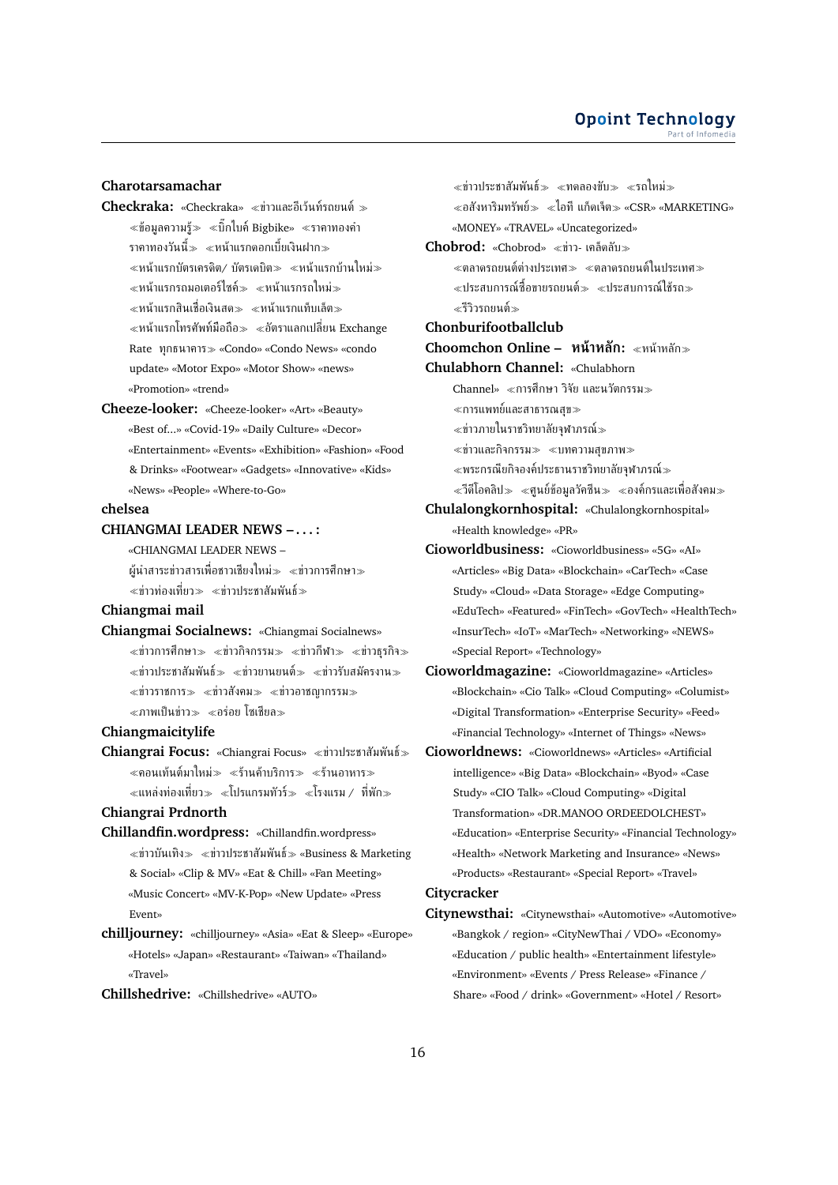**Charotarsamachar**

**Checkraka:** «Checkraka» ≪ข่าวและอีเว้นท์รถยนต์ ≫ ≪ข้อมูลความรู้≫ ≪บิ๊กไบค์ Bigbike≫ ≪ราคาทองคำ ราคาทองวันนี้≫ ≪หน้าแรกดอกเบี้ยเงินฝาก≫ ≪หน้าแรกบัตรเครดิต/ บัตรเดบิต≫ ≪หน้าแรกบ้านใหม่≫ ≪หน้าแรกรถมอเตอร์ไซค์≫ ≪หน้าแรกรถใหม่≫ ≪หน้าแรกสินเชื่อเงินสด≫ ≪หน้าแรกแท็บเล็ต≫ ≪หน้าแรกโทรศัพท์มือถือ≫ ≪อัตราแลกเปลี่ยน Exchange Rate ทุกธนาคาร≫ «Condo» «Condo News» «condo update» «Motor Expo» «Motor Show» «news» «Promotion» «trend»

**Cheeze-looker:** «Cheeze-looker» «Art» «Beauty» «Best of...» «Covid-19» «Daily Culture» «Decor» «Entertainment» «Events» «Exhibition» «Fashion» «Food & Drinks» «Footwear» «Gadgets» «Innovative» «Kids» «News» «People» «Where-to-Go»

**chelsea**

**CHIANGMAI LEADER NEWS – . . . :** «CHIANGMAI LEADER NEWS – ผู้นำสาระข่าวสารเพื่อชาวเชียงใหม่≫ ≪ข่าวการศึกษา≫ ≪ข่าวท่องเที่ยว≫ ≪ข่าวประชาสัมพันธ์≫

**Chiangmai mail**

**Chiangmai Socialnews:** «Chiangmai Socialnews» ≪ข่าวการศึกษา≫ ≪ข่าวกิจกรรม≫ ≪ข่าวกีฬา≫ ≪ข่าวธุรกิจ≫ ≪ข่าวประชาสัมพันธ์≫ ≪ข่าวยานยนต์≫ ≪ข่าวรับสมัครงาน≫ ≪ข่าวราชการ≫ ≪ข่าวสังคม≫ ≪ข่าวอาชญากรรม≫ ≪ภาพเป็นข่าว≫ ≪อร่อย โซเชียล≫

**Chiangmaicitylife**

**Chiangrai Focus:** «Chiangrai Focus» ≪ข่าวประชาสัมพันธ์≫ ≪คอนเท้นต์มาใหม่≫ ≪ร้านค้าบริการ≫ ≪ร้านอาหาร≫ ≪แหล่งท่องเที่ยว≫ ≪โปรแกรมทัวร์≫ ≪โรงแรม / ที่พัก≫

**Chiangrai Prdnorth**

**Chillandfin.wordpress:** «Chillandfin.wordpress» ≪ข่าวบันเทิง≫ ≪ข่าวประชาสัมพันธ์≫ «Business & Marketing & Social» «Clip & MV» «Eat & Chill» «Fan Meeting» «Music Concert» «MV-K-Pop» «New Update» «Press Event»

**chilljourney:** «chilljourney» «Asia» «Eat & Sleep» «Europe» «Hotels» «Japan» «Restaurant» «Taiwan» «Thailand» «Travel»

**Chillshedrive:** «Chillshedrive» «AUTO» ≪ข่าวประชาสัมพันธ์≫ ≪ทดลองขับ≫ ≪รถใหม่≫ ≪อสังหาริมทรัพย์≫ ≪ไอที แก็ดเจ็ต≫ «CSR» «MARKETING» «MONEY» «TRAVEL» «Uncategorized»

**Chobrod:** «Chobrod» ≪ข่าว- เคล็ดลับ≫ ≪ตลาดรถยนต์ต่างประเทศ≫ ≪ตลาดรถยนต์ในประเทศ≫ ≪ประสบการณ์ซื้อขายรถยนต์≫ ≪ประสบการณ์ใช้รถ≫ ≪รีวิวรถยนต์≫

**Chonburifootballclub**

**Choomchon Online – หน้าหลัก:** ≪หน้าหลัก≫

**Chulabhorn Channel:** «Chulabhorn Channel» ≪การศึกษา วิจัย และนวัตกรรม≫ ≪การแพทย์และสาธารณสุข≫ ≪ข่าวภายในราชวิทยาลัยจุฬาภรณ์≫ ≪ข่าวและกิจกรรม≫ ≪บทความสุขภาพ≫ ≪พระกรณียกิจองค์ประธานราชวิทยาลัยจุฬาภรณ์≫ ≪วีดีโอคลิป≫ ≪ศูนย์ข้อมูลวัคซีน≫ ≪องค์กรและเพื่อสังคม≫

**Chulalongkornhospital:** «Chulalongkornhospital» «Health knowledge» «PR»

**Cioworldbusiness:** «Cioworldbusiness» «5G» «AI» «Articles» «Big Data» «Blockchain» «CarTech» «Case Study» «Cloud» «Data Storage» «Edge Computing» «EduTech» «Featured» «FinTech» «GovTech» «HealthTech» «InsurTech» «IoT» «MarTech» «Networking» «NEWS» «Special Report» «Technology»

**Cioworldmagazine:** «Cioworldmagazine» «Articles» «Blockchain» «Cio Talk» «Cloud Computing» «Columist» «Digital Transformation» «Enterprise Security» «Feed» «Financial Technology» «Internet of Things» «News»

**Cioworldnews:** «Cioworldnews» «Articles» «Artificial intelligence» «Big Data» «Blockchain» «Byod» «Case Study» «CIO Talk» «Cloud Computing» «Digital Transformation» «DR.MANOO ORDEEDOLCHEST» «Education» «Enterprise Security» «Financial Technology» «Health» «Network Marketing and Insurance» «News» «Products» «Restaurant» «Special Report» «Travel»

**Citycracker**

**Citynewsthai:** «Citynewsthai» «Automotive» «Automotive» «Bangkok / region» «CityNewThai / VDO» «Economy» «Education / public health» «Entertainment lifestyle» «Environment» «Events / Press Release» «Finance / Share» «Food / drink» «Government» «Hotel / Resort»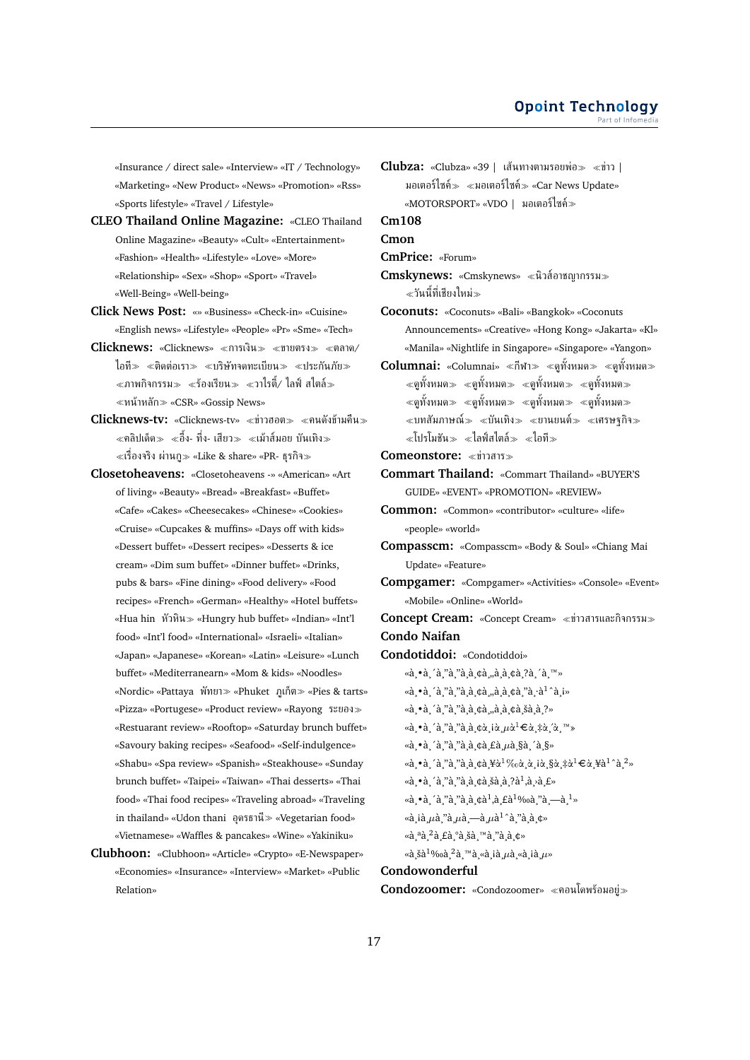«Insurance / direct sale» «Interview» «IT / Technology» «Marketing» «New Product» «News» «Promotion» «Rss» «Sports lifestyle» «Travel / Lifestyle»

**CLEO Thailand Online Magazine:** «CLEO Thailand Online Magazine» «Beauty» «Cult» «Entertainment» «Fashion» «Health» «Lifestyle» «Love» «More» «Relationship» «Sex» «Shop» «Sport» «Travel» «Well-Being» «Well-being»

**Click News Post:** «» «Business» «Check-in» «Cuisine» «English news» «Lifestyle» «People» «Pr» «Sme» «Tech»

**Clicknews:** «Clicknews» ≪การเงิน≫ ≪ขายตรง≫ ≪ตลาด/ไอที≫ ≪ติดต่อเรา≫ ≪บริษัทจดทะเบียน≫ ≪ประกันภัย≫ ≪ภาพกิจกรรม≫ ≪ร้องเรียน≫ ≪วาไรตี้/ ไลฟ์ สไตล์≫ ≪หน้าหลัก≫ «CSR» «Gossip News»

**Clicknews-tv:** «Clicknews-tv» ≪ข่าวฮอต≫ ≪คนดังข้ามคืน≫ ≪คลิปเด็ด≫ ≪อึ้ง- ทึ่ง- เสียว≫ ≪เม้าส์มอย บันเทิง≫ ≪เรื่องจริง ผ่านกู≫ «Like & share» «PR- ธุรกิจ≫

**Closetoheavens:** «Closetoheavens -» «American» «Art of living» «Beauty» «Bread» «Breakfast» «Buffet» «Cafe» «Cakes» «Cheesecakes» «Chinese» «Cookies» «Cruise» «Cupcakes & muffins» «Days off with kids» «Dessert buffet» «Dessert recipes» «Desserts & ice cream» «Dim sum buffet» «Dinner buffet» «Drinks, pubs & bars» «Fine dining» «Food delivery» «Food recipes» «French» «German» «Healthy» «Hotel buffets» «Hua hin หัวหิน≫ «Hungry hub buffet» «Indian» «Int'l food» «Int'l food» «International» «Israeli» «Italian» «Japan» «Japanese» «Korean» «Latin» «Leisure» «Lunch buffet» «Mediterranearn» «Mom & kids» «Noodles» «Nordic» «Pattaya พัทยา≫ «Phuket ภูเก็ต≫ «Pies & tarts» «Pizza» «Portugese» «Product review» «Rayong ระยอง≫ «Restuarant review» «Rooftop» «Saturday brunch buffet» «Savoury baking recipes» «Seafood» «Self-indulgence» «Shabu» «Spa review» «Spanish» «Steakhouse» «Sunday brunch buffet» «Taipei» «Taiwan» «Thai desserts» «Thai food» «Thai food recipes» «Traveling abroad» «Traveling in thailand» «Udon thani อุดรธานี≫ «Vegetarian food» «Vietnamese» «Waffles & pancakes» «Wine» «Yakiniku»

**Clubhoon:** «Clubhoon» «Article» «Crypto» «E-Newspaper» «Economies» «Insurance» «Interview» «Market» «Public Relation»

**Clubza:** «Clubza» «39 | เส้นทางตามรอยพ่อ≫ ≪ข่าว | มอเตอร์ไซค์≫ ≪มอเตอร์ไซค์≫ «Car News Update» «MOTORSPORT» «VDO | มอเตอร์ไซค์≫

**Cm108**

**Cmon**

**CmPrice:** «Forum»

**Cmskynews:** «Cmskynews» ≪นิวส์อาชญากรรม≫ ≪วันนี้ที่เชียงใหม่≫

**Coconuts:** «Coconuts» «Bali» «Bangkok» «Coconuts Announcements» «Creative» «Hong Kong» «Jakarta» «Kl» «Manila» «Nightlife in Singapore» «Singapore» «Yangon»

**Columnai:** «Columnai» ≪กีฬา≫ ≪ดูทั้งหมด≫ ≪ดูทั้งหมด≫ ≪ดูทั้งหมด≫ ≪ดูทั้งหมด≫ ≪ดูทั้งหมด≫ ≪ดูทั้งหมด≫ ≪ดูทั้งหมด≫ ≪ดูทั้งหมด≫ ≪ดูทั้งหมด≫ ≪ดูทั้งหมด≫ ≪บทสัมภาษณ์≫ ≪บันเทิง≫ ≪ยานยนต์≫ ≪เศรษฐกิจ≫ ≪โปรโมชัน≫ ≪ไลฟ์สไตล์≫ ≪ไอที≫

**Comeonstore:** ≪ข่าวสาร≫

**Commart Thailand:** «Commart Thailand» «BUYER'S GUIDE» «EVENT» «PROMOTION» «REVIEW»

**Common:** «Common» «contributor» «culture» «life» «people» «world»

**Compasscm:** «Compasscm» «Body & Soul» «Chiang Mai Update» «Feature»

**Compgamer:** «Compgamer» «Activities» «Console» «Event» «Mobile» «Online» «World»

**Concept Cream:** «Concept Cream» ≪ข่าวสารและกิจกรรม≫

**Condo Naifan**

**Condotiddoi:** «Condotiddoi» «à¸•à¸´à¸"à¸"à¸²à¸¡à¸„à¸­à¸™à¹‚à¸" à¸•à¸´à¸"à¸"à¸­à¸¢» «à¸•à¸´à¸"à¸"à¸²à¸¡à¸„à¸­à¸™à¹‚à¸"à¹ƒà¸à¸¥à¹‰ à¸£à¸–à¹„à¸Ÿà¸Ÿà¹‰à¸²» «à¸•à¸´à¸"à¸"à¸²à¸¡à¸„à¸­à¸™à¹‚à¸"à¸à¸²à¸¢à¹ƒà¸«à¸¡à¹ˆ» «à¸•à¸´à¸"à¸"à¸²à¸¡à¸„à¸­à¸™à¹‚à¸"à¸£à¸µà¸§à¸´à¸§» «à¸•à¸´à¸"à¸"à¸²à¸¡à¸„à¸­à¸™à¹‚à¸"à¸¥à¹ˆà¸²à¸ªà¸¸à¸" à¸—à¸µà¹ˆà¹€à¸›à¸´à¸"à¸•à¸±à¸§» «à¸•à¸´à¸"à¸"à¸²à¸¡à¸„à¸­à¸™à¹‚à¸"à¸šà¹‰à¸²à¸™» «à¸•à¸´à¸"à¸"à¸²à¸¡à¸„à¸­à¸™à¹‚à¸"à¹à¸¥à¸°à¸à¸¢à¸•à¸´» «à¸¡à¸µà¸ªà¸´à¸™à¸„à¹‰à¸²à¸¡à¸²à¸"à¸"à¸¢» «à¸ªà¸²à¸£à¸°à¸™à¹ˆà¸²à¸£à¸¹à¹‰» «à¸šà¹‰à¸²à¸™à¹€à¸"à¸µà¹ˆà¸¢à¸§»

**Condowonderful**

**Condozoomer:** «Condozoomer» ≪คอนโดพร้อมอยู่≫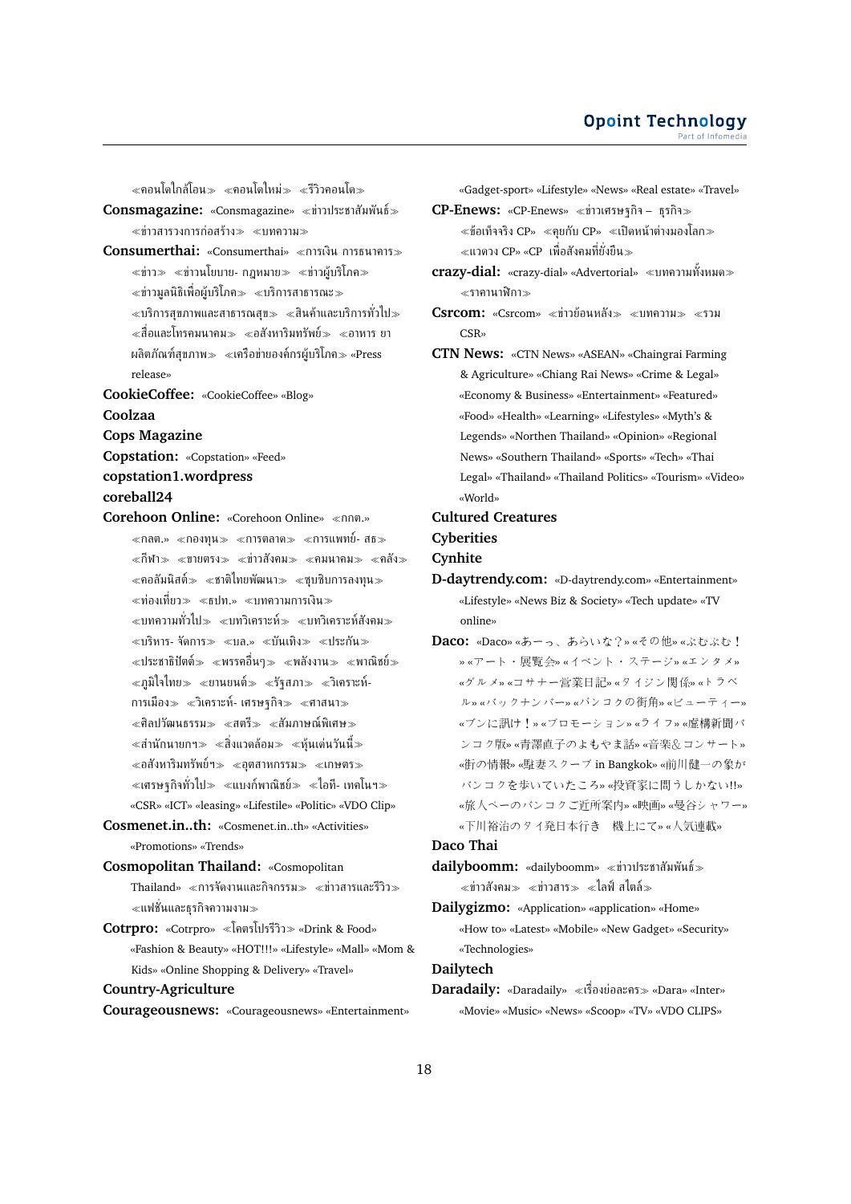≪คอนโดใกล้โอน≫ ≪คอนโดใหม่≫ ≪รีวิวคอนโด≫

**Consmagazine:** «Consmagazine» ≪ข่าวประชาสัมพันธ์≫ ≪ข่าวสารวงการก่อสร้าง≫ ≪บทความ≫

**Consumerthai:** «Consumerthai» ≪การเงิน การธนาคาร≫ ≪ข่าว≫ ≪ข่าวนโยบาย- กฎหมาย≫ ≪ข่าวผู้บริโภค≫ ≪ข่าวมูลนิธิเพื่อผู้บริโภค≫ ≪บริการสาธารณะ≫ ≪บริการสุขภาพและสาธารณสุข≫ ≪สินค้าและบริการทั่วไป≫ ≪สื่อและโทรคมนาคม≫ ≪อสังหาริมทรัพย์≫ ≪อาหาร ยา ผลิตภัณฑ์สุขภาพ≫ ≪เครือข่ายองค์กรผู้บริโภค≫ «Press release»

**CookieCoffee:** «CookieCoffee» «Blog»

**Coolzaa**

**Cops Magazine**

**Copstation:** «Copstation» «Feed»

**copstation1.wordpress**

**coreball24**

**Corehoon Online:** «Corehoon Online» ≪กกต.» ≪กลต.» ≪กองทุน≫ ≪การตลาด≫ ≪การแพทย์- สธ≫ ≪กีฬา≫ ≪ขายตรง≫ ≪ข่าวสังคม≫ ≪คมนาคม≫ ≪คลัง≫ ≪คอลัมนิสต์≫ ≪ชาติไทยพัฒนา≫ ≪ชุบชิบการลงทุน≫ ≪ท่องเที่ยว≫ ≪ธปท.» ≪บทความการเงิน≫ ≪บทความทั่วไป≫ ≪บทวิเคราะห์≫ ≪บทวิเคราะห์สังคม≫ ≪บริหาร- จัดการ≫ ≪บล.» ≪บันเทิง≫ ≪ประกัน≫ ≪ประชาธิปัตย์≫ ≪พรรคอื่นๆ≫ ≪พลังงาน≫ ≪พาณิชย์≫ ≪ภูมิใจไทย≫ ≪ยานยนต์≫ ≪รัฐสภา≫ ≪วิเคราะห์- การเมือง≫ ≪วิเคราะห์- เศรษฐกิจ≫ ≪ศาสนา≫ ≪ศิลปวัฒนธรรม≫ ≪สตรี≫ ≪สัมภาษณ์พิเศษ≫ ≪สำนักนายกฯ≫ ≪สิ่งแวดล้อม≫ ≪หุ้นเด่นวันนี้≫ ≪อสังหาริมทรัพย์ฯ≫ ≪อุตสาหกรรม≫ ≪เกษตร≫ ≪เศรษฐกิจทั่วไป≫ ≪แบงก์พาณิชย์≫ ≪ไอที- เทคโนฯ≫ «CSR» «ICT» «leasing» «Lifestile» «Politic» «VDO Clip»

**Cosmenet.in..th:** «Cosmenet.in..th» «Activities» «Promotions» «Trends»

**Cosmopolitan Thailand:** «Cosmopolitan Thailand» ≪การจัดงานและกิจกรรม≫ ≪ข่าวสารและรีวิว≫ ≪แฟชั่นและธุรกิจความงาม≫

**Cotrpro:** «Cotrpro» ≪โคตรโปรรีวิว≫ «Drink & Food» «Fashion & Beauty» «HOT!!!» «Lifestyle» «Mall» «Mom & Kids» «Online Shopping & Delivery» «Travel»

**Country-Agriculture**

**Courageousnews:** «Courageousnews» «Entertainment» «Gadget-sport» «Lifestyle» «News» «Real estate» «Travel»

**CP-Enews:** «CP-Enews» ≪ข่าวเศรษฐกิจ – ธุรกิจ≫ ≪ข้อเท็จจริง CP» ≪คุยกับ CP» ≪เปิดหน้าต่างมองโลก≫ ≪แวดวง CP» «CP เพื่อสังคมที่ยั่งยืน≫

**crazy-dial:** «crazy-dial» «Advertorial» ≪บทความทั้งหมด≫ ≪ราคานาฬิกา≫

**Csrcom:** «Csrcom» ≪ข่าวย้อนหลัง≫ ≪บทความ≫ ≪รวม CSR»

**CTN News:** «CTN News» «ASEAN» «Chaingrai Farming & Agriculture» «Chiang Rai News» «Crime & Legal» «Economy & Business» «Entertainment» «Featured» «Food» «Health» «Learning» «Lifestyles» «Myth's & Legends» «Northen Thailand» «Opinion» «Regional News» «Southern Thailand» «Sports» «Tech» «Thai Legal» «Thailand» «Thailand Politics» «Tourism» «Video» «World»

**Cultured Creatures**

**Cyberities**

**Cynhite**

**D-daytrendy.com:** «D-daytrendy.com» «Entertainment» «Lifestyle» «News Biz & Society» «Tech update» «TV online»

**Daco:** «Daco» «あーっ、あらいな？» «その他» «ぶむぶむ！» «アート・展覧会» «イベント・ステージ» «エンタメ» «グルメ» «コサナー営業日記» «タイジン関係» «トラベル» «バックナンバー» «バンコクの街角» «ビューティー» «ブンに訊け！» «プロモーション» «ライフ» «虚構新聞バンコク版» «青澤直子のよもやま話» «音楽＆コンサート» «街の情報» «駐妻スクープ in Bangkok» «前川健一の象がバンコクを歩いていたころ» «投資家に問うしかない!!» «旅人ペーのバンコクご近所案内» «映画» «曼谷シャワー» «下川裕治のタイ発日本行き　機上にて» «人気連載»

**Daco Thai**

**dailyboomm:** «dailyboomm» ≪ข่าวประชาสัมพันธ์≫ ≪ข่าวสังคม≫ ≪ข่าวสาร≫ ≪ไลฟ์ สไตล์≫

**Dailygizmo:** «Application» «application» «Home» «How to» «Latest» «Mobile» «New Gadget» «Security» «Technologies»

**Dailytech**

**Daradaily:** «Daradaily» ≪เรื่องย่อละคร≫ «Dara» «Inter» «Movie» «Music» «News» «Scoop» «TV» «VDO CLIPS»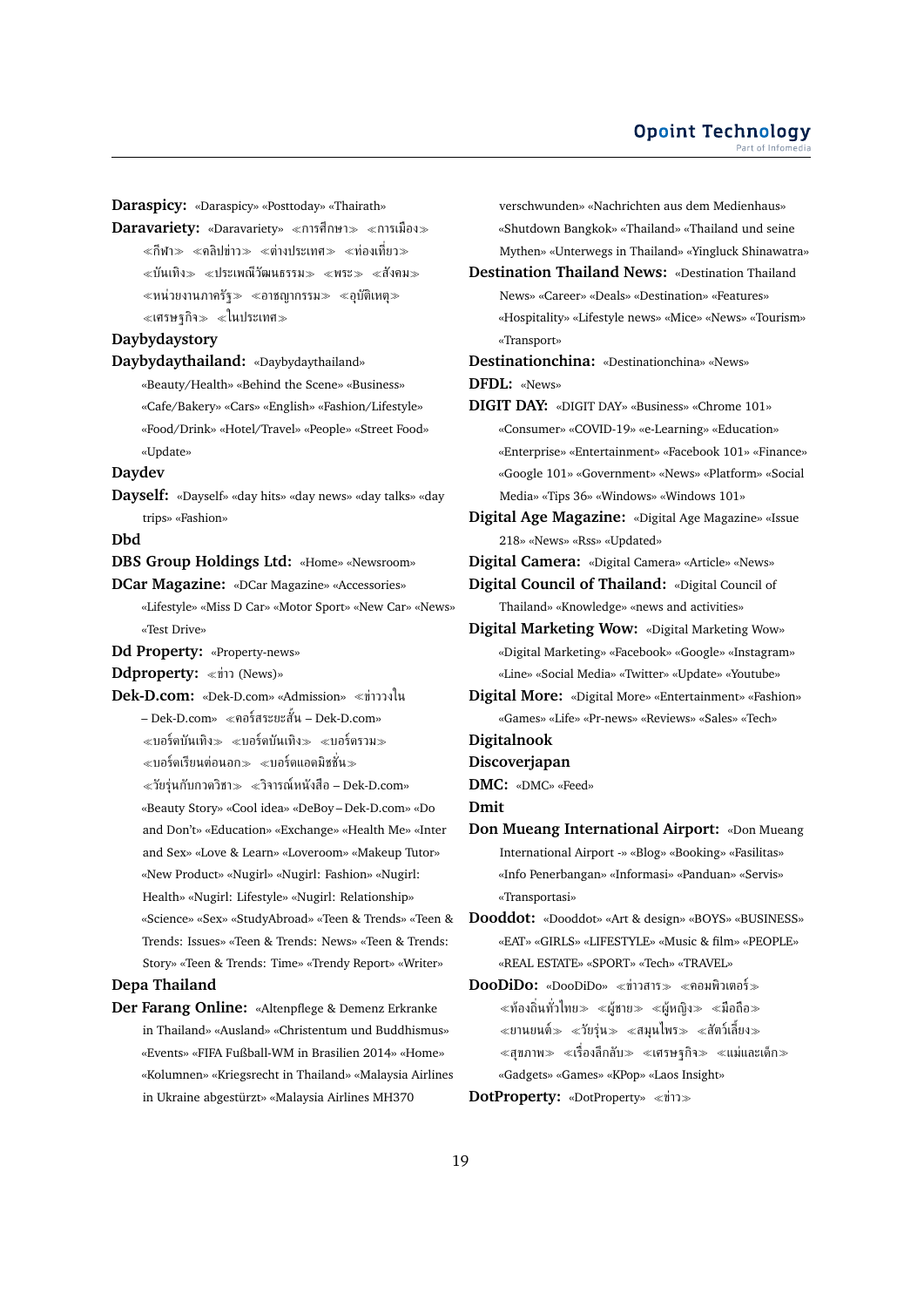**Daraspicy:** «Daraspicy» «Posttoday» «Thairath»

**Daravariety:** «Daravariety» ≪การศึกษา≫ ≪การเมือง≫ ≪กีฬา≫ ≪คลิปข่าว≫ ≪ต่างประเทศ≫ ≪ท่องเที่ยว≫ ≪บันเทิง≫ ≪ประเพณีวัฒนธรรม≫ ≪พระ≫ ≪สังคม≫ ≪หน่วยงานภาครัฐ≫ ≪อาชญากรรม≫ ≪อุบัติเหตุ≫ ≪เศรษฐกิจ≫ ≪ในประเทศ≫

**Daybydaystory**

**Daybydaythailand:** «Daybydaythailand» «Beauty/Health» «Behind the Scene» «Business» «Cafe/Bakery» «Cars» «English» «Fashion/Lifestyle» «Food/Drink» «Hotel/Travel» «People» «Street Food» «Update»

**Daydev**

**Dayself:** «Dayself» «day hits» «day news» «day talks» «day trips» «Fashion»

**Dbd**

**DBS Group Holdings Ltd:** «Home» «Newsroom»

**DCar Magazine:** «DCar Magazine» «Accessories» «Lifestyle» «Miss D Car» «Motor Sport» «New Car» «News» «Test Drive»

**Dd Property:** «Property-news»

**Ddproperty:** ≪ข่าว (News)»

**Dek-D.com:** «Dek-D.com» «Admission» ≪ข่าววงใน – Dek-D.com» ≪คอร์สระยะสั้น – Dek-D.com» ≪บอร์ดบันเทิง≫ ≪บอร์ดบันเทิง≫ ≪บอร์ดรวม≫ ≪บอร์ดเรียนต่อนอก≫ ≪บอร์ดแอดมิชชั่น≫ ≪วัยรุ่นกับภาควิชา≫ ≪วิจารณ์หนังสือ – Dek-D.com» «Beauty Story» «Cool idea» «DeBoy – Dek-D.com» «Do and Don't» «Education» «Exchange» «Health Me» «Inter and Sex» «Love & Learn» «Loveroom» «Makeup Tutor» «New Product» «Nugirl» «Nugirl: Fashion» «Nugirl: Health» «Nugirl: Lifestyle» «Nugirl: Relationship» «Science» «Sex» «StudyAbroad» «Teen & Trends» «Teen & Trends: Issues» «Teen & Trends: News» «Teen & Trends: Story» «Teen & Trends: Time» «Trendy Report» «Writer»

**Depa Thailand**

**Der Farang Online:** «Altenpflege & Demenz Erkranke in Thailand» «Ausland» «Christentum und Buddhismus» «Events» «FIFA Fußball-WM in Brasilien 2014» «Home» «Kolumnen» «Kriegsrecht in Thailand» «Malaysia Airlines in Ukraine abgestürzt» «Malaysia Airlines MH370 verschwunden» «Nachrichten aus dem Medienhaus» «Shutdown Bangkok» «Thailand» «Thailand und seine Mythen» «Unterwegs in Thailand» «Yingluck Shinawatra»

**Destination Thailand News:** «Destination Thailand News» «Career» «Deals» «Destination» «Features» «Hospitality» «Lifestyle news» «Mice» «News» «Tourism» «Transport»

**Destinationchina:** «Destinationchina» «News»

**DFDL:** «News»

**DIGIT DAY:** «DIGIT DAY» «Business» «Chrome 101» «Consumer» «COVID-19» «e-Learning» «Education» «Enterprise» «Entertainment» «Facebook 101» «Finance» «Google 101» «Government» «News» «Platform» «Social Media» «Tips 36» «Windows» «Windows 101»

**Digital Age Magazine:** «Digital Age Magazine» «Issue 218» «News» «Rss» «Updated»

**Digital Camera:** «Digital Camera» «Article» «News»

**Digital Council of Thailand:** «Digital Council of Thailand» «Knowledge» «news and activities»

**Digital Marketing Wow:** «Digital Marketing Wow» «Digital Marketing» «Facebook» «Google» «Instagram» «Line» «Social Media» «Twitter» «Update» «Youtube»

**Digital More:** «Digital More» «Entertainment» «Fashion» «Games» «Life» «Pr-news» «Reviews» «Sales» «Tech»

**Digitalnook**

**Discoverjapan**

**DMC:** «DMC» «Feed»

**Dmit**

**Don Mueang International Airport:** «Don Mueang International Airport -» «Blog» «Booking» «Fasilitas» «Info Penerbangan» «Informasi» «Panduan» «Servis» «Transportasi»

**Dooddot:** «Dooddot» «Art & design» «BOYS» «BUSINESS» «EAT» «GIRLS» «LIFESTYLE» «Music & film» «PEOPLE» «REAL ESTATE» «SPORT» «Tech» «TRAVEL»

**DooDiDo:** «DooDiDo» ≪ข่าวสาร≫ ≪คอมพิวเตอร์≫ ≪ท้องถิ่นทั่วไทย≫ ≪ผู้ชาย≫ ≪ผู้หญิง≫ ≪มือถือ≫ ≪ยานยนต์≫ ≪วัยรุ่น≫ ≪สมุนไพร≫ ≪สัตว์เลี้ยง≫ ≪สุขภาพ≫ ≪เรื่องลึกลับ≫ ≪เศรษฐกิจ≫ ≪แม่และเด็ก≫ «Gadgets» «Games» «KPop» «Laos Insight»

**DotProperty:** «DotProperty» ≪ข่าว≫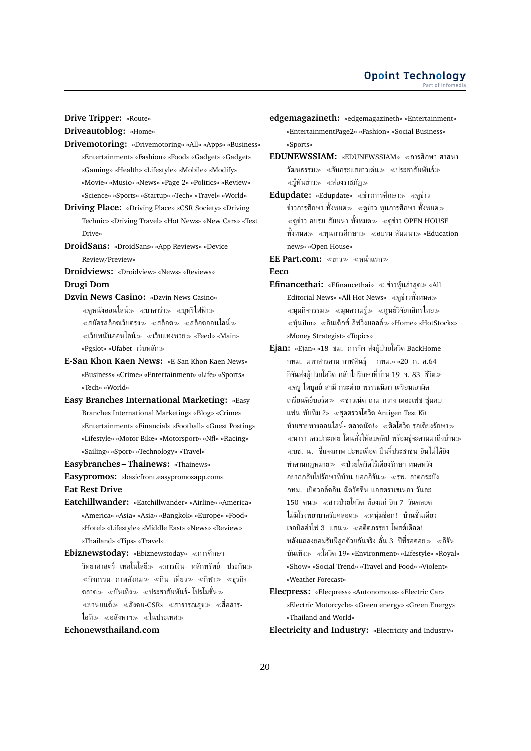**Drive Tripper:** «Route»

**Driveautoblog:** «Home»

**Drivemotoring:** «Drivemotoring» «All» «Apps» «Business» «Entertainment» «Fashion» «Food» «Gadget» «Gadget» «Gaming» «Health» «Lifestyle» «Mobile» «Modify» «Movie» «Music» «News» «Page 2» «Politics» «Review» «Science» «Sports» «Startup» «Tech» «Travel» «World»

**Driving Place:** «Driving Place» «CSR Society» «Driving Technic» «Driving Travel» «Hot News» «New Cars» «Test Drive»

**DroidSans:** «DroidSans» «App Reviews» «Device Review/Preview»

**Droidviews:** «Droidview» «News» «Reviews»

**Drugi Dom**

**Dzvin News Casino:** «Dzvin News Casino» ≪ดูหนังออนไลน์≫ ≪บาคาร่า≫ ≪บุหรี่ไฟฟ้า≫ ≪สมัครสล็อตเว็บตรง≫ ≪สล็อต≫ ≪สล็อตออนไลน์≫ ≪เว็บพนันออนไลน์≫ ≪เว็บแทงหวย≫ «Feed» «Main» «Pgslot» «Ufabet เว็บหลัก≫

**E-San Khon Kaen News:** «E-San Khon Kaen News» «Business» «Crime» «Entertainment» «Life» «Sports» «Tech» «World»

**Easy Branches International Marketing:** «Easy Branches International Marketing» «Blog» «Crime» «Entertainment» «Financial» «Football» «Guest Posting» «Lifestyle» «Motor Bike» «Motorsport» «Nfl» «Racing» «Sailing» «Sport» «Technology» «Travel»

**Easybranches – Thainews:** «Thainews»

**Easypromos:** «basicfront.easypromosapp.com»

**Eat Rest Drive**

**Eatchillwander:** «Eatchillwander» «Airline» «America» «America» «Asia» «Asia» «Bangkok» «Europe» «Food» «Hotel» «Lifestyle» «Middle East» «News» «Review» «Thailand» «Tips» «Travel»

**Ebiznewstoday:** «Ebiznewstoday» ≪การศึกษา-วิทยาศาสตร์- เทคโนโลยี≫ ≪การเงิน- หลักทรัพย์- ประกัน≫ ≪กิจกรรม- ภาพสังคม≫ ≪กิน- เที่ยว≫ ≪กีฬา≫ ≪ธุรกิจ-ตลาด≫ ≪บันเทิง≫ ≪ประชาสัมพันธ์- โปรโมชั่น≫ ≪ยานยนต์≫ ≪สังคม-CSR≫ ≪สาธารณสุข≫ ≪สื่อสาร-ไอที≫ ≪อสังหาฯ≫ ≪ในประเทศ≫

**Echonewsthailand.com**

**edgemagazineth:** «edgemagazineth» «Entertainment» «EntertainmentPage2» «Fashion» «Social Business» «Sports»

**EDUNEWSSIAM:** «EDUNEWSSIAM» ≪การศึกษา ศาสนา วัฒนธรรม≫ ≪จับกระแสข่าวเด่น≫ ≪ประชาสัมพันธ์≫ ≪รู้ทันข่าว≫ ≪ส่องราชภัฏ≫

**Edupdate:** «Edupdate» ≪ข่าวการศึกษา≫ ≪ดูข่าว ข่าวการศึกษา ทั้งหมด≫ ≪ดูข่าว ทุนการศึกษา ทั้งหมด≫ ≪ดูข่าว อบรม สัมมนา ทั้งหมด≫ ≪ดูข่าว OPEN HOUSE ทั้งหมด≫ ≪ทุนการศึกษา≫ ≪อบรม สัมมนา≫ «Education news» «Open House»

**EE Part.com:** ≪ข่าว≫ ≪หน้าแรก≫

**Eeco**

**Efinancethai:** «Efinancethai» ≪ ข่าวหุ้นล่าสุด≫ «All Editorial News» «All Hot News» ≪ดูข่าวทั้งหมด≫ ≪มุมกิจกรรม≫ ≪มุมความรู้≫ ≪ศูนย์วิจัยกสิกรไทย≫ ≪หุ้นilm» ≪อินเด็กซ์ ลิฟวิ่งมอลล์≫ «Home» «HotStocks» «Money Strategist» «Topics»

**Ejan:** «Ejan» «18 ชม. ภารกิจ ส่งผู้ป่วยโควิด BackHome กทม. มหาสารคาม กาฬสินธุ์ – กทม.» «20 ก. ค.64 อีจันส่งผู้ป่วยโควิด กลับไปรักษาที่บ้าน 19 จ. 83 ชีวิต≫ ≪ครู ไพบูลย์ สามี กระต่าย พรรณนิภา เตรียมเอาผิด เกรียนคีย์บอร์ด≫ ≪ชาวเน็ต ถาม กวาง เดอะเฟซ ซุ่มคบ แฟน ทับทิม ?» ≪ชุดตรวจโควิด Antigen Test Kit ห้ามขายทางออนไลน์- ตลาดนัด!» ≪ติดโควิด รอเตียงรักษา≫ ≪นารา เครปกะเทย โดนสั่งให้ลบคลิป พร้อมขู่จะตามมาถึงบ้าน≫ ≪บช. น. ชี้แจงภาพ ปะทะเดือด ปืนจี้ประชาชน ยันไม่ได้ยิง ทำตามกฎหมาย≫ ≪ป่วยโควิดไร้เตียงรักษา หมดหวัง อยากกลับไปรักษาที่บ้าน บอกอีจัน≫ ≪รพ. ลาดกระบัง กทม. เปิดวอล์คอิน ฉีดวัคซีน แอสตราเซเนกา วันละ 150 คน≫ ≪สาวป่วยโควิด ท้องแก่ อีก 7 วันคลอด ไม่มีโรงพยาบาลรับคลอด≫ ≪หนุ่มช็อก! บ้านชั้นเดียว เจอบิลค่าไฟ 3 แสน≫ ≪อดีตภรรยา โพสต์เดือด! หลังแถลงยอมรับมีลูกด้วยกันจริง ลั่น 3 ปีที่รอคอย≫ ≪อีจัน บันเทิง≫ ≪โควิด-19» «Environment» «Lifestyle» «Royal» «Show» «Social Trend» «Travel and Food» «Violent» «Weather Forecast»

**Elecpress:** «Elecpress» «Autonomous» «Electric Car» «Electric Motorcycle» «Green energy» «Green Energy» «Thailand and World»

**Electricity and Industry:** «Electricity and Industry»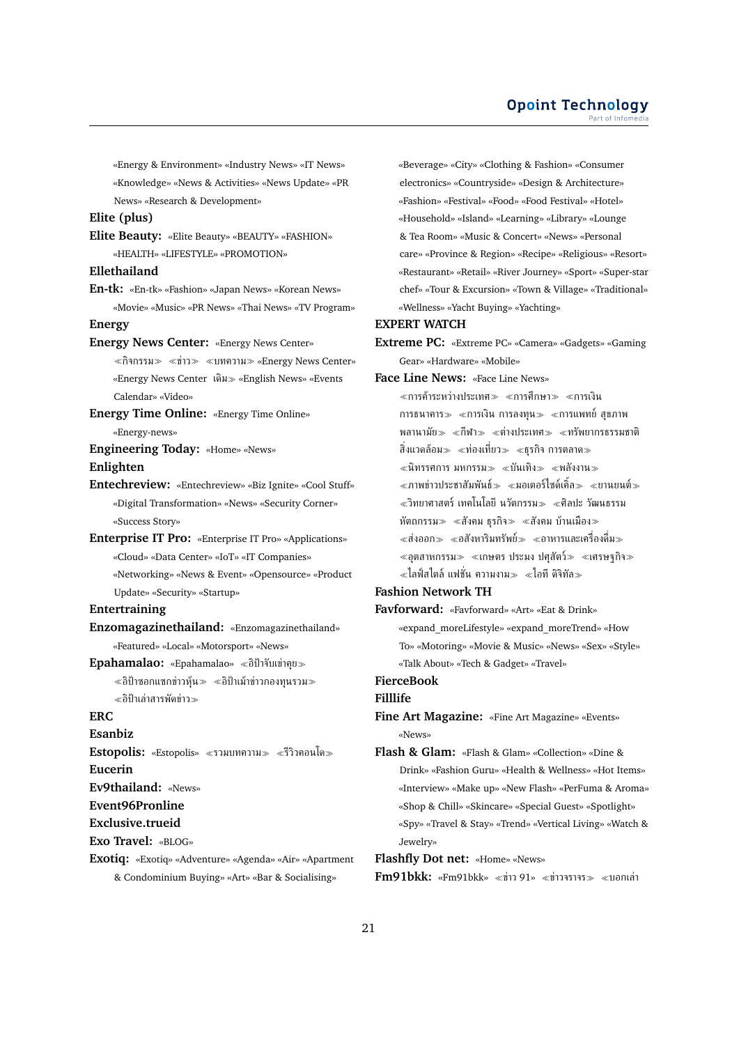«Energy & Environment» «Industry News» «IT News» «Knowledge» «News & Activities» «News Update» «PR News» «Research & Development»

**Elite (plus)**

**Elite Beauty:** «Elite Beauty» «BEAUTY» «FASHION» «HEALTH» «LIFESTYLE» «PROMOTION»

**Ellethailand**

**En-tk:** «En-tk» «Fashion» «Japan News» «Korean News» «Movie» «Music» «PR News» «Thai News» «TV Program»

**Energy**

**Energy News Center:** «Energy News Center» ≪กิจกรรม≫ ≪ข่าว≫ ≪บทความ≫ «Energy News Center» «Energy News Center เดิม≫ «English News» «Events Calendar» «Video»

**Energy Time Online:** «Energy Time Online» «Energy-news»

**Engineering Today:** «Home» «News»

**Enlighten**

**Entechreview:** «Entechreview» «Biz Ignite» «Cool Stuff» «Digital Transformation» «News» «Security Corner» «Success Story»

**Enterprise IT Pro:** «Enterprise IT Pro» «Applications» «Cloud» «Data Center» «IoT» «IT Companies» «Networking» «News & Event» «Opensource» «Product Update» «Security» «Startup»

**Entertraining**

**Enzomagazinethailand:** «Enzomagazinethailand» «Featured» «Local» «Motorsport» «News»

**Epahamalao:** «Epahamalao» ≪อิป้าจับเข่าคุย≫ ≪อิป้าซอกแซกข่าวหุ้น≫ ≪อิป้าเม้าข่าวกองทุนรวม≫ ≪อิป้าเล่าสารพัดข่าว≫

**ERC**

**Esanbiz**

**Estopolis:** «Estopolis» ≪รวมบทความ≫ ≪รีวิวคอนโด≫

**Eucerin**

**Ev9thailand:** «News»

**Event96Pronline**

**Exclusive.trueid**

**Exo Travel:** «BLOG»

**Exotiq:** «Exotiq» «Adventure» «Agenda» «Air» «Apartment & Condominium Buying» «Art» «Bar & Socialising» «Beverage» «City» «Clothing & Fashion» «Consumer electronics» «Countryside» «Design & Architecture» «Fashion» «Festival» «Food» «Food Festival» «Hotel» «Household» «Island» «Learning» «Library» «Lounge & Tea Room» «Music & Concert» «News» «Personal care» «Province & Region» «Recipe» «Religious» «Resort» «Restaurant» «Retail» «River Journey» «Sport» «Super-star chef» «Tour & Excursion» «Town & Village» «Traditional» «Wellness» «Yacht Buying» «Yachting»

**EXPERT WATCH**

**Extreme PC:** «Extreme PC» «Camera» «Gadgets» «Gaming Gear» «Hardware» «Mobile»

**Face Line News:** «Face Line News» ≪การค้าระหว่างประเทศ≫ ≪การศึกษา≫ ≪การเงิน การธนาคาร≫ ≪การเงิน การลงทุน≫ ≪การแพทย์ สุขภาพ พลานามัย≫ ≪กีฬา≫ ≪ต่างประเทศ≫ ≪ทรัพยากรธรรมชาติ สิ่งแวดล้อม≫ ≪ท่องเที่ยว≫ ≪ธุรกิจ การตลาด≫ ≪นิทรรศการ มหกรรม≫ ≪บันเทิง≫ ≪พลังงาน≫ ≪ภาพข่าวประชาสัมพันธ์≫ ≪มอเตอร์ไซด์เคิ้ล≫ ≪ยานยนต์≫ ≪วิทยาศาสตร์ เทคโนโลยี นวัตกรรม≫ ≪ศิลปะ วัฒนธรรม หัตถกรรม≫ ≪สังคม ธุรกิจ≫ ≪สังคม บ้านเมือง≫ ≪ส่งออก≫ ≪อสังหาริมทรัพย์≫ ≪อาหารและเครื่องดื่ม≫ ≪อุตสาหกรรม≫ ≪เกษตร ประมง ปศุสัตว์≫ ≪เศรษฐกิจ≫ ≪ไลฟ์สไตล์ แฟชั่น ความงาม≫ ≪ไอที ดิจิทัล≫

**Fashion Network TH**

**Favforward:** «Favforward» «Art» «Eat & Drink» «expand_moreLifestyle» «expand_moreTrend» «How To» «Motoring» «Movie & Music» «News» «Sex» «Style» «Talk About» «Tech & Gadget» «Travel»

**FierceBook**

**Filllife**

**Fine Art Magazine:** «Fine Art Magazine» «Events» «News»

**Flash & Glam:** «Flash & Glam» «Collection» «Dine & Drink» «Fashion Guru» «Health & Wellness» «Hot Items» «Interview» «Make up» «New Flash» «PerFuma & Aroma» «Shop & Chill» «Skincare» «Special Guest» «Spotlight» «Spy» «Travel & Stay» «Trend» «Vertical Living» «Watch & Jewelry»

**Flashfly Dot net:** «Home» «News»

**Fm91bkk:** «Fm91bkk» ≪ข่าว 91» ≪ข่าวจราจร≫ ≪บอกเล่า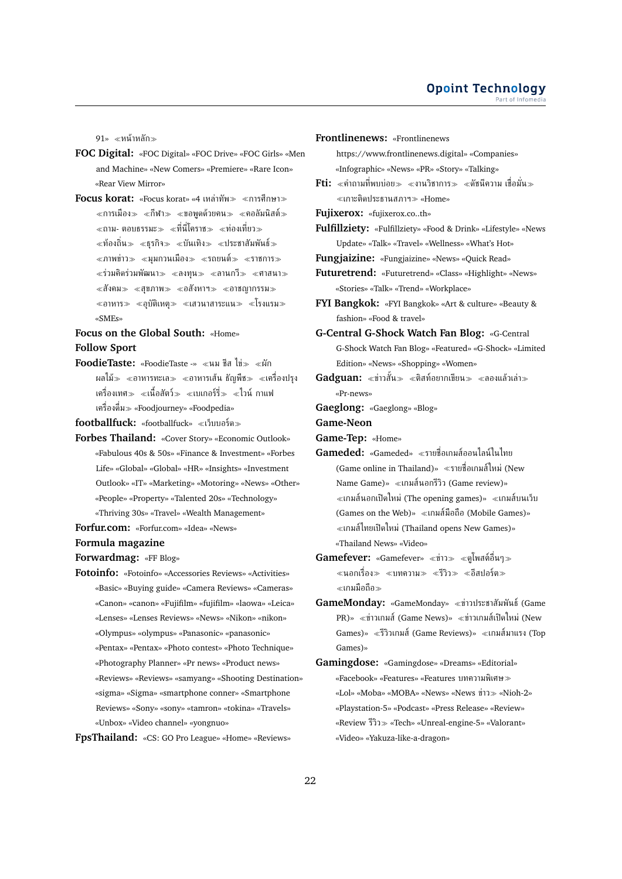91» ≪หน้าหลัก≫

**FOC Digital:** «FOC Digital» «FOC Drive» «FOC Girls» «Men and Machine» «New Comers» «Premiere» «Rare Icon» «Rear View Mirror»

**Focus korat:** «Focus korat» «4 เหล่าทัพ≫ ≪การศึกษา≫ ≪การเมือง≫ ≪กีฬา≫ ≪ขอพูดด้วยคน≫ ≪คอลัมนิสต์≫ ≪ถาม- ตอบธรรมะ≫ ≪ที่นี่โคราช≫ ≪ท่องเที่ยว≫ ≪ท้องถิ่น≫ ≪ธุรกิจ≫ ≪บันเทิง≫ ≪ประชาสัมพันธ์≫ ≪ภาพข่าว≫ ≪มุมกวนเมือง≫ ≪รถยนต์≫ ≪ราชการ≫ ≪ร่วมคิดร่วมพัฒนา≫ ≪ลงทุน≫ ≪ลานกวี≫ ≪ศาสนา≫ ≪สังคม≫ ≪สุขภาพ≫ ≪อสังหาฯ≫ ≪อาชญากรรม≫ ≪อาหาร≫ ≪อุบัติเหตุ≫ ≪เสวนาสาระแน≫ ≪โรงแรม≫ «SMEs»

**Focus on the Global South:** «Home»

**Follow Sport**

**FoodieTaste:** «FoodieTaste -» ≪นม ชีส ไข่≫ ≪ผัก ผลไม้≫ ≪อาหารทะเล≫ ≪อาหารเส้น ธัญพืช≫ ≪เครื่องปรุง เครื่องเทศ≫ ≪เนื้อสัตว์≫ ≪เบเกอรี่≫ ≪ไวน์ กาแฟ เครื่องดื่ม≫ «Foodjourney» «Foodpedia»

**footballfuck:** «footballfuck» ≪เว็บบอร์ด≫

**Forbes Thailand:** «Cover Story» «Economic Outlook» «Fabulous 40s & 50s» «Finance & Investment» «Forbes Life» «Global» «Global» «HR» «Insights» «Investment Outlook» «IT» «Marketing» «Motoring» «News» «Other» «People» «Property» «Talented 20s» «Technology» «Thriving 30s» «Travel» «Wealth Management»

**Forfur.com:** «Forfur.com» «Idea» «News»

**Formula magazine**

**Forwardmag:** «FF Blog»

**Fotoinfo:** «Fotoinfo» «Accessories Reviews» «Activities» «Basic» «Buying guide» «Camera Reviews» «Cameras» «Canon» «canon» «Fujifilm» «fujifilm» «laowa» «Leica» «Lenses» «Lenses Reviews» «News» «Nikon» «nikon» «Olympus» «olympus» «Panasonic» «panasonic» «Pentax» «Pentax» «Photo contest» «Photo Technique» «Photography Planner» «Pr news» «Product news» «Reviews» «Reviews» «samyang» «Shooting Destination» «sigma» «Sigma» «smartphone conner» «Smartphone Reviews» «Sony» «sony» «tamron» «tokina» «Travels» «Unbox» «Video channel» «yongnuo»

**FpsThailand:** «CS: GO Pro League» «Home» «Reviews»

**Frontlinenews:** «Frontlinenews https://www.frontlinenews.digital» «Companies» «Infographic» «News» «PR» «Story» «Talking»

**Fti:** ≪คำถามที่พบบ่อย≫ ≪งานวิชาการ≫ ≪ดัชนีความ เชื่อมั่น≫ ≪เกาะติดประธานสภาฯ≫ «Home»

**Fujixerox:** «fujixerox.co..th»

**Fulfillziety:** «Fulfillziety» «Food & Drink» «Lifestyle» «News Update» «Talk» «Travel» «Wellness» «What's Hot»

**Fungjaizine:** «Fungjaizine» «News» «Quick Read»

**Futuretrend:** «Futuretrend» «Class» «Highlight» «News» «Stories» «Talk» «Trend» «Workplace»

**FYI Bangkok:** «FYI Bangkok» «Art & culture» «Beauty & fashion» «Food & travel»

**G-Central G-Shock Watch Fan Blog:** «G-Central G-Shock Watch Fan Blog» «Featured» «G-Shock» «Limited Edition» «News» «Shopping» «Women»

**Gadguan:** ≪ข่าวสั้น≫ ≪ดิสท์อยากเขียน≫ ≪ลองแล้วเล่า≫ «Pr-news»

**Gaeglong:** «Gaeglong» «Blog»

**Game-Neon**

**Game-Tep:** «Home»

**Gameded:** «Gameded» ≪รายชื่อเกมส์ออนไลน์ในไทย (Game online in Thailand)» ≪รายชื่อเกมส์ใหม่ (New Name Game)» ≪เกมส์นอกรีวิว (Game review)» ≪เกมส์นอกเปิดใหม่ (The opening games)» ≪เกมส์บนเว็บ (Games on the Web)» ≪เกมส์มือถือ (Mobile Games)» ≪เกมส์ไทยเปิดใหม่ (Thailand opens New Games)» «Thailand News» «Video»

**Gamefever:** «Gamefever» ≪ข่าว≫ ≪ดูโพสต์อื่นๆ≫ ≪นอกเรื่อง≫ ≪บทความ≫ ≪รีวิว≫ ≪อีสปอร์ต≫ ≪เกมมือถือ≫

**GameMonday:** «GameMonday» ≪ข่าวประชาสัมพันธ์ (Game PR)» ≪ข่าวเกมส์ (Game News)» ≪ข่าวเกมส์เปิดใหม่ (New Games)» ≪รีวิวเกมส์ (Game Reviews)» ≪เกมส์มาแรง (Top Games)»

**Gamingdose:** «Gamingdose» «Dreams» «Editorial» «Facebook» «Features» «Features บทความพิเศษ≫ «Lol» «Moba» «MOBA» «News» «News ข่าว≫ «Nioh-2» «Playstation-5» «Podcast» «Press Release» «Review» «Review รีวิว≫ «Tech» «Unreal-engine-5» «Valorant» «Video» «Yakuza-like-a-dragon»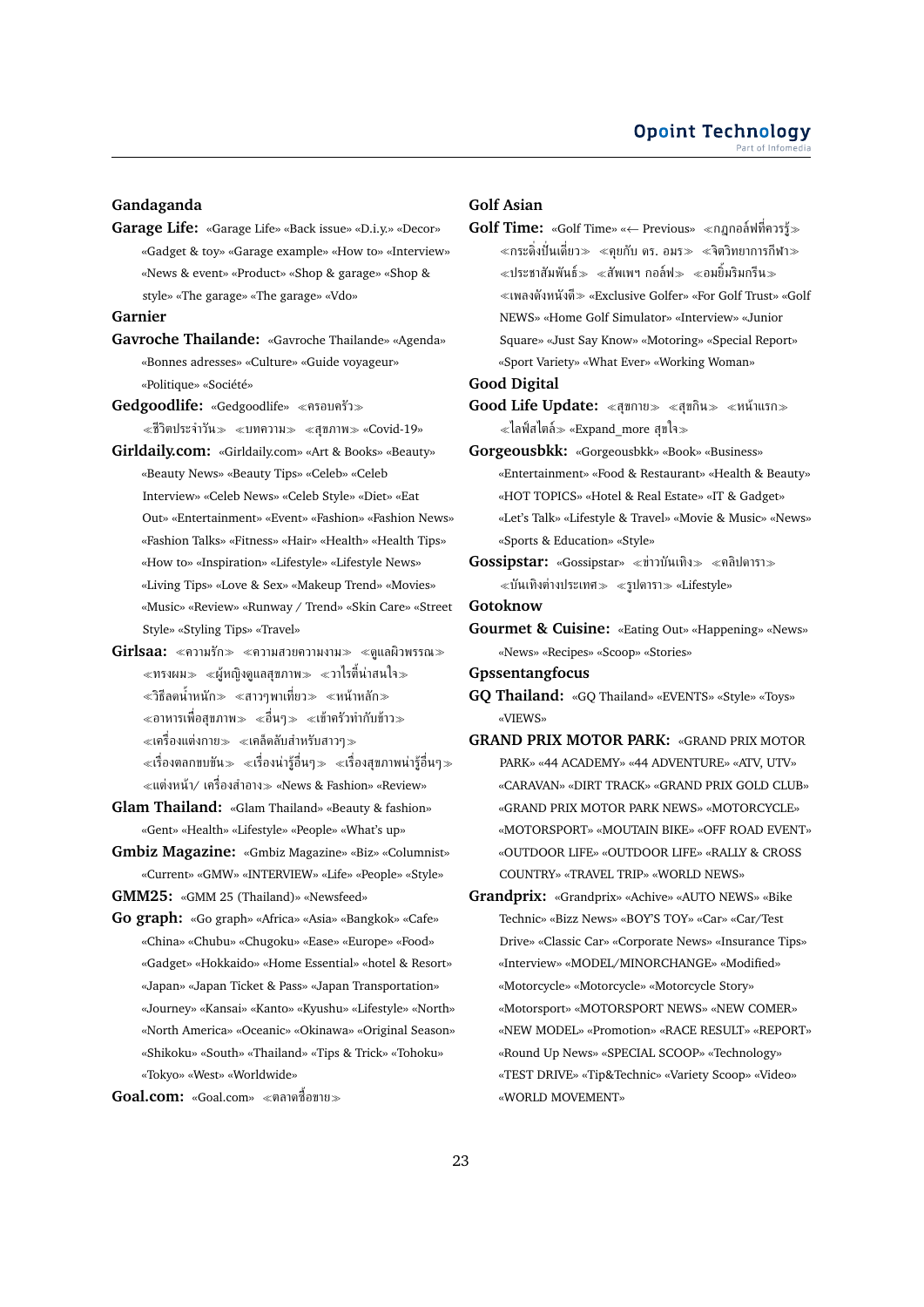**Gandaganda**

**Garage Life:** «Garage Life» «Back issue» «D.i.y.» «Decor» «Gadget & toy» «Garage example» «How to» «Interview» «News & event» «Product» «Shop & garage» «Shop & style» «The garage» «The garage» «Vdo»

**Garnier**

**Gavroche Thailande:** «Gavroche Thailande» «Agenda» «Bonnes adresses» «Culture» «Guide voyageur» «Politique» «Société»

**Gedgoodlife:** «Gedgoodlife» ≪ครอบครัว≫ ≪ชีวิตประจำวัน≫ ≪บทความ≫ ≪สุขภาพ≫ «Covid-19»

**Girldaily.com:** «Girldaily.com» «Art & Books» «Beauty» «Beauty News» «Beauty Tips» «Celeb» «Celeb Interview» «Celeb News» «Celeb Style» «Diet» «Eat Out» «Entertainment» «Event» «Fashion» «Fashion News» «Fashion Talks» «Fitness» «Hair» «Health» «Health Tips» «How to» «Inspiration» «Lifestyle» «Lifestyle News» «Living Tips» «Love & Sex» «Makeup Trend» «Movies» «Music» «Review» «Runway / Trend» «Skin Care» «Street Style» «Styling Tips» «Travel»

**Girlsaa:** ≪ความรัก≫ ≪ความสวยความงาม≫ ≪ดูแลผิวพรรณ≫ ≪ทรงผม≫ ≪ผู้หญิงดูแลสุขภาพ≫ ≪วาไรตี้น่าสนใจ≫ ≪วิธีลดน้ำหนัก≫ ≪สาวๆพาเที่ยว≫ ≪หน้าหลัก≫ ≪อาหารเพื่อสุขภาพ≫ ≪อื่นๆ≫ ≪เข้าครัวทำกับข้าว≫ ≪เครื่องแต่งกาย≫ ≪เคล็ดลับสำหรับสาวๆ≫ ≪เรื่องตลกขบขัน≫ ≪เรื่องน่ารู้อื่นๆ≫ ≪เรื่องสุขภาพน่ารู้อื่นๆ≫ ≪แต่งหน้า/ เครื่องสำอาง≫ «News & Fashion» «Review»

**Glam Thailand:** «Glam Thailand» «Beauty & fashion» «Gent» «Health» «Lifestyle» «People» «What's up»

**Gmbiz Magazine:** «Gmbiz Magazine» «Biz» «Columnist» «Current» «GMW» «INTERVIEW» «Life» «People» «Style»

**GMM25:** «GMM 25 (Thailand)» «Newsfeed»

**Go graph:** «Go graph» «Africa» «Asia» «Bangkok» «Cafe» «China» «Chubu» «Chugoku» «Ease» «Europe» «Food» «Gadget» «Hokkaido» «Home Essential» «hotel & Resort» «Japan» «Japan Ticket & Pass» «Japan Transportation» «Journey» «Kansai» «Kanto» «Kyushu» «Lifestyle» «North» «North America» «Oceanic» «Okinawa» «Original Season» «Shikoku» «South» «Thailand» «Tips & Trick» «Tohoku» «Tokyo» «West» «Worldwide»

**Goal.com:** «Goal.com» ≪ตลาดซื้อขาย≫

**Golf Asian**

**Golf Time:** «Golf Time» «← Previous» ≪กฎกอล์ฟที่ควรรู้≫ ≪กระติ่งปั่นเดี่ยว≫ ≪คุยกับ ดร. อมร≫ ≪จิตวิทยาการกีฬา≫ ≪ประชาสัมพันธ์≫ ≪สัพเพฯ กอล์ฟ≫ ≪อมยิ้มริมกรีน≫ ≪เพลงดังหนังดี≫ «Exclusive Golfer» «For Golf Trust» «Golf NEWS» «Home Golf Simulator» «Interview» «Junior Square» «Just Say Know» «Motoring» «Special Report» «Sport Variety» «What Ever» «Working Woman»

**Good Digital**

**Good Life Update:** ≪สุขกาย≫ ≪สุขกิน≫ ≪หน้าแรก≫ ≪ไลฟ์สไตล์≫ «Expand_more สุขใจ≫

**Gorgeousbkk:** «Gorgeousbkk» «Book» «Business» «Entertainment» «Food & Restaurant» «Health & Beauty» «HOT TOPICS» «Hotel & Real Estate» «IT & Gadget» «Let's Talk» «Lifestyle & Travel» «Movie & Music» «News» «Sports & Education» «Style»

**Gossipstar:** «Gossipstar» ≪ข่าวบันเทิง≫ ≪คลิปดารา≫ ≪บันเทิงต่างประเทศ≫ ≪รูปดารา≫ «Lifestyle»

**Gotoknow**

**Gourmet & Cuisine:** «Eating Out» «Happening» «News» «News» «Recipes» «Scoop» «Stories»

**Gpssentangfocus**

**GQ Thailand:** «GQ Thailand» «EVENTS» «Style» «Toys» «VIEWS»

**GRAND PRIX MOTOR PARK:** «GRAND PRIX MOTOR PARK» «44 ACADEMY» «44 ADVENTURE» «ATV, UTV» «CARAVAN» «DIRT TRACK» «GRAND PRIX GOLD CLUB» «GRAND PRIX MOTOR PARK NEWS» «MOTORCYCLE» «MOTORSPORT» «MOUTAIN BIKE» «OFF ROAD EVENT» «OUTDOOR LIFE» «OUTDOOR LIFE» «RALLY & CROSS COUNTRY» «TRAVEL TRIP» «WORLD NEWS»

**Grandprix:** «Grandprix» «Achive» «AUTO NEWS» «Bike Technic» «Bizz News» «BOY'S TOY» «Car» «Car/Test Drive» «Classic Car» «Corporate News» «Insurance Tips» «Interview» «MODEL/MINORCHANGE» «Modified» «Motorcycle» «Motorcycle» «Motorcycle Story» «Motorsport» «MOTORSPORT NEWS» «NEW COMER» «NEW MODEL» «Promotion» «RACE RESULT» «REPORT» «Round Up News» «SPECIAL SCOOP» «Technology» «TEST DRIVE» «Tip&Technic» «Variety Scoop» «Video» «WORLD MOVEMENT»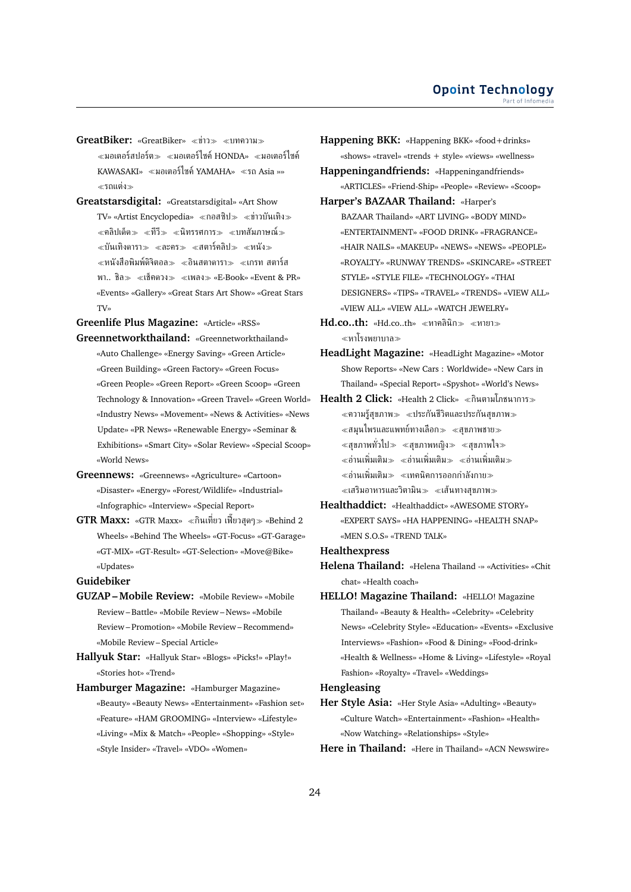**GreatBiker:** «GreatBiker» ≪ข่าว≫ ≪บทความ≫ ≪มอเตอร์สปอร์ต≫ ≪มอเตอร์ไซค์ HONDA» ≪มอเตอร์ไซค์ KAWASAKI» ≪มอเตอร์ไซค์ YAMAHA» ≪รถ Asia »» ≪รถแต่ง≫

**Greatstarsdigital:** «Greatstarsdigital» «Art Show TV» «Artist Encyclopedia» ≪กอสซิป≫ ≪ข่าวบันเทิง≫ ≪คลิปเด็ด≫ ≪ทีวี≫ ≪นิทรรศการ≫ ≪บทสัมภาษณ์≫ ≪บันเทิงดารา≫ ≪ละคร≫ ≪สตาร์คลิป≫ ≪หนัง≫ ≪หนังสือพิมพ์ดิจิตอล≫ ≪อินสตาดารา≫ ≪เกรท สตาร์ส พา.. ชิล≫ ≪เช็คดวง≫ ≪เพลง≫ «E-Book» «Event & PR» «Events» «Gallery» «Great Stars Art Show» «Great Stars TV»

**Greenlife Plus Magazine:** «Article» «RSS»

**Greennetworkthailand:** «Greennetworkthailand» «Auto Challenge» «Energy Saving» «Green Article» «Green Building» «Green Factory» «Green Focus» «Green People» «Green Report» «Green Scoop» «Green Technology & Innovation» «Green Travel» «Green World» «Industry News» «Movement» «News & Activities» «News Update» «PR News» «Renewable Energy» «Seminar & Exhibitions» «Smart City» «Solar Review» «Special Scoop» «World News»

**Greennews:** «Greennews» «Agriculture» «Cartoon» «Disaster» «Energy» «Forest/Wildlife» «Industrial» «Infographic» «Interview» «Special Report»

**GTR Maxx:** «GTR Maxx» ≪กินเที่ยว เฟี้ยวสุดๆ≫ «Behind 2 Wheels» «Behind The Wheels» «GT-Focus» «GT-Garage» «GT-MIX» «GT-Result» «GT-Selection» «Move@Bike» «Updates»

**Guidebiker**

**GUZAP – Mobile Review:** «Mobile Review» «Mobile Review – Battle» «Mobile Review – News» «Mobile Review – Promotion» «Mobile Review – Recommend» «Mobile Review – Special Article»

**Hallyuk Star:** «Hallyuk Star» «Blogs» «Picks!» «Play!» «Stories hot» «Trend»

**Hamburger Magazine:** «Hamburger Magazine» «Beauty» «Beauty News» «Entertainment» «Fashion set» «Feature» «HAM GROOMING» «Interview» «Lifestyle» «Living» «Mix & Match» «People» «Shopping» «Style» «Style Insider» «Travel» «VDO» «Women»

**Happening BKK:** «Happening BKK» «food+drinks» «shows» «travel» «trends + style» «views» «wellness»

**Happeningandfriends:** «Happeningandfriends» «ARTICLES» «Friend-Ship» «People» «Review» «Scoop»

**Harper's BAZAAR Thailand:** «Harper's BAZAAR Thailand» «ART LIVING» «BODY MIND» «ENTERTAINMENT» «FOOD DRINK» «FRAGRANCE» «HAIR NAILS» «MAKEUP» «NEWS» «NEWS» «PEOPLE» «ROYALTY» «RUNWAY TRENDS» «SKINCARE» «STREET STYLE» «STYLE FILE» «TECHNOLOGY» «THAI DESIGNERS» «TIPS» «TRAVEL» «TRENDS» «VIEW ALL» «VIEW ALL» «VIEW ALL» «WATCH JEWELRY»

**Hd.co..th:** «Hd.co..th» ≪หาคลินิก≫ ≪หายา≫ ≪หาโรงพยาบาล≫

**HeadLight Magazine:** «HeadLight Magazine» «Motor Show Reports» «New Cars : Worldwide» «New Cars in Thailand» «Special Report» «Spyshot» «World's News»

**Health 2 Click:** «Health 2 Click» ≪กินตามโภชนาการ≫ ≪ความรู้สุขภาพ≫ ≪ประกันชีวิตและประกันสุขภาพ≫ ≪สมุนไพรและแพทย์ทางเลือก≫ ≪สุขภาพชาย≫ ≪สุขภาพทั่วไป≫ ≪สุขภาพหญิง≫ ≪สุขภาพใจ≫ ≪อ่านเพิ่มเติม≫ ≪อ่านเพิ่มเติม≫ ≪อ่านเพิ่มเติม≫ ≪อ่านเพิ่มเติม≫ ≪เทคนิคการออกกำลังกาย≫ ≪เสริมอาหารและวิตามิน≫ ≪เส้นทางสุขภาพ≫

**Healthaddict:** «Healthaddict» «AWESOME STORY» «EXPERT SAYS» «HA HAPPENING» «HEALTH SNAP» «MEN S.O.S» «TREND TALK»

**Healthexpress**

**Helena Thailand:** «Helena Thailand -» «Activities» «Chit chat» «Health coach»

**HELLO! Magazine Thailand:** «HELLO! Magazine Thailand» «Beauty & Health» «Celebrity» «Celebrity News» «Celebrity Style» «Education» «Events» «Exclusive Interviews» «Fashion» «Food & Dining» «Food-drink» «Health & Wellness» «Home & Living» «Lifestyle» «Royal Fashion» «Royalty» «Travel» «Weddings»

**Hengleasing**

**Her Style Asia:** «Her Style Asia» «Adulting» «Beauty» «Culture Watch» «Entertainment» «Fashion» «Health» «Now Watching» «Relationships» «Style»

**Here in Thailand:** «Here in Thailand» «ACN Newswire»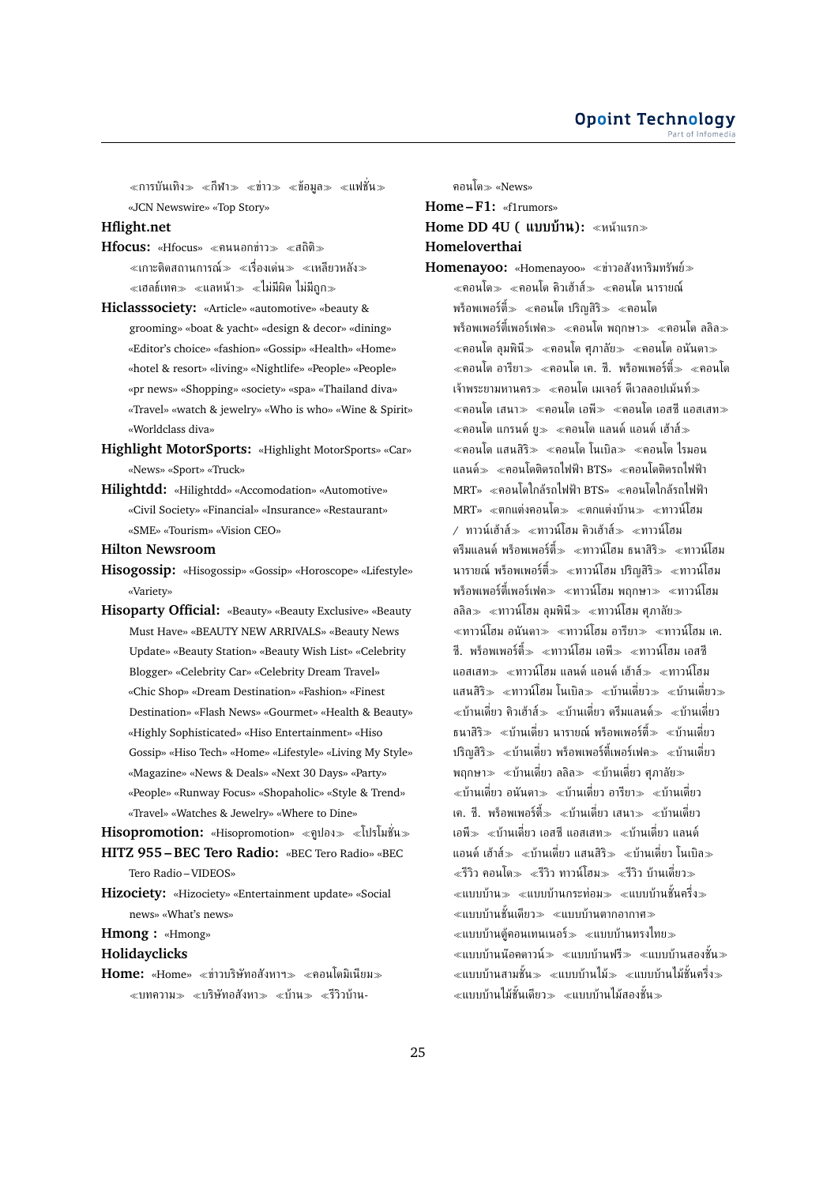≪การบันเทิง≫ ≪กีฬา≫ ≪ข่าว≫ ≪ข้อมูล≫ ≪แฟชั่น≫ «JCN Newswire» «Top Story»

**Hflight.net**

**Hfocus:** «Hfocus» ≪คนนอกข่าว≫ ≪สถิติ≫ ≪เกาะติดสถานการณ์≫ ≪เรื่องเด่น≫ ≪เหลียวหลัง≫ ≪เฮลธ์เทค≫ ≪แลหน้า≫ ≪ไม่มีผิด ไม่มีถูก≫

**Hiclasssociety:** «Article» «automotive» «beauty & grooming» «boat & yacht» «design & decor» «dining» «Editor's choice» «fashion» «Gossip» «Health» «Home» «hotel & resort» «living» «Nightlife» «People» «People» «pr news» «Shopping» «society» «spa» «Thailand diva» «Travel» «watch & jewelry» «Who is who» «Wine & Spirit» «Worldclass diva»

**Highlight MotorSports:** «Highlight MotorSports» «Car» «News» «Sport» «Truck»

**Hilightdd:** «Hilightdd» «Accomodation» «Automotive» «Civil Society» «Financial» «Insurance» «Restaurant» «SME» «Tourism» «Vision CEO»

**Hilton Newsroom**

**Hisogossip:** «Hisogossip» «Gossip» «Horoscope» «Lifestyle» «Variety»

**Hisoparty Official:** «Beauty» «Beauty Exclusive» «Beauty Must Have» «BEAUTY NEW ARRIVALS» «Beauty News Update» «Beauty Station» «Beauty Wish List» «Celebrity Blogger» «Celebrity Car» «Celebrity Dream Travel» «Chic Shop» «Dream Destination» «Fashion» «Finest Destination» «Flash News» «Gourmet» «Health & Beauty» «Highly Sophisticated» «Hiso Entertainment» «Hiso Gossip» «Hiso Tech» «Home» «Lifestyle» «Living My Style» «Magazine» «News & Deals» «Next 30 Days» «Party» «People» «Runway Focus» «Shopaholic» «Style & Trend» «Travel» «Watches & Jewelry» «Where to Dine»

**Hisopromotion:** «Hisopromotion» ≪คูปอง≫ ≪โปรโมชั่น≫

**HITZ 955 – BEC Tero Radio:** «BEC Tero Radio» «BEC Tero Radio – VIDEOS»

**Hizociety:** «Hizociety» «Entertainment update» «Social news» «What's news»

**Hmong :** «Hmong»

**Holidayclicks**

**Home:** «Home» ≪ข่าวบริษัทอสังหาฯ≫ ≪คอนโดมิเนียม≫ ≪บทความ≫ ≪บริษัทอสังหา≫ ≪บ้าน≫ ≪รีวิวบ้าน-คอนโด≫ «News»

**Home – F1:** «f1rumors»

**Home DD 4U ( แบบบ้าน):** ≪หน้าแรก≫

**Homeloverthai**

**Homenayoo:** «Homenayoo» ≪ข่าวอสังหาริมทรัพย์≫ ≪คอนโด≫ ≪คอนโด คิวเฮ้าส์≫ ≪คอนโด นารายณ์ พร็อพเพอร์ตี้≫ ≪คอนโด ปริญสิริ≫ ≪คอนโด พร็อพเพอร์ตี้เพอร์เฟค≫ ≪คอนโด พฤกษา≫ ≪คอนโด ลลิล≫ ≪คอนโด ลุมพินี≫ ≪คอนโด ศุภาลัย≫ ≪คอนโด อนันดา≫ ≪คอนโด อารียา≫ ≪คอนโด เค. ซี. พร็อพเพอร์ตี้≫ ≪คอนโด เจ้าพระยามหานคร≫ ≪คอนโด เมเจอร์ ดีเวลลอปเม้นท์≫ ≪คอนโด เสนา≫ ≪คอนโด เอพี≫ ≪คอนโด เอสซี แอสเสท≫ ≪คอนโด แกรนด์ ยู≫ ≪คอนโด แลนด์ แอนด์ เฮ้าส์≫ ≪คอนโด แสนสิริ≫ ≪คอนโด โนเบิล≫ ≪คอนโด ไรมอน แลนด์≫ ≪คอนโดติดรถไฟฟ้า BTS» ≪คอนโดติดรถไฟฟ้า MRT» ≪คอนโดใกล้รถไฟฟ้า BTS» ≪คอนโดใกล้รถไฟฟ้า MRT» ≪ตกแต่งคอนโด≫ ≪ตกแต่งบ้าน≫ ≪ทาวน์โฮม / ทาวน์เฮ้าส์≫ ≪ทาวน์โฮม คิวเฮ้าส์≫ ≪ทาวน์โฮม ดรีมแลนด์ พร็อพเพอร์ตี้≫ ≪ทาวน์โฮม ธนาสิริ≫ ≪ทาวน์โฮม นารายณ์ พร็อพเพอร์ตี้≫ ≪ทาวน์โฮม ปริญสิริ≫ ≪ทาวน์โฮม พร็อพเพอร์ตี้เพอร์เฟค≫ ≪ทาวน์โฮม พฤกษา≫ ≪ทาวน์โฮม ลลิล≫ ≪ทาวน์โฮม ลุมพินี≫ ≪ทาวน์โฮม ศุภาลัย≫ ≪ทาวน์โฮม อนันดา≫ ≪ทาวน์โฮม อารียา≫ ≪ทาวน์โฮม เค. ซี. พร็อพเพอร์ตี้≫ ≪ทาวน์โฮม เอพี≫ ≪ทาวน์โฮม เอสซี แอสเสท≫ ≪ทาวน์โฮม แลนด์ แอนด์ เฮ้าส์≫ ≪ทาวน์โฮม แสนสิริ≫ ≪ทาวน์โฮม โนเบิล≫ ≪บ้านเดี่ยว≫ ≪บ้านเดี่ยว≫ ≪บ้านเดี่ยว คิวเฮ้าส์≫ ≪บ้านเดี่ยว ดรีมแลนด์≫ ≪บ้านเดี่ยว ธนาสิริ≫ ≪บ้านเดี่ยว นารายณ์ พร็อพเพอร์ตี้≫ ≪บ้านเดี่ยว ปริญสิริ≫ ≪บ้านเดี่ยว พร็อพเพอร์ตี้เพอร์เฟค≫ ≪บ้านเดี่ยว พฤกษา≫ ≪บ้านเดี่ยว ลลิล≫ ≪บ้านเดี่ยว ศุภาลัย≫ ≪บ้านเดี่ยว อนันดา≫ ≪บ้านเดี่ยว อารียา≫ ≪บ้านเดี่ยว เค. ซี. พร็อพเพอร์ตี้≫ ≪บ้านเดี่ยว เสนา≫ ≪บ้านเดี่ยว เอพี≫ ≪บ้านเดี่ยว เอสซี แอสเสท≫ ≪บ้านเดี่ยว แลนด์ แอนด์ เฮ้าส์≫ ≪บ้านเดี่ยว แสนสิริ≫ ≪บ้านเดี่ยว โนเบิล≫ ≪รีวิว คอนโด≫ ≪รีวิว ทาวน์โฮม≫ ≪รีวิว บ้านเดี่ยว≫ ≪แบบบ้าน≫ ≪แบบบ้านกระท่อม≫ ≪แบบบ้านชั้นครึ่ง≫ ≪แบบบ้านชั้นเดียว≫ ≪แบบบ้านตากอากาศ≫ ≪แบบบ้านตู้คอนเทนเนอร์≫ ≪แบบบ้านทรงไทย≫ ≪แบบบ้านน็อคดาวน์≫ ≪แบบบ้านฟรี≫ ≪แบบบ้านสองชั้น≫ ≪แบบบ้านสามชั้น≫ ≪แบบบ้านไม้≫ ≪แบบบ้านไม้ชั้นครึ่ง≫ ≪แบบบ้านไม้ชั้นเดียว≫ ≪แบบบ้านไม้สองชั้น≫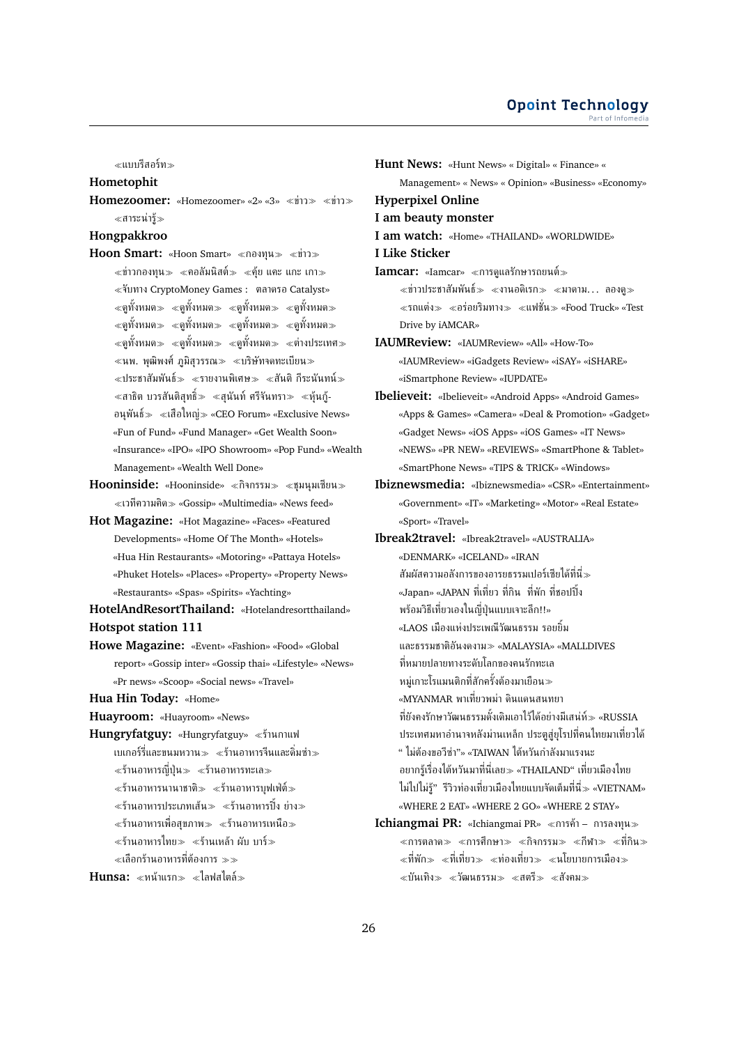≪แบบรีสอร์ท≫

**Hometophit**

**Homezoomer:** «Homezoomer» «2» «3» ≪ข่าว≫ ≪ข่าว≫ ≪สาระน่ารู้≫

**Hongpakkroo**

**Hoon Smart:** «Hoon Smart» ≪กองทุน≫ ≪ข่าว≫ ≪ข่าวกองทุน≫ ≪คอลัมนิสต์≫ ≪คุ้ย แคะ แกะ เกา≫ ≪จับทาง CryptoMoney Games : ตลาดรอ Catalyst» ≪ดูทั้งหมด≫ ≪ดูทั้งหมด≫ ≪ดูทั้งหมด≫ ≪ดูทั้งหมด≫ ≪ดูทั้งหมด≫ ≪ดูทั้งหมด≫ ≪ดูทั้งหมด≫ ≪ดูทั้งหมด≫ ≪ดูทั้งหมด≫ ≪ดูทั้งหมด≫ ≪ดูทั้งหมด≫ ≪ต่างประเทศ≫ ≪นพ. พูฒิพงศ์ ภูมิสุวรรณ≫ ≪บริษัทจดทะเบียน≫ ≪ประชาสัมพันธ์≫ ≪รายงานพิเศษ≫ ≪สันติ กีระนันทน์≫ ≪สาธิต บวรสันติสุทธิ์≫ ≪สุนันท์ ศรีจันทรา≫ ≪หุ้นกู้-อนุพันธ์≫ ≪เสือใหญ่≫ «CEO Forum» «Exclusive News» «Fun of Fund» «Fund Manager» «Get Wealth Soon» «Insurance» «IPO» «IPO Showroom» «Pop Fund» «Wealth Management» «Wealth Well Done»

**Hooninside:** «Hooninside» ≪กิจกรรม≫ ≪ชุมนุมเซียน≫ ≪เวทีความคิด≫ «Gossip» «Multimedia» «News feed»

**Hot Magazine:** «Hot Magazine» «Faces» «Featured Developments» «Home Of The Month» «Hotels» «Hua Hin Restaurants» «Motoring» «Pattaya Hotels» «Phuket Hotels» «Places» «Property» «Property News» «Restaurants» «Spas» «Spirits» «Yachting»

**HotelAndResortThailand:** «Hotelandresortthailand»

**Hotspot station 111**

**Howe Magazine:** «Event» «Fashion» «Food» «Global report» «Gossip inter» «Gossip thai» «Lifestyle» «News» «Pr news» «Scoop» «Social news» «Travel»

**Hua Hin Today:** «Home»

**Huayroom:** «Huayroom» «News»

**Hungryfatguy:** «Hungryfatguy» ≪ร้านกาแฟ เบเกอรี่และขนมหวาน≫ ≪ร้านอาหารจีนและติ่มซำ≫ ≪ร้านอาหารญี่ปุ่น≫ ≪ร้านอาหารทะเล≫ ≪ร้านอาหารนานาชาติ≫ ≪ร้านอาหารบุฟเฟ่ต์≫ ≪ร้านอาหารประเภทเส้น≫ ≪ร้านอาหารปิ้ง ย่าง≫ ≪ร้านอาหารเพื่อสุขภาพ≫ ≪ร้านอาหารเหนือ≫ ≪ร้านอาหารไทย≫ ≪ร้านเหล้า ผับ บาร์≫ ≪เลือกร้านอาหารที่ต้องการ ≫≫

**Hunsa:** ≪หน้าแรก≫ ≪ไลฟสไตล์≫

**Hunt News:** «Hunt News» « Digital» « Finance» « Management» « News» « Opinion» «Business» «Economy»

**Hyperpixel Online**

**I am beauty monster**

**I am watch:** «Home» «THAILAND» «WORLDWIDE»

**I Like Sticker**

**Iamcar:** «Iamcar» ≪การดูแลรักษารถยนต์≫ ≪ข่าวประชาสัมพันธ์≫ ≪งานอดิเรก≫ ≪มาตาม. . . ลองดู≫ ≪รถแต่ง≫ ≪อร่อยริมทาง≫ ≪แฟชั่น≫ «Food Truck» «Test Drive by iAMCAR»

**IAUMReview:** «IAUMReview» «All» «How-To» «IAUMReview» «iGadgets Review» «iSAY» «iSHARE» «iSmartphone Review» «IUPDATE»

**Ibelieveit:** «Ibelieveit» «Android Apps» «Android Games» «Apps & Games» «Camera» «Deal & Promotion» «Gadget» «Gadget News» «iOS Apps» «iOS Games» «IT News» «NEWS» «PR NEW» «REVIEWS» «SmartPhone & Tablet» «SmartPhone News» «TIPS & TRICK» «Windows»

**Ibiznewsmedia:** «Ibiznewsmedia» «CSR» «Entertainment» «Government» «IT» «Marketing» «Motor» «Real Estate» «Sport» «Travel»

**Ibreak2travel:** «Ibreak2travel» «AUSTRALIA» «DENMARK» «ICELAND» «IRAN สัมผัสความอลังการของอารยธรรมเปอร์เซียได้ที่นี่≫ «Japan» «JAPAN ที่เที่ยว ที่กิน ที่พัก ที่ชอปปิ้ง พร้อมวิธีเที่ยวเองในญี่ปุ่นแบบเจาะลึก!!» «LAOS เมืองแห่งประเพณีวัฒนธรรม รอยยิ้ม และธรรมชาติอันงดงาม≫ «MALAYSIA» «MALLDIVES ที่หมายปลายทางระดับโลกของคนรักทะเล หมู่เกาะโรแมนติกที่สักครั้งต้องมาเยือน≫ «MYANMAR พาเที่ยวพม่า ดินแดนสนทยา ที่ยังคงรักษาวัฒนธรรมดั้งเดิมเอาไว้ได้อย่างมีเสน่ห์≫ «RUSSIA ประเทศมหาอำนาจหลังม่านเหล็ก ประตูสู่ยุโรปที่คนไทยมาเที่ยวได้ " ไม่ต้องขอวีซ่า"» «TAIWAN ไต้หวันกำลังมาแรงนะ อยากรู้เรื่องไต้หวันมาที่นี่เลย≫ «THAILAND" เที่ยวเมืองไทย ไม่ไปไม่รู้" รีวิวท่องเที่ยวเมืองไทยแบบจัดเต็มที่นี่≫ «VIETNAM» «WHERE 2 EAT» «WHERE 2 GO» «WHERE 2 STAY»

**Ichiangmai PR:** «Ichiangmai PR» ≪การค้า – การลงทุน≫ ≪การตลาด≫ ≪การศึกษา≫ ≪กิจกรรม≫ ≪กีฬา≫ ≪ที่กิน≫ ≪ที่พัก≫ ≪ที่เที่ยว≫ ≪ท่องเที่ยว≫ ≪นโยบายการเมือง≫ ≪บันเทิง≫ ≪วัฒนธรรม≫ ≪สตรี≫ ≪สังคม≫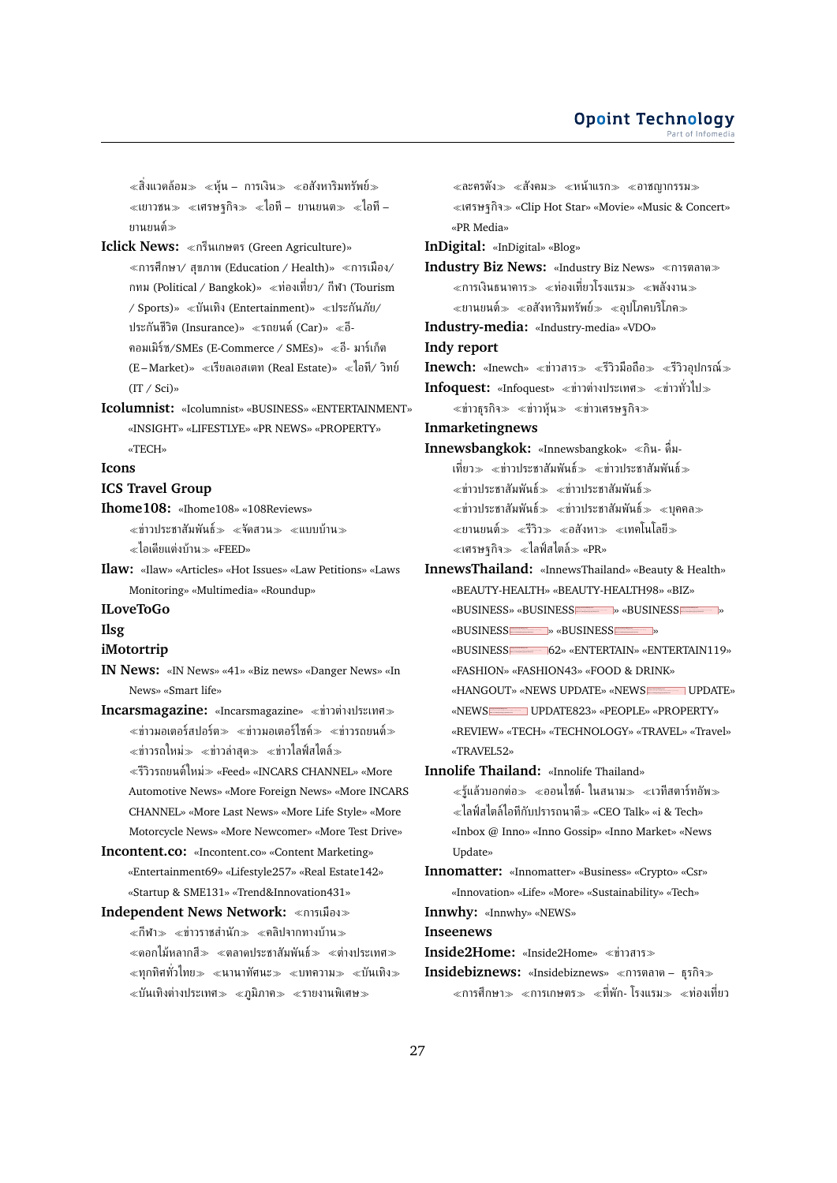≪สิ่งแวดล้อม≫ ≪หุ้น – การเงิน≫ ≪อสังหาริมทรัพย์≫ ≪เยาวชน≫ ≪เศรษฐกิจ≫ ≪ไอที – ยานยนต≫ ≪ไอที – ยานยนต์≫

**Iclick News:** ≪กรีนเกษตร (Green Agriculture)» ≪การศึกษา/ สุขภาพ (Education / Health)» ≪การเมือง/ กทม (Political / Bangkok)» ≪ท่องเที่ยว/ กีฬา (Tourism / Sports)» ≪บันเทิง (Entertainment)» ≪ประกันภัย/ ประกันชีวิต (Insurance)» ≪รถยนต์ (Car)» ≪อี-คอมเมิร์ซ/SMEs (E-Commerce / SMEs)» ≪อี- มาร์เก็ต (E–Market)» ≪เรียลเอสเตท (Real Estate)» ≪ไอที/ วิทย์ (IT / Sci)»

**Icolumnist:** «Icolumnist» «BUSINESS» «ENTERTAINMENT» «INSIGHT» «LIFESTLYE» «PR NEWS» «PROPERTY» «TECH»

**Icons**

**ICS Travel Group**

**Ihome108:** «Ihome108» «108Reviews» ≪ข่าวประชาสัมพันธ์≫ ≪จัดสวน≫ ≪แบบบ้าน≫ ≪ไอเดียแต่งบ้าน≫ «FEED»

**Ilaw:** «Ilaw» «Articles» «Hot Issues» «Law Petitions» «Laws Monitoring» «Multimedia» «Roundup»

**ILoveToGo**

**Ilsg**

**iMotortrip**

**IN News:** «IN News» «41» «Biz news» «Danger News» «In News» «Smart life»

**Incarsmagazine:** «Incarsmagazine» ≪ข่าวต่างประเทศ≫ ≪ข่าวมอเตอร์สปอร์ต≫ ≪ข่าวมอเตอร์ไซค์≫ ≪ข่าวรถยนต์≫ ≪ข่าวรถใหม่≫ ≪ข่าวล่าสุด≫ ≪ข่าวไลฟ์สไตล์≫ ≪รีวิวรถยนต์ใหม่≫ «Feed» «INCARS CHANNEL» «More Automotive News» «More Foreign News» «More INCARS CHANNEL» «More Last News» «More Life Style» «More Motorcycle News» «More Newcomer» «More Test Drive»

**Incontent.co:** «Incontent.co» «Content Marketing» «Entertainment69» «Lifestyle257» «Real Estate142» «Startup & SME131» «Trend&Innovation431»

**Independent News Network:** ≪การเมือง≫ ≪กีฬา≫ ≪ข่าวราชสำนัก≫ ≪คลิปจากทางบ้าน≫ ≪ดอกไม้หลากสี≫ ≪ตลาดประชาสัมพันธ์≫ ≪ต่างประเทศ≫ ≪ทุกทิศทั่วไทย≫ ≪นานาทัศนะ≫ ≪บทความ≫ ≪บันเทิง≫ ≪บันเทิงต่างประเทศ≫ ≪ภูมิภาค≫ ≪รายงานพิเศษ≫ ≪ละครดัง≫ ≪สังคม≫ ≪หน้าแรก≫ ≪อาชญากรรม≫ ≪เศรษฐกิจ≫ «Clip Hot Star» «Movie» «Music & Concert» «PR Media»

**InDigital:** «InDigital» «Blog»

**Industry Biz News:** «Industry Biz News» ≪การตลาด≫ ≪การเงินธนาคาร≫ ≪ท่องเที่ยวโรงแรม≫ ≪พลังงาน≫ ≪ยานยนต์≫ ≪อสังหาริมทรัพย์≫ ≪อุปโภคบริโภค≫

**Industry-media:** «Industry-media» «VDO»

**Indy report**

**Inewch:** «Inewch» ≪ข่าวสาร≫ ≪รีวิวมือถือ≫ ≪รีวิวอุปกรณ์≫

**Infoquest:** «Infoquest» ≪ข่าวต่างประเทศ≫ ≪ข่าวทั่วไป≫ ≪ข่าวธุรกิจ≫ ≪ข่าวหุ้น≫ ≪ข่าวเศรษฐกิจ≫

**Inmarketingnews**

**Innewsbangkok:** «Innewsbangkok» ≪กิน- ดื่ม- เที่ยว≫ ≪ข่าวประชาสัมพันธ์≫ ≪ข่าวประชาสัมพันธ์≫ ≪ข่าวประชาสัมพันธ์≫ ≪ข่าวประชาสัมพันธ์≫ ≪ข่าวประชาสัมพันธ์≫ ≪ข่าวประชาสัมพันธ์≫ ≪บุคคล≫ ≪ยานยนต์≫ ≪รีวิว≫ ≪อสังหา≫ ≪เทคโนโลยี≫ ≪เศรษฐกิจ≫ ≪ไลฟ์สไตล์≫ «PR»

**InnewsThailand:** «InnewsThailand» «Beauty & Health» «BEAUTY-HEALTH» «BEAUTY-HEALTH98» «BIZ» «BUSINESS» «BUSINESS» «BUSINESS» «BUSINESS» «BUSINESS» «BUSINESS62» «ENTERTAIN» «ENTERTAIN119» «FASHION» «FASHION43» «FOOD & DRINK» «HANGOUT» «NEWS UPDATE» «NEWS UPDATE» «NEWS UPDATE823» «PEOPLE» «PROPERTY» «REVIEW» «TECH» «TECHNOLOGY» «TRAVEL» «Travel» «TRAVEL52»

**Innolife Thailand:** «Innolife Thailand» ≪รู้แล้วบอกต่อ≫ ≪ออนไซต์- ในสนาม≫ ≪เวทีสตาร์ทอัพ≫ ≪ไลฟ์สไตล์ไอทีกับปรารถนาดี≫ «CEO Talk» «i & Tech» «Inbox @ Inno» «Inno Gossip» «Inno Market» «News Update»

**Innomatter:** «Innomatter» «Business» «Crypto» «Csr» «Innovation» «Life» «More» «Sustainability» «Tech»

**Innwhy:** «Innwhy» «NEWS»

**Inseenews**

**Inside2Home:** «Inside2Home» ≪ข่าวสาร≫

**Insidebiznews:** «Insidebiznews» ≪การตลาด – ธุรกิจ≫ ≪การศึกษา≫ ≪การเกษตร≫ ≪ที่พัก- โรงแรม≫ ≪ท่องเที่ยว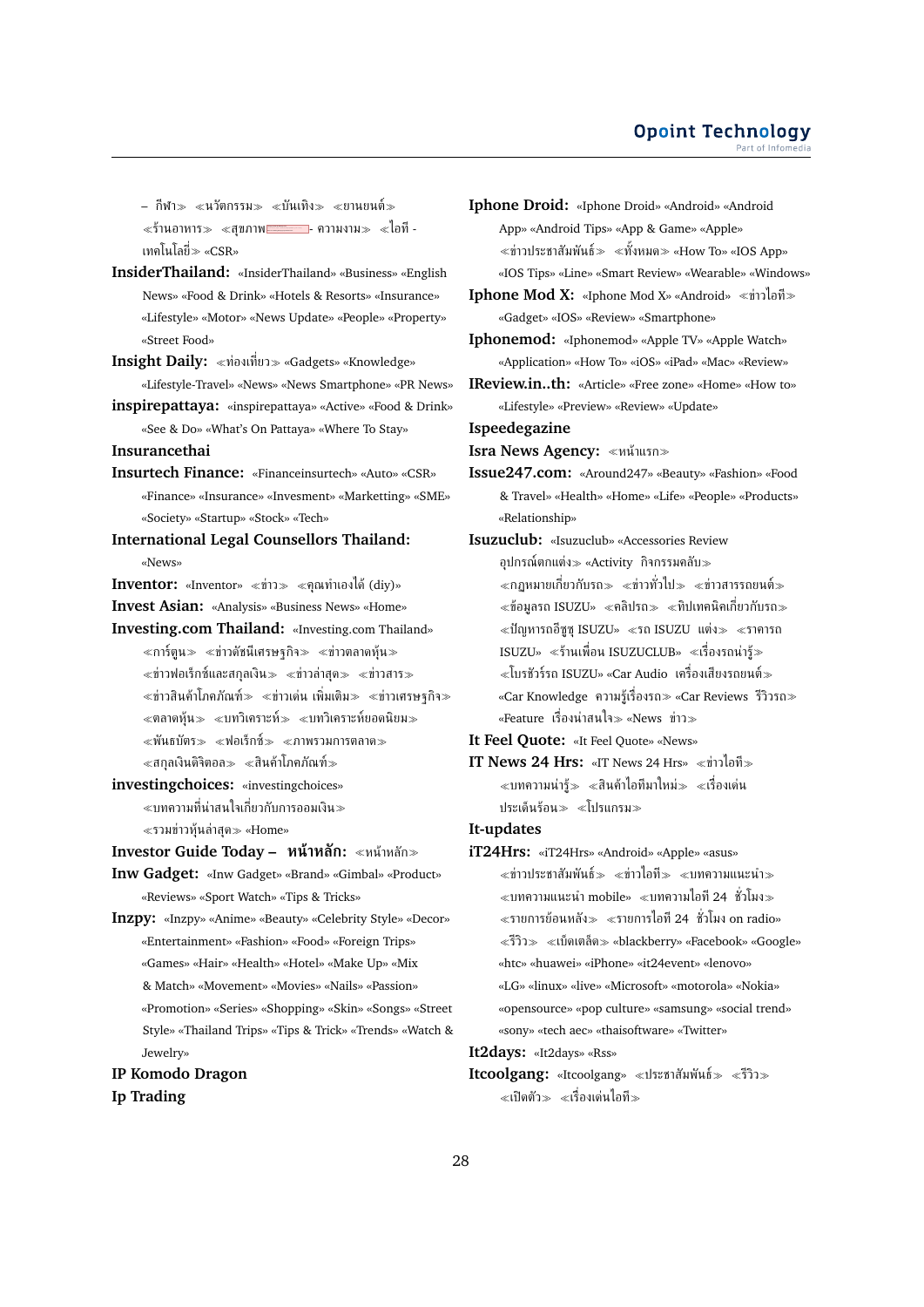– กีฬา≫ ≪นวัตกรรม≫ ≪บันเทิง≫ ≪ยานยนต์≫ ≪ร้านอาหาร≫ ≪สุขภาพ - ความงาม≫ ≪ไอที - เทคโนโลยี≫ «CSR»

**InsiderThailand:** «InsiderThailand» «Business» «English News» «Food & Drink» «Hotels & Resorts» «Insurance» «Lifestyle» «Motor» «News Update» «People» «Property» «Street Food»

**Insight Daily:** ≪ท่องเที่ยว≫ «Gadgets» «Knowledge» «Lifestyle-Travel» «News» «News Smartphone» «PR News»

**inspirepattaya:** «inspirepattaya» «Active» «Food & Drink» «See & Do» «What's On Pattaya» «Where To Stay»

**Insurancethai**

**Insurtech Finance:** «Financeinsurtech» «Auto» «CSR» «Finance» «Insurance» «Invesment» «Marketting» «SME» «Society» «Startup» «Stock» «Tech»

**International Legal Counsellors Thailand:** «News»

**Inventor:** «Inventor» ≪ข่าว≫ ≪คุณทำเองได้ (diy)»

**Invest Asian:** «Analysis» «Business News» «Home»

**Investing.com Thailand:** «Investing.com Thailand» ≪การ์ตูน≫ ≪ข่าวดัชนีเศรษฐกิจ≫ ≪ข่าวตลาดหุ้น≫ ≪ข่าวฟอเร็กซ์และสกุลเงิน≫ ≪ข่าวล่าสุด≫ ≪ข่าวสาร≫ ≪ข่าวสินค้าโภคภัณฑ์≫ ≪ข่าวเด่น เพิ่มเติม≫ ≪ข่าวเศรษฐกิจ≫ ≪ตลาดหุ้น≫ ≪บทวิเคราะห์≫ ≪บทวิเคราะห์ยอดนิยม≫ ≪พันธบัตร≫ ≪ฟอเร็กซ์≫ ≪ภาพรวมการตลาด≫ ≪สกุลเงินดิจิตอล≫ ≪สินค้าโภคภัณฑ์≫

**investingchoices:** «investingchoices» ≪บทความที่น่าสนใจเกี่ยวกับการออมเงิน≫ ≪รวมข่าวหุ้นล่าสุด≫ «Home»

**Investor Guide Today – หน้าหลัก:** ≪หน้าหลัก≫

**Inw Gadget:** «Inw Gadget» «Brand» «Gimbal» «Product» «Reviews» «Sport Watch» «Tips & Tricks»

**Inzpy:** «Inzpy» «Anime» «Beauty» «Celebrity Style» «Decor» «Entertainment» «Fashion» «Food» «Foreign Trips» «Games» «Hair» «Health» «Hotel» «Make Up» «Mix & Match» «Movement» «Movies» «Nails» «Passion» «Promotion» «Series» «Shopping» «Skin» «Songs» «Street Style» «Thailand Trips» «Tips & Trick» «Trends» «Watch & Jewelry»

**IP Komodo Dragon**

**Ip Trading**

**Iphone Droid:** «Iphone Droid» «Android» «Android App» «Android Tips» «App & Game» «Apple» ≪ข่าวประชาสัมพันธ์≫ ≪ทั้งหมด≫ «How To» «IOS App» «IOS Tips» «Line» «Smart Review» «Wearable» «Windows»

**Iphone Mod X:** «Iphone Mod X» «Android» ≪ข่าวไอที≫ «Gadget» «IOS» «Review» «Smartphone»

**Iphonemod:** «Iphonemod» «Apple TV» «Apple Watch» «Application» «How To» «iOS» «iPad» «Mac» «Review»

**IReview.in..th:** «Article» «Free zone» «Home» «How to» «Lifestyle» «Preview» «Review» «Update»

**Ispeedegazine**

**Isra News Agency:** ≪หน้าแรก≫

**Issue247.com:** «Around247» «Beauty» «Fashion» «Food & Travel» «Health» «Home» «Life» «People» «Products» «Relationship»

**Isuzuclub:** «Isuzuclub» «Accessories Review อุปกรณ์ตกแต่ง≫ «Activity กิจกรรมคลับ≫ ≪กฎหมายเกี่ยวกับรถ≫ ≪ข่าวทั่วไป≫ ≪ข่าวสารรถยนต์≫ ≪ข้อมูลรถ ISUZU» ≪คลิปรถ≫ ≪ทิปเทคนิคเกี่ยวกับรถ≫ ≪ปัญหารถอีซูซุ ISUZU» ≪รถ ISUZU แต่ง≫ ≪ราคารถ ISUZU» ≪ร้านเพื่อน ISUZUCLUB» ≪เรื่องรถน่ารู้≫ ≪โบรชัวร์รถ ISUZU» «Car Audio เครื่องเสียงรถยนต์≫ «Car Knowledge ความรู้เรื่องรถ≫ «Car Reviews รีวิวรถ≫ «Feature เรื่องน่าสนใจ≫ «News ข่าว≫

**It Feel Quote:** «It Feel Quote» «News»

**IT News 24 Hrs:** «IT News 24 Hrs» ≪ข่าวไอที≫ ≪บทความน่ารู้≫ ≪สินค้าไอทีมาใหม่≫ ≪เรื่องเด่นประเด็นร้อน≫ ≪โปรแกรม≫

**It-updates**

**iT24Hrs:** «iT24Hrs» «Android» «Apple» «asus» ≪ข่าวประชาสัมพันธ์≫ ≪ข่าวไอที≫ ≪บทความแนะนำ≫ ≪บทความแนะนำ mobile» ≪บทความไอที 24 ชั่วโมง≫ ≪รายการย้อนหลัง≫ ≪รายการไอที 24 ชั่วโมง on radio» ≪รีวิว≫ ≪เบ็ดเตล็ด≫ «blackberry» «Facebook» «Google» «htc» «huawei» «iPhone» «it24event» «lenovo» «LG» «linux» «live» «Microsoft» «motorola» «Nokia» «opensource» «pop culture» «samsung» «social trend» «sony» «tech aec» «thaisoftware» «Twitter»

**It2days:** «It2days» «Rss»

**Itcoolgang:** «Itcoolgang» ≪ประชาสัมพันธ์≫ ≪รีวิว≫ ≪เปิดตัว≫ ≪เรื่องเด่นไอที≫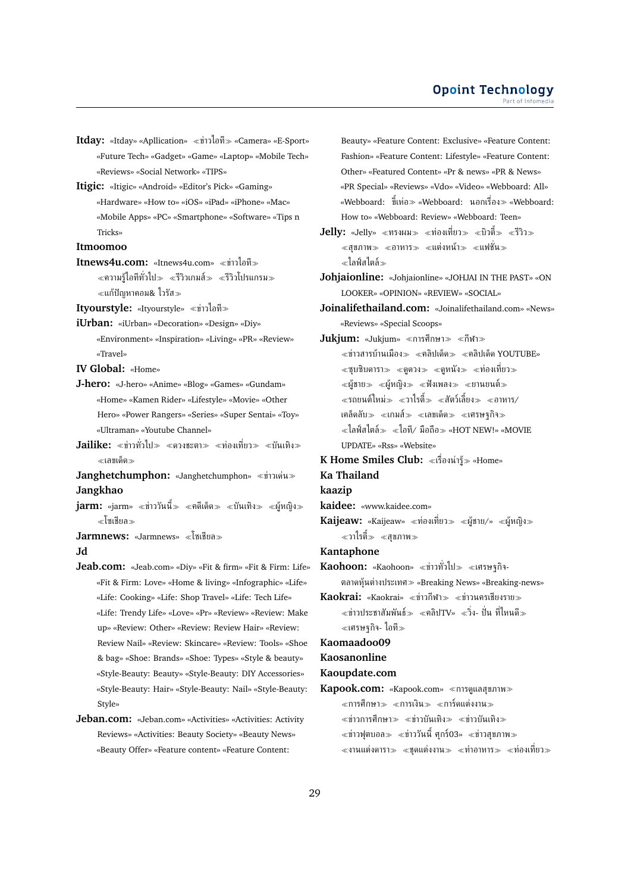**Itday:** «Itday» «Apllication» ≪ข่าวไอที≫ «Camera» «E-Sport» «Future Tech» «Gadget» «Game» «Laptop» «Mobile Tech» «Reviews» «Social Network» «TIPS»

**Itigic:** «Itigic» «Android» «Editor's Pick» «Gaming» «Hardware» «How to» «iOS» «iPad» «iPhone» «Mac» «Mobile Apps» «PC» «Smartphone» «Software» «Tips n Tricks»

**Itmoomoo**

**Itnews4u.com:** «Itnews4u.com» ≪ข่าวไอที≫ ≪ความรู้ไอทีทั่วไป≫ ≪รีวิวเกมส์≫ ≪รีวิวโปรแกรม≫ ≪แก้ปัญหาคอม& ไวรัส≫

**Ityourstyle:** «Ityourstyle» ≪ข่าวไอที≫

**iUrban:** «iUrban» «Decoration» «Design» «Diy» «Environment» «Inspiration» «Living» «PR» «Review» «Travel»

**IV Global:** «Home»

**J-hero:** «J-hero» «Anime» «Blog» «Games» «Gundam» «Home» «Kamen Rider» «Lifestyle» «Movie» «Other Hero» «Power Rangers» «Series» «Super Sentai» «Toy» «Ultraman» «Youtube Channel»

**Jailike:** ≪ข่าวทั่วไป≫ ≪ดวงชะตา≫ ≪ท่องเที่ยว≫ ≪บันเทิง≫ ≪เลขเด็ด≫

**Janghetchumphon:** «Janghetchumphon» ≪ข่าวเด่น≫

**Jangkhao**

**jarm:** «jarm» ≪ข่าววันนี้≫ ≪คดีเด็ด≫ ≪บันเทิง≫ ≪ผู้หญิง≫ ≪โซเชียล≫

**Jarmnews:** «Jarmnews» ≪โซเชียล≫

**Jd**

**Jeab.com:** «Jeab.com» «Diy» «Fit & firm» «Fit & Firm: Life» «Fit & Firm: Love» «Home & living» «Infographic» «Life» «Life: Cooking» «Life: Shop Travel» «Life: Tech Life» «Life: Trendy Life» «Love» «Pr» «Review» «Review: Make up» «Review: Other» «Review: Review Hair» «Review: Review Nail» «Review: Skincare» «Review: Tools» «Shoe & bag» «Shoe: Brands» «Shoe: Types» «Style & beauty» «Style-Beauty: Beauty» «Style-Beauty: DIY Accessories» «Style-Beauty: Hair» «Style-Beauty: Nail» «Style-Beauty: Style»

**Jeban.com:** «Jeban.com» «Activities» «Activities: Activity Reviews» «Activities: Beauty Society» «Beauty News» «Beauty Offer» «Feature content» «Feature Content: Beauty» «Feature Content: Exclusive» «Feature Content: Fashion» «Feature Content: Lifestyle» «Feature Content: Other» «Featured Content» «Pr & news» «PR & News» «PR Special» «Reviews» «Vdo» «Video» «Webboard: All» «Webboard: ขี้เห่อ≫ «Webboard: นอกเรื่อง≫ «Webboard: How to» «Webboard: Review» «Webboard: Teen»

**Jelly:** «Jelly» ≪ทรงผม≫ ≪ท่องเที่ยว≫ ≪บิวตี้≫ ≪รีวิว≫ ≪สุขภาพ≫ ≪อาหาร≫ ≪แต่งหน้า≫ ≪แฟชั่น≫ ≪ไลฟ์สไตล์≫

**Johjaionline:** «Johjaionline» «JOHJAI IN THE PAST» «ON LOOKER» «OPINION» «REVIEW» «SOCIAL»

**Joinalifethailand.com:** «Joinalifethailand.com» «News» «Reviews» «Special Scoops»

**Jukjum:** «Jukjum» ≪การศึกษา≫ ≪กีฬา≫ ≪ข่าวสารบ้านเมือง≫ ≪คลิปเด็ด≫ ≪คลิปเด็ด YOUTUBE≫ ≪ซุบซิบดารา≫ ≪ดูดวง≫ ≪ดูหนัง≫ ≪ท่องเที่ยว≫ ≪ผู้ชาย≫ ≪ผู้หญิง≫ ≪ฟังเพลง≫ ≪ยานยนต์≫ ≪รถยนต์ใหม่≫ ≪วาไรตี้≫ ≪สัตว์เลี้ยง≫ ≪อาหาร/เคล็ดลับ≫ ≪เกมส์≫ ≪เลขเด็ด≫ ≪เศรษฐกิจ≫ ≪ไลฟ์สไตล์≫ ≪ไอที/ มือถือ≫ «HOT NEW!» «MOVIE UPDATE» «Rss» «Website»

**K Home Smiles Club:** ≪เรื่องน่ารู้≫ «Home»

**Ka Thailand**

**kaazip**

**kaidee:** «www.kaidee.com»

**Kaijeaw:** «Kaijeaw» ≪ท่องเที่ยว≫ ≪ผู้ชาย/» ≪ผู้หญิง≫ ≪วาไรตี้≫ ≪สุขภาพ≫

**Kantaphone**

**Kaohoon:** «Kaohoon» ≪ข่าวทั่วไป≫ ≪เศรษฐกิจ-ตลาดหุ้นต่างประเทศ≫ «Breaking News» «Breaking-news»

**Kaokrai:** «Kaokrai» ≪ข่าวกีฬา≫ ≪ข่าวนครเชียงราย≫ ≪ข่าวประชาสัมพันธ์≫ ≪คลิปTV» ≪วิ่ง- ปั่น ที่ไหนดี≫ ≪เศรษฐกิจ- ไอที≫

**Kaomaadoo09**

**Kaosanonline**

**Kaoupdate.com**

**Kapook.com:** «Kapook.com» ≪การดูแลสุขภาพ≫ ≪การศึกษา≫ ≪การเงิน≫ ≪การ์ดแต่งงาน≫ ≪ข่าวการศึกษา≫ ≪ข่าวบันเทิง≫ ≪ข่าวบันเทิง≫ ≪ข่าวฟุตบอล≫ ≪ข่าววันนี้ ศุกร์03» ≪ข่าวสุขภาพ≫ ≪งานแต่งดารา≫ ≪ชุดแต่งงาน≫ ≪ทำอาหาร≫ ≪ท่องเที่ยว≫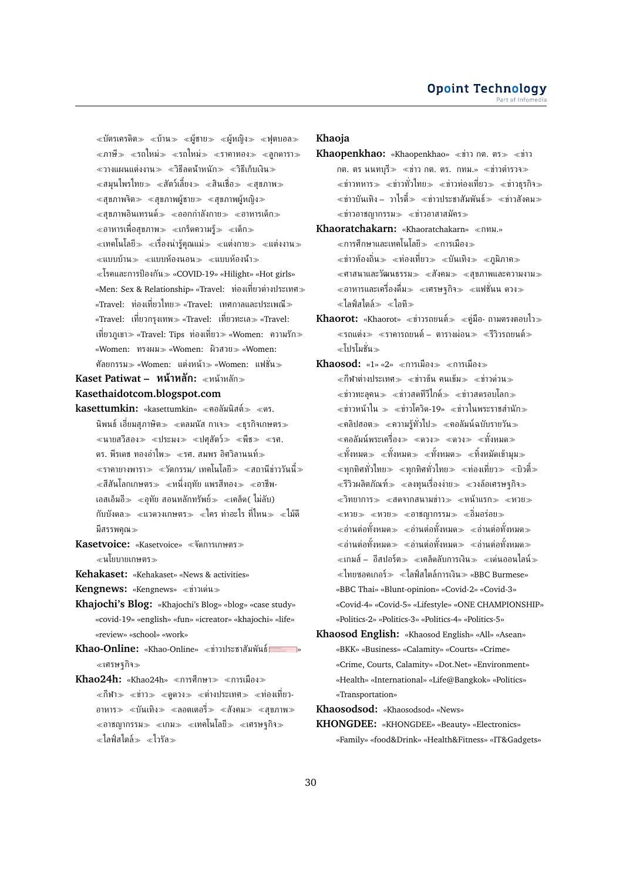≪บัตรเครดิต≫ ≪บ้าน≫ ≪ผู้ชาย≫ ≪ผู้หญิง≫ ≪ฟุตบอล≫ ≪ภาษี≫ ≪รถใหม่≫ ≪รถใหม่≫ ≪ราคาทอง≫ ≪ลูกดารา≫ ≪วางแผนแต่งงาน≫ ≪วิธีลดน้ำหนัก≫ ≪วิธีเก็บเงิน≫ ≪สมุนไพรไทย≫ ≪สัตว์เลี้ยง≫ ≪สินเชื่อ≫ ≪สุขภาพ≫ ≪สุขภาพจิต≫ ≪สุขภาพผู้ชาย≫ ≪สุขภาพผู้หญิง≫ ≪สุขภาพอินเทรนด์≫ ≪ออกกำลังกาย≫ ≪อาหารเด็ก≫ ≪อาหารเพื่อสุขภาพ≫ ≪เกร็ดความรู้≫ ≪เด็ก≫ ≪เทคโนโลยี≫ ≪เรื่องน่ารู้คุณแม่≫ ≪แต่งกาย≫ ≪แต่งงาน≫ ≪แบบบ้าน≫ ≪แบบห้องนอน≫ ≪แบบห้องน้ำ≫ ≪โรคและการป้องกัน≫ «COVID-19» «Hilight» «Hot girls» «Men: Sex & Relationship» «Travel: ท่องเที่ยวต่างประเทศ≫ «Travel: ท่องเที่ยวไทย≫ «Travel: เทศกาลและประเพณี≫ «Travel: เที่ยวกรุงเทพ≫ «Travel: เที่ยวทะเล≫ «Travel: เที่ยวภูเขา≫ «Travel: Tips ท่องเที่ยว≫ «Women: ความรัก≫ «Women: ทรงผม≫ «Women: ผิวสวย≫ «Women: ศัลยกรรม≫ «Women: แต่งหน้า≫ «Women: แฟชั่น≫

**Kaset Patiwat – หน้าหลัก:** ≪หน้าหลัก≫

**Kasethaidotcom.blogspot.com**

**kasettumkin:** «kasettumkin» ≪คอลัมนิสต์≫ ≪ดร. นิพนธ์ เอี่ยมสุภาษิต≫ ≪ดลมนัส กาเจ≫ ≪ธุรกิจเกษตร≫ ≪นายสวีสอง≫ ≪ประมง≫ ≪ปศุสัตว์≫ ≪พืช≫ ≪รศ. ดร. พีรเดช ทองอำไพ≫ ≪รศ. สมพร อิศวิลานนท์≫ ≪ราคายางพารา≫ ≪วัตกรรม/ เทคโนโลยี≫ ≪สถานีข่าววันนี้≫ ≪สีสันโลกเกษตร≫ ≪หนึ่งฤทัย แพรสีทอง≫ ≪อาชีพ-เอสเอ็มอี≫ ≪อุทัย สอนหลักทรัพย์≫ ≪เคล็ด( ไม่ลับ) กับบังดล≫ ≪แวดวงเกษตร≫ ≪ใคร ทำอะไร ที่ไหน≫ ≪ไม้ดีมีสรรพคุณ≫

**Kasetvoice:** «Kasetvoice» ≪จัดการเกษตร≫ ≪นโยบายเกษตร≫

**Kehakaset:** «Kehakaset» «News & activities»

**Kengnews:** «Kengnews» ≪ข่าวเด่น≫

**Khajochi's Blog:** «Khajochi's Blog» «blog» «case study» «covid-19» «english» «fun» «icreator» «khajochi» «life» «review» «school» «work»

**Khao-Online:** «Khao-Online» ≪ข่าวประชาสัมพันธ์» ≪เศรษฐกิจ≫

**Khao24h:** «Khao24h» ≪การศึกษา≫ ≪การเมือง≫ ≪กีฬา≫ ≪ข่าว≫ ≪ดูดวง≫ ≪ต่างประเทศ≫ ≪ท่องเที่ยว-อาหาร≫ ≪บันเทิง≫ ≪ลอตเตอรี่≫ ≪สังคม≫ ≪สุขภาพ≫ ≪อาชญากรรม≫ ≪เกม≫ ≪เทคโนโลยี≫ ≪เศรษฐกิจ≫ ≪ไลฟ์สไตล์≫ ≪ไวรัล≫

**Khaoja**

**Khaopenkhao:** «Khaopenkhao» ≪ข่าว กต. ตร≫ ≪ข่าว กต. ตร นนทบุรี≫ ≪ข่าว กต. ตร. กทม.» ≪ข่าวตำรวจ≫ ≪ข่าวทหาร≫ ≪ข่าวทั่วไทย≫ ≪ข่าวท่องเที่ยว≫ ≪ข่าวธุรกิจ≫ ≪ข่าวบันเทิง – วาไรตี้≫ ≪ข่าวประชาสัมพันธ์≫ ≪ข่าวสังคม≫ ≪ข่าวอาชญากรรม≫ ≪ข่าวอาสาสมัคร≫

**Khaoratchakarn:** «Khaoratchakarn» ≪กทม.» ≪การศึกษาและเทคโนโลยี≫ ≪การเมือง≫ ≪ข่าวท้องถิ่น≫ ≪ท่องเที่ยว≫ ≪บันเทิง≫ ≪ภูมิภาค≫ ≪ศาสนาและวัฒนธรรม≫ ≪สังคม≫ ≪สุขภาพและความงาม≫ ≪อาหารและเครื่องดื่ม≫ ≪เศรษฐกิจ≫ ≪แฟชั่นน ดวง≫ ≪ไลฟ์สไตล์≫ ≪ไอที≫

**Khaorot:** «Khaorot» ≪ข่าวรถยนต์≫ ≪คู่มือ- ถามตรงตอบไว≫ ≪รถแต่ง≫ ≪ราคารถยนต์ – ตารางผ่อน≫ ≪รีวิวรถยนต์≫ ≪โปรโมชั่น≫

**Khaosod:** «1» «2» ≪การเมือง≫ ≪การเมือง≫ ≪กีฬาต่างประเทศ≫ ≪ข่าวข้น คนเข้ม≫ ≪ข่าวด่วน≫ ≪ข่าวทะลุคน≫ ≪ข่าวสดทีวีไกด์≫ ≪ข่าวสดรอบโลก≫ ≪ข่าวหน้าใน ≫ ≪ข่าวโควิด-19» ≪ข่าวในพระราชสำนัก≫ ≪คลิปฮอต≫ ≪ความรู้ทั่วไป≫ ≪คอลัมน์ฉบับรายวัน≫ ≪คอลัมน์พระเครื่อง≫ ≪ดวง≫ ≪ดวง≫ ≪ทั้งหมด≫ ≪ทั้งหมด≫ ≪ทั้งหมด≫ ≪ทั้งหมด≫ ≪ทิ้งหมัดเข้ามุม≫ ≪ทุกทิศทั่วไทย≫ ≪ทุกทิศทั่วไทย≫ ≪ท่องเที่ยว≫ ≪บิวตี้≫ ≪รีวิวผลิตภัณฑ์≫ ≪ลงทุนเรื่องง่าย≫ ≪วงล้อเศรษฐกิจ≫ ≪วิทยาการ≫ ≪สดจากสนามข่าว≫ ≪หน้าแรก≫ ≪หวย≫ ≪หวย≫ ≪หวย≫ ≪อาชญากรรม≫ ≪อิ่มอร่อย≫ ≪อ่านต่อทั้งหมด≫ ≪อ่านต่อทั้งหมด≫ ≪อ่านต่อทั้งหมด≫ ≪อ่านต่อทั้งหมด≫ ≪อ่านต่อทั้งหมด≫ ≪อ่านต่อทั้งหมด≫ ≪เกมส์ – อีสปอร์ต≫ ≪เคล็ดลับการเงิน≫ ≪เด่นออนไลน์≫ ≪ไทยซอคเกอร์≫ ≪ไลฟ์สไตล์การเงิน≫ «BBC Burmese» «BBC Thai» «Blunt-opinion» «Covid-2» «Covid-3» «Covid-4» «Covid-5» «Lifestyle» «ONE CHAMPIONSHIP» «Politics-2» «Politics-3» «Politics-4» «Politics-5»

**Khaosod English:** «Khaosod English» «All» «Asean» «BKK» «Business» «Calamity» «Courts» «Crime» «Crime, Courts, Calamity» «Dot.Net» «Environment» «Health» «International» «Life@Bangkok» «Politics» «Transportation»

**Khaosodsod:** «Khaosodsod» «News»

**KHONGDEE:** «KHONGDEE» «Beauty» «Electronics» «Family» «food&Drink» «Health&Fitness» «IT&Gadgets»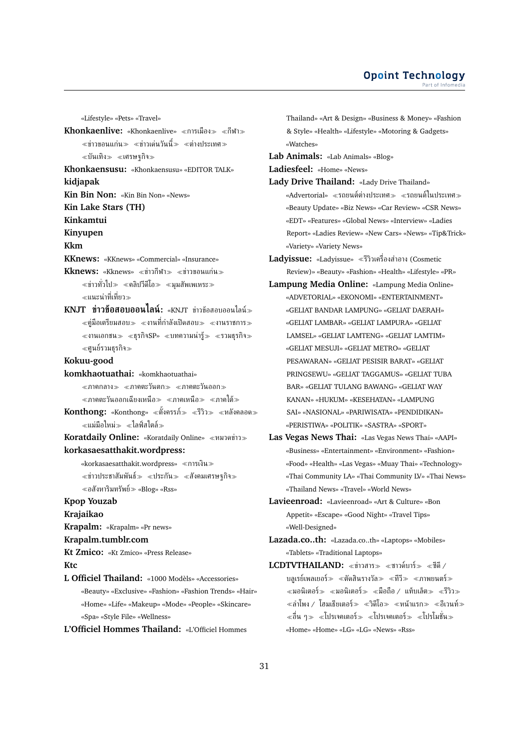«Lifestyle» «Pets» «Travel»

**Khonkaenlive:** «Khonkaenlive» ≪การเมือง≫ ≪กีฬา≫ ≪ข่าวขอนแก่น≫ ≪ข่าวเด่นวันนี้≫ ≪ต่างประเทศ≫ ≪บันเทิง≫ ≪เศรษฐกิจ≫

**Khonkaensusu:** «Khonkaensusu» «EDITOR TALK»

**kidjapak**

**Kin Bin Non:** «Kin Bin Non» «News»

**Kin Lake Stars (TH)**

**Kinkamtui**

**Kinyupen**

**Kkm**

**KKnews:** «KKnews» «Commercial» «Insurance»

**Kknews:** «Kknews» ≪ข่าวกีฬา≫ ≪ข่าวขอนแก่น≫ ≪ข่าวทั่วไป≫ ≪คลิปวีดีโอ≫ ≪มุมสัพเพเหระ≫ ≪แนะนำที่เที่ยว≫

**KNJT ข่าวข้อสอบออนไลน์:** «KNJT ข่าวข้อสอบออนไลน์≫ ≪คู่มือเตรียมสอบ≫ ≪งานที่กำลังเปิดสอบ≫ ≪งานราชการ≫ ≪งานเอกชน≫ ≪ธุรกิจSP» ≪บทความน่ารู้≫ ≪รวมธุรกิจ≫ ≪ศูนย์รวมธุรกิจ≫

**Kokuu-good**

**komkhaotuathai:** «komkhaotuathai» ≪ภาคกลาง≫ ≪ภาคตะวันตก≫ ≪ภาคตะวันออก≫ ≪ภาคตะวันออกเฉียงเหนือ≫ ≪ภาคเหนือ≫ ≪ภาคใต้≫

**Konthong:** «Konthong» ≪ตั้งครรภ์≫ ≪รีวิว≫ ≪หลังคลอด≫ ≪แม่มือใหม่≫ ≪ไลฟ์สไตล์≫

**Koratdaily Online:** «Koratdaily Online» ≪หมวดข่าว≫

**korkasaesatthakit.wordpress:** «korkasaesatthakit.wordpress» ≪การเงิน≫ ≪ข่าวประชาสัมพันธ์≫ ≪ประกัน≫ ≪สังคมเศรษฐกิจ≫ ≪อสังหาริมทรัพย์≫ «Blog» «Rss»

**Kpop Youzab**

**Krajaikao**

**Krapalm:** «Krapalm» «Pr news»

**Krapalm.tumblr.com**

**Kt Zmico:** «Kt Zmico» «Press Release»

**Ktc**

**L Officiel Thailand:** «1000 Modèls» «Accessories» «Beauty» «Exclusive» «Fashion» «Fashion Trends» «Hair» «Home» «Life» «Makeup» «Mode» «People» «Skincare» «Spa» «Style File» «Wellness»

**L'Officiel Hommes Thailand:** «L'Officiel Hommes Thailand» «Art & Design» «Business & Money» «Fashion & Style» «Health» «Lifestyle» «Motoring & Gadgets» «Watches»

**Lab Animals:** «Lab Animals» «Blog»

**Ladiesfeel:** «Home» «News»

**Lady Drive Thailand:** «Lady Drive Thailand» «Advertorial» ≪รถยนต์ต่างประเทศ≫ ≪รถยนต์ในประเทศ≫ «Beauty Update» «Biz News» «Car Review» «CSR News» «EDT» «Features» «Global News» «Interview» «Ladies Report» «Ladies Review» «New Cars» «News» «Tip&Trick» «Variety» «Variety News»

**Ladyissue:** «Ladyissue» ≪รีวิวเครื่องสำอาง (Cosmetic Review)» «Beauty» «Fashion» «Health» «Lifestyle» «PR»

**Lampung Media Online:** «Lampung Media Online» «ADVETORIAL» «EKONOMI» «ENTERTAINMENT» «GELIAT BANDAR LAMPUNG» «GELIAT DAERAH» «GELIAT LAMBAR» «GELIAT LAMPURA» «GELIAT LAMSEL» «GELIAT LAMTENG» «GELIAT LAMTIM» «GELIAT MESUJI» «GELIAT METRO» «GELIAT PESAWARAN» «GELIAT PESISIR BARAT» «GELIAT PRINGSEWU» «GELIAT TAGGAMUS» «GELIAT TUBA BAR» «GELIAT TULANG BAWANG» «GELIAT WAY KANAN» «HUKUM» «KESEHATAN» «LAMPUNG SAI» «NASIONAL» «PARIWISATA» «PENDIDIKAN» «PERISTIWA» «POLITIK» «SASTRA» «SPORT»

**Las Vegas News Thai:** «Las Vegas News Thai» «AAPI» «Business» «Entertainment» «Environment» «Fashion» «Food» «Health» «Las Vegas» «Muay Thai» «Technology» «Thai Community LA» «Thai Community LV» «Thai News» «Thailand News» «Travel» «World News»

**Lavieenroad:** «Lavieenroad» «Art & Culture» «Bon Appetit» «Escape» «Good Night» «Travel Tips» «Well-Designed»

**Lazada.co..th:** «Lazada.co..th» «Laptops» «Mobiles» «Tablets» «Traditional Laptops»

**LCDTVTHAILAND:** ≪ข่าวสาร≫ ≪ซาวด์บาร์≫ ≪ดีดี / บลูเรย์เพลเยอร์≫ ≪ตัดสินรางวัล≫ ≪ทีวี≫ ≪ภาพยนตร์≫ ≪มอนิเตอร์≫ ≪มอนิเตอร์≫ ≪มือถือ / แท็บเล็ต≫ ≪รีวิว≫ ≪ลำโพง / โฮมเธียเตอร์≫ ≪วิดีโอ≫ ≪หน้าแรก≫ ≪อีเวนท์≫ ≪อื่น ๆ≫ ≪โปรเจคเตอร์≫ ≪โปรเจคเตอร์≫ ≪โปรโมชั่น≫ «Home» «Home» «LG» «LG» «News» «Rss»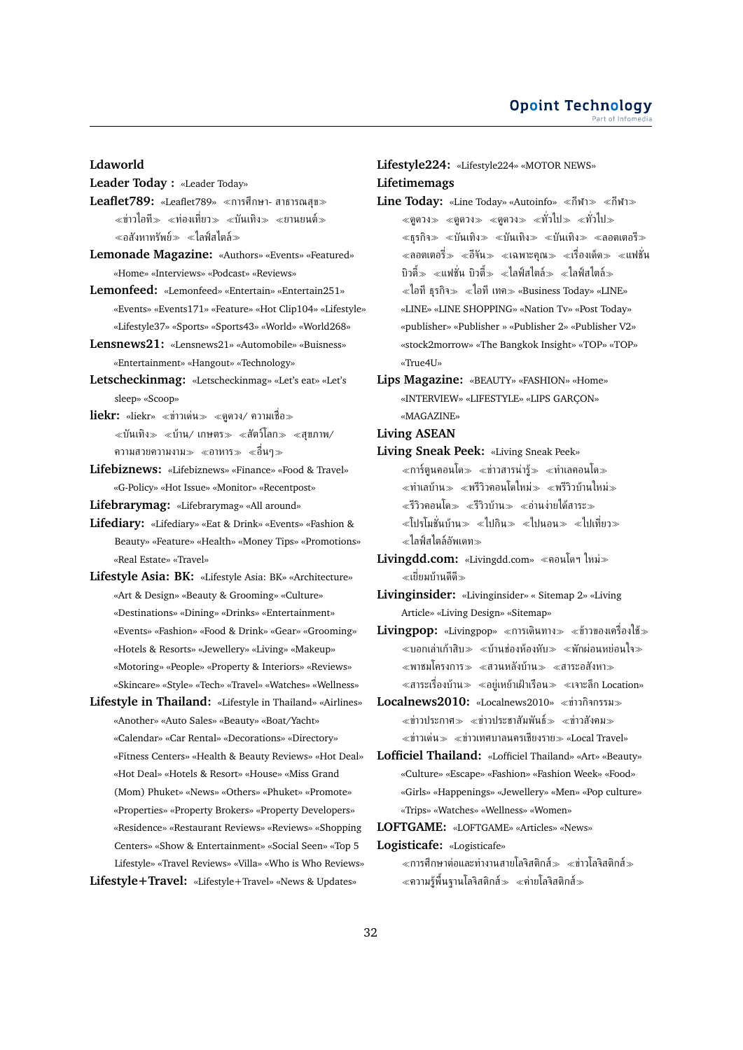**Ldaworld**

**Leader Today :** «Leader Today»

**Leaflet789:** «Leaflet789» ≪การศึกษา- สาธารณสุข≫ ≪ข่าวไอที≫ ≪ท่องเที่ยว≫ ≪บันเทิง≫ ≪ยานยนต์≫ ≪อสังหาทรัพย์≫ ≪ไลฟ์สไตล์≫

**Lemonade Magazine:** «Authors» «Events» «Featured» «Home» «Interviews» «Podcast» «Reviews»

**Lemonfeed:** «Lemonfeed» «Entertain» «Entertain251» «Events» «Events171» «Feature» «Hot Clip104» «Lifestyle» «Lifestyle37» «Sports» «Sports43» «World» «World268»

**Lensnews21:** «Lensnews21» «Automobile» «Buisness» «Entertainment» «Hangout» «Technology»

**Letscheckinmag:** «Letscheckinmag» «Let's eat» «Let's sleep» «Scoop»

**liekr:** «liekr» ≪ข่าวเด่น≫ ≪ดูดวง/ ความเชื่อ≫ ≪บันเทิง≫ ≪บ้าน/ เกษตร≫ ≪สัตว์โลก≫ ≪สุขภาพ/ ความสวยความงาม≫ ≪อาหาร≫ ≪อื่นๆ≫

**Lifebiznews:** «Lifebiznews» «Finance» «Food & Travel» «G-Policy» «Hot Issue» «Monitor» «Recentpost»

**Lifebrarymag:** «Lifebrarymag» «All around»

**Lifediary:** «Lifediary» «Eat & Drink» «Events» «Fashion & Beauty» «Feature» «Health» «Money Tips» «Promotions» «Real Estate» «Travel»

**Lifestyle Asia: BK:** «Lifestyle Asia: BK» «Architecture» «Art & Design» «Beauty & Grooming» «Culture» «Destinations» «Dining» «Drinks» «Entertainment» «Events» «Fashion» «Food & Drink» «Gear» «Grooming» «Hotels & Resorts» «Jewellery» «Living» «Makeup» «Motoring» «People» «Property & Interiors» «Reviews» «Skincare» «Style» «Tech» «Travel» «Watches» «Wellness»

**Lifestyle in Thailand:** «Lifestyle in Thailand» «Airlines» «Another» «Auto Sales» «Beauty» «Boat/Yacht» «Calendar» «Car Rental» «Decorations» «Directory» «Fitness Centers» «Health & Beauty Reviews» «Hot Deal» «Hot Deal» «Hotels & Resort» «House» «Miss Grand (Mom) Phuket» «News» «Others» «Phuket» «Promote» «Properties» «Property Brokers» «Property Developers» «Residence» «Restaurant Reviews» «Reviews» «Shopping Centers» «Show & Entertainment» «Social Seen» «Top 5 Lifestyle» «Travel Reviews» «Villa» «Who is Who Reviews»

**Lifestyle+Travel:** «Lifestyle+Travel» «News & Updates»

**Lifestyle224:** «Lifestyle224» «MOTOR NEWS»

**Lifetimemags**

**Line Today:** «Line Today» «Autoinfo» ≪กีฬา≫ ≪กีฬา≫ ≪ดูดวง≫ ≪ดูดวง≫ ≪ดูดวง≫ ≪ทั่วไป≫ ≪ทั่วไป≫ ≪ธุรกิจ≫ ≪บันเทิง≫ ≪บันเทิง≫ ≪บันเทิง≫ ≪ลอตเตอรี่≫ ≪ลอตเตอรี่≫ ≪อีจัน≫ ≪เฉพาะคุณ≫ ≪เรื่องเด็ด≫ ≪แฟชั่น บิวตี้≫ ≪แฟชั่น บิวตี้≫ ≪ไลฟ์สไตล์≫ ≪ไลฟ์สไตล์≫ ≪ไอที ธุรกิจ≫ ≪ไอที เทค≫ «Business Today» «LINE» «LINE» «LINE SHOPPING» «Nation Tv» «Post Today» «publisher» «Publisher » «Publisher 2» «Publisher V2» «stock2morrow» «The Bangkok Insight» «TOP» «TOP» «True4U»

**Lips Magazine:** «BEAUTY» «FASHION» «Home» «INTERVIEW» «LIFESTYLE» «LIPS GARÇON» «MAGAZINE»

**Living ASEAN**

**Living Sneak Peek:** «Living Sneak Peek» ≪การ์ตูนคอนโด≫ ≪ข่าวสารน่ารู้≫ ≪ทำเลคอนโด≫ ≪ทำเลบ้าน≫ ≪พรีวิวคอนโดใหม่≫ ≪พรีวิวบ้านใหม่≫ ≪รีวิวคอนโด≫ ≪รีวิวบ้าน≫ ≪อ่านง่ายได้สาระ≫ ≪โปรโมชั่นบ้าน≫ ≪ไปกิน≫ ≪ไปนอน≫ ≪ไปเที่ยว≫ ≪ไลฟ์สไตล์อัพเดท≫

**Livingdd.com:** «Livingdd.com» ≪คอนโดฯ ใหม่≫ ≪เยี่ยมบ้านดีดี≫

**Livinginsider:** «Livinginsider» « Sitemap 2» «Living Article» «Living Design» «Sitemap»

**Livingpop:** «Livingpop» ≪การเดินทาง≫ ≪ข้าวของเครื่องใช้≫ ≪บอกเล่าเก้าสิบ≫ ≪บ้านช่องห้องหับ≫ ≪พักผ่อนหย่อนใจ≫ ≪พาชมโครงการ≫ ≪สวนหลังบ้าน≫ ≪สาระอสังหา≫ ≪สาระเรื่องบ้าน≫ ≪อยู่เหย้าเฝ้าเรือน≫ ≪เจาะลึก Location≫

**Localnews2010:** «Localnews2010» ≪ข่าวกิจกรรม≫ ≪ข่าวประกาศ≫ ≪ข่าวประชาสัมพันธ์≫ ≪ข่าวสังคม≫ ≪ข่าวเด่น≫ ≪ข่าวเทศบาลนครเชียงราย≫ «Local Travel»

**Lofficiel Thailand:** «Lofficiel Thailand» «Art» «Beauty» «Culture» «Escape» «Fashion» «Fashion Week» «Food» «Girls» «Happenings» «Jewellery» «Men» «Pop culture» «Trips» «Watches» «Wellness» «Women»

**LOFTGAME:** «LOFTGAME» «Articles» «News»

**Logisticafe:** «Logisticafe» ≪การศึกษาต่อและทำงานสายโลจิสติกส์≫ ≪ข่าวโลจิสติกส์≫ ≪ความรู้พื้นฐานโลจิสติกส์≫ ≪ค่ายโลจิสติกส์≫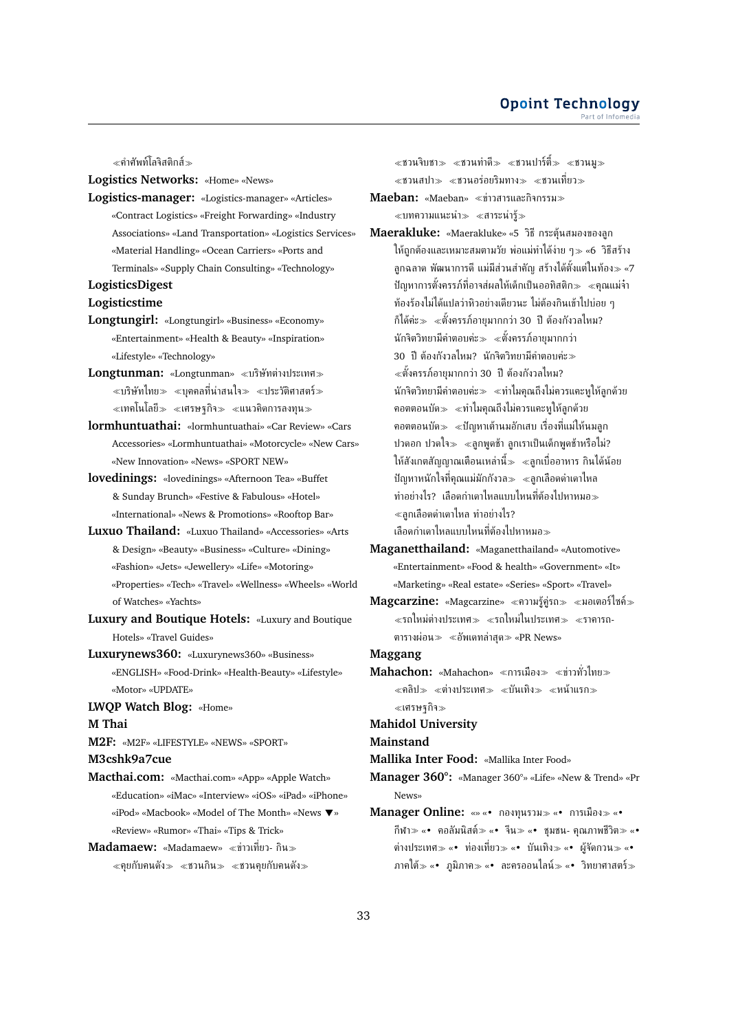≪คำศัพท์โลจิสติกส์≫

**Logistics Networks:** «Home» «News»

**Logistics-manager:** «Logistics-manager» «Articles» «Contract Logistics» «Freight Forwarding» «Industry Associations» «Land Transportation» «Logistics Services» «Material Handling» «Ocean Carriers» «Ports and Terminals» «Supply Chain Consulting» «Technology»

**LogisticsDigest**

**Logisticstime**

**Longtungirl:** «Longtungirl» «Business» «Economy» «Entertainment» «Health & Beauty» «Inspiration» «Lifestyle» «Technology»

**Longtunman:** «Longtunman» ≪บริษัทต่างประเทศ≫ ≪บริษัทไทย≫ ≪บุคคลที่น่าสนใจ≫ ≪ประวัติศาสตร์≫ ≪เทคโนโลยี≫ ≪เศรษฐกิจ≫ ≪แนวคิดการลงทุน≫

**lormhuntuathai:** «lormhuntuathai» «Car Review» «Cars Accessories» «Lormhuntuathai» «Motorcycle» «New Cars» «New Innovation» «News» «SPORT NEW»

**lovedinings:** «lovedinings» «Afternoon Tea» «Buffet & Sunday Brunch» «Festive & Fabulous» «Hotel» «International» «News & Promotions» «Rooftop Bar»

**Luxuo Thailand:** «Luxuo Thailand» «Accessories» «Arts & Design» «Beauty» «Business» «Culture» «Dining» «Fashion» «Jets» «Jewellery» «Life» «Motoring» «Properties» «Tech» «Travel» «Wellness» «Wheels» «World of Watches» «Yachts»

**Luxury and Boutique Hotels:** «Luxury and Boutique Hotels» «Travel Guides»

**Luxurynews360:** «Luxurynews360» «Business» «ENGLISH» «Food-Drink» «Health-Beauty» «Lifestyle» «Motor» «UPDATE»

**LWQP Watch Blog:** «Home»

**M Thai**

**M2F:** «M2F» «LIFESTYLE» «NEWS» «SPORT»

**M3cshk9a7cue**

**Macthai.com:** «Macthai.com» «App» «Apple Watch» «Education» «iMac» «Interview» «iOS» «iPad» «iPhone» «iPod» «Macbook» «Model of The Month» «News ▼» «Review» «Rumor» «Thai» «Tips & Trick»

**Madamaew:** «Madamaew» ≪ข่าวเที่ยว- กิน≫ ≪คุยกับคนดัง≫ ≪ชวนกิน≫ ≪ชวนคุยกับคนดัง≫ ≪ชวนจิบชา≫ ≪ชวนทำดี≫ ≪ชวนปาร์ตี้≫ ≪ชวนมู≫ ≪ชวนสปา≫ ≪ชวนอร่อยริมทาง≫ ≪ชวนเที่ยว≫

**Maeban:** «Maeban» ≪ข่าวสารและกิจกรรม≫ ≪บทความแนะนำ≫ ≪สาระน่ารู้≫

**Maerakluke:** «Maerakluke» «5 วิธี กระตุ้นสมองของลูกให้ถูกต้องและเหมาะสมตามวัย พ่อแม่ทำได้ง่าย ๆ≫ «6 วิธีสร้างลูกฉลาด พัฒนาการดี แม่มีส่วนสำคัญ สร้างได้ตั้งแต่ในท้อง≫ «7 ปัญหาการตั้งครรภ์ที่อาจส่งผลให้เด็กเป็นออทิสติก≫ ≪คุณแม่จำท้องร้องไม่ได้แปลว่าหิวอย่างเดียวนะ ไม่ต้องกินเข้าไปบ่อย ๆ ก็ได้ค่ะ≫ ≪ตั้งครรภ์อายุมากกว่า 30 ปี ต้องกังวลไหม? นักจิตวิทยามีคำตอบค่ะ≫ ≪ตั้งครรภ์อายุมากกว่า 30 ปี ต้องกังวลไหม? นักจิตวิทยามีคำตอบค่ะ≫ ≪ตั้งครรภ์อายุมากกว่า 30 ปี ต้องกังวลไหม? นักจิตวิทยามีคำตอบค่ะ≫ ≪ทำไมคุณถึงไม่ควรแคะหูให้ลูกด้วยคอตตอนบัด≫ ≪ทำไมคุณถึงไม่ควรแคะหูให้ลูกด้วยคอตตอนบัด≫ ≪ปัญหาเต้านมอักเสบ เรื่องที่แม่ให้นมลูกปวดอก ปวดใจ≫ ≪ลูกพูดช้า ลูกเราเป็นเด็กพูดช้าหรือไม่? ให้สังเกตสัญญาณเตือนเหล่านี้≫ ≪ลูกเบื่ออาหาร กินได้น้อย ปัญหาหนักใจที่คุณแม่มักกังวล≫ ≪ลูกเลือดกำเดาไหล ทำอย่างไร? เลือดกำเดาไหลแบบไหนที่ต้องไปหาหมอ≫ ≪ลูกเลือดกำเดาไหล ทำอย่างไร? เลือดกำเดาไหลแบบไหนที่ต้องไปหาหมอ≫

**Maganetthailand:** «Maganetthailand» «Automotive» «Entertainment» «Food & health» «Government» «It» «Marketing» «Real estate» «Series» «Sport» «Travel»

**Magcarzine:** «Magcarzine» ≪ความรู้คู่รถ≫ ≪มอเตอร์ไซค์≫ ≪รถใหม่ต่างประเทศ≫ ≪รถใหม่ในประเทศ≫ ≪ราคารถ-ตารางผ่อน≫ ≪อัพเดทล่าสุด≫ «PR News»

**Maggang**

**Mahachon:** «Mahachon» ≪การเมือง≫ ≪ข่าวทั่วไทย≫ ≪คลิป≫ ≪ต่างประเทศ≫ ≪บันเทิง≫ ≪หน้าแรก≫ ≪เศรษฐกิจ≫

**Mahidol University**

**Mainstand**

**Mallika Inter Food:** «Mallika Inter Food»

**Manager 360°:** «Manager 360°» «Life» «New & Trend» «Pr News»

**Manager Online:** «» «• กองทุนรวม≫ «• การเมือง≫ «• กีฬา≫ «• คอลัมนิสต์≫ «• จีน≫ «• ชุมชน- คุณภาพชีวิต≫ «• ต่างประเทศ≫ «• ท่องเที่ยว≫ «• บันเทิง≫ «• ผู้จัดการ≫ «• ภาคใต้≫ «• ภูมิภาค≫ «• ละครออนไลน์≫ «• วิทยาศาสตร์≫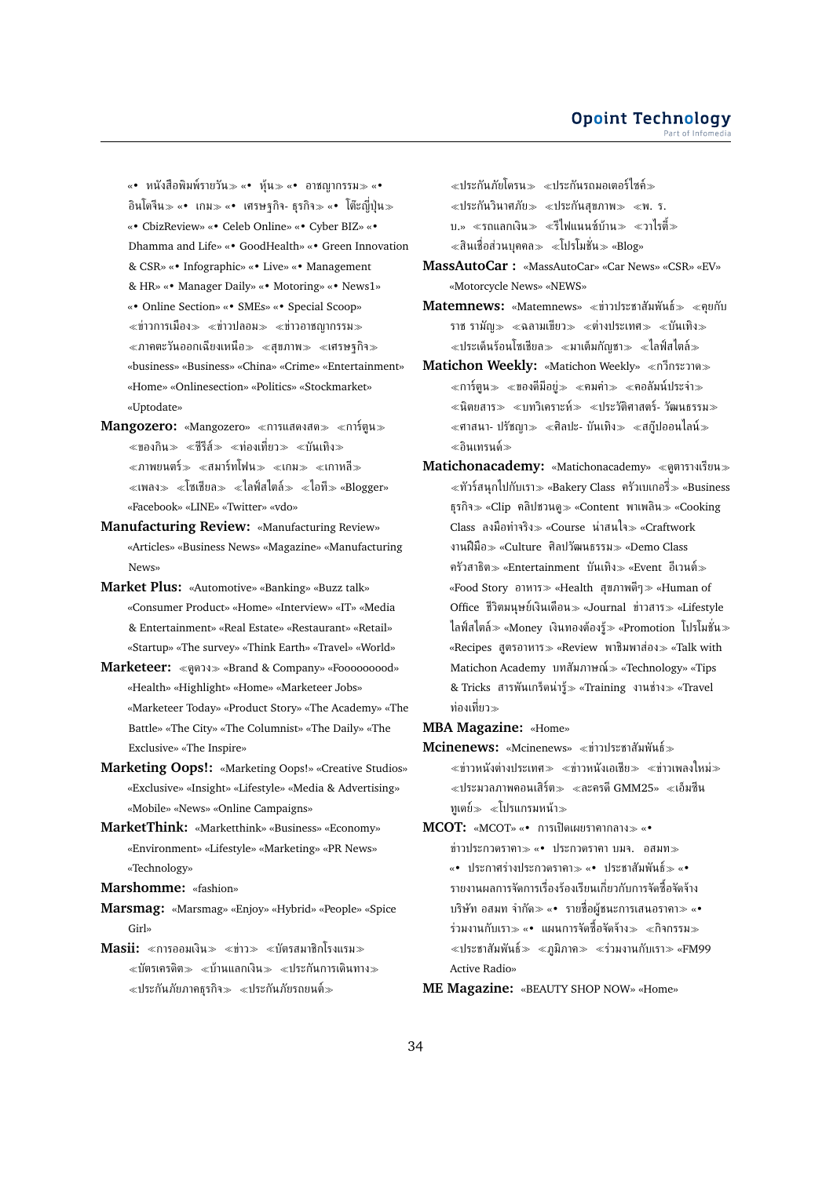«• หนังสือพิมพ์รายวัน» «• หุ้น» «• อาชญากรรม» «• อินโดจีน» «• เกม» «• เศรษฐกิจ- ธุรกิจ» «• โต๊ะญี่ปุ่น» «• CbizReview» «• Celeb Online» «• Cyber BIZ» «• Dhamma and Life» «• GoodHealth» «• Green Innovation & CSR» «• Infographic» «• Live» «• Management & HR» «• Manager Daily» «• Motoring» «• News1» «• Online Section» «• SMEs» «• Special Scoop» «ข่าวการเมือง» «ข่าวปลอม» «ข่าวอาชญากรรม» «ภาคตะวันออกเฉียงเหนือ» «สุขภาพ» «เศรษฐกิจ» «business» «Business» «China» «Crime» «Entertainment» «Home» «Onlinesection» «Politics» «Stockmarket» «Uptodate»

**Mangozero:** «Mangozero» «การแสดงสด» «การ์ตูน» «ของกิน» «ซีรีส์» «ท่องเที่ยว» «บันเทิง» «ภาพยนตร์» «สมาร์ทโฟน» «เกม» «เกาหลี» «เพลง» «โซเชียล» «ไลฟ์สไตล์» «ไอที» «Blogger» «Facebook» «LINE» «Twitter» «vdo»

**Manufacturing Review:** «Manufacturing Review» «Articles» «Business News» «Magazine» «Manufacturing News»

**Market Plus:** «Automotive» «Banking» «Buzz talk» «Consumer Product» «Home» «Interview» «IT» «Media & Entertainment» «Real Estate» «Restaurant» «Retail» «Startup» «The survey» «Think Earth» «Travel» «World»

**Marketeer:** «ดูดวง» «Brand & Company» «Foooooooood» «Health» «Highlight» «Home» «Marketeer Jobs» «Marketeer Today» «Product Story» «The Academy» «The Battle» «The City» «The Columnist» «The Daily» «The Exclusive» «The Inspire»

**Marketing Oops!:** «Marketing Oops!» «Creative Studios» «Exclusive» «Insight» «Lifestyle» «Media & Advertising» «Mobile» «News» «Online Campaigns»

**MarketThink:** «Marketthink» «Business» «Economy» «Environment» «Lifestyle» «Marketing» «PR News» «Technology»

**Marshomme:** «fashion»

**Marsmag:** «Marsmag» «Enjoy» «Hybrid» «People» «Spice Girl»

**Masii:** «การออมเงิน» «ข่าว» «บัตรสมาชิกโรงแรม» «บัตรเครดิต» «บ้านแลกเงิน» «ประกันการเดินทาง» «ประกันภัยภาคธุรกิจ» «ประกันภัยรถยนต์» «ประกันภัยโดรน» «ประกันรถมอเตอร์ไซค์» «ประกันวินาศภัย» «ประกันสุขภาพ» «พ. ร. บ.» «รถแลกเงิน» «รีไฟแนนซ์บ้าน» «วาไรตี้» «สินเชื่อส่วนบุคคล» «โปรโมชั่น» «Blog»

**MassAutoCar :** «MassAutoCar» «Car News» «CSR» «EV» «Motorcycle News» «NEWS»

**Matemnews:** «Matemnews» «ข่าวประชาสัมพันธ์» «คุยกับราช รามัญ» «ฉลามเขียว» «ต่างประเทศ» «บันเทิง» «ประเด็นร้อนโซเชียล» «มาเต็มกัญชา» «ไลฟ์สไตล์»

**Matichon Weekly:** «Matichon Weekly» «กรีกระวาด» «การ์ตูน» «ของดีมีอยู่» «คมคำ» «คอลัมน์ประจำ» «นิตยสาร» «บทวิเคราะห์» «ประวัติศาสตร์- วัฒนธรรม» «ศาสนา- ปรัชญา» «ศิลปะ- บันเทิง» «สกู๊ปออนไลน์» «อินเทรนด์»

**Matichonacademy:** «Matichonacademy» «ตูตารางเรียน» «ทัวร์สนุกไปกับเรา» «Bakery Class ครัวเบเกอรี่» «Business ธุรกิจ» «Clip คลิปชวนดู» «Content พาเพลิน» «Cooking Class ลงมือทำจริง» «Course น่าสนใจ» «Craftwork งานฝีมือ» «Culture ศิลปวัฒนธรรม» «Demo Class ครัวสาธิต» «Entertainment บันเทิง» «Event อีเวนต์» «Food Story อาหาร» «Health สุขภาพดีๆ» «Human of Office ชีวิตมนุษย์เงินเดือน» «Journal ข่าวสาร» «Lifestyle ไลฟ์สไตล์» «Money เงินทองต้องรู้» «Promotion โปรโมชั่น» «Recipes สูตรอาหาร» «Review พาชิมพาส่อง» «Talk with Matichon Academy บทสัมภาษณ์» «Technology» «Tips & Tricks สารพันเกร็ดน่ารู้» «Training งานช่าง» «Travel ท่องเที่ยว»

**MBA Magazine:** «Home»

**Mcinenews:** «Mcinenews» «ข่าวประชาสัมพันธ์» «ข่าวหนังต่างประเทศ» «ข่าวหนังเอเชีย» «ข่าวเพลงใหม่» «ประมวลภาพคอนเสิร์ต» «ละครดี GMM25» «เอ็มซีนทูเดย์» «โปรแกรมหน้า»

**MCOT:** «MCOT» «• การเปิดเผยราคากลาง» «• ข่าวประกวดราคา» «• ประกวดราคา บมจ. อสมท» «• ประกาศร่างประกวดราคา» «• ประชาสัมพันธ์» «• รายงานผลการจัดการเรื่องร้องเรียนเกี่ยวกับการจัดซื้อจัดจ้าง บริษัท อสมท จำกัด» «• รายชื่อผู้ชนะการเสนอราคา» «• ร่วมงานกับเรา» «• แผนการจัดซื้อจัดจ้าง» «กิจกรรม» «ประชาสัมพันธ์» «ภูมิภาค» «ร่วมงานกับเรา» «FM99 Active Radio»

**ME Magazine:** «BEAUTY SHOP NOW» «Home»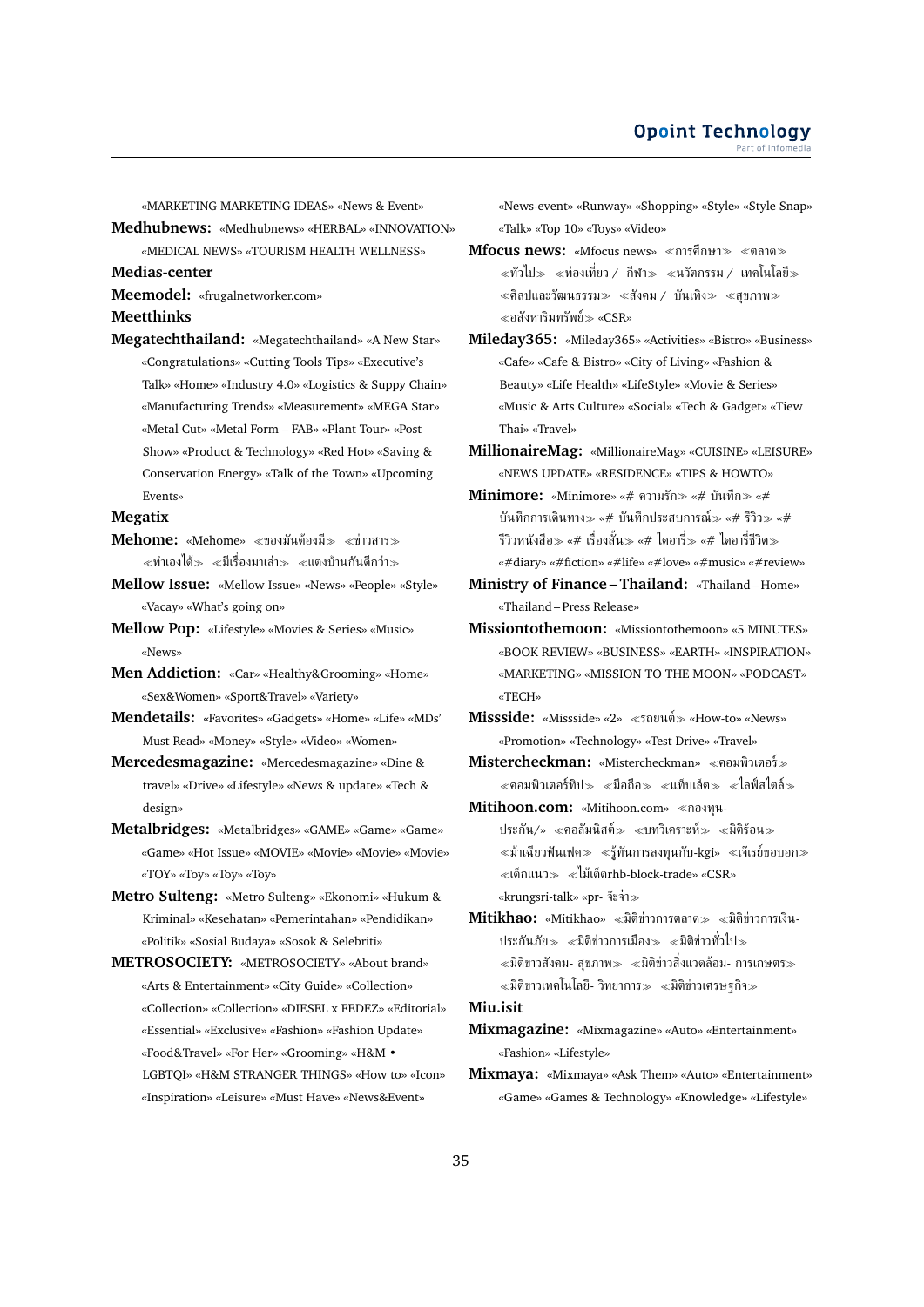«MARKETING MARKETING IDEAS» «News & Event»

**Medhubnews:** «Medhubnews» «HERBAL» «INNOVATION» «MEDICAL NEWS» «TOURISM HEALTH WELLNESS»

**Medias-center**

**Meemodel:** «frugalnetworker.com»

**Meetthinks**

**Megatechthailand:** «Megatechthailand» «A New Star» «Congratulations» «Cutting Tools Tips» «Executive's Talk» «Home» «Industry 4.0» «Logistics & Suppy Chain» «Manufacturing Trends» «Measurement» «MEGA Star» «Metal Cut» «Metal Form – FAB» «Plant Tour» «Post Show» «Product & Technology» «Red Hot» «Saving & Conservation Energy» «Talk of the Town» «Upcoming Events»

**Megatix**

**Mehome:** «Mehome» ≪ของมันต้องมี≫ ≪ข่าวสาร≫ ≪ทำเองได้≫ ≪มีเรื่องมาเล่า≫ ≪แต่งบ้านกันดีกว่า≫

**Mellow Issue:** «Mellow Issue» «News» «People» «Style» «Vacay» «What's going on»

**Mellow Pop:** «Lifestyle» «Movies & Series» «Music» «News»

**Men Addiction:** «Car» «Healthy&Grooming» «Home» «Sex&Women» «Sport&Travel» «Variety»

**Mendetails:** «Favorites» «Gadgets» «Home» «Life» «MDs' Must Read» «Money» «Style» «Video» «Women»

**Mercedesmagazine:** «Mercedesmagazine» «Dine & travel» «Drive» «Lifestyle» «News & update» «Tech & design»

**Metalbridges:** «Metalbridges» «GAME» «Game» «Game» «Game» «Hot Issue» «MOVIE» «Movie» «Movie» «Movie» «TOY» «Toy» «Toy» «Toy»

**Metro Sulteng:** «Metro Sulteng» «Ekonomi» «Hukum & Kriminal» «Kesehatan» «Pemerintahan» «Pendidikan» «Politik» «Sosial Budaya» «Sosok & Selebriti»

**METROSOCIETY:** «METROSOCIETY» «About brand» «Arts & Entertainment» «City Guide» «Collection» «Collection» «Collection» «DIESEL x FEDEZ» «Editorial» «Essential» «Exclusive» «Fashion» «Fashion Update» «Food&Travel» «For Her» «Grooming» «H&M • LGBTQI» «H&M STRANGER THINGS» «How to» «Icon» «Inspiration» «Leisure» «Must Have» «News&Event» «News-event» «Runway» «Shopping» «Style» «Style Snap» «Talk» «Top 10» «Toys» «Video»

**Mfocus news:** «Mfocus news» ≪การศึกษา≫ ≪ตลาด≫ ≪ทั่วไป≫ ≪ท่องเที่ยว / กีฬา≫ ≪นวัตกรรม / เทคโนโลยี≫ ≪ศิลปและวัฒนธรรม≫ ≪สังคม / บันเทิง≫ ≪สุขภาพ≫ ≪อสังหาริมทรัพย์≫ «CSR»

**Mileday365:** «Mileday365» «Activities» «Bistro» «Business» «Cafe» «Cafe & Bistro» «City of Living» «Fashion & Beauty» «Life Health» «LifeStyle» «Movie & Series» «Music & Arts Culture» «Social» «Tech & Gadget» «Tiew Thai» «Travel»

**MillionaireMag:** «MillionaireMag» «CUISINE» «LEISURE» «NEWS UPDATE» «RESIDENCE» «TIPS & HOWTO»

**Minimore:** «Minimore» «# ความรัก≫ «# บันทึก≫ «# บันทึกการเดินทาง≫ «# บันทึกประสบการณ์≫ «# รีวิว≫ «# รีวิวหนังสือ≫ «# เรื่องสั้น≫ «# ไดอารี่≫ «# ไดอารี่ชีวิต≫ «#diary» «#fiction» «#life» «#love» «#music» «#review»

**Ministry of Finance – Thailand:** «Thailand – Home» «Thailand – Press Release»

**Missiontothemoon:** «Missiontothemoon» «5 MINUTES» «BOOK REVIEW» «BUSINESS» «EARTH» «INSPIRATION» «MARKETING» «MISSION TO THE MOON» «PODCAST» «TECH»

**Missside:** «Missside» «2» ≪รถยนต์≫ «How-to» «News» «Promotion» «Technology» «Test Drive» «Travel»

**Mistercheckman:** «Mistercheckman» ≪คอมพิวเตอร์≫ ≪คอมพิวเตอร์ทิป≫ ≪มือถือ≫ ≪แท็บเล็ต≫ ≪ไลฟ์สไตล์≫

**Mitihoon.com:** «Mitihoon.com» ≪กองทุน-ประกัน/» ≪คอลัมนิสต์≫ ≪บทวิเคราะห์≫ ≪มิติร้อน≫ ≪ม้าเฉียวฟันเฟค≫ ≪รู้ทันการลงทุนกับ-kgi» ≪เจ๊เชย์ขอบอก≫ ≪เด็กแนว≫ ≪ไม้เด็ดrhb-block-trade» «CSR» «krungsri-talk» «pr- จิ๊จ๋า≫

**Mitikhao:** «Mitikhao» ≪มิติข่าวการตลาด≫ ≪มิติข่าวการเงิน-ประกันภัย≫ ≪มิติข่าวการเมือง≫ ≪มิติข่าวทั่วไป≫ ≪มิติข่าวสังคม- สุขภาพ≫ ≪มิติข่าวสิ่งแวดล้อม- การเกษตร≫ ≪มิติข่าวเทคโนโลยี- วิทยาการ≫ ≪มิติข่าวเศรษฐกิจ≫

**Miu.isit**

**Mixmagazine:** «Mixmagazine» «Auto» «Entertainment» «Fashion» «Lifestyle»

**Mixmaya:** «Mixmaya» «Ask Them» «Auto» «Entertainment» «Game» «Games & Technology» «Knowledge» «Lifestyle»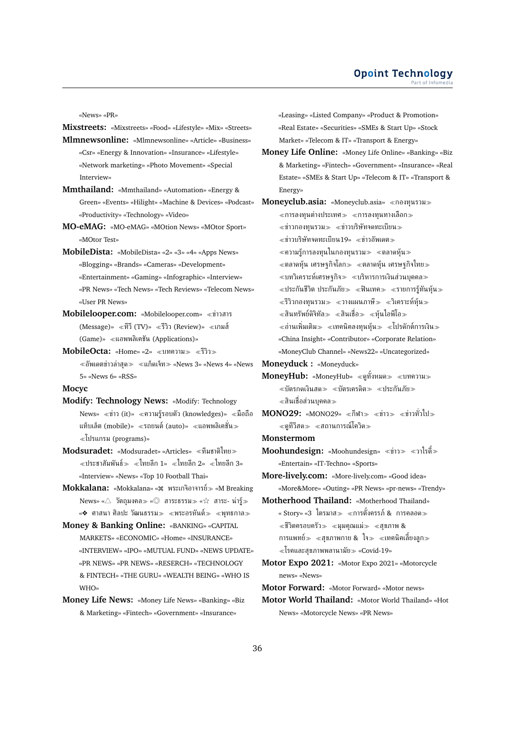«News» «PR»

**Mixstreets:** «Mixstreets» «Food» «Lifestyle» «Mix» «Streets»

**Mlmnewsonline:** «Mlmnewsonline» «Article» «Business» «Csr» «Energy & Innovation» «Insurance» «Lifestyle» «Network marketing» «Photo Movement» «Special Interview»

**Mmthailand:** «Mmthailand» «Automation» «Energy & Green» «Events» «Hilight» «Machine & Devices» «Podcast» «Productivity» «Technology» «Video»

**MO-eMAG:** «MO-eMAG» «MOtion News» «MOtor Sport» «MOtor Test»

**MobileDista:** «MobileDista» «2» «3» «4» «Apps News» «Blogging» «Brands» «Cameras» «Development» «Entertainment» «Gaming» «Infographic» «Interview» «PR News» «Tech News» «Tech Reviews» «Telecom News» «User PR News»

**Mobilelooper.com:** «Mobilelooper.com» ≪ข่าวสาร (Message)» ≪ทีวี (TV)» ≪รีวิว (Review)» ≪เกมส์ (Game)» ≪แอพพลิเคชัน (Applications)»

**MobileOcta:** «Home» «2» ≪บทความ≫ ≪รีวิว≫ ≪อัพเดตข่าวล่าสุด≫ ≪แก็ดเจ็ท≫ «News 3» «News 4» «News 5» «News 6» «RSS»

**Mocyc**

**Modify: Technology News:** «Modify: Technology News» ≪ข่าว (it)» ≪ความรู้รอบตัว (knowledges)» ≪มือถือ แท็บเล็ต (mobile)» ≪รถยนต์ (auto)» ≪แอพพลิเคชั่น≫ ≪โปรแกรม (programs)»

**Modsuradet:** «Modsuradet» «Articles» ≪ทีมชาติไทย≫ ≪ประชาสัมพันธ์≫ ≪ไทยลีก 1» ≪ไทยลีก 2» ≪ไทยลีก 3» «Interview» «News» «Top 10 Football Thai»

**Mokkalana:** «Mokkalana» «⌘ พระเกจิอาจารย์≫ «M Breaking News» «△ วัตถุมงคล≫ «◎ สาระธรรม≫ «☆ สาระ- น่ารู้≫ «❖ ศาสนา ศิลปะ วัฒนธรรม≫ ≪พระอรหันต์≫ ≪พุทธกาล≫

**Money & Banking Online:** «BANKING» «CAPITAL MARKETS» «ECONOMIC» «Home» «INSURANCE» «INTERVIEW» «IPO» «MUTUAL FUND» «NEWS UPDATE» «PR NEWS» «PR NEWS» «RESERCH» «TECHNOLOGY & FINTECH» «THE GURU» «WEALTH BEING» «WHO IS WHO»

**Money Life News:** «Money Life News» «Banking» «Biz & Marketing» «Fintech» «Government» «Insurance» «Leasing» «Listed Company» «Product & Promotion» «Real Estate» «Securities» «SMEs & Start Up» «Stock Market» «Telecom & IT» «Transport & Energy»

**Money Life Online:** «Money Life Online» «Banking» «Biz & Marketing» «Fintech» «Government» «Insurance» «Real Estate» «SMEs & Start Up» «Telecom & IT» «Transport & Energy»

**Moneyclub.asia:** «Moneyclub.asia» ≪กองทุนรวม≫ ≪การลงทุนต่างประเทศ≫ ≪การลงทุนทางเลือก≫ ≪ข่าวกองทุนรวม≫ ≪ข่าวบริษัทจดทะเบียน≫ ≪ข่าวบริษัทจดทะเบียน19» ≪ข่าวอัพเดต≫ ≪ความรู้การลงทุนในกองทุนรวม≫ ≪ตลาดหุ้น≫ ≪ตลาดหุ้น เศรษฐกิจโลก≫ ≪ตลาดหุ้น เศรษฐกิจไทย≫ ≪บทวิเคราะห์เศรษฐกิจ≫ ≪บริหารการเงินส่วนบุคคล≫ ≪ประกันชีวิต ประกันภัย≫ ≪ฟินเทค≫ ≪รายการรู้ทันหุ้น≫ ≪รีวิวกองทุนรวม≫ ≪วางแผนภาษี≫ ≪วิเคราะห์หุ้น≫ ≪สินทรัพย์ดิจิทัล≫ ≪สินเชื่อ≫ ≪หุ้นไอพีโอ≫ ≪อ่านเพิ่มเติม≫ ≪เทคนิคลงทุนหุ้น≫ ≪โปรดักต์การเงิน≫ «China Insight» «Contributor» «Corporate Relation» «MoneyClub Channel» «News22» «Uncategorized»

**Moneyduck :** «Moneyduck»

**MoneyHub:** «MoneyHub» ≪ดูทั้งหมด≫ ≪บทความ≫ ≪บัตรกดเงินสด≫ ≪บัตรเครดิต≫ ≪ประกันภัย≫ ≪สินเชื่อส่วนบุคคล≫

**MONO29:** «MONO29» ≪กีฬา≫ ≪ข่าว≫ ≪ข่าวทั่วไป≫ ≪ดูทีวีสด≫ ≪สถานการณ์โควิด≫

**Monstermom**

**Moohundesign:** «Moohundesign» ≪ข่าว≫ ≪วาไรตี้≫ «Entertain» «IT-Techno» «Sports»

**More-lively.com:** «More-lively.com» «Good idea» «More&More» «Outing» «PR News» «pr-news» «Trendy»

**Motherhood Thailand:** «Motherhood Thailand» « Story» «3 ไตรมาส≫ ≪การตั้งครรภ์ & การคลอด≫ ≪ชีวิตครอบครัว≫ ≪มุมคุณแม่≫ ≪สุขภาพ & การแพทย์≫ ≪สุขภาพกาย & ใจ≫ ≪เทคนิคเลี้ยงลูก≫ ≪โรคและสุขภาพพลานามัย≫ «Covid-19»

**Motor Expo 2021:** «Motor Expo 2021» «Motorcycle news» «News»

**Motor Forward:** «Motor Forward» «Motor news»

**Motor World Thailand:** «Motor World Thailand» «Hot News» «Motorcycle News» «PR News»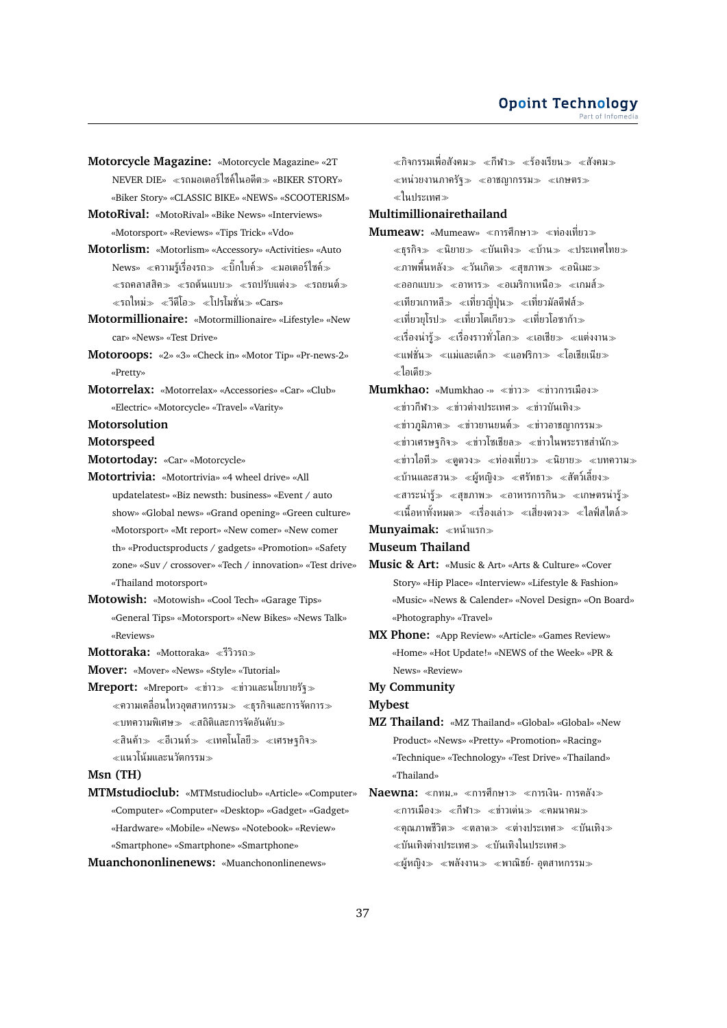**Motorcycle Magazine:** «Motorcycle Magazine» «2T NEVER DIE» ≪รถมอเตอร์ไซค์ในอดีต≫ «BIKER STORY» «Biker Story» «CLASSIC BIKE» «NEWS» «SCOOTERISM»

**MotoRival:** «MotoRival» «Bike News» «Interviews» «Motorsport» «Reviews» «Tips Trick» «Vdo»

**Motorlism:** «Motorlism» «Accessory» «Activities» «Auto News» ≪ความรู้เรื่องรถ≫ ≪บิ๊กไบค์≫ ≪มอเตอร์ไซค์≫ ≪รถคลาสสิค≫ ≪รถต้นแบบ≫ ≪รถปรับแต่ง≫ ≪รถยนต์≫ ≪รถใหม่≫ ≪วีดีโอ≫ ≪โปรโมชั่น≫ «Cars»

**Motormillionaire:** «Motormillionaire» «Lifestyle» «New car» «News» «Test Drive»

**Motoroops:** «2» «3» «Check in» «Motor Tip» «Pr-news-2» «Pretty»

**Motorrelax:** «Motorrelax» «Accessories» «Car» «Club» «Electric» «Motorcycle» «Travel» «Varity»

**Motorsolution**

**Motorspeed**

**Motortoday:** «Car» «Motorcycle»

**Motortrivia:** «Motortrivia» «4 wheel drive» «All updatelatest» «Biz newsth: business» «Event / auto show» «Global news» «Grand opening» «Green culture» «Motorsport» «Mt report» «New comer» «New comer th» «Productsproducts / gadgets» «Promotion» «Safety zone» «Suv / crossover» «Tech / innovation» «Test drive» «Thailand motorsport»

**Motowish:** «Motowish» «Cool Tech» «Garage Tips» «General Tips» «Motorsport» «New Bikes» «News Talk» «Reviews»

**Mottoraka:** «Mottoraka» ≪รีวิวรถ≫

**Mover:** «Mover» «News» «Style» «Tutorial»

**Mreport:** «Mreport» ≪ข่าว≫ ≪ข่าวและนโยบายรัฐ≫ ≪ความเคลื่อนไหวอุตสาหกรรม≫ ≪ธุรกิจและการจัดการ≫ ≪บทความพิเศษ≫ ≪สถิติและการจัดอันดับ≫ ≪สินค้า≫ ≪อีเวนท์≫ ≪เทคโนโลยี≫ ≪เศรษฐกิจ≫ ≪แนวโน้มและนวัตกรรม≫

**Msn (TH)**

**MTMstudioclub:** «MTMstudioclub» «Article» «Computer» «Computer» «Computer» «Desktop» «Gadget» «Gadget» «Hardware» «Mobile» «News» «Notebook» «Review» «Smartphone» «Smartphone» «Smartphone»

**Muanchononlinenews:** «Muanchononlinenews» ≪กิจกรรมเพื่อสังคม≫ ≪กีฬา≫ ≪ร้องเรียน≫ ≪สังคม≫ ≪หน่วยงานภาครัฐ≫ ≪อาชญากรรม≫ ≪เกษตร≫ ≪ในประเทศ≫

**Multimillionairethailand**

**Mumeaw:** «Mumeaw» ≪การศึกษา≫ ≪ท่องเที่ยว≫ ≪ธุรกิจ≫ ≪นิยาย≫ ≪บันเทิง≫ ≪บ้าน≫ ≪ประเทศไทย≫ ≪ภาพพื้นหลัง≫ ≪วันเกิด≫ ≪สุขภาพ≫ ≪อนิเมะ≫ ≪ออกแบบ≫ ≪อาหาร≫ ≪อเมริกาเหนือ≫ ≪เกมส์≫ ≪เที่ยวเกาหลี≫ ≪เที่ยวญี่ปุ่น≫ ≪เที่ยวมัลดีฟส์≫ ≪เที่ยวยุโรป≫ ≪เที่ยวโตเกียว≫ ≪เที่ยวโอซาก้า≫ ≪เรื่องน่ารู้≫ ≪เรื่องราวทั่วโลก≫ ≪เอเชีย≫ ≪แต่งงาน≫ ≪แฟชั่น≫ ≪แม่และเด็ก≫ ≪แอฟริกา≫ ≪โอเชียเนีย≫ ≪ไอเดีย≫

**Mumkhao:** «Mumkhao -» ≪ข่าว≫ ≪ข่าวการเมือง≫ ≪ข่าวกีฬา≫ ≪ข่าวต่างประเทศ≫ ≪ข่าวบันเทิง≫ ≪ข่าวภูมิภาค≫ ≪ข่าวยานยนต์≫ ≪ข่าวอาชญากรรม≫ ≪ข่าวเศรษฐกิจ≫ ≪ข่าวโซเชียล≫ ≪ข่าวในพระราชสำนัก≫ ≪ข่าวไอที≫ ≪ดูดวง≫ ≪ท่องเที่ยว≫ ≪นิยาย≫ ≪บทความ≫ ≪บ้านและสวน≫ ≪ผู้หญิง≫ ≪ศรัทธา≫ ≪สัตว์เลี้ยง≫ ≪สาระน่ารู้≫ ≪สุขภาพ≫ ≪อาหารการกิน≫ ≪เกษตรน่ารู้≫ ≪เนื้อหาทั้งหมด≫ ≪เรื่องเล่า≫ ≪เสี่ยงดวง≫ ≪ไลฟ์สไตล์≫

**Munyaimak:** ≪หน้าแรก≫

**Museum Thailand**

**Music & Art:** «Music & Art» «Arts & Culture» «Cover Story» «Hip Place» «Interview» «Lifestyle & Fashion» «Music» «News & Calender» «Novel Design» «On Board» «Photography» «Travel»

**MX Phone:** «App Review» «Article» «Games Review» «Home» «Hot Update!» «NEWS of the Week» «PR & News» «Review»

**My Community**

**Mybest**

**MZ Thailand:** «MZ Thailand» «Global» «Global» «New Product» «News» «Pretty» «Promotion» «Racing» «Technique» «Technology» «Test Drive» «Thailand» «Thailand»

**Naewna:** ≪กทม.» ≪การศึกษา≫ ≪การเงิน- การคลัง≫ ≪การเมือง≫ ≪กีฬา≫ ≪ข่าวเด่น≫ ≪คมนาคม≫ ≪คุณภาพชีวิต≫ ≪ตลาด≫ ≪ต่างประเทศ≫ ≪บันเทิง≫ ≪บันเทิงต่างประเทศ≫ ≪บันเทิงในประเทศ≫ ≪ผู้หญิง≫ ≪พลังงาน≫ ≪พาณิชย์- อุตสาหกรรม≫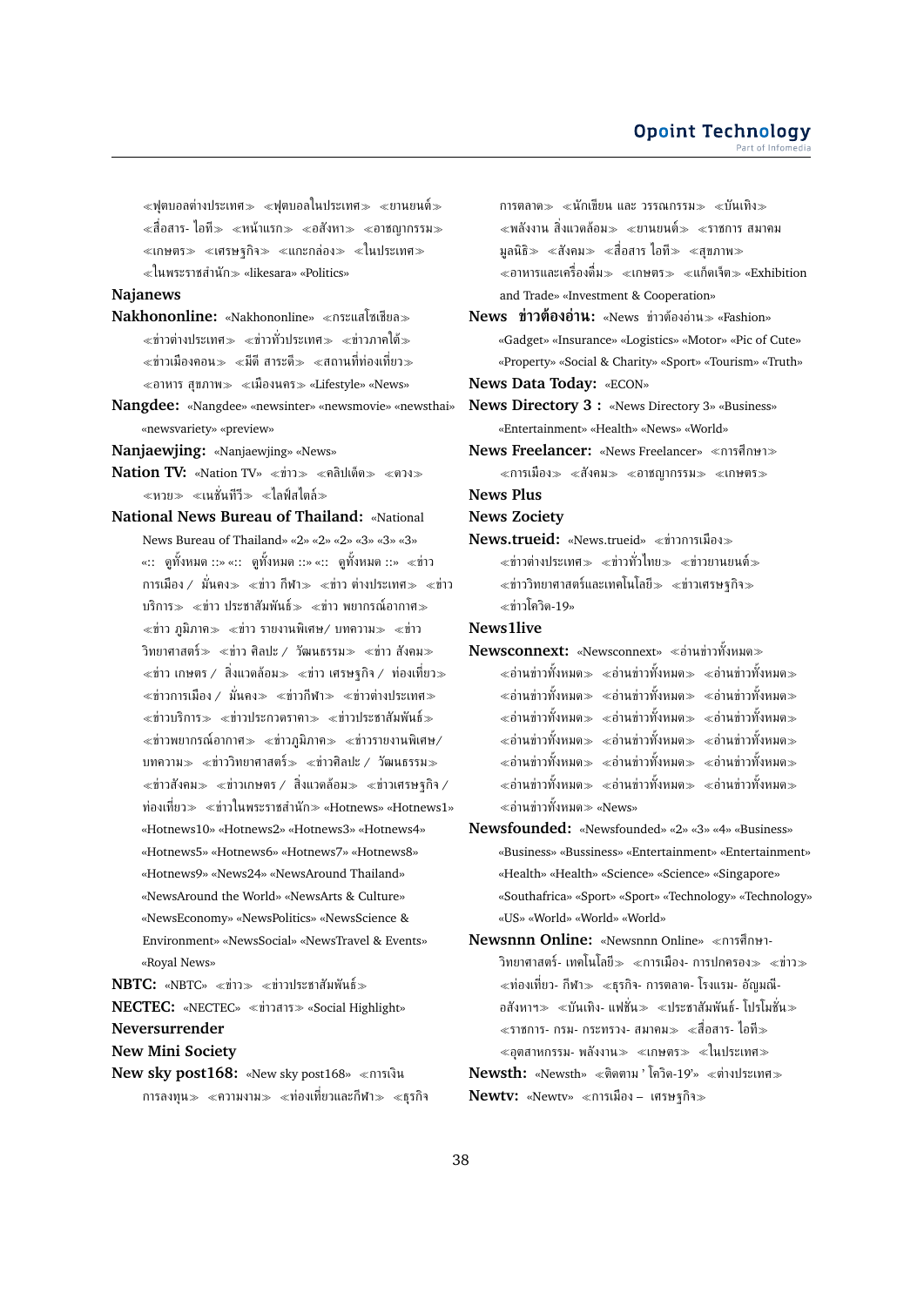≪ฟุตบอลต่างประเทศ≫ ≪ฟุตบอลในประเทศ≫ ≪ยานยนต์≫ ≪สื่อสาร- ไอที≫ ≪หน้าแรก≫ ≪อสังหา≫ ≪อาชญากรรม≫ ≪เกษตร≫ ≪เศรษฐกิจ≫ ≪แถกล่อง≫ ≪ในประเทศ≫ ≪ในพระราชสำนัก≫ «likesara» «Politics»

**Najanews**

**Nakhononline:** «Nakhononline» ≪กระแสโซเชียล≫ ≪ข่าวต่างประเทศ≫ ≪ข่าวทั่วประเทศ≫ ≪ข่าวภาคใต้≫ ≪ข่าวเมืองคอน≫ ≪มีดี สาระดี≫ ≪สถานที่ท่องเที่ยว≫ ≪อาหาร สุขภาพ≫ ≪เมืองนคร≫ «Lifestyle» «News»

**Nangdee:** «Nangdee» «newsinter» «newsmovie» «newsthai» «newsvariety» «preview»

**Nanjaewjing:** «Nanjaewjing» «News»

**Nation TV:** «Nation TV» ≪ข่าว≫ ≪คลิปเด็ด≫ ≪ดวง≫ ≪หวย≫ ≪เนชั่นทีวี≫ ≪ไลฟ์สไตล์≫

**National News Bureau of Thailand:** «National News Bureau of Thailand» «2» «2» «2» «3» «3» «3» «:: ดูทั้งหมด ::» «:: ดูทั้งหมด ::» «:: ดูทั้งหมด ::» ≪ข่าว การเมือง / มั่นคง≫ ≪ข่าว กีฬา≫ ≪ข่าว ต่างประเทศ≫ ≪ข่าว บริการ≫ ≪ข่าว ประชาสัมพันธ์≫ ≪ข่าว พยากรณ์อากาศ≫ ≪ข่าว ภูมิภาค≫ ≪ข่าว รายงานพิเศษ/ บทความ≫ ≪ข่าว วิทยาศาสตร์≫ ≪ข่าว ศิลปะ / วัฒนธรรม≫ ≪ข่าว สังคม≫ ≪ข่าว เกษตร / สิ่งแวดล้อม≫ ≪ข่าว เศรษฐกิจ / ท่องเที่ยว≫ ≪ข่าวการเมือง / มั่นคง≫ ≪ข่าวกีฬา≫ ≪ข่าวต่างประเทศ≫ ≪ข่าวบริการ≫ ≪ข่าวประกวดราคา≫ ≪ข่าวประชาสัมพันธ์≫ ≪ข่าวพยากรณ์อากาศ≫ ≪ข่าวภูมิภาค≫ ≪ข่าวรายงานพิเศษ/ บทความ≫ ≪ข่าววิทยาศาสตร์≫ ≪ข่าวศิลปะ / วัฒนธรรม≫ ≪ข่าวสังคม≫ ≪ข่าวเกษตร / สิ่งแวดล้อม≫ ≪ข่าวเศรษฐกิจ / ท่องเที่ยว≫ ≪ข่าวในพระราชสำนัก≫ «Hotnews» «Hotnews1» «Hotnews10» «Hotnews2» «Hotnews3» «Hotnews4» «Hotnews5» «Hotnews6» «Hotnews7» «Hotnews8» «Hotnews9» «News24» «NewsAround Thailand» «NewsAround the World» «NewsArts & Culture» «NewsEconomy» «NewsPolitics» «NewsScience & Environment» «NewsSocial» «NewsTravel & Events» «Royal News»

**NBTC:** «NBTC» ≪ข่าว≫ ≪ข่าวประชาสัมพันธ์≫

**NECTEC:** «NECTEC» ≪ข่าวสาร≫ «Social Highlight»

**Neversurrender**

**New Mini Society**

**New sky post168:** «New sky post168» ≪การเงิน การลงทุน≫ ≪ความงาม≫ ≪ท่องเที่ยวและกีฬา≫ ≪ธุรกิจ การตลาด≫ ≪นักเขียน และ วรรณกรรม≫ ≪บันเทิง≫ ≪พลังงาน สิ่งแวดล้อม≫ ≪ยานยนต์≫ ≪ราชการ สมาคม มูลนิธิ≫ ≪สังคม≫ ≪สื่อสาร ไอที≫ ≪สุขภาพ≫ ≪อาหารและเครื่องดื่ม≫ ≪เกษตร≫ ≪แก็ดเจ็ต≫ «Exhibition and Trade» «Investment & Cooperation»

**News ข่าวต้องอ่าน:** «News ข่าวต้องอ่าน» «Fashion» «Gadget» «Insurance» «Logistics» «Motor» «Pic of Cute» «Property» «Social & Charity» «Sport» «Tourism» «Truth»

**News Data Today:** «ECON»

**News Directory 3 :** «News Directory 3» «Business» «Entertainment» «Health» «News» «World»

**News Freelancer:** «News Freelancer» ≪การศึกษา≫ ≪การเมือง≫ ≪สังคม≫ ≪อาชญากรรม≫ ≪เกษตร≫

**News Plus**

**News Zociety**

**News.trueid:** «News.trueid» ≪ข่าวการเมือง≫ ≪ข่าวต่างประเทศ≫ ≪ข่าวทั่วไทย≫ ≪ข่าวยานยนต์≫ ≪ข่าววิทยาศาสตร์และเทคโนโลยี≫ ≪ข่าวเศรษฐกิจ≫ ≪ข่าวโควิด-19≫

**News1live**

**Newsconnext:** «Newsconnext» ≪อ่านข่าวทั้งหมด≫ ≪อ่านข่าวทั้งหมด≫ ≪อ่านข่าวทั้งหมด≫ ≪อ่านข่าวทั้งหมด≫ ≪อ่านข่าวทั้งหมด≫ ≪อ่านข่าวทั้งหมด≫ ≪อ่านข่าวทั้งหมด≫ ≪อ่านข่าวทั้งหมด≫ ≪อ่านข่าวทั้งหมด≫ ≪อ่านข่าวทั้งหมด≫ ≪อ่านข่าวทั้งหมด≫ ≪อ่านข่าวทั้งหมด≫ ≪อ่านข่าวทั้งหมด≫ ≪อ่านข่าวทั้งหมด≫ ≪อ่านข่าวทั้งหมด≫ ≪อ่านข่าวทั้งหมด≫ ≪อ่านข่าวทั้งหมด≫ ≪อ่านข่าวทั้งหมด≫ ≪อ่านข่าวทั้งหมด≫ ≪อ่านข่าวทั้งหมด≫ «News»

**Newsfounded:** «Newsfounded» «2» «3» «4» «Business» «Business» «Bussiness» «Entertainment» «Entertainment» «Health» «Health» «Science» «Science» «Singapore» «Southafrica» «Sport» «Sport» «Technology» «Technology» «US» «World» «World» «World»

**Newsnnn Online:** «Newsnnn Online» ≪การศึกษา- วิทยาศาสตร์- เทคโนโลยี≫ ≪การเมือง- การปกครอง≫ ≪ข่าว≫ ≪ท่องเที่ยว- กีฬา≫ ≪ธุรกิจ- การตลาด- โรงแรม- อัญมณี- อสังหาฯ≫ ≪บันเทิง- แฟชั่น≫ ≪ประชาสัมพันธ์- โปรโมชั่น≫ ≪ราชการ- กรม- กระทรวง- สมาคม≫ ≪สื่อสาร- ไอที≫ ≪อุตสาหกรรม- พลังงาน≫ ≪เกษตร≫ ≪ในประเทศ≫

**Newsth:** «Newsth» ≪ติดตาม ' โควิด-19'≫ ≪ต่างประเทศ≫

**Newtv:** «Newtv» ≪การเมือง – เศรษฐกิจ≫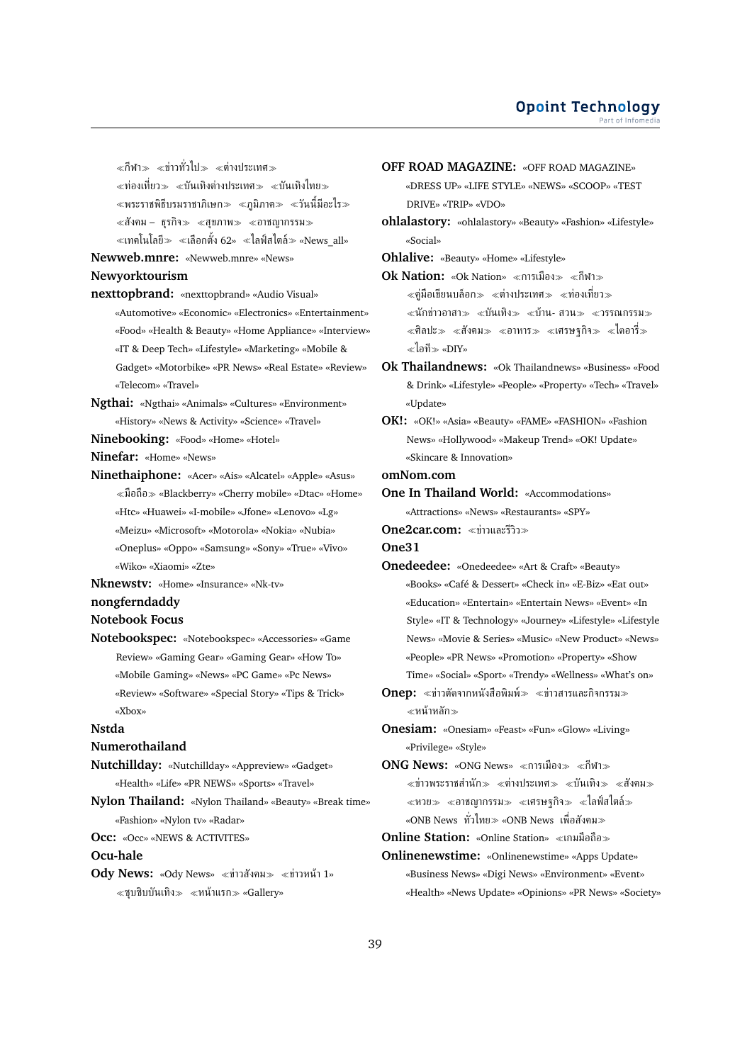«กีฬา» «ข่าวทั่วไป» «ต่างประเทศ» «ท่องเที่ยว» «บันเทิงต่างประเทศ» «บันเทิงไทย» «พระราชพิธีบรมราชาภิเษก» «ภูมิภาค» «วันนี้มีอะไร» «สังคม – ธุรกิจ» «สุขภาพ» «อาชญากรรม» «เทคโนโลยี» «เลือกตั้ง 62» «ไลฟ์สไตล์» «News_all»

**Newweb.mnre:** «Newweb.mnre» «News»

**Newyorktourism**

**nexttopbrand:** «nexttopbrand» «Audio Visual» «Automotive» «Economic» «Electronics» «Entertainment» «Food» «Health & Beauty» «Home Appliance» «Interview» «IT & Deep Tech» «Lifestyle» «Marketing» «Mobile & Gadget» «Motorbike» «PR News» «Real Estate» «Review» «Telecom» «Travel»

**Ngthai:** «Ngthai» «Animals» «Cultures» «Environment» «History» «News & Activity» «Science» «Travel»

**Ninebooking:** «Food» «Home» «Hotel»

**Ninefar:** «Home» «News»

**Ninethaiphone:** «Acer» «Ais» «Alcatel» «Apple» «Asus» «มือถือ» «Blackberry» «Cherry mobile» «Dtac» «Home» «Htc» «Huawei» «I-mobile» «Jfone» «Lenovo» «Lg» «Meizu» «Microsoft» «Motorola» «Nokia» «Nubia» «Oneplus» «Oppo» «Samsung» «Sony» «True» «Vivo» «Wiko» «Xiaomi» «Zte»

**Nknewstv:** «Home» «Insurance» «Nk-tv»

**nongferndaddy**

**Notebook Focus**

**Notebookspec:** «Notebookspec» «Accessories» «Game Review» «Gaming Gear» «Gaming Gear» «How To» «Mobile Gaming» «News» «PC Game» «Pc News» «Review» «Software» «Special Story» «Tips & Trick» «Xbox»

**Nstda**

**Numerothailand**

**Nutchillday:** «Nutchillday» «Appreview» «Gadget» «Health» «Life» «PR NEWS» «Sports» «Travel»

**Nylon Thailand:** «Nylon Thailand» «Beauty» «Break time» «Fashion» «Nylon tv» «Radar»

**Occ:** «Occ» «NEWS & ACTIVITES»

**Ocu-hale**

**Ody News:** «Ody News» «ข่าวสังคม» «ข่าวหน้า 1» «ซุบซิบบันเทิง» «หน้าแรก» «Gallery»

**OFF ROAD MAGAZINE:** «OFF ROAD MAGAZINE» «DRESS UP» «LIFE STYLE» «NEWS» «SCOOP» «TEST DRIVE» «TRIP» «VDO»

**ohlalastory:** «ohlalastory» «Beauty» «Fashion» «Lifestyle» «Social»

**Ohlalive:** «Beauty» «Home» «Lifestyle»

**Ok Nation:** «Ok Nation» «การเมือง» «กีฬา» «คู่มือเขียนบล็อก» «ต่างประเทศ» «ท่องเที่ยว» «นักข่าวอาสา» «บันเทิง» «บ้าน- สวน» «วรรณกรรม» «ศิลปะ» «สังคม» «อาหาร» «เศรษฐกิจ» «ไดอารี่» «ไอที» «DIY»

**Ok Thailandnews:** «Ok Thailandnews» «Business» «Food & Drink» «Lifestyle» «People» «Property» «Tech» «Travel» «Update»

**OK!:** «OK!» «Asia» «Beauty» «FAME» «FASHION» «Fashion News» «Hollywood» «Makeup Trend» «OK! Update» «Skincare & Innovation»

**omNom.com**

**One In Thailand World:** «Accommodations» «Attractions» «News» «Restaurants» «SPY»

**One2car.com:** «ข่าวและรีวิว»

**One31**

**Onedeedee:** «Onedeedee» «Art & Craft» «Beauty» «Books» «Café & Dessert» «Check in» «E-Biz» «Eat out» «Education» «Entertain» «Entertain News» «Event» «In Style» «IT & Technology» «Journey» «Lifestyle» «Lifestyle News» «Movie & Series» «Music» «New Product» «News» «People» «PR News» «Promotion» «Property» «Show Time» «Social» «Sport» «Trendy» «Wellness» «What's on»

**Onep:** «ข่าวตัดจากหนังสือพิมพ์» «ข่าวสารและกิจกรรม» «หน้าหลัก»

**Onesiam:** «Onesiam» «Feast» «Fun» «Glow» «Living» «Privilege» «Style»

**ONG News:** «ONG News» «การเมือง» «กีฬา» «ข่าวพระราชสำนัก» «ต่างประเทศ» «บันเทิง» «สังคม» «หวย» «อาชญากรรม» «เศรษฐกิจ» «ไลฟ์สไตล์» «ONB News ทั่วไทย» «ONB News เพื่อสังคม»

**Online Station:** «Online Station» «เกมมือถือ»

**Onlinenewstime:** «Onlinenewstime» «Apps Update» «Business News» «Digi News» «Environment» «Event» «Health» «News Update» «Opinions» «PR News» «Society»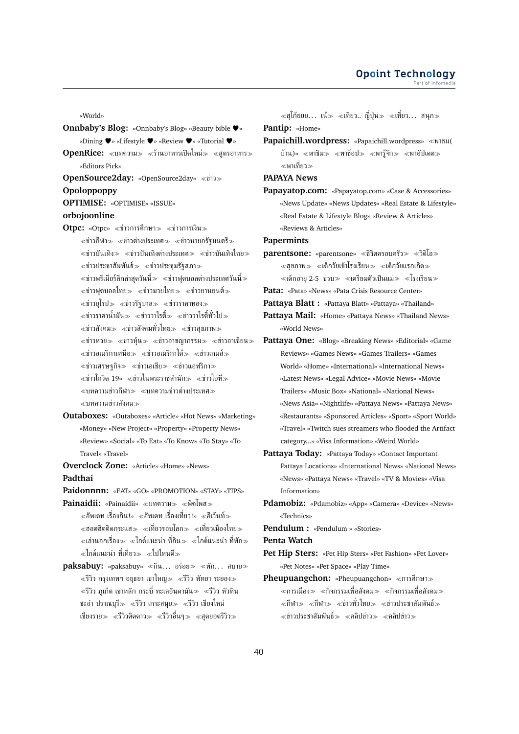«World»

**Onnbaby's Blog:** «Onnbaby's Blog» «Beauty bible ♥» «Dining ♥» «Lifestyle ♥» «Review ♥» «Tutorial ♥»

**OpenRice:** ≪บทความ≫ ≪ร้านอาหารเปิดใหม่≫ ≪สูตรอาหาร≫ «Editors Pick»

**OpenSource2day:** «OpenSource2day» ≪ข่าว≫

**Opoloppoppy**

**OPTIMISE:** «OPTIMISE» «ISSUE»

**orbojoonline**

**Otpc:** «Otpc» ≪ข่าวการศึกษา≫ ≪ข่าวการเงิน≫ ≪ข่าวกีฬา≫ ≪ข่าวต่างประเทศ≫ ≪ข่าวนายกรัฐมนตรี≫ ≪ข่าวบันเทิง≫ ≪ข่าวบันเทิงต่างประเทศ≫ ≪ข่าวบันเทิงไทย≫ ≪ข่าวประชาสัมพันธ์≫ ≪ข่าวประชุมรัฐสภา≫ ≪ข่าวพรีเมียร์ลีกล่าสุดวันนี้≫ ≪ข่าวฟุตบอลต่างประเทศวันนี้≫ ≪ข่าวฟุตบอลไทย≫ ≪ข่าวมวยไทย≫ ≪ข่าวยานยนต์≫ ≪ข่าวยุโรป≫ ≪ข่าวรัฐบาล≫ ≪ข่าวราคาทอง≫ ≪ข่าวราคาน้ำมัน≫ ≪ข่าววาไรตี้≫ ≪ข่าววาไรตี้ทั่วไป≫ ≪ข่าวสังคม≫ ≪ข่าวสังคมทั่วไทย≫ ≪ข่าวสุขภาพ≫ ≪ข่าวหวย≫ ≪ข่าวหุ้น≫ ≪ข่าวอาชญากรรม≫ ≪ข่าวอาเซียน≫ ≪ข่าวอเมริกาเหนือ≫ ≪ข่าวอเมริกาใต้≫ ≪ข่าวเกมส์≫ ≪ข่าวเศรษฐกิจ≫ ≪ข่าวเอเชีย≫ ≪ข่าวแอฟริกา≫ ≪ข่าวโควิด-19» ≪ข่าวในพระราชสำนัก≫ ≪ข่าวไอที≫ ≪บทความข่าวกีฬา≫ ≪บทความข่าวต่างประเทศ≫ ≪บทความข่าวสังคม≫

**Outaboxes:** «Outaboxes» «Article» «Hot News» «Marketing» «Money» «New Project» «Property» «Property News» «Review» «Social» «To Eat» «To Know» «To Stay» «To Travel» «Travel»

**Overclock Zone:** «Article» «Home» «News»

**Padthai**

**Paidonnnn:** «EAT» «GO» «PROMOTION» «STAY» «TIPS»

**Painaidii:** «Painaidii» ≪บทความ≫ ≪พิคโพส≫ ≪อัพเดท เรื่องกิน!» ≪อัพเดท เรื่องเที่ยว!» ≪อีเว้นท์≫ ≪ฮอตฮิตติดกระแส≫ ≪เที่ยวรอบโลก≫ ≪เที่ยวเมืองไทย≫ ≪เล่านอกเรื่อง≫ ≪ไกด์แนะนำ ที่กิน≫ ≪ไกด์แนะนำ ที่พัก≫ ≪ไกด์แนะนำ ที่เที่ยว≫ ≪ไปไหนดี≫

**paksabuy:** «paksabuy» ≪กิน... อร่อย≫ ≪พัก... สบาย≫ ≪รีวิว กรุงเทพฯ อยุธยา เขาใหญ่≫ ≪รีวิว พัทยา ระยอง≫ ≪รีวิว ภูเก็ต เขาหลัก กระบี่ ทะเลอันดามัน≫ ≪รีวิว หัวหิน ชะอำ ปราณบุรี≫ ≪รีวิว เกาะสมุย≫ ≪รีวิว เชียงใหม่ เชียงราย≫ ≪รีวิวติดดาว≫ ≪รีวิวอื่นๆ≫ ≪สุดยอดรีวิว≫ ≪สุโค้ยยย... เน้≫ ≪เที่ยว.. ญี่ปุ่น≫ ≪เที่ยว... สนุก≫

**Pantip:** «Home»

**Papaichill.wordpress:** «Papaichill.wordpress» ≪พาชม(บ้าน)» ≪พาชิม≫ ≪พาช้อป≫ ≪พารู้จัก≫ ≪พาอัปเดต≫ ≪พาเที่ยว≫

**PAPAYA News**

**Papayatop.com:** «Papayatop.com» «Case & Accessories» «News Update» «News Updates» «Real Estate & Lifestyle» «Real Estate & Lifestyle Blog» «Review & Articles» «Reviews & Articles»

**Papermints**

**parentsone:** «parentsone» ≪ชีวิตครอบครัว≫ ≪วิดีโอ≫ ≪สุขภาพ≫ ≪เด็กวัยเข้าโรงเรียน≫ ≪เด็กวัยแรกเกิด≫ ≪เด็กอายุ 2-5 ขวบ≫ ≪เตรียมตัวเป็นแม่≫ ≪โรงเรียน≫

**Pata:** «Pata» «News» «Pata Crisis Resource Center»

**Pattaya Blatt :** «Pattaya Blatt» «Pattaya» «Thailand»

**Pattaya Mail:** «Home» «Pattaya News» «Thailand News» «World News»

**Pattaya One:** «Blog» «Breaking News» «Editorial» «Game Reviews» «Games News» «Games Trailers» «Games World» «Home» «International» «International News» «Latest News» «Legal Advice» «Movie News» «Movie Trailers» «Music Box» «National» «National News» «News Asia» «Nightlife» «Pattaya News» «Pattaya News» «Restaurants» «Sponsored Articles» «Sport» «Sport World» «Travel» «Twitch sues streamers who flooded the Artifact category...» «Visa Information» «Weird World»

**Pattaya Today:** «Pattaya Today» «Contact Important Pattaya Locations» «International News» «National News» «News» «Pattaya News» «Travel» «TV & Movies» «Visa Information»

**Pdamobiz:** «Pdamobiz» «App» «Camera» «Device» «News» «Technics»

**Pendulum :** «Pendulum » «Stories»

**Penta Watch**

**Pet Hip Sters:** «Pet Hip Sters» «Pet Fashion» «Pet Lover» «Pet Notes» «Pet Space» «Play Time»

**Pheupuangchon:** «Pheupuangchon» ≪การศึกษา≫ ≪การเมือง≫ ≪กิจกรรมเพื่อสังคม≫ ≪กิจกรรมเพื่อสังคม≫ ≪กีฬา≫ ≪กีฬา≫ ≪ข่าวทั่วไทย≫ ≪ข่าวประชาสัมพันธ์≫ ≪ข่าวประชาสัมพันธ์≫ ≪คลิปข่าว≫ ≪คลิปข่าว≫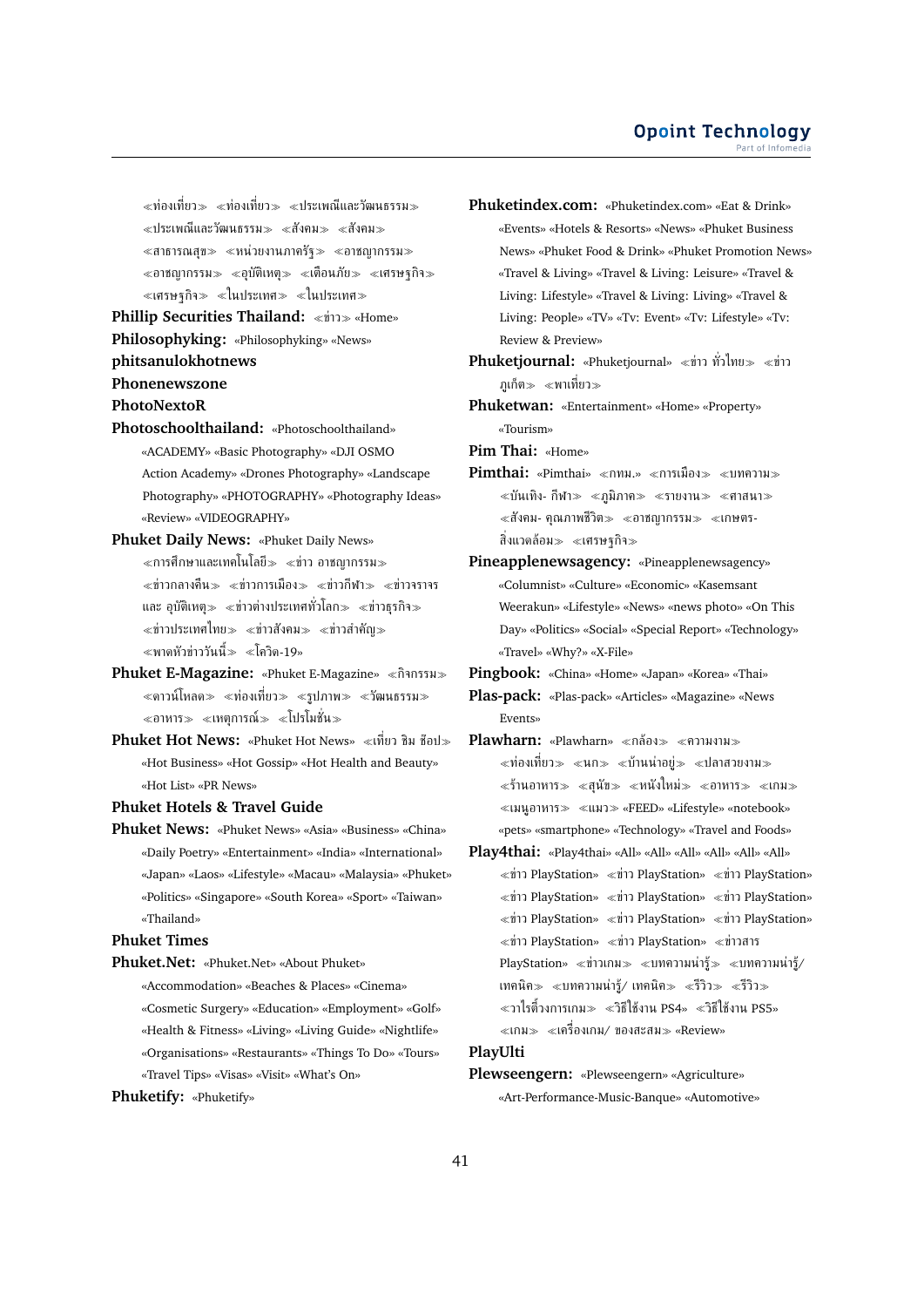≪ท่องเที่ยว≫ ≪ท่องเที่ยว≫ ≪ประเพณีและวัฒนธรรม≫ ≪ประเพณีและวัฒนธรรม≫ ≪สังคม≫ ≪สังคม≫ ≪สาธารณสุข≫ ≪หน่วยงานภาครัฐ≫ ≪อาชญากรรม≫ ≪อาชญากรรม≫ ≪อุบัติเหตุ≫ ≪เตือนภัย≫ ≪เศรษฐกิจ≫ ≪เศรษฐกิจ≫ ≪ในประเทศ≫ ≪ในประเทศ≫

**Phillip Securities Thailand:** ≪ข่าว≫ «Home»

**Philosophyking:** «Philosophyking» «News»

**phitsanulokhotnews**

**Phonenewszone**

**PhotoNextoR**

**Photoschoolthailand:** «Photoschoolthailand» «ACADEMY» «Basic Photography» «DJI OSMO Action Academy» «Drones Photography» «Landscape Photography» «PHOTOGRAPHY» «Photography Ideas» «Review» «VIDEOGRAPHY»

**Phuket Daily News:** «Phuket Daily News» ≪การศึกษาและเทคโนโลยี≫ ≪ข่าว อาชญากรรม≫ ≪ข่าวกลางคืน≫ ≪ข่าวการเมือง≫ ≪ข่าวกีฬา≫ ≪ข่าวจราจร และ อุบัติเหตุ≫ ≪ข่าวต่างประเทศทั่วโลก≫ ≪ข่าวธุรกิจ≫ ≪ข่าวประเทศไทย≫ ≪ข่าวสังคม≫ ≪ข่าวสำคัญ≫ ≪พาดหัวข่าววันนี้≫ ≪โควิด-19≫

**Phuket E-Magazine:** «Phuket E-Magazine» ≪กิจกรรม≫ ≪ดาวน์โหลด≫ ≪ท่องเที่ยว≫ ≪รูปภาพ≫ ≪วัฒนธรรม≫ ≪อาหาร≫ ≪เหตุการณ์≫ ≪โปรโมชั่น≫

**Phuket Hot News:** «Phuket Hot News» ≪เที่ยว ชิม ช้อป≫ «Hot Business» «Hot Gossip» «Hot Health and Beauty» «Hot List» «PR News»

**Phuket Hotels & Travel Guide**

**Phuket News:** «Phuket News» «Asia» «Business» «China» «Daily Poetry» «Entertainment» «India» «International» «Japan» «Laos» «Lifestyle» «Macau» «Malaysia» «Phuket» «Politics» «Singapore» «South Korea» «Sport» «Taiwan» «Thailand»

**Phuket Times**

**Phuket.Net:** «Phuket.Net» «About Phuket» «Accommodation» «Beaches & Places» «Cinema» «Cosmetic Surgery» «Education» «Employment» «Golf» «Health & Fitness» «Living» «Living Guide» «Nightlife» «Organisations» «Restaurants» «Things To Do» «Tours» «Travel Tips» «Visas» «Visit» «What's On»

**Phuketify:** «Phuketify»

**Phuketindex.com:** «Phuketindex.com» «Eat & Drink» «Events» «Hotels & Resorts» «News» «Phuket Business News» «Phuket Food & Drink» «Phuket Promotion News» «Travel & Living» «Travel & Living: Leisure» «Travel & Living: Lifestyle» «Travel & Living: Living» «Travel & Living: People» «TV» «Tv: Event» «Tv: Lifestyle» «Tv: Review & Preview»

**Phuketjournal:** «Phuketjournal» ≪ข่าว ทั่วไทย≫ ≪ข่าว ภูเก็ต≫ ≪พาเที่ยว≫

**Phuketwan:** «Entertainment» «Home» «Property» «Tourism»

**Pim Thai:** «Home»

**Pimthai:** «Pimthai» ≪กทม.≫ ≪การเมือง≫ ≪บทความ≫ ≪บันเทิง- กีฬา≫ ≪ภูมิภาค≫ ≪รายงาน≫ ≪ศาสนา≫ ≪สังคม- คุณภาพชีวิต≫ ≪อาชญากรรม≫ ≪เกษตร- สิ่งแวดล้อม≫ ≪เศรษฐกิจ≫

**Pineapplenewsagency:** «Pineapplenewsagency» «Columnist» «Culture» «Economic» «Kasemsant Weerakun» «Lifestyle» «News» «news photo» «On This Day» «Politics» «Social» «Special Report» «Technology» «Travel» «Why?» «X-File»

**Pingbook:** «China» «Home» «Japan» «Korea» «Thai»

**Plas-pack:** «Plas-pack» «Articles» «Magazine» «News Events»

**Plawharn:** «Plawharn» ≪กล้อง≫ ≪ความงาม≫ ≪ท่องเที่ยว≫ ≪นก≫ ≪บ้านน่าอยู่≫ ≪ปลาสวยงาม≫ ≪ร้านอาหาร≫ ≪สุนัข≫ ≪หนังใหม่≫ ≪อาหาร≫ ≪เกม≫ ≪เมนูอาหาร≫ ≪แมว≫ «FEED» «Lifestyle» «notebook» «pets» «smartphone» «Technology» «Travel and Foods»

**Play4thai:** «Play4thai» «All» «All» «All» «All» «All» «All» ≪ข่าว PlayStation» ≪ข่าว PlayStation» ≪ข่าว PlayStation» ≪ข่าว PlayStation» ≪ข่าว PlayStation» ≪ข่าว PlayStation» ≪ข่าว PlayStation» ≪ข่าว PlayStation» ≪ข่าว PlayStation» ≪ข่าว PlayStation» ≪ข่าว PlayStation» ≪ข่าวสาร PlayStation» ≪ข่าวเกม≫ ≪บทความน่ารู้≫ ≪บทความน่ารู้/ เทคนิค≫ ≪บทความน่ารู้/ เทคนิค≫ ≪รีวิว≫ ≪รีวิว≫ ≪วาไรตี้วงการเกม≫ ≪วิธีใช้งาน PS4» ≪วิธีใช้งาน PS5» ≪เกม≫ ≪เครื่องเกม/ ของสะสม≫ «Review»

**PlayUlti**

**Plewseengern:** «Plewseengern» «Agriculture» «Art-Performance-Music-Banque» «Automotive»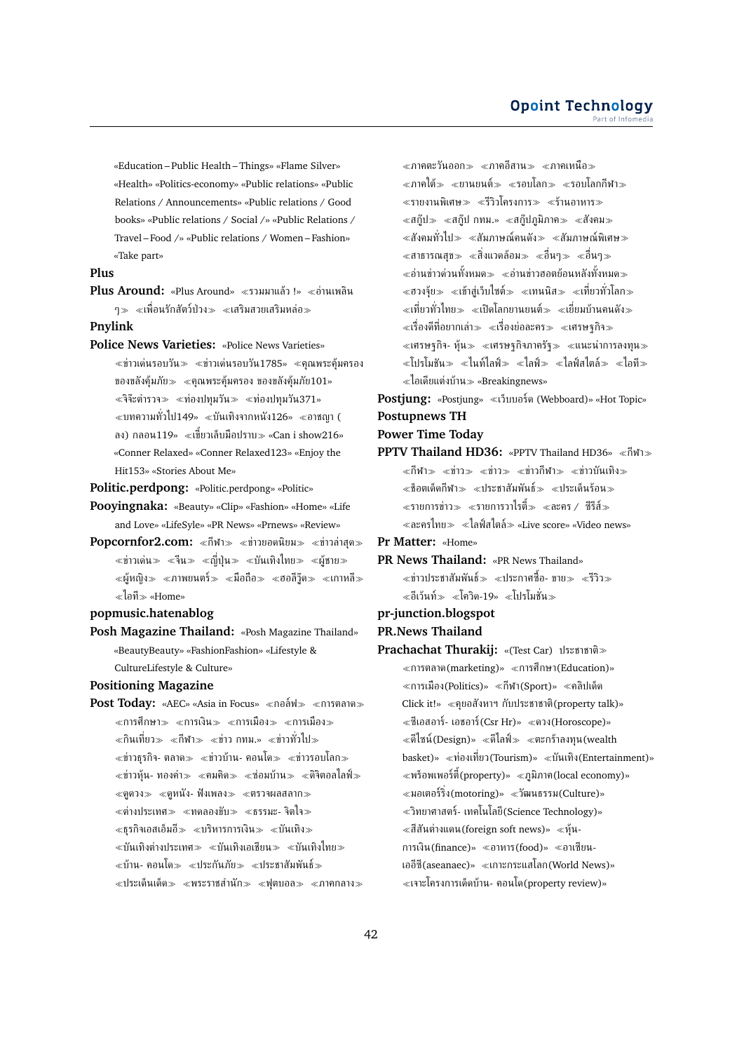«Education – Public Health – Things» «Flame Silver» «Health» «Politics-economy» «Public relations» «Public Relations / Announcements» «Public relations / Good books» «Public relations / Social /» «Public Relations / Travel – Food /» «Public relations / Women – Fashion» «Take part»

**Plus**

**Plus Around:** «Plus Around» ≪รวมมาแล้ว !» ≪อ่านเพลิน ๆ≫ ≪เพื่อนรักสัตว์ป่วง≫ ≪เสริมสวยเสริมหล่อ≫

**Pnylink**

**Police News Varieties:** «Police News Varieties» ≪ข่าวเด่นรอบวัน≫ ≪ข่าวเด่นรอบวัน1785» ≪คุณพระคุ้มครอง ของขลังคุ้มภัย≫ ≪คุณพระคุ้มครอง ของขลังคุ้มภัย101» ≪จิจิ๊ตำรวจ≫ ≪ท่องปทุมวัน≫ ≪ท่องปทุมวัน371» ≪บทความทั่วไป149» ≪บันเทิงจากหนัง126» ≪อาชญา ( ลง) กลอน119» ≪เขี้ยวเล็บมือปราบ≫ «Can i show216» «Conner Relaxed» «Conner Relaxed123» «Enjoy the Hit153» «Stories About Me»

**Politic.perdpong:** «Politic.perdpong» «Politic»

**Pooyingnaka:** «Beauty» «Clip» «Fashion» «Home» «Life and Love» «LifeSyle» «PR News» «Prnews» «Review»

**Popcornfor2.com:** ≪กีฬา≫ ≪ข่าวยอดนิยม≫ ≪ข่าวล่าสุด≫ ≪ข่าวเด่น≫ ≪จีน≫ ≪ญี่ปุ่น≫ ≪บันเทิงไทย≫ ≪ผู้ชาย≫ ≪ผู้หญิง≫ ≪ภาพยนตร์≫ ≪มือถือ≫ ≪ฮอลีวู้ด≫ ≪เกาหลี≫ ≪ไอที≫ «Home»

**popmusic.hatenablog**

**Posh Magazine Thailand:** «Posh Magazine Thailand» «BeautyBeauty» «FashionFashion» «Lifestyle & CultureLifestyle & Culture»

**Positioning Magazine**

**Post Today:** «AEC» «Asia in Focus» ≪กอล์ฟ≫ ≪การตลาด≫ ≪การศึกษา≫ ≪การเงิน≫ ≪การเมือง≫ ≪การเมือง≫ ≪กินเที่ยว≫ ≪กีฬา≫ ≪ข่าว กทม.» ≪ข่าวทั่วไป≫ ≪ข่าวธุรกิจ- ตลาด≫ ≪ข่าวบ้าน- คอนโด≫ ≪ข่าวรอบโลก≫ ≪ข่าวหุ้น- ทองคำ≫ ≪คมคิด≫ ≪ซ่อมบ้าน≫ ≪ดิจิตอลไลฟ์≫ ≪ดูดวง≫ ≪ดูหนัง- ฟังเพลง≫ ≪ตรวจผลสลาก≫ ≪ต่างประเทศ≫ ≪ทดลองขับ≫ ≪ธรรมะ- จิตใจ≫ ≪ธุรกิจเอสเอ็มอี≫ ≪บริหารการเงิน≫ ≪บันเทิง≫ ≪บันเทิงต่างประเทศ≫ ≪บันเทิงเอเชียน≫ ≪บันเทิงไทย≫ ≪บ้าน- คอนโด≫ ≪ประกันภัย≫ ≪ประชาสัมพันธ์≫ ≪ประเด็นเด็ด≫ ≪พระราชสำนัก≫ ≪ฟุตบอล≫ ≪ภาคกลาง≫ ≪ภาคตะวันออก≫ ≪ภาคอีสาน≫ ≪ภาคเหนือ≫ ≪ภาคใต้≫ ≪ยานยนต์≫ ≪รอบโลก≫ ≪รอบโลกกีฬา≫ ≪รายงานพิเศษ≫ ≪รีวิวโครงการ≫ ≪ร้านอาหาร≫ ≪สกู๊ป≫ ≪สกู๊ป กทม.» ≪สกู๊ปภูมิภาค≫ ≪สังคม≫ ≪สังคมทั่วไป≫ ≪สัมภาษณ์คนดัง≫ ≪สัมภาษณ์พิเศษ≫ ≪สาธารณสุข≫ ≪สิ่งแวดล้อม≫ ≪อื่นๆ≫ ≪อื่นๆ≫ ≪อ่านข่าวด่วนทั้งหมด≫ ≪อ่านข่าวฮอตย้อนหลังทั้งหมด≫ ≪ฮวงจุ้ย≫ ≪เข้าสู่เว็บไซต์≫ ≪เทนนิส≫ ≪เที่ยวทั่วโลก≫ ≪เที่ยวทั่วไทย≫ ≪เปิดโลกยานยนต์≫ ≪เยี่ยมบ้านคนดัง≫ ≪เรื่องดีที่อยากเล่า≫ ≪เรื่องย่อละคร≫ ≪เศรษฐกิจ≫ ≪เศรษฐกิจ- หุ้น≫ ≪เศรษฐกิจภาครัฐ≫ ≪แนะนำการลงทุน≫ ≪โปรโมชัน≫ ≪ไนท์ไลฟ์≫ ≪ไลฟ์≫ ≪ไลฟ์สไตล์≫ ≪ไอที≫ ≪ไอเดียแต่งบ้าน≫ «Breakingnews»

**Postjung:** «Postjung» ≪เว็บบอร์ด (Webboard)» «Hot Topic»

**Postupnews TH**

**Power Time Today**

**PPTV Thailand HD36:** «PPTV Thailand HD36» ≪กีฬา≫ ≪กีฬา≫ ≪ข่าว≫ ≪ข่าว≫ ≪ข่าวกีฬา≫ ≪ข่าวบันเทิง≫ ≪ช็อตเด็ดกีฬา≫ ≪ประชาสัมพันธ์≫ ≪ประเด็นร้อน≫ ≪รายการข่าว≫ ≪รายการวาไรตี้≫ ≪ละคร / ซีรีส์≫ ≪ละครไทย≫ ≪ไลฟ์สไตล์≫ «Live score» «Video news»

**Pr Matter:** «Home»

**PR News Thailand:** «PR News Thailand» ≪ข่าวประชาสัมพันธ์≫ ≪ประกาศซื้อ- ขาย≫ ≪รีวิว≫ ≪อีเว้นท์≫ ≪โควิด-19» ≪โปรโมชั่น≫

**pr-junction.blogspot**

**PR.News Thailand**

**Prachachat Thurakij:** «(Test Car) ประชาชาติ≫ ≪การตลาด(marketing)» ≪การศึกษา(Education)» ≪การเมือง(Politics)» ≪กีฬา(Sport)» ≪คลิปเด็ด Click it!» ≪คุยอสังหาฯ กับประชาชาติ(property talk)» ≪ซีเอสอาร์- เอชอาร์(Csr Hr)» ≪ดวง(Horoscope)» ≪ดีไซน์(Design)» ≪ดีไลฟ์≫ ≪ตะกร้าลงทุน(wealth basket)» ≪ท่องเที่ยว(Tourism)» ≪บันเทิง(Entertainment)» ≪พร็อพเพอร์ตี้(property)» ≪ภูมิภาค(local economy)» ≪มอเตอร์ริ่ง(motoring)» ≪วัฒนธรรม(Culture)» ≪วิทยาศาสตร์- เทคโนโลยี(Science Technology)» ≪สีสันต่างแดน(foreign soft news)» ≪หุ้น- การเงิน(finance)» ≪อาหาร(food)» ≪อาเซียน- เออีซี(aseanaec)» ≪เกาะกระแสโลก(World News)» ≪เจาะโครงการเด็ดบ้าน- คอนโด(property review)»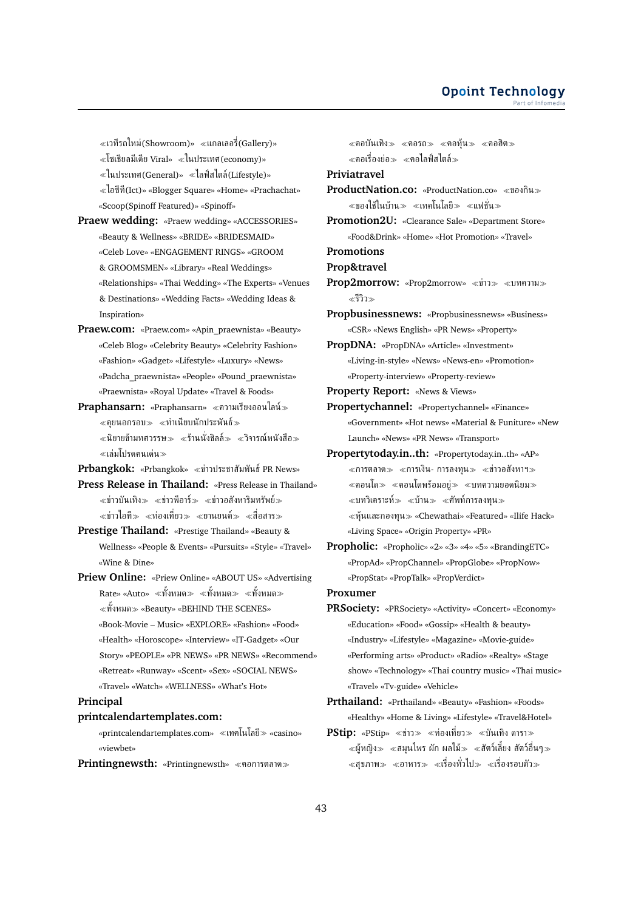≪เวทีรถใหม่(Showroom)» ≪แกลเลอรี่(Gallery)» ≪โซเชียลมีเดีย Viral» ≪ในประเทศ(economy)» ≪ในประเทศ(General)» ≪ไลฟ์สไตล์(Lifestyle)» ≪ไอซีที(Ict)» «Blogger Square» «Home» «Prachachat» «Scoop(Spinoff Featured)» «Spinoff»

**Praew wedding:** «Praew wedding» «ACCESSORIES» «Beauty & Wellness» «BRIDE» «BRIDESMAID» «Celeb Love» «ENGAGEMENT RINGS» «GROOM & GROOMSMEN» «Library» «Real Weddings» «Relationships» «Thai Wedding» «The Experts» «Venues & Destinations» «Wedding Facts» «Wedding Ideas & Inspiration»

**Praew.com:** «Praew.com» «Apin_praewnista» «Beauty» «Celeb Blog» «Celebrity Beauty» «Celebrity Fashion» «Fashion» «Gadget» «Lifestyle» «Luxury» «News» «Padcha_praewnista» «People» «Pound_praewnista» «Praewnista» «Royal Update» «Travel & Foods»

**Praphansarn:** «Praphansarn» ≪ความเรียงออนไลน์≫ ≪คุยนอกรอบ≫ ≪ทำเนียบนักประพันธ์≫ ≪นิยายข้ามทศวรรษ≫ ≪ร้านนั่งชิลล์≫ ≪วิจารณ์หนังสือ≫ ≪เล่มโปรดคนเด่น≫

**Prbangkok:** «Prbangkok» ≪ข่าวประชาสัมพันธ์ PR News»

**Press Release in Thailand:** «Press Release in Thailand» ≪ข่าวบันเทิง≫ ≪ข่าวพีอาร์≫ ≪ข่าวอสังหาริมทรัพย์≫ ≪ข่าวไอที≫ ≪ท่องเที่ยว≫ ≪ยานยนต์≫ ≪สื่อสาร≫

**Prestige Thailand:** «Prestige Thailand» «Beauty & Wellness» «People & Events» «Pursuits» «Style» «Travel» «Wine & Dine»

**Priew Online:** «Priew Online» «ABOUT US» «Advertising Rate» «Auto» ≪ทั้งหมด≫ ≪ทั้งหมด≫ ≪ทั้งหมด≫ ≪ทั้งหมด≫ «Beauty» «BEHIND THE SCENES» «Book-Movie – Music» «EXPLORE» «Fashion» «Food» «Health» «Horoscope» «Interview» «IT-Gadget» «Our Story» «PEOPLE» «PR NEWS» «PR NEWS» «Recommend» «Retreat» «Runway» «Scent» «Sex» «SOCIAL NEWS» «Travel» «Watch» «WELLNESS» «What's Hot»

**Principal**

**printcalendartemplates.com:** «printcalendartemplates.com» ≪เทคโนโลยี≫ «casino» «viewbet»

**Printingnewsth:** «Printingnewsth» ≪คอการตลาด≫ ≪คอบันเทิง≫ ≪คอรถ≫ ≪คอหุ้น≫ ≪คอฮิต≫ ≪คอเรื่องย่อ≫ ≪คอไลฟ์สไตล์≫

**Priviatravel**

**ProductNation.co:** «ProductNation.co» ≪ของกิน≫ ≪ของใช้ในบ้าน≫ ≪เทคโนโลยี≫ ≪แฟชั่น≫

**Promotion2U:** «Clearance Sale» «Department Store» «Food&Drink» «Home» «Hot Promotion» «Travel»

**Promotions**

**Prop&travel**

**Prop2morrow:** «Prop2morrow» ≪ข่าว≫ ≪บทความ≫ ≪รีวิว≫

**Propbusinessnews:** «Propbusinessnews» «Business» «CSR» «News English» «PR News» «Property»

**PropDNA:** «PropDNA» «Article» «Investment» «Living-in-style» «News» «News-en» «Promotion» «Property-interview» «Property-review»

**Property Report:** «News & Views»

**Propertychannel:** «Propertychannel» «Finance» «Government» «Hot news» «Material & Funiture» «New Launch» «News» «PR News» «Transport»

**Propertytoday.in..th:** «Propertytoday.in..th» «AP» ≪การตลาด≫ ≪การเงิน- การลงทุน≫ ≪ข่าวอสังหาฯ≫ ≪คอนโด≫ ≪คอนโดพร้อมอยู่≫ ≪บทความยอดนิยม≫ ≪บทวิเคราะห์≫ ≪บ้าน≫ ≪ศัพท์การลงทุน≫ ≪หุ้นและกองทุน≫ «Chewathai» «Featured» «Ilife Hack» «Living Space» «Origin Property» «PR»

**Propholic:** «Propholic» «2» «3» «4» «5» «BrandingETC» «PropAd» «PropChannel» «PropGlobe» «PropNow» «PropStat» «PropTalk» «PropVerdict»

**Proxumer**

**PRSociety:** «PRSociety» «Activity» «Concert» «Economy» «Education» «Food» «Gossip» «Health & beauty» «Industry» «Lifestyle» «Magazine» «Movie-guide» «Performing arts» «Product» «Radio» «Realty» «Stage show» «Technology» «Thai country music» «Thai music» «Travel» «Tv-guide» «Vehicle»

**Prthailand:** «Prthailand» «Beauty» «Fashion» «Foods» «Healthy» «Home & Living» «Lifestyle» «Travel&Hotel»

**PStip:** «PStip» ≪ข่าว≫ ≪ท่องเที่ยว≫ ≪บันเทิง ดารา≫ ≪ผู้หญิง≫ ≪สมุนไพร ผัก ผลไม้≫ ≪สัตว์เลี้ยง สัตว์อื่นๆ≫ ≪สุขภาพ≫ ≪อาหาร≫ ≪เรื่องทั่วไป≫ ≪เรื่องรอบตัว≫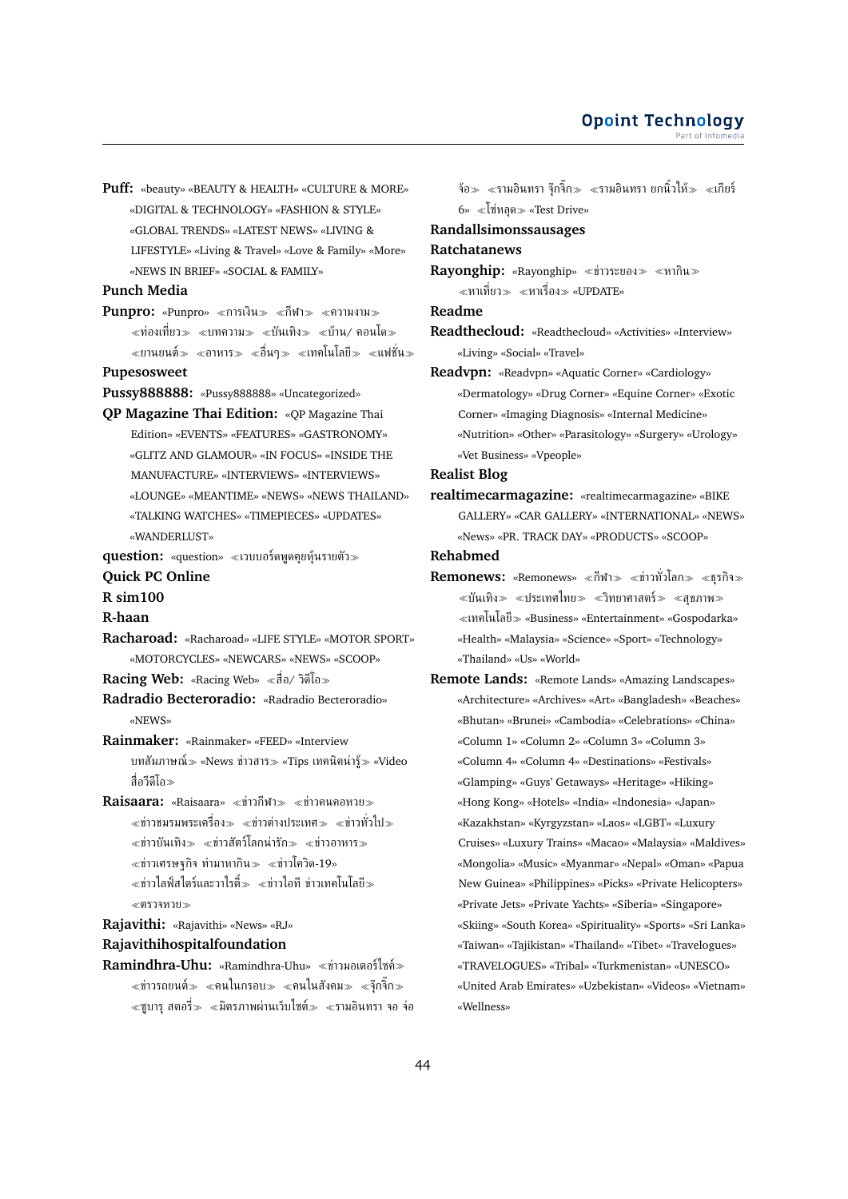**Puff:** «beauty» «BEAUTY & HEALTH» «CULTURE & MORE» «DIGITAL & TECHNOLOGY» «FASHION & STYLE» «GLOBAL TRENDS» «LATEST NEWS» «LIVING & LIFESTYLE» «Living & Travel» «Love & Family» «More» «NEWS IN BRIEF» «SOCIAL & FAMILY»

**Punch Media**

**Punpro:** «Punpro» «การเงิน» «กีฬา» «ความงาม» «ท่องเที่ยว» «บทความ» «บันเทิง» «บ้าน/ คอนโด» «ยานยนต์» «อาหาร» «อื่นๆ» «เทคโนโลยี» «แฟชั่น»

**Pupesosweet**

**Pussy888888:** «Pussy888888» «Uncategorized»

**QP Magazine Thai Edition:** «QP Magazine Thai Edition» «EVENTS» «FEATURES» «GASTRONOMY» «GLITZ AND GLAMOUR» «IN FOCUS» «INSIDE THE MANUFACTURE» «INTERVIEWS» «INTERVIEWS» «LOUNGE» «MEANTIME» «NEWS» «NEWS THAILAND» «TALKING WATCHES» «TIMEPIECES» «UPDATES» «WANDERLUST»

**question:** «question» «เวบบอร์ดพูดคุยหุ้นรายตัว»

**Quick PC Online**

**R sim100**

**R-haan**

**Racharoad:** «Racharoad» «LIFE STYLE» «MOTOR SPORT» «MOTORCYCLES» «NEWCARS» «NEWS» «SCOOP»

**Racing Web:** «Racing Web» «สื่อ/ วิดีโอ»

**Radradio Becteroradio:** «Radradio Becteroradio» «NEWS»

**Rainmaker:** «Rainmaker» «FEED» «Interview บทสัมภาษณ์» «News ข่าวสาร» «Tips เทคนิคน่ารู้» «Video สื่อวีดีโอ»

**Raisaara:** «Raisaara» «ข่าวกีฬา» «ข่าวคนคอหวย» «ข่าวชมรมพระเครื่อง» «ข่าวต่างประเทศ» «ข่าวทั่วไป» «ข่าวบันเทิง» «ข่าวสัตว์โลกน่ารัก» «ข่าวอาหาร» «ข่าวเศรษฐกิจ ทำมาหากิน» «ข่าวโควิด-19» «ข่าวไลฟ์สไตร์และวาไรตี้» «ข่าวไอที ข่าวเทคโนโลยี» «ตรวจหวย»

**Rajavithi:** «Rajavithi» «News» «RJ»

**Rajavithihospitalfoundation**

**Ramindhra-Uhu:** «Ramindhra-Uhu» «ข่าวมอเตอร์ไซค์» «ข่าวรถยนต์» «คนในกรอบ» «คนในสังคม» «จุ๊กจิ๊ก» «ซูบารุ สตอรี่» «มิตรภาพผ่านเว็บไซต์» «รามอินทรา จอ จ่อ จ้อ» «รามอินทรา จุ๊กจิ๊ก» «รามอินทรา ยกนิ้วให้» «เกียร์ 6» «โซ่หลุด» «Test Drive»

**Randallsimonssausages**

**Ratchatanews**

**Rayonghip:** «Rayonghip» «ข่าวระยอง» «หากิน» «หาเที่ยว» «หาเรื่อง» «UPDATE»

**Readme**

**Readthecloud:** «Readthecloud» «Activities» «Interview» «Living» «Social» «Travel»

**Readvpn:** «Readvpn» «Aquatic Corner» «Cardiology» «Dermatology» «Drug Corner» «Equine Corner» «Exotic Corner» «Imaging Diagnosis» «Internal Medicine» «Nutrition» «Other» «Parasitology» «Surgery» «Urology» «Vet Business» «Vpeople»

**Realist Blog**

**realtimecarmagazine:** «realtimecarmagazine» «BIKE GALLERY» «CAR GALLERY» «INTERNATIONAL» «NEWS» «News» «PR. TRACK DAY» «PRODUCTS» «SCOOP»

**Rehabmed**

**Remonews:** «Remonews» «กีฬา» «ข่าวทั่วโลก» «ธุรกิจ» «บันเทิง» «ประเทศไทย» «วิทยาศาสตร์» «สุขภาพ» «เทคโนโลยี» «Business» «Entertainment» «Gospodarka» «Health» «Malaysia» «Science» «Sport» «Technology» «Thailand» «Us» «World»

**Remote Lands:** «Remote Lands» «Amazing Landscapes» «Architecture» «Archives» «Art» «Bangladesh» «Beaches» «Bhutan» «Brunei» «Cambodia» «Celebrations» «China» «Column 1» «Column 2» «Column 3» «Column 3» «Column 4» «Column 4» «Destinations» «Festivals» «Glamping» «Guys' Getaways» «Heritage» «Hiking» «Hong Kong» «Hotels» «India» «Indonesia» «Japan» «Kazakhstan» «Kyrgyzstan» «Laos» «LGBT» «Luxury Cruises» «Luxury Trains» «Macao» «Malaysia» «Maldives» «Mongolia» «Music» «Myanmar» «Nepal» «Oman» «Papua New Guinea» «Philippines» «Picks» «Private Helicopters» «Private Jets» «Private Yachts» «Siberia» «Singapore» «Skiing» «South Korea» «Spirituality» «Sports» «Sri Lanka» «Taiwan» «Tajikistan» «Thailand» «Tibet» «Travelogues» «TRAVELOGUES» «Tribal» «Turkmenistan» «UNESCO» «United Arab Emirates» «Uzbekistan» «Videos» «Vietnam» «Wellness»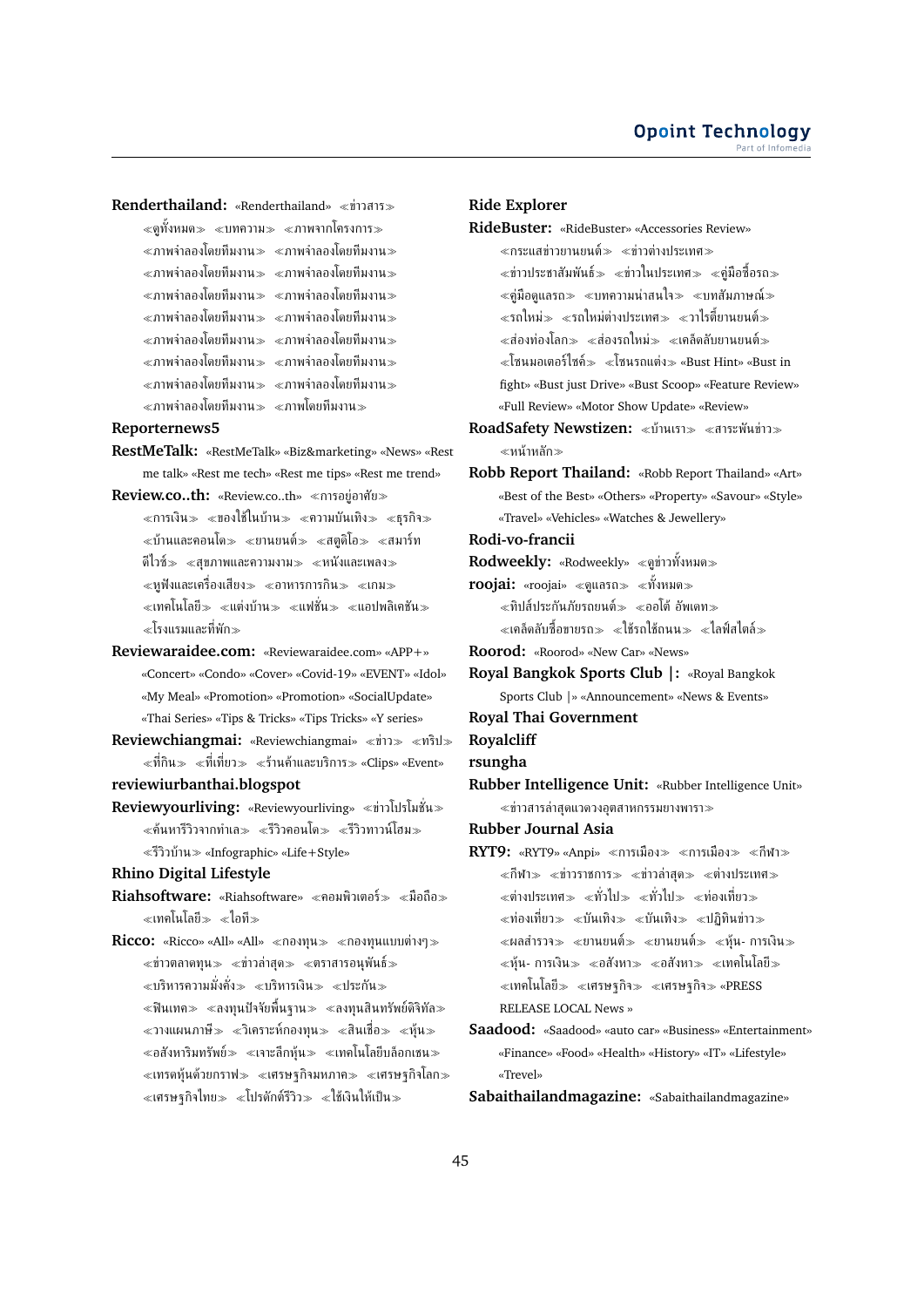**Renderthailand:** «Renderthailand» ≪ข่าวสาร≫ ≪ดูทั้งหมด≫ ≪บทความ≫ ≪ภาพจากโครงการ≫ ≪ภาพจำลองโดยทีมงาน≫ ≪ภาพจำลองโดยทีมงาน≫ ≪ภาพจำลองโดยทีมงาน≫ ≪ภาพจำลองโดยทีมงาน≫ ≪ภาพจำลองโดยทีมงาน≫ ≪ภาพจำลองโดยทีมงาน≫ ≪ภาพจำลองโดยทีมงาน≫ ≪ภาพจำลองโดยทีมงาน≫ ≪ภาพจำลองโดยทีมงาน≫ ≪ภาพจำลองโดยทีมงาน≫ ≪ภาพจำลองโดยทีมงาน≫ ≪ภาพจำลองโดยทีมงาน≫ ≪ภาพจำลองโดยทีมงาน≫ ≪ภาพจำลองโดยทีมงาน≫ ≪ภาพจำลองโดยทีมงาน≫ ≪ภาพโดยทีมงาน≫

**Reporternews5**

**RestMeTalk:** «RestMeTalk» «Biz&marketing» «News» «Rest me talk» «Rest me tech» «Rest me tips» «Rest me trend»

**Review.co..th:** «Review.co..th» ≪การอยู่อาศัย≫ ≪การเงิน≫ ≪ของใช้ในบ้าน≫ ≪ความบันเทิง≫ ≪ธุรกิจ≫ ≪บ้านและคอนโด≫ ≪ยานยนต์≫ ≪สตูดิโอ≫ ≪สมาร์ทดีไวซ์≫ ≪สุขภาพและความงาม≫ ≪หนังและเพลง≫ ≪หูฟังและเครื่องเสียง≫ ≪อาหารการกิน≫ ≪เกม≫ ≪เทคโนโลยี≫ ≪แต่งบ้าน≫ ≪แฟชั่น≫ ≪แอปพลิเคชัน≫ ≪โรงแรมและที่พัก≫

**Reviewaraidee.com:** «Reviewaraidee.com» «APP+» «Concert» «Condo» «Cover» «Covid-19» «EVENT» «Idol» «My Meal» «Promotion» «Promotion» «SocialUpdate» «Thai Series» «Tips & Tricks» «Tips Tricks» «Y series»

**Reviewchiangmai:** «Reviewchiangmai» ≪ข่าว≫ ≪ทริป≫ ≪ที่กิน≫ ≪ที่เที่ยว≫ ≪ร้านค้าและบริการ≫ «Clips» «Event»

**reviewiurbanthai.blogspot**

**Reviewyourliving:** «Reviewyourliving» ≪ข่าวโปรโมชั่น≫ ≪ค้นหารีวิวจากทำเล≫ ≪รีวิวคอนโด≫ ≪รีวิวทาวน์โฮม≫ ≪รีวิวบ้าน≫ «Infographic» «Life+Style»

**Rhino Digital Lifestyle**

**Riahsoftware:** «Riahsoftware» ≪คอมพิวเตอร์≫ ≪มือถือ≫ ≪เทคโนโลยี≫ ≪ไอที≫

**Ricco:** «Ricco» «All» «All» ≪กองทุน≫ ≪กองทุนแบบต่างๆ≫ ≪ข่าวตลาดทุน≫ ≪ข่าวล่าสุด≫ ≪ตราสารอนุพันธ์≫ ≪บริหารความมั่งคั่ง≫ ≪บริหารเงิน≫ ≪ประกัน≫ ≪ฟินเทค≫ ≪ลงทุนปัจจัยพื้นฐาน≫ ≪ลงทุนสินทรัพย์ดิจิทัล≫ ≪วางแผนภาษี≫ ≪วิเคราะห์กองทุน≫ ≪สินเชื่อ≫ ≪หุ้น≫ ≪อสังหาริมทรัพย์≫ ≪เจาะลึกหุ้น≫ ≪เทคโนโลยีบล็อกเชน≫ ≪เทรดหุ้นด้วยกราฟ≫ ≪เศรษฐกิจมหภาค≫ ≪เศรษฐกิจโลก≫ ≪เศรษฐกิจไทย≫ ≪โปรดักต์รีวิว≫ ≪ใช้เงินให้เป็น≫

**Ride Explorer**

**RideBuster:** «RideBuster» «Accessories Review» ≪กระแสข่าวยานยนต์≫ ≪ข่าวต่างประเทศ≫ ≪ข่าวประชาสัมพันธ์≫ ≪ข่าวในประเทศ≫ ≪คู่มือซื้อรถ≫ ≪คู่มือดูแลรถ≫ ≪บทความน่าสนใจ≫ ≪บทสัมภาษณ์≫ ≪รถใหม่≫ ≪รถใหม่ต่างประเทศ≫ ≪วาไรตี้ยานยนต์≫ ≪ส่องท่องโลก≫ ≪ส่องรถใหม่≫ ≪เคล็ดลับยานยนต์≫ ≪โซนมอเตอร์ไซค์≫ ≪โซนรถแต่ง≫ «Bust Hint» «Bust in fight» «Bust just Drive» «Bust Scoop» «Feature Review» «Full Review» «Motor Show Update» «Review»

**RoadSafety Newstizen:** ≪บ้านเรา≫ ≪สาระพันข่าว≫ ≪หน้าหลัก≫

**Robb Report Thailand:** «Robb Report Thailand» «Art» «Best of the Best» «Others» «Property» «Savour» «Style» «Travel» «Vehicles» «Watches & Jewellery»

**Rodi-vo-francii**

**Rodweekly:** «Rodweekly» ≪ดูข่าวทั้งหมด≫

**roojai:** «roojai» ≪ดูแลรถ≫ ≪ทั้งหมด≫ ≪ทิปส์ประกันภัยรถยนต์≫ ≪ออโต้ อัพเดท≫ ≪เคล็ดลับซื้อขายรถ≫ ≪ใช้รถใช้ถนน≫ ≪ไลฟ์สไตล์≫

**Roorod:** «Roorod» «New Car» «News»

**Royal Bangkok Sports Club |:** «Royal Bangkok Sports Club |» «Announcement» «News & Events»

**Royal Thai Government**

**Royalcliff**

**rsungha**

**Rubber Intelligence Unit:** «Rubber Intelligence Unit» ≪ข่าวสารล่าสุดแวดวงอุตสาหกรรมยางพารา≫

**Rubber Journal Asia**

**RYT9:** «RYT9» «Anpi» ≪การเมือง≫ ≪การเมือง≫ ≪กีฬา≫ ≪กีฬา≫ ≪ข่าวราชการ≫ ≪ข่าวล่าสุด≫ ≪ต่างประเทศ≫ ≪ต่างประเทศ≫ ≪ทั่วไป≫ ≪ทั่วไป≫ ≪ท่องเที่ยว≫ ≪ท่องเที่ยว≫ ≪บันเทิง≫ ≪บันเทิง≫ ≪ปฏิทินข่าว≫ ≪ผลสำรวจ≫ ≪ยานยนต์≫ ≪ยานยนต์≫ ≪หุ้น- การเงิน≫ ≪หุ้น- การเงิน≫ ≪อสังหา≫ ≪อสังหา≫ ≪เทคโนโลยี≫ ≪เทคโนโลยี≫ ≪เศรษฐกิจ≫ ≪เศรษฐกิจ≫ «PRESS RELEASE LOCAL News »

**Saadood:** «Saadood» «auto car» «Business» «Entertainment» «Finance» «Food» «Health» «History» «IT» «Lifestyle» «Trevel»

**Sabaithailandmagazine:** «Sabaithailandmagazine»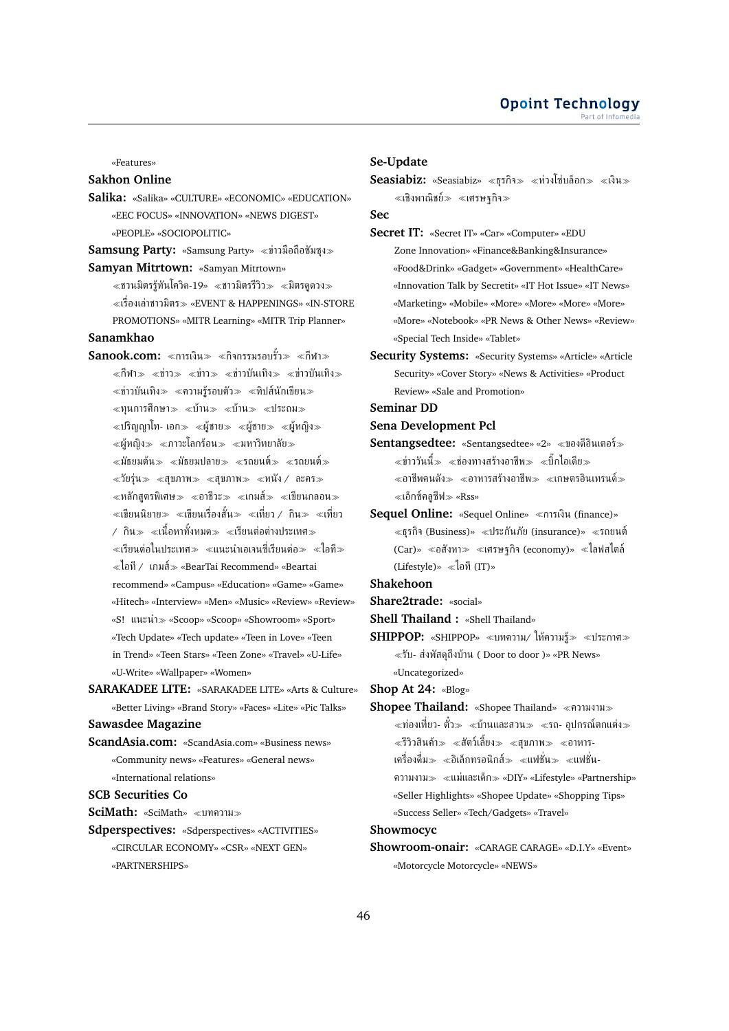«Features»

**Sakhon Online**

**Salika:** «Salika» «CULTURE» «ECONOMIC» «EDUCATION» «EEC FOCUS» «INNOVATION» «NEWS DIGEST» «PEOPLE» «SOCIOPOLITIC»

**Samsung Party:** «Samsung Party» ≪ข่าวมือถือซัมซุง≫

**Samyan Mitrtown:** «Samyan Mitrtown» ≪ชวนมิตรรู้ทันโควิด-19» ≪ชาวมิตรรีวิว≫ ≪มิตรดูดวง≫ ≪เรื่องเล่าชาวมิตร≫ «EVENT & HAPPENINGS» «IN-STORE PROMOTIONS» «MITR Learning» «MITR Trip Planner»

**Sanamkhao**

**Sanook.com:** ≪การเงิน≫ ≪กิจกรรมรอบรั้ว≫ ≪กีฬา≫ ≪กีฬา≫ ≪ข่าว≫ ≪ข่าว≫ ≪ข่าวบันเทิง≫ ≪ข่าวบันเทิง≫ ≪ข่าวบันเทิง≫ ≪ความรู้รอบตัว≫ ≪ทิปส์นักเขียน≫ ≪ทุนการศึกษา≫ ≪บ้าน≫ ≪บ้าน≫ ≪ประถม≫ ≪ปริญญาโท- เอก≫ ≪ผู้ชาย≫ ≪ผู้ชาย≫ ≪ผู้หญิง≫ ≪ผู้หญิง≫ ≪ภาวะโลกร้อน≫ ≪มหาวิทยาลัย≫ ≪มัธยมต้น≫ ≪มัธยมปลาย≫ ≪รถยนต์≫ ≪รถยนต์≫ ≪วัยรุ่น≫ ≪สุขภาพ≫ ≪สุขภาพ≫ ≪หนัง / ละคร≫ ≪หลักสูตรพิเศษ≫ ≪อาชีวะ≫ ≪เกมส์≫ ≪เขียนกลอน≫ ≪เขียนนิยาย≫ ≪เขียนเรื่องสั้น≫ ≪เที่ยว / กิน≫ ≪เที่ยว / กิน≫ ≪เนื้อหาทั้งหมด≫ ≪เรียนต่อต่างประเทศ≫ ≪เรียนต่อในประเทศ≫ ≪แนะนำเอเจนซี่เรียนต่อ≫ ≪ไอที≫ ≪ไอที / เกมส์≫ «BearTai Recommend» «Beartai recommend» «Campus» «Education» «Game» «Game» «Hitech» «Interview» «Men» «Music» «Review» «Review» «S! แนะนำ≫ «Scoop» «Scoop» «Showroom» «Sport» «Tech Update» «Tech update» «Teen in Love» «Teen in Trend» «Teen Stars» «Teen Zone» «Travel» «U-Life» «U-Write» «Wallpaper» «Women»

**SARAKADEE LITE:** «SARAKADEE LITE» «Arts & Culture» «Better Living» «Brand Story» «Faces» «Lite» «Pic Talks»

**Sawasdee Magazine**

**ScandAsia.com:** «ScandAsia.com» «Business news» «Community news» «Features» «General news» «International relations»

**SCB Securities Co**

**SciMath:** «SciMath» ≪บทความ≫

**Sdperspectives:** «Sdperspectives» «ACTIVITIES» «CIRCULAR ECONOMY» «CSR» «NEXT GEN» «PARTNERSHIPS»

**Se-Update**

**Seasiabiz:** «Seasiabiz» ≪ธุรกิจ≫ ≪ห่วงโซ่บล็อก≫ ≪เงิน≫ ≪เชิงพาณิชย์≫ ≪เศรษฐกิจ≫

**Sec**

**Secret IT:** «Secret IT» «Car» «Computer» «EDU Zone Innovation» «Finance&Banking&Insurance» «Food&Drink» «Gadget» «Government» «HealthCare» «Innovation Talk by Secretit» «IT Hot Issue» «IT News» «Marketing» «Mobile» «More» «More» «More» «More» «More» «Notebook» «PR News & Other News» «Review» «Special Tech Inside» «Tablet»

**Security Systems:** «Security Systems» «Article» «Article Security» «Cover Story» «News & Activities» «Product Review» «Sale and Promotion»

**Seminar DD**

**Sena Development Pcl**

**Sentangsedtee:** «Sentangsedtee» «2» ≪ของดีอินเตอร์≫ ≪ข่าววันนี้≫ ≪ช่องทางสร้างอาชีพ≫ ≪บิ๊กไอเดีย≫ ≪อาชีพคนดัง≫ ≪อาหารสร้างอาชีพ≫ ≪เกษตรอินเทรนด์≫ ≪เอ็กซ์คลูซีฟ≫ «Rss»

**Sequel Online:** «Sequel Online» ≪การเงิน (finance)» ≪ธุรกิจ (Business)» ≪ประกันภัย (insurance)» ≪รถยนต์ (Car)» ≪อสังหา≫ ≪เศรษฐกิจ (economy)» ≪ไลฟ์สไตล์ (Lifestyle)» ≪ไอที (IT)»

**Shakehoon**

**Share2trade:** «social»

**Shell Thailand :** «Shell Thailand»

**SHIPPOP:** «SHIPPOP» ≪บทความ/ ให้ความรู้≫ ≪ประกาศ≫ ≪รับ- ส่งพัสดุถึงบ้าน ( Door to door )» «PR News» «Uncategorized»

**Shop At 24:** «Blog»

**Shopee Thailand:** «Shopee Thailand» ≪ความงาม≫ ≪ท่องเที่ยว- ตั๋ว≫ ≪บ้านและสวน≫ ≪รถ- อุปกรณ์ตกแต่ง≫ ≪รีวิวสินค้า≫ ≪สัตว์เลี้ยง≫ ≪สุขภาพ≫ ≪อาหาร-เครื่องดื่ม≫ ≪อิเล็กทรอนิกส์≫ ≪แฟชั่น≫ ≪แฟชั่น-ความงาม≫ ≪แม่และเด็ก≫ «DIY» «Lifestyle» «Partnership» «Seller Highlights» «Shopee Update» «Shopping Tips» «Success Seller» «Tech/Gadgets» «Travel»

**Showmocyc**

**Showroom-onair:** «CARAGE CARAGE» «D.I.Y» «Event» «Motorcycle Motorcycle» «NEWS»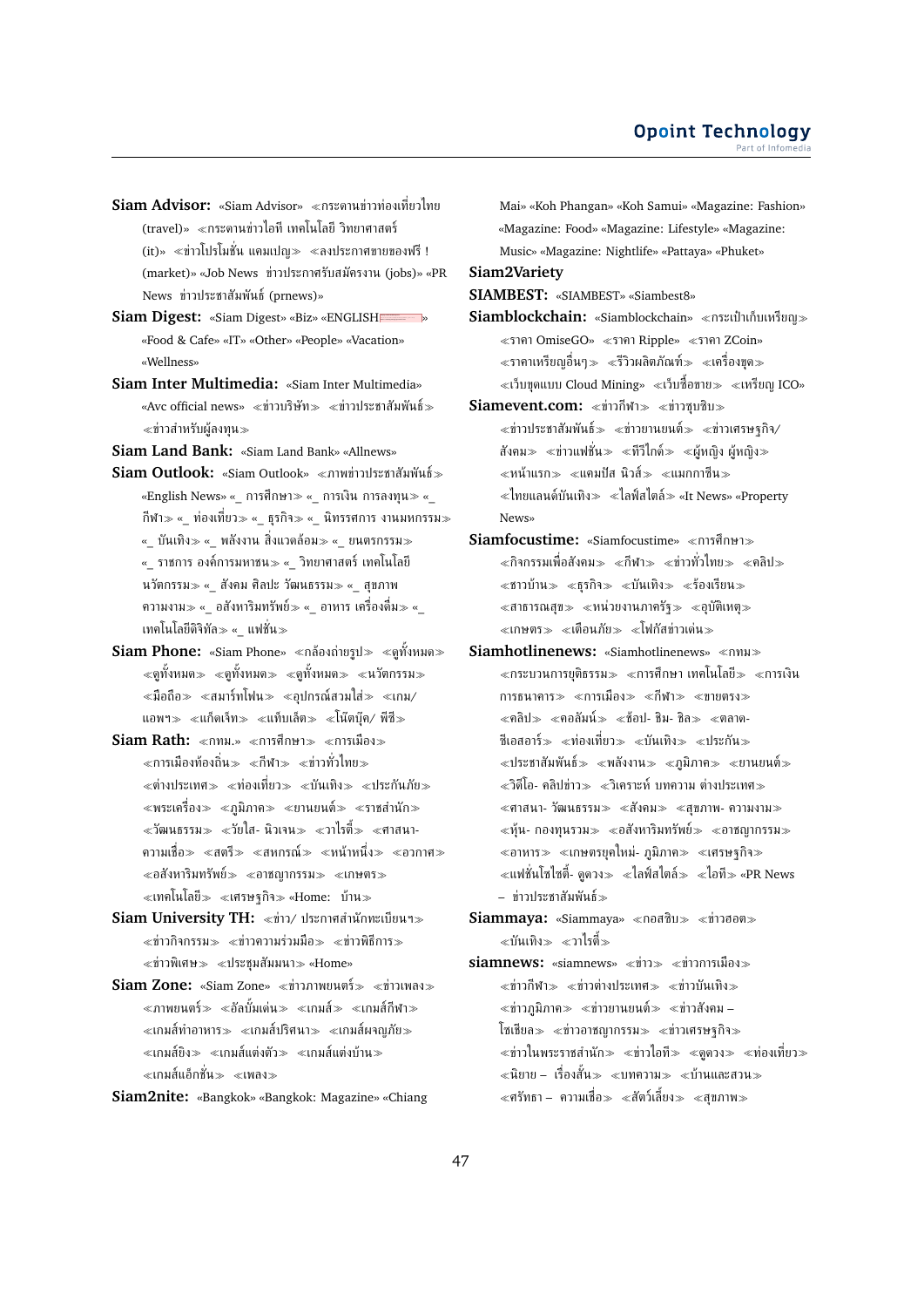**Siam Advisor:** «Siam Advisor» ≪กระดานข่าวท่องเที่ยวไทย (travel)» ≪กระดานข่าวไอที เทคโนโลยี วิทยาศาสตร์ (it)» ≪ข่าวโปรโมชั่น แคมเปญ≫ ≪ลงประกาศขายของฟรี ! (market)» «Job News ข่าวประกาศรับสมัครงาน (jobs)» «PR News ข่าวประชาสัมพันธ์ (prnews)»

**Siam Digest:** «Siam Digest» «Biz» «ENGLISH» «Food & Cafe» «IT» «Other» «People» «Vacation» «Wellness»

**Siam Inter Multimedia:** «Siam Inter Multimedia» «Avc official news» ≪ข่าวบริษัท≫ ≪ข่าวประชาสัมพันธ์≫ ≪ข่าวสำหรับผู้ลงทุน≫

**Siam Land Bank:** «Siam Land Bank» «Allnews»

**Siam Outlook:** «Siam Outlook» ≪ภาพข่าวประชาสัมพันธ์≫ «English News» «_ การศึกษา≫ «_ การเงิน การลงทุน≫ «_ กีฬา≫ «_ ท่องเที่ยว≫ «_ ธุรกิจ≫ «_ นิทรรศการ งานมหกรรม≫ «_ บันเทิง≫ «_ พลังงาน สิ่งแวดล้อม≫ «_ ยนตรกรรม≫ «_ ราชการ องค์การมหาชน≫ «_ วิทยาศาสตร์ เทคโนโลยี นวัตกรรม≫ «_ สังคม ศิลปะ วัฒนธรรม≫ «_ สุขภาพ ความงาม≫ «_ อสังหาริมทรัพย์≫ «_ อาหาร เครื่องดื่ม≫ «_ เทคโนโลยีดิจิทัล≫ «_ แฟชั่น≫

**Siam Phone:** «Siam Phone» ≪กล้องถ่ายรูป≫ ≪ดูทั้งหมด≫ ≪ดูทั้งหมด≫ ≪ดูทั้งหมด≫ ≪ดูทั้งหมด≫ ≪นวัตกรรม≫ ≪มือถือ≫ ≪สมาร์ทโฟน≫ ≪อุปกรณ์สวมใส่≫ ≪เกม/ แอพฯ≫ ≪แก็ดเจ็ท≫ ≪แท็บเล็ต≫ ≪โน้ตบุ๊ค/ พีซี≫

**Siam Rath:** ≪กทม.» ≪การศึกษา≫ ≪การเมือง≫ ≪การเมืองท้องถิ่น≫ ≪กีฬา≫ ≪ข่าวทั่วไทย≫ ≪ต่างประเทศ≫ ≪ท่องเที่ยว≫ ≪บันเทิง≫ ≪ประกันภัย≫ ≪พระเครื่อง≫ ≪ภูมิภาค≫ ≪ยานยนต์≫ ≪ราชสำนัก≫ ≪วัฒนธรรม≫ ≪วัยใส- นิวเจน≫ ≪วาไรตี้≫ ≪ศาสนา- ความเชื่อ≫ ≪สตรี≫ ≪สหกรณ์≫ ≪หน้าหนึ่ง≫ ≪อวกาศ≫ ≪อสังหาริมทรัพย์≫ ≪อาชญากรรม≫ ≪เกษตร≫ ≪เทคโนโลยี≫ ≪เศรษฐกิจ≫ «Home: บ้าน≫

**Siam University TH:** ≪ข่าว/ ประกาศสำนักทะเบียนฯ≫ ≪ข่าวกิจกรรม≫ ≪ข่าวความร่วมมือ≫ ≪ข่าวพิธีการ≫ ≪ข่าวพิเศษ≫ ≪ประชุมสัมมนา≫ «Home»

**Siam Zone:** «Siam Zone» ≪ข่าวภาพยนตร์≫ ≪ข่าวเพลง≫ ≪ภาพยนตร์≫ ≪อัลบั้มเด่น≫ ≪เกมส์≫ ≪เกมส์กีฬา≫ ≪เกมส์ทำอาหาร≫ ≪เกมส์ปริศนา≫ ≪เกมส์ผจญภัย≫ ≪เกมส์ยิง≫ ≪เกมส์แต่งตัว≫ ≪เกมส์แต่งบ้าน≫ ≪เกมส์แอ็กชั่น≫ ≪เพลง≫

**Siam2nite:** «Bangkok» «Bangkok: Magazine» «Chiang Mai» «Koh Phangan» «Koh Samui» «Magazine: Fashion» «Magazine: Food» «Magazine: Lifestyle» «Magazine: Music» «Magazine: Nightlife» «Pattaya» «Phuket»

**Siam2Variety**

**SIAMBEST:** «SIAMBEST» «Siambest8»

**Siamblockchain:** «Siamblockchain» ≪กระเป๋าเก็บเหรียญ≫ ≪ราคา OmiseGO≫ ≪ราคา Ripple≫ ≪ราคา ZCoin≫ ≪ราคาเหรียญอื่นๆ≫ ≪รีวิวผลิตภัณฑ์≫ ≪เครื่องขุด≫ ≪เว็บขุดแบบ Cloud Mining≫ ≪เว็บซื้อขาย≫ ≪เหรียญ ICO»

**Siamevent.com:** ≪ข่าวกีฬา≫ ≪ข่าวซุบซิบ≫ ≪ข่าวประชาสัมพันธ์≫ ≪ข่าวยานยนต์≫ ≪ข่าวเศรษฐกิจ/ สังคม≫ ≪ข่าวแฟชั่น≫ ≪ทีวีไกด์≫ ≪ผู้หญิง ผู้หญิง≫ ≪หน้าแรก≫ ≪แคมปัส นิวส์≫ ≪แมกกาซีน≫ ≪ไทยแลนด์บันเทิง≫ ≪ไลฟ์สไตล์≫ «It News» «Property News»

**Siamfocustime:** «Siamfocustime» ≪การศึกษา≫ ≪กิจกรรมเพื่อสังคม≫ ≪กีฬา≫ ≪ข่าวทั่วไทย≫ ≪คลิป≫ ≪ชาวบ้าน≫ ≪ธุรกิจ≫ ≪บันเทิง≫ ≪ร้องเรียน≫ ≪สาธารณสุข≫ ≪หน่วยงานภาครัฐ≫ ≪อุบัติเหตุ≫ ≪เกษตร≫ ≪เตือนภัย≫ ≪โฟกัสข่าวเด่น≫

**Siamhotlinenews:** «Siamhotlinenews» ≪กทม≫ ≪กระบวนการยุติธรรม≫ ≪การศึกษา เทคโนโลยี≫ ≪การเงิน การธนาคาร≫ ≪การเมือง≫ ≪กีฬา≫ ≪ขายตรง≫ ≪คลิป≫ ≪คอลัมน์≫ ≪ช้อป- ชิม- ชิล≫ ≪ตลาด- ซีเอสอาร์≫ ≪ท่องเที่ยว≫ ≪บันเทิง≫ ≪ประกัน≫ ≪ประชาสัมพันธ์≫ ≪พลังงาน≫ ≪ภูมิภาค≫ ≪ยานยนต์≫ ≪วิดีโอ- คลิปข่าว≫ ≪วิเคราะห์ บทความ ต่างประเทศ≫ ≪ศาสนา- วัฒนธรรม≫ ≪สังคม≫ ≪สุขภาพ- ความงาม≫ ≪หุ้น- กองทุนรวม≫ ≪อสังหาริมทรัพย์≫ ≪อาชญากรรม≫ ≪อาหาร≫ ≪เกษตรยุคใหม่- ภูมิภาค≫ ≪เศรษฐกิจ≫ ≪แฟชั่นโซไซตี้- ดูดวง≫ ≪ไลฟ์สไตล์≫ ≪ไอที≫ «PR News – ข่าวประชาสัมพันธ์≫

**Siammaya:** «Siammaya» ≪กอสซิบ≫ ≪ข่าวฮอต≫ ≪บันเทิง≫ ≪วาไรตี้≫

**siamnews:** «siamnews» ≪ข่าว≫ ≪ข่าวการเมือง≫ ≪ข่าวกีฬา≫ ≪ข่าวต่างประเทศ≫ ≪ข่าวบันเทิง≫ ≪ข่าวภูมิภาค≫ ≪ข่าวยานยนต์≫ ≪ข่าวสังคม – โซเชียล≫ ≪ข่าวอาชญากรรม≫ ≪ข่าวเศรษฐกิจ≫ ≪ข่าวในพระราชสำนัก≫ ≪ข่าวไอที≫ ≪ดูดวง≫ ≪ท่องเที่ยว≫ ≪นิยาย – เรื่องสั้น≫ ≪บทความ≫ ≪บ้านและสวน≫ ≪ศรัทธา – ความเชื่อ≫ ≪สัตว์เลี้ยง≫ ≪สุขภาพ≫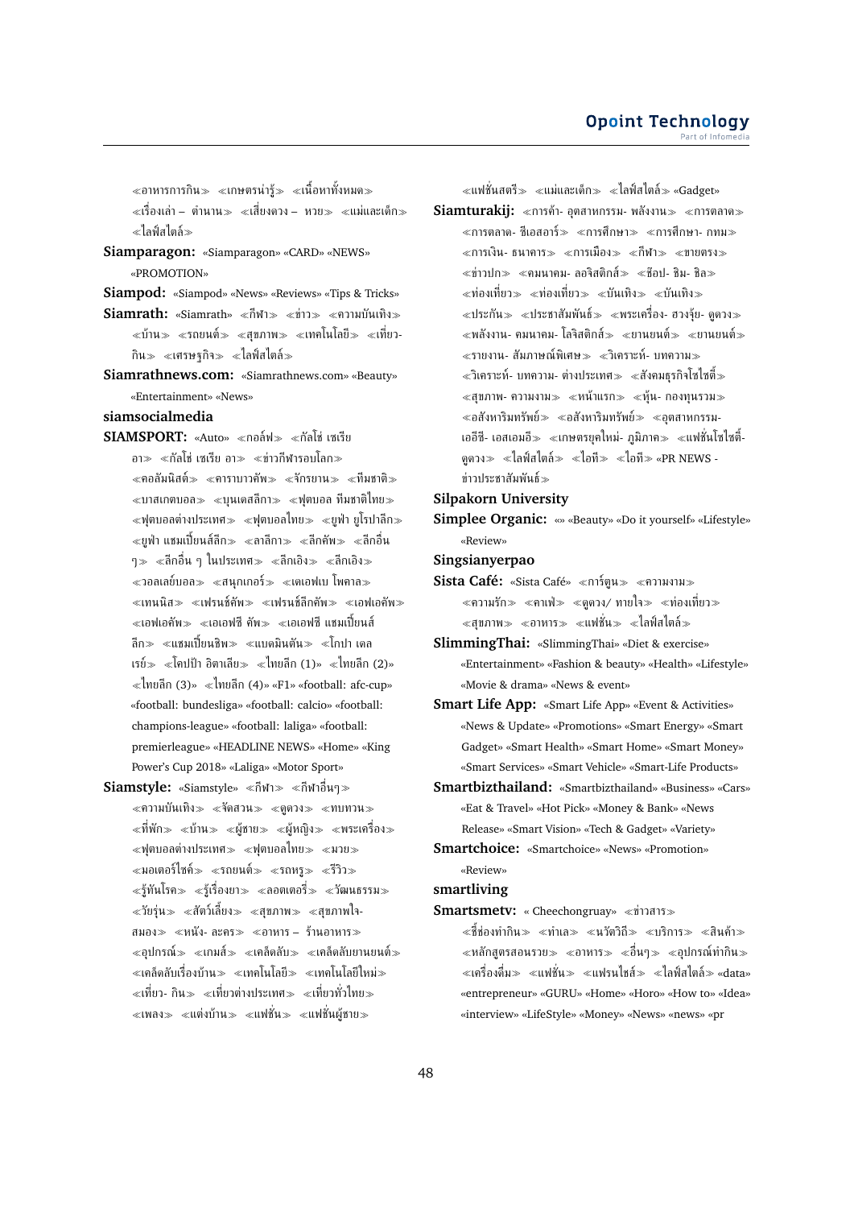≪อาหารการกิน≫ ≪เกษตรน่ารู้≫ ≪เนื้อหาทั้งหมด≫ ≪เรื่องเล่า – ตำนาน≫ ≪เสี่ยงดวง – หวย≫ ≪แม่และเด็ก≫ ≪ไลฟ์สไตล์≫

**Siamparagon:** «Siamparagon» «CARD» «NEWS» «PROMOTION»

**Siampod:** «Siampod» «News» «Reviews» «Tips & Tricks»

**Siamrath:** «Siamrath» ≪กีฬา≫ ≪ข่าว≫ ≪ความบันเทิง≫ ≪บ้าน≫ ≪รถยนต์≫ ≪สุขภาพ≫ ≪เทคโนโลยี≫ ≪เที่ยว-กิน≫ ≪เศรษฐกิจ≫ ≪ไลฟ์สไตล์≫

**Siamrathnews.com:** «Siamrathnews.com» «Beauty» «Entertainment» «News»

**siamsocialmedia**

**SIAMSPORT:** «Auto» ≪กอล์ฟ≫ ≪กัลโช่ เซเรีย อา≫ ≪กัลโช่ เซเรีย อา≫ ≪ข่าวกีฬารอบโลก≫ ≪คอลัมนิสต์≫ ≪คาราบาวคัพ≫ ≪จักรยาน≫ ≪ทีมชาติ≫ ≪บาสเกตบอล≫ ≪บุนเดสลีกา≫ ≪ฟุตบอล ทีมชาติไทย≫ ≪ฟุตบอลต่างประเทศ≫ ≪ฟุตบอลไทย≫ ≪ยูฟ่า ยูโรปาลีก≫ ≪ยูฟ่า แชมเปี้ยนส์ลีก≫ ≪ลาลีกา≫ ≪ลีกคัพ≫ ≪ลีกอื่น ๆ≫ ≪ลีกอื่น ๆ ในประเทศ≫ ≪ลีกเอิง≫ ≪ลีกเอิง≫ ≪วอลเลย์บอล≫ ≪สนุกเกอร์≫ ≪เดเอฟเบ โพคาล≫ ≪เทนนิส≫ ≪เฟรนช์คัพ≫ ≪เฟรนช์ลีกคัพ≫ ≪เอฟเอคัพ≫ ≪เอฟเอคัพ≫ ≪เอเอฟซี คัพ≫ ≪เอเอฟซี แชมเปี้ยนส์ลีก≫ ≪แชมเปี้ยนชิพ≫ ≪แบดมินตัน≫ ≪โกปา เดล เรย์≫ ≪โคปป้า อิตาเลีย≫ ≪ไทยลีก (1)» ≪ไทยลีก (2)» ≪ไทยลีก (3)» ≪ไทยลีก (4)» «F1» «football: afc-cup» «football: bundesliga» «football: calcio» «football: champions-league» «football: laliga» «football: premierleague» «HEADLINE NEWS» «Home» «King Power's Cup 2018» «Laliga» «Motor Sport»

**Siamstyle:** «Siamstyle» ≪กีฬา≫ ≪กีฬาอื่นๆ≫ ≪ความบันเทิง≫ ≪จัดสวน≫ ≪ดูดวง≫ ≪ทบทวน≫ ≪ที่พัก≫ ≪บ้าน≫ ≪ผู้ชาย≫ ≪ผู้หญิง≫ ≪พระเครื่อง≫ ≪ฟุตบอลต่างประเทศ≫ ≪ฟุตบอลไทย≫ ≪มวย≫ ≪มอเตอร์ไซค์≫ ≪รถยนต์≫ ≪รถหรู≫ ≪รีวิว≫ ≪รู้ทันโรค≫ ≪รู้เรื่องยา≫ ≪ลอตเตอรี่≫ ≪วัฒนธรรม≫ ≪วัยรุ่น≫ ≪สัตว์เลี้ยง≫ ≪สุขภาพ≫ ≪สุขภาพใจ-สมอง≫ ≪หนัง- ละคร≫ ≪อาหาร – ร้านอาหาร≫ ≪อุปกรณ์≫ ≪เกมส์≫ ≪เคล็ดลับ≫ ≪เคล็ดลับยานยนต์≫ ≪เคล็ดลับเรื่องบ้าน≫ ≪เทคโนโลยี≫ ≪เทคโนโลยีใหม่≫ ≪เที่ยว- กิน≫ ≪เที่ยวต่างประเทศ≫ ≪เที่ยวทั่วไทย≫ ≪เพลง≫ ≪แต่งบ้าน≫ ≪แฟชั่น≫ ≪แฟชั่นผู้ชาย≫ ≪แฟชั่นสตรี≫ ≪แม่และเด็ก≫ ≪ไลฟ์สไตล์≫ «Gadget»

**Siamturakij:** ≪การค้า- อุตสาหกรรม- พลังงาน≫ ≪การตลาด≫ ≪การตลาด- ซีเอสอาร์≫ ≪การศึกษา≫ ≪การศึกษา- กทม≫ ≪การเงิน- ธนาคาร≫ ≪การเมือง≫ ≪กีฬา≫ ≪ขายตรง≫ ≪ข่าวปก≫ ≪คมนาคม- ลอจิสติกส์≫ ≪ช๊อป- ชิม- ชิล≫ ≪ท่องเที่ยว≫ ≪ท่องเที่ยว≫ ≪บันเทิง≫ ≪บันเทิง≫ ≪ประกัน≫ ≪ประชาสัมพันธ์≫ ≪พระเครื่อง- ฮวงจุ้ย- ดูดวง≫ ≪พลังงาน- คมนาคม- โลจิสติกส์≫ ≪ยานยนต์≫ ≪ยานยนต์≫ ≪รายงาน- สัมภาษณ์พิเศษ≫ ≪วิเคราะห์- บทความ≫ ≪วิเคราะห์- บทความ- ต่างประเทศ≫ ≪สังคมธุรกิจไฮโซตี้≫ ≪สุขภาพ- ความงาม≫ ≪หน้าแรก≫ ≪หุ้น- กองทุนรวม≫ ≪อสังหาริมทรัพย์≫ ≪อสังหาริมทรัพย์≫ ≪อุตสาหกรรม-เออีซี- เอสเอมอี≫ ≪เกษตรยุคใหม่- ภูมิภาค≫ ≪แฟชั่นไฮโซตี้-ดูดวง≫ ≪ไลฟ์สไตล์≫ ≪ไอที≫ ≪ไอที≫ «PR NEWS - ข่าวประชาสัมพันธ์≫

**Silpakorn University**

**Simplee Organic:** «» «Beauty» «Do it yourself» «Lifestyle» «Review»

**Singsianyerpao**

**Sista Café:** «Sista Café» ≪การ์ตูน≫ ≪ความงาม≫ ≪ความรัก≫ ≪คาเฟ่≫ ≪ดูดวง/ ทายใจ≫ ≪ท่องเที่ยว≫ ≪สุขภาพ≫ ≪อาหาร≫ ≪แฟชั่น≫ ≪ไลฟ์สไตล์≫

**SlimmingThai:** «SlimmingThai» «Diet & exercise» «Entertainment» «Fashion & beauty» «Health» «Lifestyle» «Movie & drama» «News & event»

**Smart Life App:** «Smart Life App» «Event & Activities» «News & Update» «Promotions» «Smart Energy» «Smart Gadget» «Smart Health» «Smart Home» «Smart Money» «Smart Services» «Smart Vehicle» «Smart-Life Products»

**Smartbizthailand:** «Smartbizthailand» «Business» «Cars» «Eat & Travel» «Hot Pick» «Money & Bank» «News Release» «Smart Vision» «Tech & Gadget» «Variety»

**Smartchoice:** «Smartchoice» «News» «Promotion» «Review»

**smartliving**

**Smartsmetv:** « Cheechongruay» ≪ข่าวสาร≫ ≪ชี้ช่องทำกิน≫ ≪ทำเล≫ ≪นวัตวิถี≫ ≪บริการ≫ ≪สินค้า≫ ≪หลักสูตรสอนรวย≫ ≪อาหาร≫ ≪อื่นๆ≫ ≪อุปกรณ์ทำกิน≫ ≪เครื่องดื่ม≫ ≪แฟชั่น≫ ≪แฟรนไชส์≫ ≪ไลฟ์สไตล์≫ «data» «entrepreneur» «GURU» «Home» «Horo» «How to» «Idea» «interview» «LifeStyle» «Money» «News» «news» «pr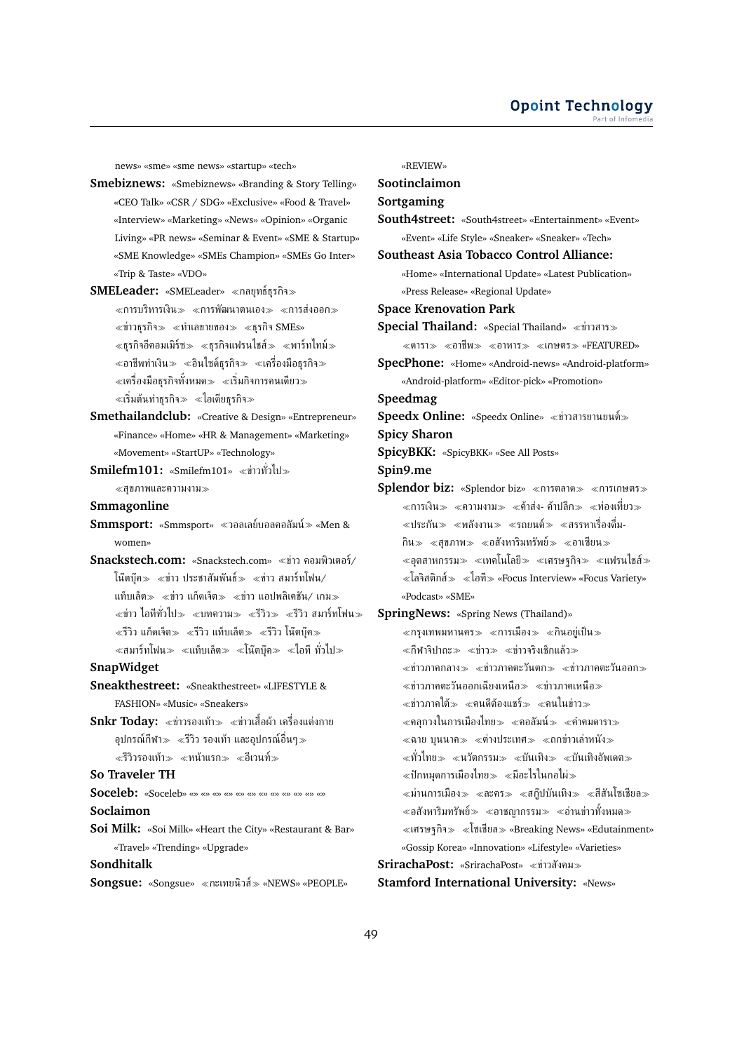news» «sme» «sme news» «startup» «tech»

**Smebiznews:** «Smebiznews» «Branding & Story Telling» «CEO Talk» «CSR / SDG» «Exclusive» «Food & Travel» «Interview» «Marketing» «News» «Opinion» «Organic Living» «PR news» «Seminar & Event» «SME & Startup» «SME Knowledge» «SMEs Champion» «SMEs Go Inter» «Trip & Taste» «VDO»

**SMELeader:** «SMELeader» ≪กลยุทธ์ธุรกิจ≫ ≪การบริหารเงิน≫ ≪การพัฒนาตนเอง≫ ≪การส่งออก≫ ≪ข่าวธุรกิจ≫ ≪ทำเลขายของ≫ ≪ธุรกิจ SMEs» ≪ธุรกิจอีคอมเมิร์ซ≫ ≪ธุรกิจแฟรนไชส์≫ ≪พาร์ทไทม์≫ ≪อาชีพทำเงิน≫ ≪อินไซด์ธุรกิจ≫ ≪เครื่องมือธุรกิจ≫ ≪เครื่องมือธุรกิจทั้งหมด≫ ≪เริ่มกิจการคนเดียว≫ ≪เริ่มต้นทำธุรกิจ≫ ≪ไอเดียธุรกิจ≫

**Smethailandclub:** «Creative & Design» «Entrepreneur» «Finance» «Home» «HR & Management» «Marketing» «Movement» «StartUP» «Technology»

**Smilefm101:** «Smilefm101» ≪ข่าวทั่วไป≫ ≪สุขภาพและความงาม≫

**Smmagonline**

**Smmsport:** «Smmsport» ≪วอลเลย์บอลคอลัมน์≫ «Men & women»

**Snackstech.com:** «Snackstech.com» ≪ข่าว คอมพิวเตอร์/โน้ตบุ๊ค≫ ≪ข่าว ประชาสัมพันธ์≫ ≪ข่าว สมาร์ทโฟน/แท็บเล็ต≫ ≪ข่าว แก็ดเจ็ต≫ ≪ข่าว แอปพลิเคชัน/ เกม≫ ≪ข่าว ไอทีทั่วไป≫ ≪บทความ≫ ≪รีวิว≫ ≪รีวิว สมาร์ทโฟน≫ ≪รีวิว แก็ดเจ็ต≫ ≪รีวิว แท็บเล็ต≫ ≪รีวิว โน้ตบุ๊ค≫ ≪สมาร์ทโฟน≫ ≪แท็บเล็ต≫ ≪โน้ตบุ๊ค≫ ≪ไอที ทั่วไป≫

**SnapWidget**

**Sneakthestreet:** «Sneakthestreet» «LIFESTYLE & FASHION» «Music» «Sneakers»

**Snkr Today:** ≪ข่าวรองเท้า≫ ≪ข่าวเสื้อผ้า เครื่องแต่งกาย อุปกรณ์กีฬา≫ ≪รีวิว รองเท้า และอุปกรณ์อื่นๆ≫ ≪รีวิวรองเท้า≫ ≪หน้าแรก≫ ≪อีเวนท์≫

**So Traveler TH**

**Soceleb:** «Soceleb» «» «» «» «» «» «» «» «» «» «» «» «»

**Soclaimon**

**Soi Milk:** «Soi Milk» «Heart the City» «Restaurant & Bar» «Travel» «Trending» «Upgrade»

**Sondhitalk**

**Songsue:** «Songsue» ≪กะเทยนิวส์≫ «NEWS» «PEOPLE» «REVIEW»

**Sootinclaimon**

**Sortgaming**

**South4street:** «South4street» «Entertainment» «Event» «Event» «Life Style» «Sneaker» «Sneaker» «Tech»

**Southeast Asia Tobacco Control Alliance:** «Home» «International Update» «Latest Publication» «Press Release» «Regional Update»

**Space Krenovation Park**

**Special Thailand:** «Special Thailand» ≪ข่าวสาร≫ ≪ดารา≫ ≪อาชีพ≫ ≪อาหาร≫ ≪เกษตร≫ «FEATURED»

**SpecPhone:** «Home» «Android-news» «Android-platform» «Android-platform» «Editor-pick» «Promotion»

**Speedmag**

**Speedx Online:** «Speedx Online» ≪ข่าวสารยานยนต์≫

**Spicy Sharon**

**SpicyBKK:** «SpicyBKK» «See All Posts»

**Spin9.me**

**Splendor biz:** «Splendor biz» ≪การตลาด≫ ≪การเกษตร≫ ≪การเงิน≫ ≪ความงาม≫ ≪ค้าส่ง- ค้าปลีก≫ ≪ท่องเที่ยว≫ ≪ประกัน≫ ≪พลังงาน≫ ≪รถยนต์≫ ≪สรรหาเรื่องดื่ม-กิน≫ ≪สุขภาพ≫ ≪อสังหาริมทรัพย์≫ ≪อาเซียน≫ ≪อุตสาหกรรม≫ ≪เทคโนโลยี≫ ≪เศรษฐกิจ≫ ≪แฟรนไชส์≫ ≪โลจิสติกส์≫ ≪ไอที≫ «Focus Interview» «Focus Variety» «Podcast» «SME»

**SpringNews:** «Spring News (Thailand)» ≪กรุงเทพมหานคร≫ ≪การเมือง≫ ≪กินอยู่เป็น≫ ≪กีฬาจิปาถะ≫ ≪ข่าว≫ ≪ข่าวจริงเช็กแล้ว≫ ≪ข่าวภาคกลาง≫ ≪ข่าวภาคตะวันตก≫ ≪ข่าวภาคตะวันออก≫ ≪ข่าวภาคตะวันออกเฉียงเหนือ≫ ≪ข่าวภาคเหนือ≫ ≪ข่าวภาคใต้≫ ≪คนดีต้องแชร์≫ ≪คนในข่าว≫ ≪คลุกวงในการเมืองไทย≫ ≪คอลัมน์≫ ≪คำคมดารา≫ ≪ฉาย บุนนาค≫ ≪ต่างประเทศ≫ ≪ถกข่าวเล่าหนัง≫ ≪ทั่วไทย≫ ≪นวัตกรรม≫ ≪บันเทิง≫ ≪บันเทิงอัพเดต≫ ≪ปักหมุดการเมืองไทย≫ ≪มีอะไรในกอไผ่≫ ≪ม่านการเมือง≫ ≪ละคร≫ ≪สกู๊ปบันเทิง≫ ≪สีสันโซเชียล≫ ≪อสังหาริมทรัพย์≫ ≪อาชญากรรม≫ ≪อ่านข่าวทั้งหมด≫ ≪เศรษฐกิจ≫ ≪โซเชียล≫ «Breaking News» «Edutainment» «Gossip Korea» «Innovation» «Lifestyle» «Varieties»

**SirachaPost:** «SrirachaPost» ≪ข่าวสังคม≫

**Stamford International University:** «News»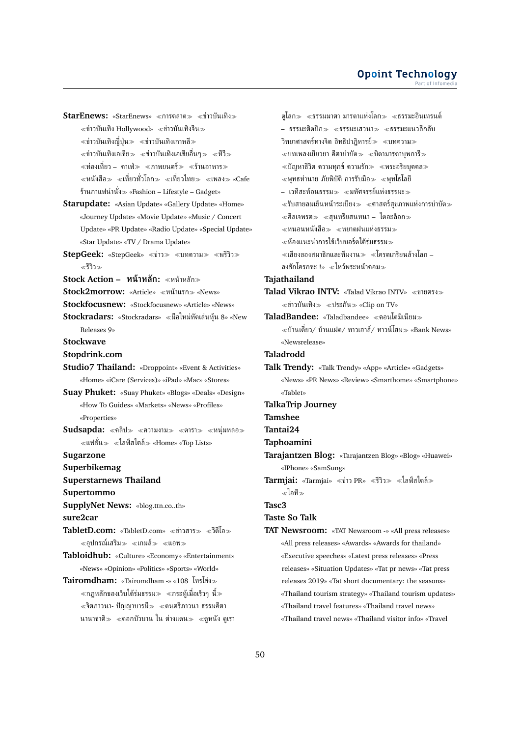**StarEnews:** «StarEnews» ≪การตลาด≫ ≪ข่าวบันเทิง≫ ≪ข่าวบันเทิง Hollywood≫ ≪ข่าวบันเทิงจีน≫ ≪ข่าวบันเทิงญี่ปุ่น≫ ≪ข่าวบันเทิงเกาหลี≫ ≪ข่าวบันเทิงเอเชีย≫ ≪ข่าวบันเทิงเอเชียอื่นๆ≫ ≪ทีวี≫ ≪ท่องเที่ยว – คาเฟ่≫ ≪ภาพยนตร์≫ ≪ร้านอาหาร≫ ≪หนังสือ≫ ≪เที่ยวทั่วโลก≫ ≪เที่ยวไทย≫ ≪เพลง≫ «Cafe ร้านกาแฟน่านั่ง≫ «Fashion – Lifestyle – Gadget»

**Starupdate:** «Asian Update» «Gallery Update» «Home» «Journey Update» «Movie Update» «Music / Concert Update» «PR Update» «Radio Update» «Special Update» «Star Update» «TV / Drama Update»

**StepGeek:** «StepGeek» ≪ข่าว≫ ≪บทความ≫ ≪พรีวิว≫ ≪รีวิว≫

**Stock Action – หน้าหลัก:** ≪หน้าหลัก≫

**Stock2morrow:** «Article» ≪หน้าแรก≫ «News»

**Stockfocusnew:** «Stockfocusnew» «Article» «News»

**Stockradars:** «Stockradars» ≪มือใหม่หัดเล่นหุ้น 8» «New Releases 9»

**Stockwave**

**Stopdrink.com**

**Studio7 Thailand:** «Droppoint» «Event & Activities» «Home» «iCare (Services)» «iPad» «Mac» «Stores»

**Suay Phuket:** «Suay Phuket» «Blogs» «Deals» «Design» «How To Guides» «Markets» «News» «Profiles» «Properties»

**Sudsapda:** ≪คลิป≫ ≪ความงาม≫ ≪ดารา≫ ≪หนุ่มหล่อ≫ ≪แฟชั่น≫ ≪ไลฟ์สไตล์≫ «Home» «Top Lists»

**Sugarzone**

**Superbikemag**

**Superstarnews Thailand**

**Supertommo**

**SupplyNet News:** «blog.ttn.co..th»

**sure2car**

**TabletD.com:** «TabletD.com» ≪ข่าวสาร≫ ≪วีดีโอ≫ ≪อุปกรณ์เสริม≫ ≪เกมส์≫ ≪แอพ≫

**Tabloidhub:** «Culture» «Economy» «Entertainment» «News» «Opinion» «Politics» «Sports» «World»

**Tairomdham:** «Tairomdham -» «108 โทรโข่ง≫ ≪กฎหลักของเว็บใต้ร่มธรรม≫ ≪กระทู้เมื่อเร็วๆ นี้≫ ≪จิตภาวนา- ปัญญาบารมี≫ ≪ดนตรีภาวนา ธรรมคีตา นานาชาติ≫ ≪ดอกบัวบาน ใน ต่างแดน≫ ≪ดูหนัง ดูเรา ดูโลก≫ ≪ธรรมมาตา มารดาแห่งโลก≫ ≪ธรรมะอินเทรนด์ – ธรรมะติดปีก≫ ≪ธรรมะเสวนา≫ ≪ธรรมะแนวลึกลับ วิทยาศาสตร์ทางจิต อิทธิปาฏิหารย์≫ ≪บทความ≫ ≪บทเพลงเยียวยา คีตาบำบัด≫ ≪บิดามารดาบุพการี≫ ≪ปัญหาชีวิต ความทุกข์ ความรัก≫ ≪พระอริยบุคคล≫ ≪พุทธทำนาย ภัยพิบัติ การรับมือ≫ ≪พุทโธโลยี – เวทีสะท้อนธรรม≫ ≪มหัศจรรย์แห่งธรรมะ≫ ≪รับสายลมเย็นหน้าระเบียง≫ ≪ศาสตร์สุขภาพแห่งการบำบัด≫ ≪ศีลเจพรต≫ ≪สุนทรียสนทนา – ไดอะล็อก≫ ≪หนอนหนังสือ≫ ≪หยาดฝนแห่งธรรม≫ ≪ห้องแนะนำการใช้เว็บบอร์ดใต้ร่มธรรม≫ ≪เสียงของสมาชิกและทีมงาน≫ ≪โครตเกรียนล้างโลก – ลงชักโครกซะ !» ≪ไหว้พระหน้าคอม≫

**Tajathailand**

**Talad Vikrao INTV:** «Talad Vikrao INTV» ≪ขายตรง≫ ≪ข่าวบันเทิง≫ ≪ประกัน≫ «Clip on TV»

**TaladBandee:** «Taladbandee» ≪คอนโดมิเนียม≫ ≪บ้านเดี่ยว/ บ้านแฝด/ ทาวเฮาส์/ ทาวน์โฮม≫ «Bank News» «Newsrelease»

**Taladrodd**

**Talk Trendy:** «Talk Trendy» «App» «Article» «Gadgets» «News» «PR News» «Review» «Smarthome» «Smartphone» «Tablet»

**TalkaTrip Journey**

**Tamshee**

**Tantai24**

**Taphoamini**

**Tarajantzen Blog:** «Tarajantzen Blog» «Blog» «Huawei» «IPhone» «SamSung»

**Tarmjai:** «Tarmjai» ≪ข่าว PR» ≪รีวิว≫ ≪ไลฟ์สไตล์≫ ≪ไอที≫

**Tasc3**

**Taste So Talk**

**TAT Newsroom:** «TAT Newsroom -» «All press releases» «All press releases» «Awards» «Awards for thailand» «Executive speeches» «Latest press releases» «Press releases» «Situation Updates» «Tat pr news» «Tat press releases 2019» «Tat short documentary: the seasons» «Thailand tourism strategy» «Thailand tourism updates» «Thailand travel features» «Thailand travel news» «Thailand travel news» «Thailand visitor info» «Travel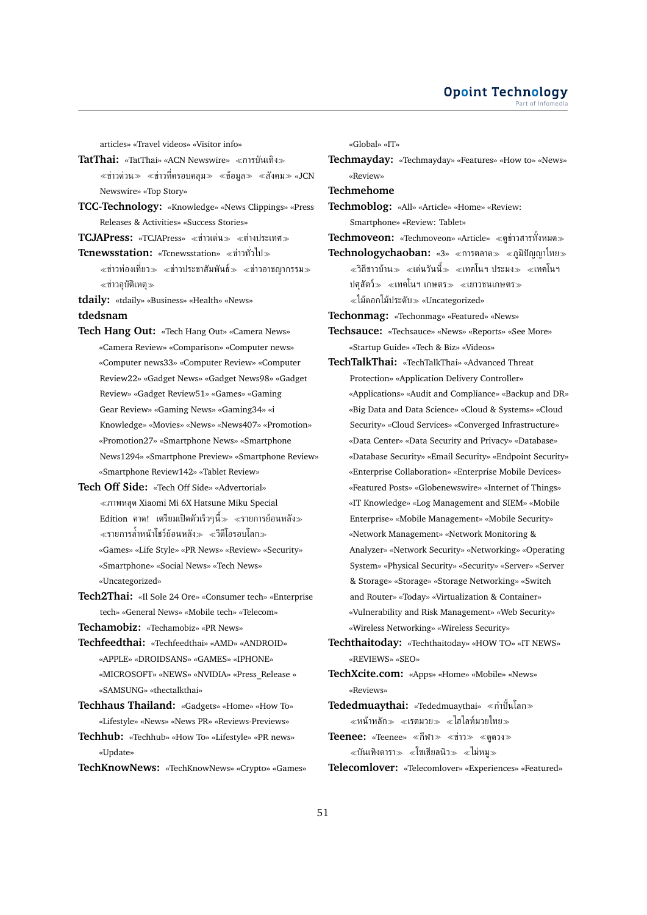articles» «Travel videos» «Visitor info»

**TatThai:** «TatThai» «ACN Newswire» ≪การบันเทิง≫ ≪ข่าวด่วน≫ ≪ข่าวที่ครอบคลุม≫ ≪ข้อมูล≫ ≪สังคม≫ «JCN Newswire» «Top Story»

**TCC-Technology:** «Knowledge» «News Clippings» «Press Releases & Activities» «Success Stories»

**TCJAPress:** «TCJAPress» ≪ข่าวเด่น≫ ≪ต่างประเทศ≫

**Tcnewsstation:** «Tcnewsstation» ≪ข่าวทั่วไป≫ ≪ข่าวท่องเที่ยว≫ ≪ข่าวประชาสัมพันธ์≫ ≪ข่าวอาชญากรรม≫ ≪ข่าวอุบัติเหตุ≫

**tdaily:** «tdaily» «Business» «Health» «News»

**tdedsnam**

**Tech Hang Out:** «Tech Hang Out» «Camera News» «Camera Review» «Comparison» «Computer news» «Computer news33» «Computer Review» «Computer Review22» «Gadget News» «Gadget News98» «Gadget Review» «Gadget Review51» «Games» «Gaming Gear Review» «Gaming News» «Gaming34» «i Knowledge» «Movies» «News» «News407» «Promotion» «Promotion27» «Smartphone News» «Smartphone News1294» «Smartphone Preview» «Smartphone Review» «Smartphone Review142» «Tablet Review»

**Tech Off Side:** «Tech Off Side» «Advertorial» ≪ภาพหลุด Xiaomi Mi 6X Hatsune Miku Special Edition คาด! เตรียมเปิดตัวเร็วๆนี้≫ ≪รายการย้อนหลัง≫ ≪รายการล้ำหน้าโชว์ย้อนหลัง≫ ≪วีดีโอรอบโลก≫ «Games» «Life Style» «PR News» «Review» «Security» «Smartphone» «Social News» «Tech News» «Uncategorized»

**Tech2Thai:** «Il Sole 24 Ore» «Consumer tech» «Enterprise tech» «General News» «Mobile tech» «Telecom»

**Techamobiz:** «Techamobiz» «PR News»

**Techfeedthai:** «Techfeedthai» «AMD» «ANDROID» «APPLE» «DROIDSANS» «GAMES» «IPHONE» «MICROSOFT» «NEWS» «NVIDIA» «Press_Release » «SAMSUNG» «thectalkthai»

**Techhaus Thailand:** «Gadgets» «Home» «How To» «Lifestyle» «News» «News PR» «Reviews-Previews»

**Techhub:** «Techhub» «How To» «Lifestyle» «PR news» «Update»

**TechKnowNews:** «TechKnowNews» «Crypto» «Games» «Global» «IT»

**Techmayday:** «Techmayday» «Features» «How to» «News» «Review»

**Techmehome**

**Techmoblog:** «All» «Article» «Home» «Review: Smartphone» «Review: Tablet»

**Techmoveon:** «Techmoveon» «Article» ≪ดูข่าวสารทั้งหมด≫

**Technologychaoban:** «3» ≪การตลาด≫ ≪ภูมิปัญญาไทย≫ ≪วิถีชาวบ้าน≫ ≪เด่นวันนี้≫ ≪เทคโนฯ ประมง≫ ≪เทคโนฯ ปศุสัตว์≫ ≪เทคโนฯ เกษตร≫ ≪เยาวชนเกษตร≫ ≪ไม้ดอกไม้ประดับ≫ «Uncategorized»

**Techonmag:** «Techonmag» «Featured» «News»

**Techsauce:** «Techsauce» «News» «Reports» «See More» «Startup Guide» «Tech & Biz» «Videos»

**TechTalkThai:** «TechTalkThai» «Advanced Threat Protection» «Application Delivery Controller» «Applications» «Audit and Compliance» «Backup and DR» «Big Data and Data Science» «Cloud & Systems» «Cloud Security» «Cloud Services» «Converged Infrastructure» «Data Center» «Data Security and Privacy» «Database» «Database Security» «Email Security» «Endpoint Security» «Enterprise Collaboration» «Enterprise Mobile Devices» «Featured Posts» «Globenewswire» «Internet of Things» «IT Knowledge» «Log Management and SIEM» «Mobile Enterprise» «Mobile Management» «Mobile Security» «Network Management» «Network Monitoring & Analyzer» «Network Security» «Networking» «Operating System» «Physical Security» «Security» «Server» «Server & Storage» «Storage» «Storage Networking» «Switch and Router» «Today» «Virtualization & Container» «Vulnerability and Risk Management» «Web Security» «Wireless Networking» «Wireless Security»

**Techthaitoday:** «Techthaitoday» «HOW TO» «IT NEWS» «REVIEWS» «SEO»

**TechXcite.com:** «Apps» «Home» «Mobile» «News» «Reviews»

**Tededmuaythai:** «Tededmuaythai» ≪กำปั้นโลก≫ ≪หน้าหลัก≫ ≪เรตมวย≫ ≪ไฮไลท์มวยไทย≫

**Teenee:** «Teenee» ≪กีฬา≫ ≪ข่าว≫ ≪ดูดวง≫ ≪บันเทิงดารา≫ ≪โซเชียลนิว≫ ≪ไม่หมู≫

**Telecomlover:** «Telecomlover» «Experiences» «Featured»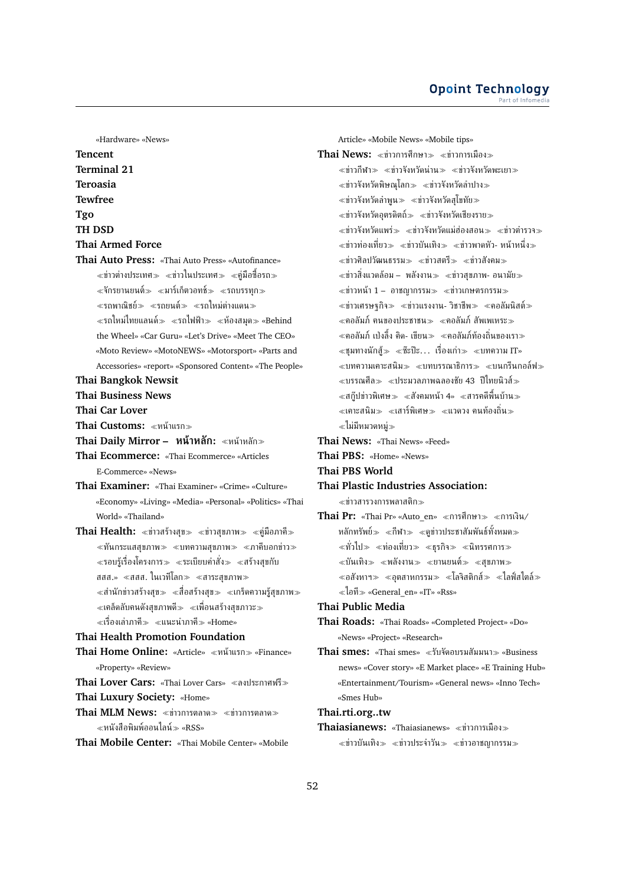«Hardware» «News»

**Tencent**

**Terminal 21**

**Teroasia**

**Tewfree**

**Tgo**

**TH DSD**

**Thai Armed Force**

**Thai Auto Press:** «Thai Auto Press» «Autofinance» ≪ข่าวต่างประเทศ≫ ≪ข่าวในประเทศ≫ ≪คู่มือซื้อรถ≫ ≪จักรยานยนต์≫ ≪มาร์เก็ตวอทช์≫ ≪รถบรรทุก≫ ≪รถพาณิชย์≫ ≪รถยนต์≫ ≪รถใหม่ต่างแดน≫ ≪รถใหม่ไทยแลนด์≫ ≪รถไฟฟ้า≫ ≪ห้องสมุด≫ «Behind the Wheel» «Car Guru» «Let's Drive» «Meet The CEO» «Moto Review» «MotoNEWS» «Motorsport» «Parts and Accessories» «report» «Sponsored Content» «The People»

**Thai Bangkok Newsit**

**Thai Business News**

**Thai Car Lover**

**Thai Customs:** ≪หน้าแรก≫

**Thai Daily Mirror – หน้าหลัก:** ≪หน้าหลัก≫

**Thai Ecommerce:** «Thai Ecommerce» «Articles E-Commerce» «News»

**Thai Examiner:** «Thai Examiner» «Crime» «Culture» «Economy» «Living» «Media» «Personal» «Politics» «Thai World» «Thailand»

**Thai Health:** ≪ข่าวสร้างสุข≫ ≪ข่าวสุขภาพ≫ ≪คู่มือภาคี≫ ≪ทันกระแสสุขภาพ≫ ≪บทความสุขภาพ≫ ≪ภาคีบอกข่าว≫ ≪รอบรู้เรื่องโครงการ≫ ≪ระเบียบคำสั่ง≫ ≪สร้างสุขกับ สสส.» ≪สสส. ในเวทีโลก≫ ≪สาระสุขภาพ≫ ≪สำนักข่าวสร้างสุข≫ ≪สื่อสร้างสุข≫ ≪เกร็ดความรู้สุขภาพ≫ ≪เคล็ดลับคนดังสุขภาพดี≫ ≪เพื่อนสร้างสุขภาวะ≫ ≪เรื่องเล่าภาคี≫ ≪แนะนำภาคี≫ «Home»

**Thai Health Promotion Foundation**

**Thai Home Online:** «Article» ≪หน้าแรก≫ «Finance» «Property» «Review»

**Thai Lover Cars:** «Thai Lover Cars» ≪ลงประกาศฟรี≫

**Thai Luxury Society:** «Home»

**Thai MLM News:** ≪ข่าวการตลาด≫ ≪ข่าวการตลาด≫ ≪หนังสือพิมพ์ออนไลน์≫ «RSS»

**Thai Mobile Center:** «Thai Mobile Center» «Mobile Article» «Mobile News» «Mobile tips»

**Thai News:** ≪ข่าวการศึกษา≫ ≪ข่าวการเมือง≫ ≪ข่าวกีฬา≫ ≪ข่าวจังหวัดน่าน≫ ≪ข่าวจังหวัดพะเยา≫ ≪ข่าวจังหวัดพิษณุโลก≫ ≪ข่าวจังหวัดลำปาง≫ ≪ข่าวจังหวัดลำพูน≫ ≪ข่าวจังหวัดสุโขทัย≫ ≪ข่าวจังหวัดอุตรดิตถ์≫ ≪ข่าวจังหวัดเชียงราย≫ ≪ข่าวจังหวัดแพร่≫ ≪ข่าวจังหวัดแม่ฮ่องสอน≫ ≪ข่าวตำรวจ≫ ≪ข่าวท่องเที่ยว≫ ≪ข่าวบันเทิง≫ ≪ข่าวพาดหัว- หน้าหนึ่ง≫ ≪ข่าวศิลปวัฒนธรรม≫ ≪ข่าวสตรี≫ ≪ข่าวสังคม≫ ≪ข่าวสิ่งแวดล้อม – พลังงาน≫ ≪ข่าวสุขภาพ- อนามัย≫ ≪ข่าวหน้า 1 – อาชญากรรม≫ ≪ข่าวเกษตรกรรม≫ ≪ข่าวเศรษฐกิจ≫ ≪ข่าวแรงงาน- วิชาชีพ≫ ≪คอลัมนิสต์≫ ≪คอลัมภ์ คนของประชาชน≫ ≪คอลัมภ์ สัพเพเหระ≫ ≪คอลัมภ์ เปงลิ้ง คิด- เขียน≫ ≪คอลัมภ์ท้องถิ่นของเรา≫ ≪ชุมทางนักสู้≫ ≪ซื้อปิ๊ะ... เรื่องเก่า≫ ≪บทความ IT» ≪บทความเคาะสนิม≫ ≪บทบรรณาธิการ≫ ≪บนกรีนกอล์ฟ≫ ≪บรรณศิลๆ≫ ≪ประมวลภาพฉลองชัย 43 ปีไทยนิวส์≫ ≪สกู๊ปข่าวพิเศษ≫ ≪สังคมหน้า 4» ≪สารคดีพื้นบ้าน≫ ≪เคาะสนิม≫ ≪เสาร์พิเศษ≫ ≪แวดวง คนท้องถิ่น≫ ≪ไม่มีหมวดหมู่≫

**Thai News:** «Thai News» «Feed»

**Thai PBS:** «Home» «News»

**Thai PBS World**

**Thai Plastic Industries Association:** ≪ข่าวสารวงการพลาสติก≫

**Thai Pr:** «Thai Pr» «Auto_en» ≪การศึกษา≫ ≪การเงิน/หลักทรัพย์≫ ≪กีฬา≫ ≪ดูข่าวประชาสัมพันธ์ทั้งหมด≫ ≪ทั่วไป≫ ≪ท่องเที่ยว≫ ≪ธุรกิจ≫ ≪นิทรรศการ≫ ≪บันเทิง≫ ≪พลังงาน≫ ≪ยานยนต์≫ ≪สุขภาพ≫ ≪อสังหาฯ≫ ≪อุตสาหกรรม≫ ≪โลจิสติกส์≫ ≪ไลฟ์สไตล์≫ ≪ไอที≫ «General_en» «IT» «Rss»

**Thai Public Media**

**Thai Roads:** «Thai Roads» «Completed Project» «Do» «News» «Project» «Research»

**Thai smes:** «Thai smes» ≪รับจัดอบรมสัมมนา≫ «Business news» «Cover story» «E Market place» «E Training Hub» «Entertainment/Tourism» «General news» «Inno Tech» «Smes Hub»

**Thai.rti.org..tw**

**Thaiasianews:** «Thaiasianews» ≪ข่าวการเมือง≫ ≪ข่าวบันเทิง≫ ≪ข่าวประจำวัน≫ ≪ข่าวอาชญากรรม≫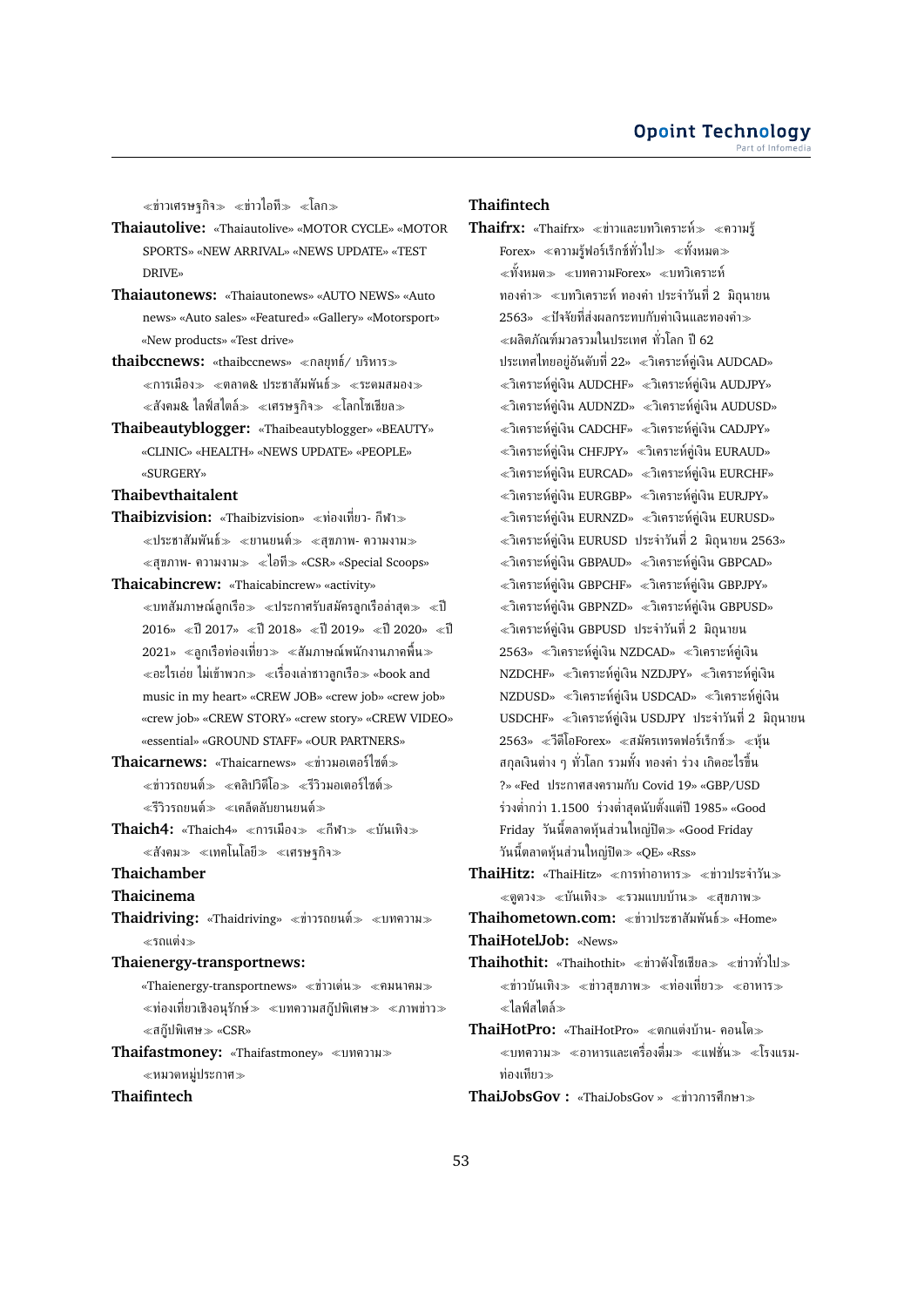≪ข่าวเศรษฐกิจ≫ ≪ข่าวไอที≫ ≪โลก≫

**Thaiautolive:** «Thaiautolive» «MOTOR CYCLE» «MOTOR SPORTS» «NEW ARRIVAL» «NEWS UPDATE» «TEST DRIVE»

**Thaiautonews:** «Thaiautonews» «AUTO NEWS» «Auto news» «Auto sales» «Featured» «Gallery» «Motorsport» «New products» «Test drive»

**thaibccnews:** «thaibccnews» ≪กลยุทธ์/ บริหาร≫ ≪การเมือง≫ ≪ตลาด& ประชาสัมพันธ์≫ ≪ระดมสมอง≫ ≪สังคม& ไลฟ์สไตล์≫ ≪เศรษฐกิจ≫ ≪โลกโซเชียล≫

**Thaibeautyblogger:** «Thaibeautyblogger» «BEAUTY» «CLINIC» «HEALTH» «NEWS UPDATE» «PEOPLE» «SURGERY»

**Thaibevthaitalent**

**Thaibizvision:** «Thaibizvision» ≪ท่องเที่ยว- กีฬา≫ ≪ประชาสัมพันธ์≫ ≪ยานยนต์≫ ≪สุขภาพ- ความงาม≫ ≪สุขภาพ- ความงาม≫ ≪ไอที≫ «CSR» «Special Scoops»

**Thaicabincrew:** «Thaicabincrew» «activity» ≪บทสัมภาษณ์ลูกเรือ≫ ≪ประกาศรับสมัครลูกเรือล่าสุด≫ ≪ปี 2016» ≪ปี 2017» ≪ปี 2018» ≪ปี 2019» ≪ปี 2020» ≪ปี 2021» ≪ลูกเรือท่องเที่ยว≫ ≪สัมภาษณ์พนักงานภาคพื้น≫ ≪อะไรเอ่ย ไม่เข้าพวก≫ ≪เรื่องเล่าชาวลูกเรือ≫ «book and music in my heart» «CREW JOB» «crew job» «crew job» «crew job» «CREW STORY» «crew story» «CREW VIDEO» «essential» «GROUND STAFF» «OUR PARTNERS»

**Thaicarnews:** «Thaicarnews» ≪ข่าวรถยนต์≫ ≪คลิปวิดีโอ≫ ≪รีวิวมอเตอร์ไซต์≫ ≪รีวิวรถยนต์≫ ≪เคล็ดลับยานยนต์≫

**Thaich4:** «Thaich4» ≪การเมือง≫ ≪กีฬา≫ ≪บันเทิง≫ ≪สังคม≫ ≪เทคโนโลยี≫ ≪เศรษฐกิจ≫

**Thaichamber**

**Thaicinema**

**Thaidriving:** «Thaidriving» ≪ข่าวรถยนต์≫ ≪บทความ≫ ≪รถแต่ง≫

**Thaienergy-transportnews:** «Thaienergy-transportnews» ≪ข่าวเด่น≫ ≪คมนาคม≫ ≪ท่องเที่ยวเชิงอนุรักษ์≫ ≪บทความสกู๊ปพิเศษ≫ ≪ภาพข่าว≫ ≪สกู๊ปพิเศษ≫ «CSR»

**Thaifastmoney:** «Thaifastmoney» ≪บทความ≫ ≪หมวดหมู่ประกาศ≫

**Thaifintech**

**Thaifintech**

**Thaifrx:** «Thaifrx» ≪ข่าวและบทวิเคราะห์≫ ≪ความรู้ Forex» ≪ความรู้ฟอร์เร็กซ์ทั่วไป≫ ≪ทั้งหมด≫ ≪ทั้งหมด≫ ≪บทความForex» ≪บทวิเคราะห์ ทองคำ≫ ≪บทวิเคราะห์ ทองคำ ประจำวันที่ 2 มิถุนายน 2563» ≪ปัจจัยที่ส่งผลกระทบกับค่าเงินและทองคำ≫ ≪ผลิตภัณฑ์มวลรวมในประเทศ ทั่วโลก ปี 62 ประเทศไทยอยู่อันดับที่ 22» ≪วิเคราะห์คู่เงิน AUDCAD» ≪วิเคราะห์คู่เงิน AUDCHF» ≪วิเคราะห์คู่เงิน AUDJPY» ≪วิเคราะห์คู่เงิน AUDNZD» ≪วิเคราะห์คู่เงิน AUDUSD» ≪วิเคราะห์คู่เงิน CADCHF» ≪วิเคราะห์คู่เงิน CADJPY» ≪วิเคราะห์คู่เงิน CHFJPY» ≪วิเคราะห์คู่เงิน EURAUD» ≪วิเคราะห์คู่เงิน EURCAD» ≪วิเคราะห์คู่เงิน EURCHF» ≪วิเคราะห์คู่เงิน EURGBP» ≪วิเคราะห์คู่เงิน EURJPY» ≪วิเคราะห์คู่เงิน EURNZD» ≪วิเคราะห์คู่เงิน EURUSD» ≪วิเคราะห์คู่เงิน EURUSD ประจำวันที่ 2 มิถุนายน 2563» ≪วิเคราะห์คู่เงิน GBPAUD» ≪วิเคราะห์คู่เงิน GBPCAD» ≪วิเคราะห์คู่เงิน GBPCHF» ≪วิเคราะห์คู่เงิน GBPJPY» ≪วิเคราะห์คู่เงิน GBPNZD» ≪วิเคราะห์คู่เงิน GBPUSD» ≪วิเคราะห์คู่เงิน GBPUSD ประจำวันที่ 2 มิถุนายน 2563» ≪วิเคราะห์คู่เงิน NZDCAD» ≪วิเคราะห์คู่เงิน NZDCHF» ≪วิเคราะห์คู่เงิน NZDJPY» ≪วิเคราะห์คู่เงิน NZDUSD» ≪วิเคราะห์คู่เงิน USDCAD» ≪วิเคราะห์คู่เงิน USDCHF» ≪วิเคราะห์คู่เงิน USDJPY ประจำวันที่ 2 มิถุนายน 2563» ≪วีดีโอForex» ≪สมัครเทรดฟอร์เร็กซ์≫ ≪หุ้น สกุลเงินต่าง ๆ ทั่วโลก รวมทั้ง ทองคำ ร่วง เกิดอะไรขึ้น ?» «Fed ประกาศสงครามกับ Covid 19» «GBP/USD ร่วงต่ำกว่า 1.1500 ร่วงต่ำสุดนับตั้งแต่ปี 1985» «Good Friday วันนี้ตลาดหุ้นส่วนใหญ่ปิด≫ «Good Friday วันนี้ตลาดหุ้นส่วนใหญ่ปิด≫ «QE» «Rss»

**ThaiHitz:** «ThaiHitz» ≪การทำอาหาร≫ ≪ข่าวประจำวัน≫ ≪ดูดวง≫ ≪บันเทิง≫ ≪รวมแบบบ้าน≫ ≪สุขภาพ≫

**Thaihometown.com:** ≪ข่าวประชาสัมพันธ์≫ «Home»

**ThaiHotelJob:** «News»

**Thaihothit:** «Thaihothit» ≪ข่าวดังโซเชียล≫ ≪ข่าวทั่วไป≫ ≪ข่าวบันเทิง≫ ≪ข่าวสุขภาพ≫ ≪ท่องเที่ยว≫ ≪อาหาร≫ ≪ไลฟ์สไตล์≫

**ThaiHotPro:** «ThaiHotPro» ≪ตกแต่งบ้าน- คอนโด≫ ≪บทความ≫ ≪อาหารและเครื่องดื่ม≫ ≪แฟชั่น≫ ≪โรงแรม- ท่องเที่ยว≫

**ThaiJobsGov :** «ThaiJobsGov » ≪ข่าวการศึกษา≫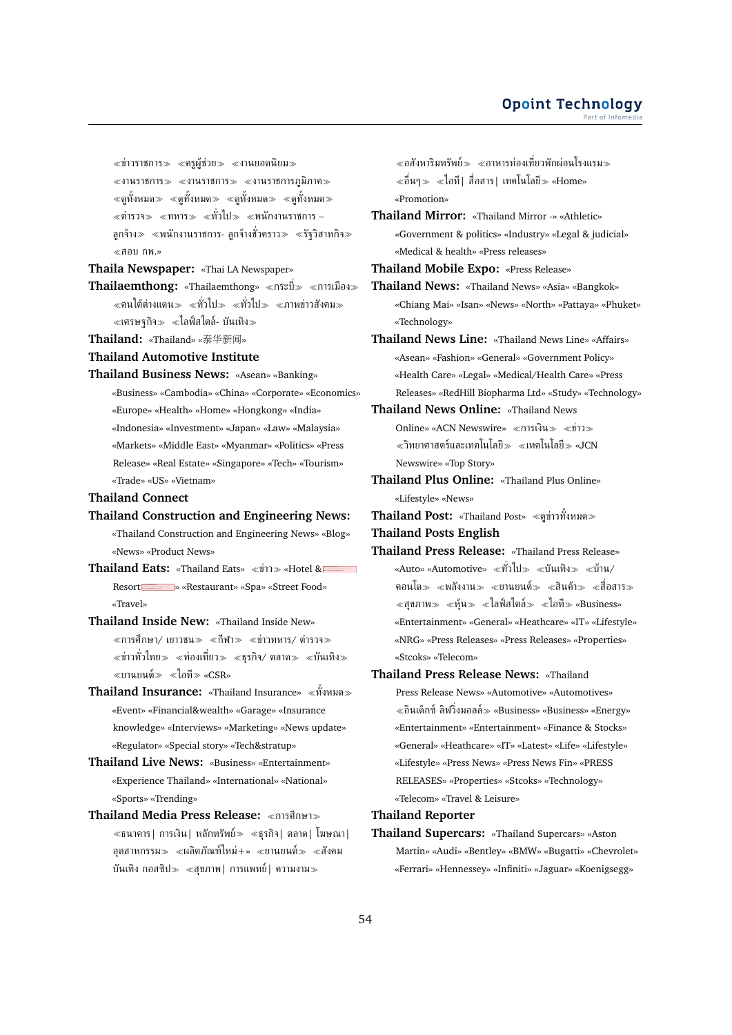≪ข่าวราชการ≫ ≪ครูผู้ช่วย≫ ≪งานยอดนิยม≫ ≪งานราชการ≫ ≪งานราชการ≫ ≪งานราชการภูมิภาค≫ ≪ดูทั้งหมด≫ ≪ดูทั้งหมด≫ ≪ดูทั้งหมด≫ ≪ดูทั้งหมด≫ ≪ตำรวจ≫ ≪ทหาร≫ ≪ทั่วไป≫ ≪พนักงานราชการ – ลูกจ้าง≫ ≪พนักงานราชการ- ลูกจ้างชั่วคราว≫ ≪รัฐวิสาหกิจ≫ ≪สอบ กพ.»

**Thaila Newspaper:** «Thai LA Newspaper»

**Thailaemthong:** «Thailaemthong» ≪กระบี่≫ ≪การเมือง≫ ≪คนใต้ต่างแดน≫ ≪ทั่วไป≫ ≪ทั่วไป≫ ≪ภาพข่าวสังคม≫ ≪เศรษฐกิจ≫ ≪ไลฟ์สไตล์- บันเทิง≫

**Thailand:** «Thailand» «泰华新闻»

**Thailand Automotive Institute**

**Thailand Business News:** «Asean» «Banking» «Business» «Cambodia» «China» «Corporate» «Economics» «Europe» «Health» «Home» «Hongkong» «India» «Indonesia» «Investment» «Japan» «Law» «Malaysia» «Markets» «Middle East» «Myanmar» «Politics» «Press Release» «Real Estate» «Singapore» «Tech» «Tourism» «Trade» «US» «Vietnam»

**Thailand Connect**

**Thailand Construction and Engineering News:** «Thailand Construction and Engineering News» «Blog» «News» «Product News»

**Thailand Eats:** «Thailand Eats» ≪ข่าว≫ «Hotel & Resort» «Restaurant» «Spa» «Street Food» «Travel»

**Thailand Inside New:** «Thailand Inside New» ≪การศึกษา/ เยาวชน≫ ≪กีฬา≫ ≪ข่าวทหาร/ ตำรวจ≫ ≪ข่าวทั่วไทย≫ ≪ท่องเที่ยว≫ ≪ธุรกิจ/ ตลาด≫ ≪บันเทิง≫ ≪ยานยนต์≫ ≪ไอที≫ «CSR»

**Thailand Insurance:** «Thailand Insurance» ≪ทั้งหมด≫ «Event» «Financial&wealth» «Garage» «Insurance knowledge» «Interviews» «Marketing» «News update» «Regulator» «Special story» «Tech&stratup»

**Thailand Live News:** «Business» «Entertainment» «Experience Thailand» «International» «National» «Sports» «Trending»

**Thailand Media Press Release:** ≪การศึกษา≫ ≪ธนาคาร| การเงิน| หลักทรัพย์≫ ≪ธุรกิจ| ตลาด| โฆษณา| อุตสาหกรรม≫ ≪ผลิตภัณฑ์ใหม่+» ≪ยานยนต์≫ ≪สังคม บันเทิง กอสซิป≫ ≪สุขภาพ| การแพทย์| ความงาม≫ ≪อสังหาริมทรัพย์≫ ≪อาหารท่องเที่ยวพักผ่อนโรงแรม≫ ≪อื่นๆ≫ ≪ไอที| สื่อสาร| เทคโนโลยี≫ «Home» «Promotion»

**Thailand Mirror:** «Thailand Mirror -» «Athletic» «Government & politics» «Industry» «Legal & judicial» «Medical & health» «Press releases»

**Thailand Mobile Expo:** «Press Release»

**Thailand News:** «Thailand News» «Asia» «Bangkok» «Chiang Mai» «Isan» «News» «North» «Pattaya» «Phuket» «Technology»

**Thailand News Line:** «Thailand News Line» «Affairs» «Asean» «Fashion» «General» «Government Policy» «Health Care» «Legal» «Medical/Health Care» «Press Releases» «RedHill Biopharma Ltd» «Study» «Technology»

**Thailand News Online:** «Thailand News Online» «ACN Newswire» ≪การเงิน≫ ≪ข่าว≫ ≪วิทยาศาสตร์และเทคโนโลยี≫ ≪เทคโนโลยี≫ «JCN Newswire» «Top Story»

**Thailand Plus Online:** «Thailand Plus Online» «Lifestyle» «News»

**Thailand Post:** «Thailand Post» ≪ดูข่าวทั้งหมด≫

**Thailand Posts English**

**Thailand Press Release:** «Thailand Press Release» «Auto» «Automotive» ≪ทั่วไป≫ ≪บันเทิง≫ ≪บ้าน/ คอนโด≫ ≪พลังงาน≫ ≪ยานยนต์≫ ≪สินค้า≫ ≪สื่อสาร≫ ≪สุขภาพ≫ ≪หุ้น≫ ≪ไลฟ์สไตล์≫ ≪ไอที≫ «Business» «Entertainment» «General» «Heathcare» «IT» «Lifestyle» «NRG» «Press Releases» «Press Releases» «Properties» «Stcoks» «Telecom»

**Thailand Press Release News:** «Thailand Press Release News» «Automotive» «Automotives» ≪อินเด็กซ์ ลิฟวิ่งมอลล์≫ «Business» «Business» «Energy» «Entertainment» «Entertainment» «Finance & Stocks» «General» «Heathcare» «IT» «Latest» «Life» «Lifestyle» «Lifestyle» «Press News» «Press News Fin» «PRESS RELEASES» «Properties» «Stcoks» «Technology» «Telecom» «Travel & Leisure»

**Thailand Reporter**

**Thailand Supercars:** «Thailand Supercars» «Aston Martin» «Audi» «Bentley» «BMW» «Bugatti» «Chevrolet» «Ferrari» «Hennessey» «Infiniti» «Jaguar» «Koenigsegg»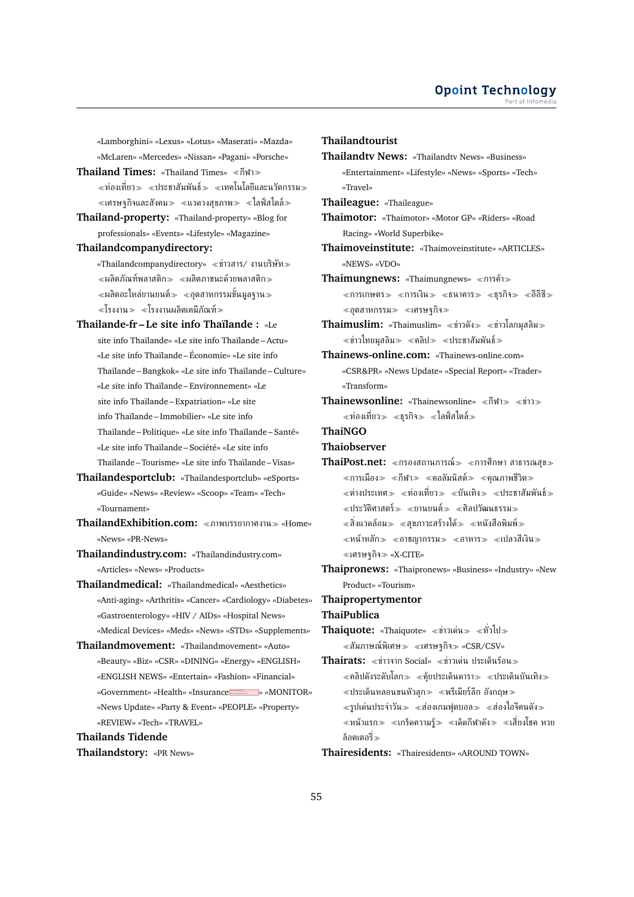«Lamborghini» «Lexus» «Lotus» «Maserati» «Mazda» «McLaren» «Mercedes» «Nissan» «Pagani» «Porsche»

**Thailand Times:** «Thailand Times» ≪กีฬา≫ ≪ท่องเที่ยว≫ ≪ประชาสัมพันธ์≫ ≪เทคโนโลยีและนวัตกรรม≫ ≪เศรษฐกิจและสังคม≫ ≪แวดวงสุขภาพ≫ ≪ไลฟ์สไตล์≫

**Thailand-property:** «Thailand-property» «Blog for professionals» «Events» «Lifestyle» «Magazine»

**Thailandcompanydirectory:** «Thailandcompanydirectory» ≪ข่าวสาร/ งานบริษัท≫ ≪ผลิตภัณฑ์พลาสติก≫ ≪ผลิตภาชนะด้วยพลาสติก≫ ≪ผลิตอะไหล่ยานยนต์≫ ≪อุตสาหกรรมขั้นมูลฐาน≫ ≪โรงงาน≫ ≪โรงงานผลิตเคมีภัณฑ์≫

**Thailande-fr – Le site info Thaïlande :** «Le site info Thaïlande» «Le site info Thaïlande – Actu» «Le site info Thaïlande – Économie» «Le site info Thaïlande – Bangkok» «Le site info Thaïlande – Culture» «Le site info Thaïlande – Environnement» «Le site info Thaïlande – Expatriation» «Le site info Thaïlande – Immobilier» «Le site info Thaïlande – Politique» «Le site info Thaïlande – Santé» «Le site info Thaïlande – Société» «Le site info Thaïlande – Tourisme» «Le site info Thaïlande – Visas»

**Thailandesportclub:** «Thailandesportclub» «eSports» «Guide» «News» «Review» «Scoop» «Team» «Tech» «Tournament»

**ThailandExhibition.com:** ≪ภาพบรรยากาศงาน≫ «Home» «News» «PR-News»

**Thailandindustry.com:** «Thailandindustry.com» «Articles» «News» «Products»

**Thailandmedical:** «Thailandmedical» «Aesthetics» «Anti-aging» «Arthritis» «Cancer» «Cardiology» «Diabetes» «Gastroenterology» «HIV / AIDs» «Hospital News» «Medical Devices» «Meds» «News» «STDs» «Supplements»

**Thailandmovement:** «Thailandmovement» «Auto» «Beauty» «Biz» «CSR» «DINING» «Energy» «ENGLISH» «ENGLISH NEWS» «Entertain» «Fashion» «Financial» «Government» «Health» «Insurance» «MONITOR» «News Update» «Party & Event» «PEOPLE» «Property» «REVIEW» «Tech» «TRAVEL»

**Thailands Tidende**

**Thailandstory:** «PR News»

**Thailandtourist**

**Thailandtv News:** «Thailandtv News» «Business» «Entertainment» «Lifestyle» «News» «Sports» «Tech» «Travel»

**Thaileague:** «Thaileague»

**Thaimotor:** «Thaimotor» «Motor GP» «Riders» «Road Racing» «World Superbike»

**Thaimoveinstitute:** «Thaimoveinstitute» «ARTICLES» «NEWS» «VDO»

**Thaimungnews:** «Thaimungnews» ≪การค้า≫ ≪การเกษตร≫ ≪การเงิน≫ ≪ธนาคาร≫ ≪ธุรกิจ≫ ≪อีอีซี≫ ≪อุตสาหกรรม≫ ≪เศรษฐกิจ≫

**Thaimuslim:** «Thaimuslim» ≪ข่าวดัง≫ ≪ข่าวโลกมุสลิม≫ ≪ข่าวไทยมุสลิม≫ ≪คลิป≫ ≪ประชาสัมพันธ์≫

**Thainews-online.com:** «Thainews-online.com» «CSR&PR» «News Update» «Special Report» «Trader» «Transform»

**Thainewsonline:** «Thainewsonline» ≪กีฬา≫ ≪ข่าว≫ ≪ท่องเที่ยว≫ ≪ธุรกิจ≫ ≪ไลฟ์สไตล์≫

**ThaiNGO**

**Thaiobserver**

**ThaiPost.net:** ≪กรองสถานการณ์≫ ≪การศึกษา สาธารณสุข≫ ≪การเมือง≫ ≪กีฬา≫ ≪คอลัมนิสต์≫ ≪คุณภาพชีวิต≫ ≪ต่างประเทศ≫ ≪ท่องเที่ยว≫ ≪บันเทิง≫ ≪ประชาสัมพันธ์≫ ≪ประวัติศาสตร์≫ ≪ยานยนต์≫ ≪ศิลปวัฒนธรรม≫ ≪สิ่งแวดล้อม≫ ≪สุขภาวะสร้างได้≫ ≪หนังสือพิมพ์≫ ≪หน้าหลัก≫ ≪อาชญากรรม≫ ≪อาหาร≫ ≪เปลวสีเงิน≫ ≪เศรษฐกิจ≫ «X-CITE»

**Thaipronews:** «Thaipronews» «Business» «Industry» «New Product» «Tourism»

**Thaipropertymentor**

**ThaiPublica**

**Thaiquote:** «Thaiquote» ≪ข่าวเด่น≫ ≪ทั่วไป≫ ≪สัมภาษณ์พิเศษ≫ ≪เศรษฐกิจ≫ «CSR/CSV»

**Thairats:** ≪ข่าวจาก Social» ≪ข่าวเด่น ประเด็นร้อน≫ ≪คลิปดังระดับโลก≫ ≪คุ้ยประเด็นดารา≫ ≪ประเด็นบันเทิง≫ ≪ประเด็นหลอนขนหัวลุก≫ ≪พรีเมียร์ลีก อังกฤษ≫ ≪รูปเด่นประจำวัน≫ ≪ส่องเกมฟุตบอล≫ ≪ส่องไอจีคนดัง≫ ≪หน้าแรก≫ ≪เกร็ดความรู้≫ ≪เด็ดกีฬาดัง≫ ≪เสี่ยงโชค หวย ล็อตเตอรี่≫

**Thairesidents:** «Thairesidents» «AROUND TOWN»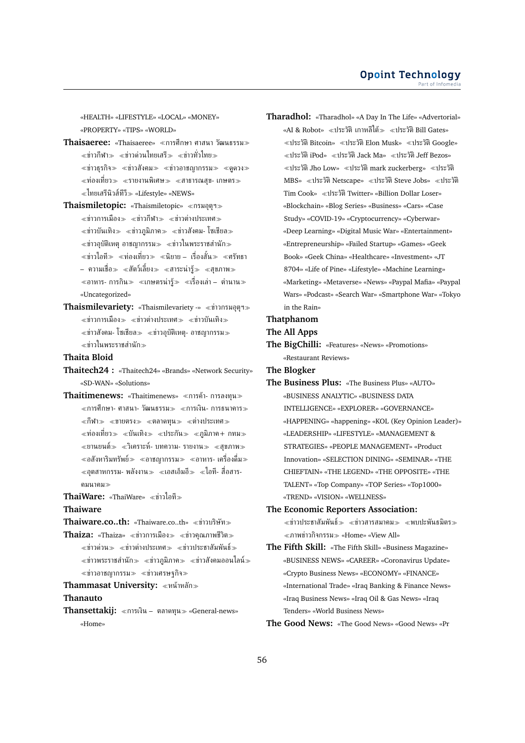«HEALTH» «LIFESTYLE» «LOCAL» «MONEY» «PROPERTY» «TIPS» «WORLD»

**Thaisaeree:** «Thaisaeree» ≪การศึกษา ศาสนา วัฒนธรรม≫ ≪ข่าวกีฬา≫ ≪ข่าวด่วนไทยเสรี≫ ≪ข่าวทั่วไทย≫ ≪ข่าวธุรกิจ≫ ≪ข่าวสังคม≫ ≪ข่าวอาชญากรรม≫ ≪ดูดวง≫ ≪ท่องเที่ยว≫ ≪รายงานพิเศษ≫ ≪สาธารณสุข- เกษตร≫ ≪ไทยเสรีนิวส์ทีวี≫ «Lifestyle» «NEWS»

**Thaismiletopic:** «Thaismiletopic» ≪กรมอุตุฯ≫ ≪ข่าวการเมือง≫ ≪ข่าวกีฬา≫ ≪ข่าวต่างประเทศ≫ ≪ข่าวบันเทิง≫ ≪ข่าวภูมิภาค≫ ≪ข่าวสังคม- โซเชียล≫ ≪ข่าวอุบัติเหตุ อาชญากรรม≫ ≪ข่าวในพระราชสำนัก≫ ≪ข่าวไอที≫ ≪ท่องเที่ยว≫ ≪นิยาย – เรื่องสั้น≫ ≪ศรัทธา – ความเชื่อ≫ ≪สัตว์เลี้ยง≫ ≪สาระน่ารู้≫ ≪สุขภาพ≫ ≪อาหาร- การกิน≫ ≪เกษตรน่ารู้≫ ≪เรื่องเล่า – ตำนาน≫ «Uncategorized»

**Thaismilevariety:** «Thaismilevariety -» ≪ข่าวกรมอุตุฯ≫ ≪ข่าวการเมือง≫ ≪ข่าวต่างประเทศ≫ ≪ข่าวบันเทิง≫ ≪ข่าวสังคม- โซเชียล≫ ≪ข่าวอุบัติเหตุ- อาชญากรรม≫ ≪ข่าวในพระราชสำนัก≫

**Thaita Bloid**

**Thaitech24 :** «Thaitech24» «Brands» «Network Security» «SD-WAN» «Solutions»

**Thaitimenews:** «Thaitimenews» ≪การค้า- การลงทุน≫ ≪การศึกษา- ศาสนา- วัฒนธรรม≫ ≪การเงิน- การธนาคาร≫ ≪กีฬา≫ ≪ขายตรง≫ ≪ตลาดทุน≫ ≪ต่างประเทศ≫ ≪ท่องเที่ยว≫ ≪บันเทิง≫ ≪ประกัน≫ ≪ภูมิภาค+ กทม≫ ≪ยานยนต์≫ ≪วิเคราะห์- บทความ- รายงาน≫ ≪สุขภาพ≫ ≪อสังหาริมทรัพย์≫ ≪อาชญากรรม≫ ≪อาหาร- เครื่องดื่ม≫ ≪อุตสาหกรรม- พลังงาน≫ ≪เอสเอ็มอี≫ ≪ไอที- สื่อสาร- คมนาคม≫

**ThaiWare:** «ThaiWare» ≪ข่าวไอที≫

**Thaiware**

**Thaiware.co..th:** «Thaiware.co..th» ≪ข่าวบริษัท≫

**Thaiza:** «Thaiza» ≪ข่าวการเมือง≫ ≪ข่าวคุณภาพชีวิต≫ ≪ข่าวด่วน≫ ≪ข่าวต่างประเทศ≫ ≪ข่าวประชาสัมพันธ์≫ ≪ข่าวพระราชสำนัก≫ ≪ข่าวภูมิภาค≫ ≪ข่าวสังคมออนไลน์≫ ≪ข่าวอาชญากรรม≫ ≪ข่าวเศรษฐกิจ≫

**Thammasat University:** ≪หน้าหลัก≫

**Thanauto**

**Thansettakij:** ≪การเงิน – ตลาดทุน≫ «General-news» «Home»

**Tharadhol:** «Tharadhol» «A Day In The Life» «Advertorial» «AI & Robot» ≪ประวัติ เกาหลีใต้≫ ≪ประวัติ Bill Gates» ≪ประวัติ Bitcoin» ≪ประวัติ Elon Musk» ≪ประวัติ Google» ≪ประวัติ iPod» ≪ประวัติ Jack Ma» ≪ประวัติ Jeff Bezos» ≪ประวัติ Jho Low» ≪ประวัติ mark zuckerberg» ≪ประวัติ MBS» ≪ประวัติ Netscape» ≪ประวัติ Steve Jobs» ≪ประวัติ Tim Cook» ≪ประวัติ Twitter» «Billion Dollar Loser» «Blockchain» «Blog Series» «Business» «Cars» «Case Study» «COVID-19» «Cryptocurrency» «Cyberwar» «Deep Learning» «Digital Music War» «Entertainment» «Entrepreneurship» «Failed Startup» «Games» «Geek Book» «Geek China» «Healthcare» «Investment» «JT 8704» «Life of Pine» «Lifestyle» «Machine Learning» «Marketing» «Metaverse» «News» «Paypal Mafia» «Paypal Wars» «Podcast» «Search War» «Smartphone War» «Tokyo in the Rain»

**Thatphanom**

**The All Apps**

**The BigChilli:** «Features» «News» «Promotions» «Restaurant Reviews»

**The Blogker**

**The Business Plus:** «The Business Plus» «AUTO» «BUSINESS ANALYTIC» «BUSINESS DATA INTELLIGENCE» «EXPLORER» «GOVERNANCE» «HAPPENING» «happening» «KOL (Key Opinion Leader)» «LEADERSHIP» «LIFESTYLE» «MANAGEMENT & STRATEGIES» «PEOPLE MANAGEMENT» «Product Innovation» «SELECTION DINING» «SEMINAR» «THE CHIEFTAIN» «THE LEGEND» «THE OPPOSITE» «THE TALENT» «Top Company» «TOP Series» «Top1000» «TREND» «VISION» «WELLNESS»

**The Economic Reporters Association:** ≪ข่าวประชาสัมพันธ์≫ ≪ข่าวสารสมาคม≫ ≪พบปะพันธมิตร≫ ≪ภาพข่าวกิจกรรม≫ «Home» «View All»

**The Fifth Skill:** «The Fifth Skill» «Business Magazine» «BUSINESS NEWS» «CAREER» «Coronavirus Update» «Crypto Business News» «ECONOMY» «FINANCE» «International Trade» «Iraq Banking & Finance News» «Iraq Business News» «Iraq Oil & Gas News» «Iraq Tenders» «World Business News»

**The Good News:** «The Good News» «Good News» «Pr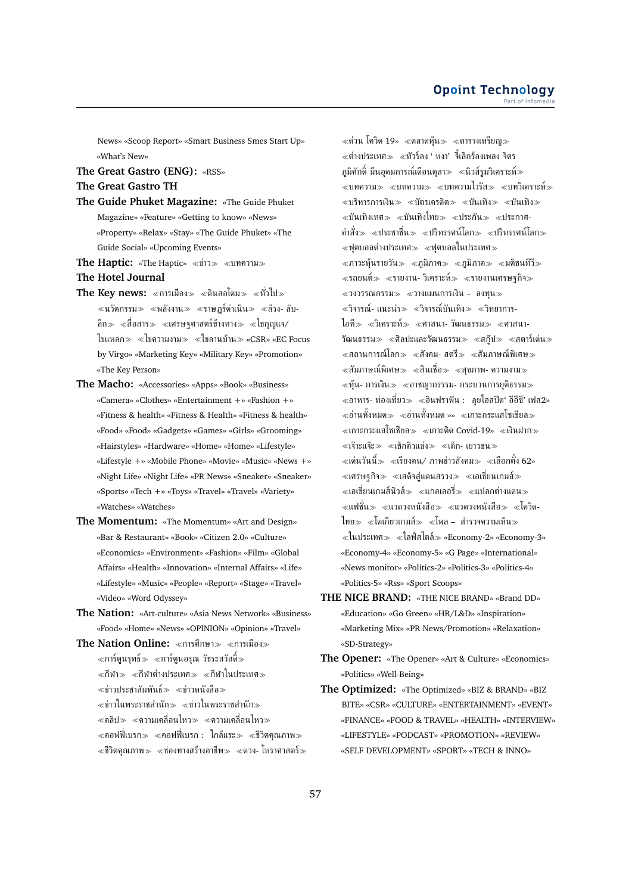News» «Scoop Report» «Smart Business Smes Start Up» «What's New»

**The Great Gastro (ENG):** «RSS»

**The Great Gastro TH**

**The Guide Phuket Magazine:** «The Guide Phuket Magazine» «Feature» «Getting to know» «News» «Property» «Relax» «Stay» «The Guide Phuket» «The Guide Social» «Upcoming Events»

**The Haptic:** «The Haptic» «ข่าว» «บทความ»

**The Hotel Journal**

**The Key news:** «การเมือง» «ดินสอโดม» «ทั่วไป» «นวัตกรรม» «พลังงาน» «ราษฎร์ดำเนิน» «ล้วง- ลับ- ลึก» «สื่อสาร» «เศรษฐศาสตร์ข้างทาง» «ไขกุญแจ/ ไขแหลก» «ไขความงาม» «ไขลานบ้าน» «CSR» «EC Focus by Virgo» «Marketing Key» «Military Key» «Promotion» «The Key Person»

**The Macho:** «Accessories» «Apps» «Book» «Business» «Camera» «Clothes» «Entertainment +» «Fashion +» «Fitness & health» «Fitness & Health» «Fitness & health» «Food» «Food» «Gadgets» «Games» «Girls» «Grooming» «Hairstyles» «Hardware» «Home» «Home» «Lifestyle» «Lifestyle +» «Mobile Phone» «Movie» «Music» «News +» «Night Life» «Night Life» «PR News» «Sneaker» «Sneaker» «Sports» «Tech +» «Toys» «Travel» «Travel» «Variety» «Watches» «Watches»

**The Momentum:** «The Momentum» «Art and Design» «Bar & Restaurant» «Book» «Citizen 2.0» «Culture» «Economics» «Environment» «Fashion» «Film» «Global Affairs» «Health» «Innovation» «Internal Affairs» «Life» «Lifestyle» «Music» «People» «Report» «Stage» «Travel» «Video» «Word Odyssey»

**The Nation:** «Art-culture» «Asia News Network» «Business» «Food» «Home» «News» «OPINION» «Opinion» «Travel»

**The Nation Online:** «การศึกษา» «การเมือง» «การ์ตูนรุทธ์» «การ์ตูนอรุณ วัชระสวัสดิ์» «กีฬา» «กีฬาต่างประเทศ» «กีฬาในประเทศ» «ข่าวประชาสัมพันธ์» «ข่าวหนังสือ» «ข่าวในพระราชสำนัก» «ข่าวในพระราชสำนัก» «คลิป» «ความเคลื่อนไหว» «ความเคลื่อนไหว» «คอฟฟี่เบรก» «คอฟฟี่เบรก : ใกล้แระ» «ชีวิตคุณภาพ» «ชีวิตคุณภาพ» «ช่องทางสร้างอาชีพ» «ดวง- โหราศาสตร์» «ด่วน โควิด 19» «ตลาดหุ้น» «ตารางเหรียญ» «ต่างประเทศ» «ทัวร์ลง ' หงา' จี้เลิกร้องเพลง จิตร ภูมิศักดิ์ มีนอุดมการณ์เดือนตุลา» «นิวส์รูมวิเคราะห์» «บทความ» «บทความ» «บทความไวรัส» «บทวิเคราะห์» «บริหารการเงิน» «บัตรเครดิต» «บันเทิง» «บันเทิง» «บันเทิงเทศ» «บันเทิงไทย» «ประกัน» «ประกาศ- คำสั่ง» «ประชาชื่น» «ปริทรรศน์โลก» «ปริทรรศน์โลก» «ฟุตบอลต่างประเทศ» «ฟุตบอลในประเทศ» «ภาวะหุ้นรายวัน» «ภูมิภาค» «ภูมิภาค» «มติชนทีวี» «รถยนต์» «รายงาน- วิเคราะห์» «รายงานเศรษฐกิจ» «วงวรรณกรรม» «วางแผนการเงิน – ลงทุน» «วิจารณ์- แนะนำ» «วิจารณ์บันเทิง» «วิทยาการ- ไอที» «วิเคราะห์» «ศาสนา- วัฒนธรรม» «ศาสนา- วัฒนธรรม» «ศิลปะและวัฒนธรรม» «สกู๊ป» «สตาร์เด่น» «สถานการณ์โลก» «สังคม- สตรี» «สัมภาษณ์พิเศษ» «สัมภาษณ์พิเศษ» «สินเชื่อ» «สุขภาพ- ความงาม» «หุ้น- การเงิน» «อาชญากรรม- กระบวนการยุติธรรม» «อาหาร- ท่องเที่ยว» «อินฟราฟัน : ลุยไฮสปีด' อีอีซี' เฟส2» «อ่านทั้งหมด» «อ่านทั้งหมด »» «เกาะกระแสโซเชียล» «เกาะกระแสโซเชียล» «เกาะติด Covid-19» «เงินฝาก» «เจ๊ะแจ๊ะ» «เช็กคิวแข่ง» «เด็ก- เยาวชน» «เด่นวันนี้» «เรียงคน/ ภาพข่าวสังคม» «เลือกตั้ง 62» «เศรษฐกิจ» «เสด็จสู่แดนสรวง» «เอเชี่ยนเกมส์» «เอเชี่ยนเกมส์นิวส์» «แกลเลอรี่» «แปลกต่างแดน» «แฟชั่น» «แวดวงหนังสือ» «แวดวงหนังสือ» «โควิด- ไทย» «โตเกียวเกมส์» «โพล – สำรวจความเห็น» «ในประเทศ» «ไลฟ์สไตล์» «Economy-2» «Economy-3» «Economy-4» «Economy-5» «G Page» «International» «News monitor» «Politics-2» «Politics-3» «Politics-4» «Politics-5» «Rss» «Sport Scoops»

**THE NICE BRAND:** «THE NICE BRAND» «Brand DD» «Education» «Go Green» «HR/L&D» «Inspiration» «Marketing Mix» «PR News/Promotion» «Relaxation» «SD-Strategy»

**The Opener:** «The Opener» «Art & Culture» «Economics» «Politics» «Well-Being»

**The Optimized:** «The Optimized» «BIZ & BRAND» «BIZ BITE» «CSR» «CULTURE» «ENTERTAINMENT» «EVENT» «FINANCE» «FOOD & TRAVEL» «HEALTH» «INTERVIEW» «LIFESTYLE» «PODCAST» «PROMOTION» «REVIEW» «SELF DEVELOPMENT» «SPORT» «TECH & INNO»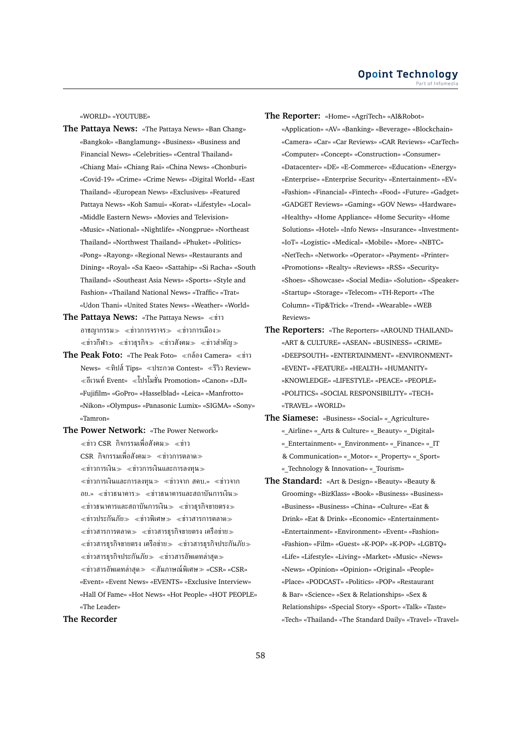«WORLD» «YOUTUBE»

**The Pattaya News:** «The Pattaya News» «Ban Chang» «Bangkok» «Banglamung» «Business» «Business and Financial News» «Celebrities» «Central Thailand» «Chiang Mai» «Chiang Rai» «China News» «Chonburi» «Covid-19» «Crime» «Crime News» «Digital World» «East Thailand» «European News» «Exclusives» «Featured Pattaya News» «Koh Samui» «Korat» «Lifestyle» «Local» «Middle Eastern News» «Movies and Television» «Music» «National» «Nightlife» «Nongprue» «Northeast Thailand» «Northwest Thailand» «Phuket» «Politics» «Pong» «Rayong» «Regional News» «Restaurants and Dining» «Royal» «Sa Kaeo» «Sattahip» «Si Racha» «South Thailand» «Southeast Asia News» «Sports» «Style and Fashion» «Thailand National News» «Traffic» «Trat» «Udon Thani» «United States News» «Weather» «World»

**The Pattaya News:** «The Pattaya News» ≪ข่าวอาชญากรรม≫ ≪ข่าวการจราจร≫ ≪ข่าวการเมือง≫ ≪ข่าวกีฬา≫ ≪ข่าวธุรกิจ≫ ≪ข่าวสังคม≫ ≪ข่าวสำคัญ≫

**The Peak Foto:** «The Peak Foto» ≪กล้อง Camera≫ ≪ข่าว News≫ ≪ทิปส์ Tips≫ ≪ประกวด Contest≫ ≪รีวิว Review≫ ≪อีเวนท์ Event≫ ≪โปรโมชั่น Promotion≫ «Canon» «DJI» «Fujifilm» «GoPro» «Hasselblad» «Leica» «Manfrotto» «Nikon» «Olympus» «Panasonic Lumix» «SIGMA» «Sony» «Tamron»

**The Power Network:** «The Power Network» ≪ข่าว CSR กิจกรรมเพื่อสังคม≫ ≪ข่าว CSR กิจกรรมเพื่อสังคม≫ ≪ข่าวการตลาด≫ ≪ข่าวการเงิน≫ ≪ข่าวการเงินและการลงทุน≫ ≪ข่าวการเงินและการลงทุน≫ ≪ข่าวจาก สคบ.≫ ≪ข่าวจาก อย.≫ ≪ข่าวธนาคาร≫ ≪ข่าวธนาคารและสถาบันการเงิน≫ ≪ข่าวธนาคารและสถาบันการเงิน≫ ≪ข่าวธุรกิจขายตรง≫ ≪ข่าวประกันภัย≫ ≪ข่าวพิเศษ≫ ≪ข่าวสารการตลาด≫ ≪ข่าวสารการตลาด≫ ≪ข่าวสารธุรกิจขายตรง เครือข่าย≫ ≪ข่าวสารธุรกิจขายตรง เครือข่าย≫ ≪ข่าวสารธุรกิจประกันภัย≫ ≪ข่าวสารธุรกิจประกันภัย≫ ≪ข่าวสารอัพเดทล่าสุด≫ ≪ข่าวสารอัพเดทล่าสุด≫ ≪สัมภาษณ์พิเศษ≫ «CSR» «CSR» «Event» «Event News» «EVENTS» «Exclusive Interview» «Hall Of Fame» «Hot News» «Hot People» «HOT PEOPLE» «The Leader»

**The Recorder**

**The Reporter:** «Home» «AgriTech» «AI&Robot» «Application» «AV» «Banking» «Beverage» «Blockchain» «Camera» «Car» «Car Reviews» «CAR Reviews» «CarTech» «Computer» «Concept» «Construction» «Consumer» «Datacenter» «DE» «E-Commerce» «Education» «Energy» «Enterprise» «Enterprise Security» «Entertainment» «EV» «Fashion» «Financial» «Fintech» «Food» «Future» «Gadget» «GADGET Reviews» «Gaming» «GOV News» «Hardware» «Healthy» «Home Appliance» «Home Security» «Home Solutions» «Hotel» «Info News» «Insurance» «Investment» «IoT» «Logistic» «Medical» «Mobile» «More» «NBTC» «NetTech» «Network» «Operator» «Payment» «Printer» «Promotions» «Realty» «Reviews» «RSS» «Security» «Shoes» «Showcase» «Social Media» «Solution» «Speaker» «Startup» «Storage» «Telecom» «TH-Report» «The Column» «Tip&Trick» «Trend» «Wearable» «WEB Reviews»

**The Reporters:** «The Reporters» «AROUND THAILAND» «ART & CULTURE» «ASEAN» «BUSINESS» «CRIME» «DEEPSOUTH» «ENTERTAINMENT» «ENVIRONMENT» «EVENT» «FEATURE» «HEALTH» «HUMANITY» «KNOWLEDGE» «LIFESTYLE» «PEACE» «PEOPLE» «POLITICS» «SOCIAL RESPONSIBILITY» «TECH» «TRAVEL» «WORLD»

**The Siamese:** «Business» «Social» «_Agriculture» «_Airline» «_Arts & Culture» «_Beauty» «_Digital» «_Entertainment» «_Environment» «_Finance» «_IT & Communication» «_Motor» «_Property» «_Sport» «_Technology & Innovation» «_Tourism»

**The Standard:** «Art & Design» «Beauty» «Beauty & Grooming» «BizKlass» «Book» «Business» «Business» «Business» «Business» «China» «Culture» «Eat & Drink» «Eat & Drink» «Economic» «Entertainment» «Entertainment» «Environment» «Event» «Fashion» «Fashion» «Film» «Guest» «K-POP» «K-POP» «LGBTQ» «Life» «Lifestyle» «Living» «Market» «Music» «News» «News» «Opinion» «Opinion» «Original» «People» «Place» «PODCAST» «Politics» «POP» «Restaurant & Bar» «Science» «Sex & Relationships» «Sex & Relationships» «Special Story» «Sport» «Talk» «Taste» «Tech» «Thailand» «The Standard Daily» «Travel» «Travel»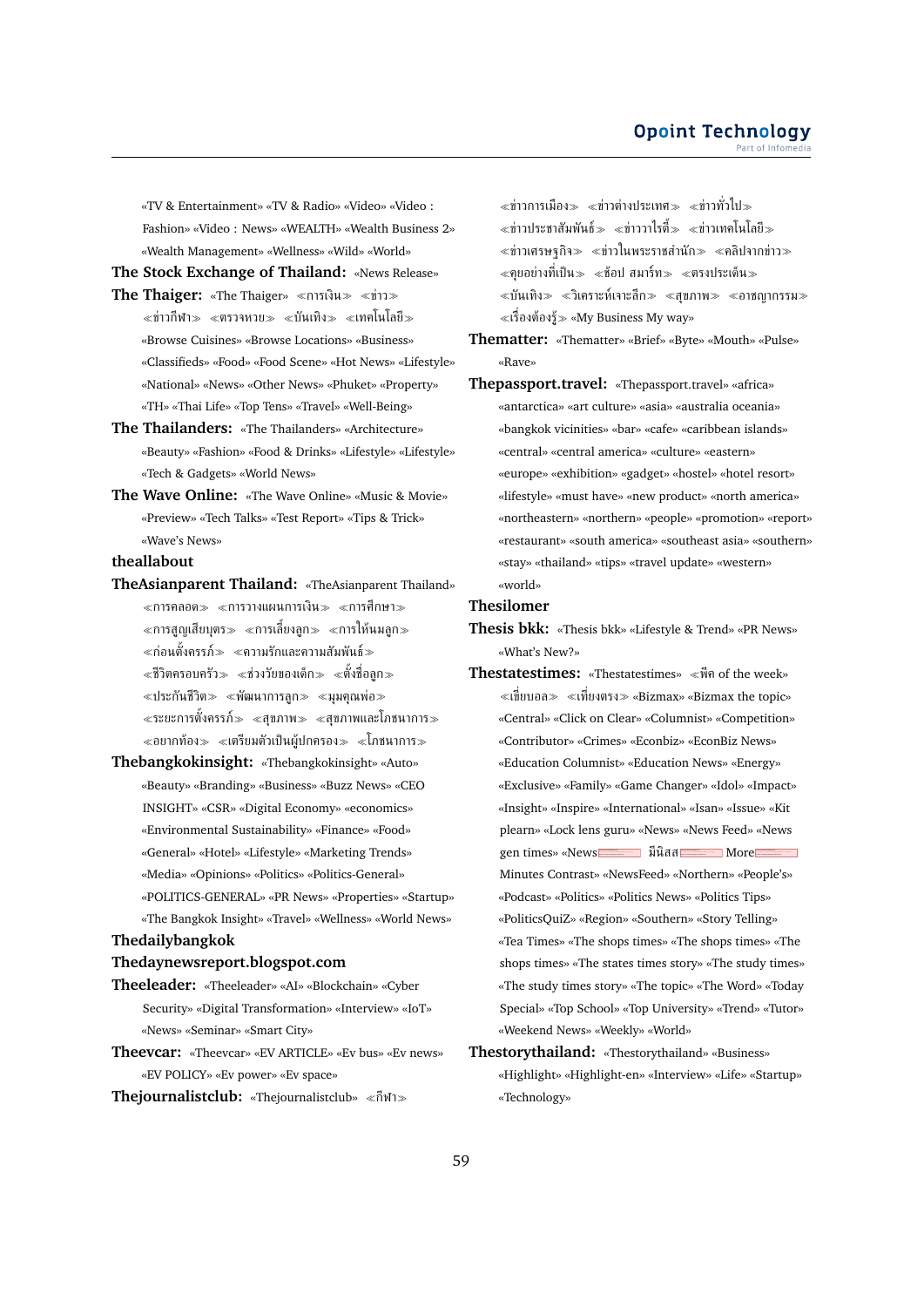«TV & Entertainment» «TV & Radio» «Video» «Video : Fashion» «Video : News» «WEALTH» «Wealth Business 2» «Wealth Management» «Wellness» «Wild» «World»

**The Stock Exchange of Thailand:** «News Release»

**The Thaiger:** «The Thaiger» ≪การเงิน≫ ≪ข่าว≫ ≪ข่าวกีฬา≫ ≪ตรวจหวย≫ ≪บันเทิง≫ ≪เทคโนโลยี≫ «Browse Cuisines» «Browse Locations» «Business» «Classifieds» «Food» «Food Scene» «Hot News» «Lifestyle» «National» «News» «Other News» «Phuket» «Property» «TH» «Thai Life» «Top Tens» «Travel» «Well-Being»

**The Thailanders:** «The Thailanders» «Architecture» «Beauty» «Fashion» «Food & Drinks» «Lifestyle» «Lifestyle» «Tech & Gadgets» «World News»

**The Wave Online:** «The Wave Online» «Music & Movie» «Preview» «Tech Talks» «Test Report» «Tips & Trick» «Wave's News»

**theallabout**

**TheAsianparent Thailand:** «TheAsianparent Thailand» ≪การคลอด≫ ≪การวางแผนการเงิน≫ ≪การศึกษา≫ ≪การสูญเสียบุตร≫ ≪การเลี้ยงลูก≫ ≪การให้นมลูก≫ ≪ก่อนตั้งครรภ์≫ ≪ความรักและความสัมพันธ์≫ ≪ชีวิตครอบครัว≫ ≪ช่วงวัยของเด็ก≫ ≪ตั้งชื่อลูก≫ ≪ประกันชีวิต≫ ≪พัฒนาการลูก≫ ≪มุมคุณพ่อ≫ ≪ระยะการตั้งครรภ์≫ ≪สุขภาพ≫ ≪สุขภาพและโภชนาการ≫ ≪อยากท้อง≫ ≪เตรียมตัวเป็นผู้ปกครอง≫ ≪โภชนาการ≫

**Thebangkokinsight:** «Thebangkokinsight» «Auto» «Beauty» «Branding» «Business» «Buzz News» «CEO INSIGHT» «CSR» «Digital Economy» «economics» «Environmental Sustainability» «Finance» «Food» «General» «Hotel» «Lifestyle» «Marketing Trends» «Media» «Opinions» «Politics» «Politics-General» «POLITICS-GENERAL» «PR News» «Properties» «Startup» «The Bangkok Insight» «Travel» «Wellness» «World News»

**Thedailybangkok**

**Thedaynewsreport.blogspot.com**

**Theeleader:** «Theeleader» «AI» «Blockchain» «Cyber Security» «Digital Transformation» «Interview» «IoT» «News» «Seminar» «Smart City»

**Theevcar:** «Theevcar» «EV ARTICLE» «Ev bus» «Ev news» «EV POLICY» «Ev power» «Ev space»

**Thejournalistclub:** «Thejournalistclub» ≪กีฬา≫ ≪ข่าวการเมือง≫ ≪ข่าวต่างประเทศ≫ ≪ข่าวทั่วไป≫ ≪ข่าวประชาสัมพันธ์≫ ≪ข่าววาไรตี้≫ ≪ข่าวเทคโนโลยี≫ ≪ข่าวเศรษฐกิจ≫ ≪ข่าวในพระราชสำนัก≫ ≪คลิปจากข่าว≫ ≪คุยอย่างที่เป็น≫ ≪ช้อป สมาร์ท≫ ≪ตรงประเด็น≫ ≪บันเทิง≫ ≪วิเคราะห์เจาะลึก≫ ≪สุขภาพ≫ ≪อาชญากรรม≫ ≪เรื่องต้องรู้≫ «My Business My way»

**Thematter:** «Thematter» «Brief» «Byte» «Mouth» «Pulse» «Rave»

**Thepassport.travel:** «Thepassport.travel» «africa» «antarctica» «art culture» «asia» «australia oceania» «bangkok vicinities» «bar» «cafe» «caribbean islands» «central» «central america» «culture» «eastern» «europe» «exhibition» «gadget» «hostel» «hotel resort» «lifestyle» «must have» «new product» «north america» «northeastern» «northern» «people» «promotion» «report» «restaurant» «south america» «southeast asia» «southern» «stay» «thailand» «tips» «travel update» «western» «world»

**Thesilomer**

**Thesis bkk:** «Thesis bkk» «Lifestyle & Trend» «PR News» «What's New?»

**Thestatestimes:** «Thestatestimes» ≪พีค of the week≫ ≪เชียบอล≫ ≪เที่ยงตรง≫ «Bizmax» «Bizmax the topic» «Central» «Click on Clear» «Columnist» «Competition» «Contributor» «Crimes» «Econbiz» «EconBiz News» «Education Columnist» «Education News» «Energy» «Exclusive» «Family» «Game Changer» «Idol» «Impact» «Insight» «Inspire» «International» «Isan» «Issue» «Kit plearn» «Lock lens guru» «News» «News Feed» «News gen times» «News มีนิสส More Minutes Contrast» «NewsFeed» «Northern» «People's» «Podcast» «Politics» «Politics News» «Politics Tips» «PoliticsQuiZ» «Region» «Southern» «Story Telling» «Tea Times» «The shops times» «The shops times» «The shops times» «The states times story» «The study times» «The study times story» «The topic» «The Word» «Today Special» «Top School» «Top University» «Trend» «Tutor» «Weekend News» «Weekly» «World»

**Thestorythailand:** «Thestorythailand» «Business» «Highlight» «Highlight-en» «Interview» «Life» «Startup» «Technology»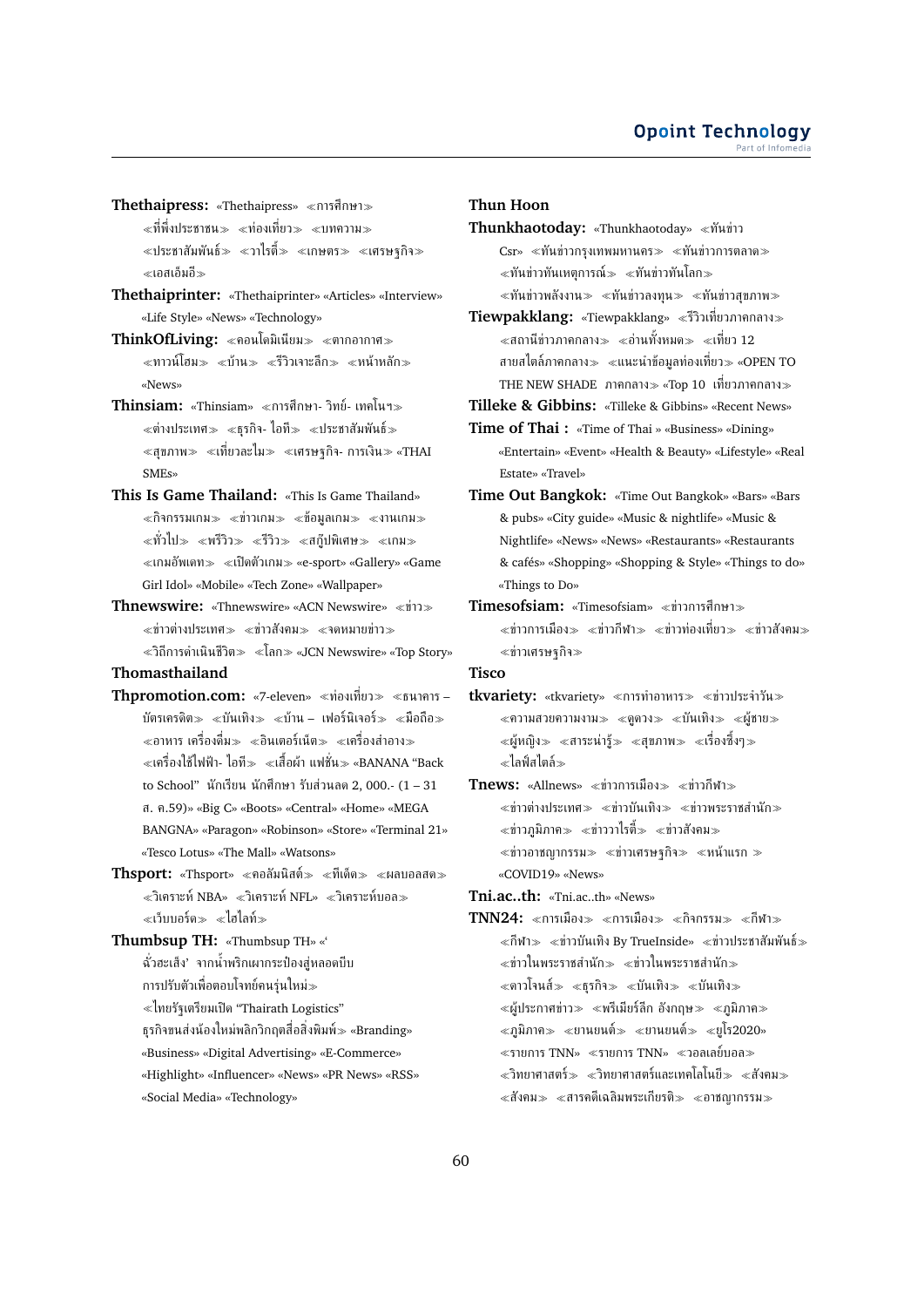**Thethaipress:** «Thethaipress» ≪การศึกษา≫ ≪ที่พึ่งประชาชน≫ ≪ท่องเที่ยว≫ ≪บทความ≫ ≪ประชาสัมพันธ์≫ ≪วาไรตี้≫ ≪เกษตร≫ ≪เศรษฐกิจ≫ ≪เอสเอ็มอี≫

**Thethaiprinter:** «Thethaiprinter» «Articles» «Interview» «Life Style» «News» «Technology»

**ThinkOfLiving:** ≪คอนโดมิเนียม≫ ≪ตากอากาศ≫ ≪ทาวน์โฮม≫ ≪บ้าน≫ ≪รีวิวเจาะลึก≫ ≪หน้าหลัก≫ «News»

**Thinsiam:** «Thinsiam» ≪การศึกษา- วิทย์- เทคโนฯ≫ ≪ต่างประเทศ≫ ≪ธุรกิจ- ไอที≫ ≪ประชาสัมพันธ์≫ ≪สุขภาพ≫ ≪เที่ยวละไม≫ ≪เศรษฐกิจ- การเงิน≫ «THAI SMEs»

**This Is Game Thailand:** «This Is Game Thailand» ≪กิจกรรมเกม≫ ≪ข่าวเกม≫ ≪ข้อมูลเกม≫ ≪งานเกม≫ ≪ทั่วไป≫ ≪พรีวิว≫ ≪รีวิว≫ ≪สกู๊ปพิเศษ≫ ≪เกม≫ ≪เกมอัพเดท≫ ≪เปิดตัวเกม≫ «e-sport» «Gallery» «Game Girl Idol» «Mobile» «Tech Zone» «Wallpaper»

**Thnewswire:** «Thnewswire» «ACN Newswire» ≪ข่าว≫ ≪ข่าวต่างประเทศ≫ ≪ข่าวสังคม≫ ≪จดหมายข่าว≫ ≪วิถีการดำเนินชีวิต≫ ≪โลก≫ «JCN Newswire» «Top Story»

**Thomasthailand**

**Thpromotion.com:** «7-eleven» ≪ท่องเที่ยว≫ ≪ธนาคาร – บัตรเครดิต≫ ≪บันเทิง≫ ≪บ้าน – เฟอร์นิเจอร์≫ ≪มือถือ≫ ≪อาหาร เครื่องดื่ม≫ ≪อินเตอร์เน็ต≫ ≪เครื่องสำอาง≫ ≪เครื่องใช้ไฟฟ้า- ไอที≫ ≪เสื้อผ้า แฟชั่น≫ «BANANA "Back to School" นักเรียน นักศึกษา รับส่วนลด 2, 000.- (1 – 31 ส. ค.59)» «Big C» «Boots» «Central» «Home» «MEGA BANGNA» «Paragon» «Robinson» «Store» «Terminal 21» «Tesco Lotus» «The Mall» «Watsons»

**Thsport:** «Thsport» ≪คอลัมนิสต์≫ ≪ทีเด็ด≫ ≪ผลบอลสด≫ ≪วิเคราะห์ NBA≫ ≪วิเคราะห์ NFL≫ ≪วิเคราะห์บอล≫ ≪เว็บบอร์ด≫ ≪ไฮไลท์≫

**Thumbsup TH:** «Thumbsup TH» «'ฉั่วฮะเส็ง' จากน้ำพริกเผากระป๋องสู่หลอดบีบ การปรับตัวเพื่อตอบโจทย์คนรุ่นใหม่≫ ≪ไทยรัฐเตรียมเปิด "Thairath Logistics" ธุรกิจขนส่งน้องใหม่พลิกวิกฤตสื่อสิ่งพิมพ์≫ «Branding» «Business» «Digital Advertising» «E-Commerce» «Highlight» «Influencer» «News» «PR News» «RSS» «Social Media» «Technology»

**Thun Hoon**

**Thunkhaotoday:** «Thunkhaotoday» ≪ทันข่าว Csr» ≪ทันข่าวกรุงเทพมหานคร≫ ≪ทันข่าวการตลาด≫ ≪ทันข่าวทันเหตุการณ์≫ ≪ทันข่าวทันโลก≫ ≪ทันข่าวพลังงาน≫ ≪ทันข่าวลงทุน≫ ≪ทันข่าวสุขภาพ≫

**Tiewpakklang:** «Tiewpakklang» ≪รีวิวเที่ยวภาคกลาง≫ ≪สถานีข่าวภาคกลาง≫ ≪อ่านทั้งหมด≫ ≪เที่ยว 12 สายสไตล์ภาคกลาง≫ ≪แนะนำข้อมูลท่องเที่ยว≫ «OPEN TO THE NEW SHADE ภาคกลาง≫ «Top 10 เที่ยวภาคกลาง≫

**Tilleke & Gibbins:** «Tilleke & Gibbins» «Recent News»

**Time of Thai :** «Time of Thai » «Business» «Dining» «Entertain» «Event» «Health & Beauty» «Lifestyle» «Real Estate» «Travel»

**Time Out Bangkok:** «Time Out Bangkok» «Bars» «Bars & pubs» «City guide» «Music & nightlife» «Music & Nightlife» «News» «News» «Restaurants» «Restaurants & cafés» «Shopping» «Shopping & Style» «Things to do» «Things to Do»

**Timesofsiam:** «Timesofsiam» ≪ข่าวการศึกษา≫ ≪ข่าวการเมือง≫ ≪ข่าวกีฬา≫ ≪ข่าวท่องเที่ยว≫ ≪ข่าวสังคม≫ ≪ข่าวเศรษฐกิจ≫

**Tisco**

**tkvariety:** «tkvariety» ≪การทำอาหาร≫ ≪ข่าวประจำวัน≫ ≪ความสวยความงาม≫ ≪ดูดวง≫ ≪บันเทิง≫ ≪ผู้ชาย≫ ≪ผู้หญิง≫ ≪สาระน่ารู้≫ ≪สุขภาพ≫ ≪เรื่องซึ้งๆ≫ ≪ไลฟ์สไตล์≫

**Tnews:** «Allnews» ≪ข่าวการเมือง≫ ≪ข่าวกีฬา≫ ≪ข่าวต่างประเทศ≫ ≪ข่าวบันเทิง≫ ≪ข่าวพระราชสำนัก≫ ≪ข่าวภูมิภาค≫ ≪ข่าววาไรตี้≫ ≪ข่าวสังคม≫ ≪ข่าวอาชญากรรม≫ ≪ข่าวเศรษฐกิจ≫ ≪หน้าแรก ≫ «COVID19» «News»

**Tni.ac..th:** «Tni.ac..th» «News»

**TNN24:** ≪การเมือง≫ ≪การเมือง≫ ≪กิจกรรม≫ ≪กีฬา≫ ≪กีฬา≫ ≪ข่าวบันเทิง By TrueInside» ≪ข่าวประชาสัมพันธ์≫ ≪ข่าวในพระราชสำนัก≫ ≪ข่าวในพระราชสำนัก≫ ≪ดาวโจนส์≫ ≪ธุรกิจ≫ ≪บันเทิง≫ ≪บันเทิง≫ ≪ผู้ประกาศข่าว≫ ≪พรีเมียร์ลีก อังกฤษ≫ ≪ภูมิภาค≫ ≪ภูมิภาค≫ ≪ยานยนต์≫ ≪ยานยนต์≫ ≪ยูโร2020≫ ≪รายการ TNN» ≪รายการ TNN» ≪วอลเลย์บอล≫ ≪วิทยาศาสตร์≫ ≪วิทยาศาสตร์และเทคโลโนยี≫ ≪สังคม≫ ≪สังคม≫ ≪สารคดีเฉลิมพระเกียรติ≫ ≪อาชญากรรม≫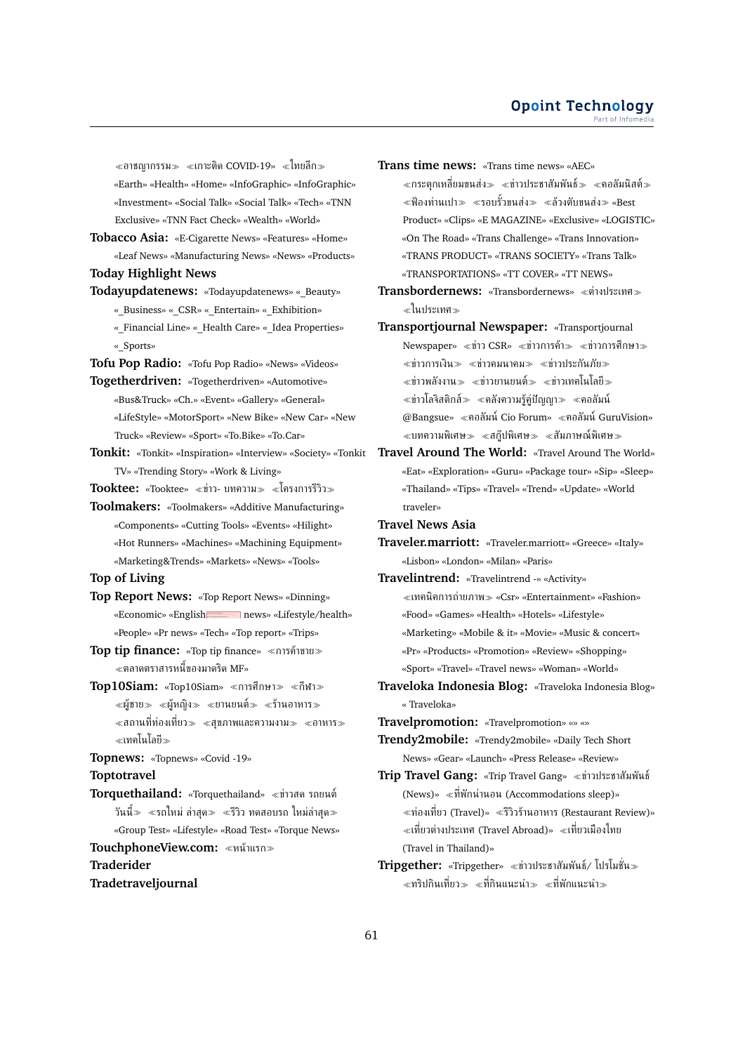≪อาชญากรรม≫ ≪เกาะติด COVID-19≫ ≪ไทยลีก≫ «Earth» «Health» «Home» «InfoGraphic» «InfoGraphic» «Investment» «Social Talk» «Social Talk» «Tech» «TNN Exclusive» «TNN Fact Check» «Wealth» «World»

**Tobacco Asia:** «E-Cigarette News» «Features» «Home» «Leaf News» «Manufacturing News» «News» «Products»

**Today Highlight News**

**Todayupdatenews:** «Todayupdatenews» «_Beauty» «_Business» «_CSR» «_Entertain» «_Exhibition» «_Financial Line» «_Health Care» «_Idea Properties» «_Sports»

**Tofu Pop Radio:** «Tofu Pop Radio» «News» «Videos»

**Togetherdriven:** «Togetherdriven» «Automotive» «Bus&Truck» «Ch.» «Event» «Gallery» «General» «LifeStyle» «MotorSport» «New Bike» «New Car» «New Truck» «Review» «Sport» «To.Bike» «To.Car»

**Tonkit:** «Tonkit» «Inspiration» «Interview» «Society» «Tonkit TV» «Trending Story» «Work & Living»

**Tooktee:** «Tooktee» ≪ข่าว- บทความ≫ ≪โครงการรีวิว≫

**Toolmakers:** «Toolmakers» «Additive Manufacturing» «Components» «Cutting Tools» «Events» «Hilight» «Hot Runners» «Machines» «Machining Equipment» «Marketing&Trends» «Markets» «News» «Tools»

**Top of Living**

**Top Report News:** «Top Report News» «Dinning» «Economic» «English news» «Lifestyle/health» «People» «Pr news» «Tech» «Top report» «Trips»

**Top tip finance:** «Top tip finance» ≪การค้าขาย≫ ≪ตลาดตราสารหนี้ของมาตริต MF»

**Top10Siam:** «Top10Siam» ≪การศึกษา≫ ≪กีฬา≫ ≪ผู้ชาย≫ ≪ผู้หญิง≫ ≪ยานยนต์≫ ≪ร้านอาหาร≫ ≪สถานที่ท่องเที่ยว≫ ≪สุขภาพและความงาม≫ ≪อาหาร≫ ≪เทคโนโลยี≫

**Topnews:** «Topnews» «Covid -19»

**Toptotravel**

**Torquethailand:** «Torquethailand» ≪ข่าวสด รถยนต์ วันนี้≫ ≪รถใหม่ ล่าสุด≫ ≪รีวิว ทดสอบรถ ใหม่ล่าสุด≫ «Group Test» «Lifestyle» «Road Test» «Torque News»

**TouchphoneView.com:** ≪หน้าแรก≫

**Traderider**

**Tradetraveljournal**

**Trans time news:** «Trans time news» «AEC» ≪กระตุกเหลี่ยมขนส่ง≫ ≪ข่าวประชาสัมพันธ์≫ ≪คอลัมนิสต์≫ ≪ฟ้องท่านเปา≫ ≪รอบรั้วขนส่ง≫ ≪ล้วงตับขนส่ง≫ «Best Product» «Clips» «E MAGAZINE» «Exclusive» «LOGISTIC» «On The Road» «Trans Challenge» «Trans Innovation» «TRANS PRODUCT» «TRANS SOCIETY» «Trans Talk» «TRANSPORTATIONS» «TT COVER» «TT NEWS»

**Transbordernews:** «Transbordernews» ≪ต่างประเทศ≫ ≪ในประเทศ≫

**Transportjournal Newspaper:** «Transportjournal Newspaper» ≪ข่าว CSR≫ ≪ข่าวการค้า≫ ≪ข่าวการศึกษา≫ ≪ข่าวการเงิน≫ ≪ข่าวคมนาคม≫ ≪ข่าวประกันภัย≫ ≪ข่าวพลังงาน≫ ≪ข่าวยานยนต์≫ ≪ข่าวเทคโนโลยี≫ ≪ข่าวโลจิสติกส์≫ ≪คลังความรู้ผู้ปัญญา≫ ≪คอลัมน์ @Bangsue» ≪คอลัมน์ Cio Forum» ≪คอลัมน์ GuruVision» ≪บทความพิเศษ≫ ≪สกู๊ปพิเศษ≫ ≪สัมภาษณ์พิเศษ≫

**Travel Around The World:** «Travel Around The World» «Eat» «Exploration» «Guru» «Package tour» «Sip» «Sleep» «Thailand» «Tips» «Travel» «Trend» «Update» «World traveler»

**Travel News Asia**

**Traveler.marriott:** «Traveler.marriott» «Greece» «Italy» «Lisbon» «London» «Milan» «Paris»

**Travelintrend:** «Travelintrend -» «Activity» ≪เทคนิคการถ่ายภาพ≫ «Csr» «Entertainment» «Fashion» «Food» «Games» «Health» «Hotels» «Lifestyle» «Marketing» «Mobile & it» «Movie» «Music & concert» «Pr» «Products» «Promotion» «Review» «Shopping» «Sport» «Travel» «Travel news» «Woman» «World»

**Traveloka Indonesia Blog:** «Traveloka Indonesia Blog» « Traveloka»

**Travelpromotion:** «Travelpromotion» «» «»

**Trendy2mobile:** «Trendy2mobile» «Daily Tech Short News» «Gear» «Launch» «Press Release» «Review»

**Trip Travel Gang:** «Trip Travel Gang» ≪ข่าวประชาสัมพันธ์ (News)» ≪ที่พักน่านอน (Accommodations sleep)» ≪ท่องเที่ยว (Travel)» ≪รีวิวร้านอาหาร (Restaurant Review)» ≪เที่ยวต่างประเทศ (Travel Abroad)» ≪เที่ยวเมืองไทย (Travel in Thailand)»

**Tripgether:** «Tripgether» ≪ข่าวประชาสัมพันธ์/ โปรโมชั่น≫ ≪ทริปกินเที่ยว≫ ≪ที่กินแนะนำ≫ ≪ที่พักแนะนำ≫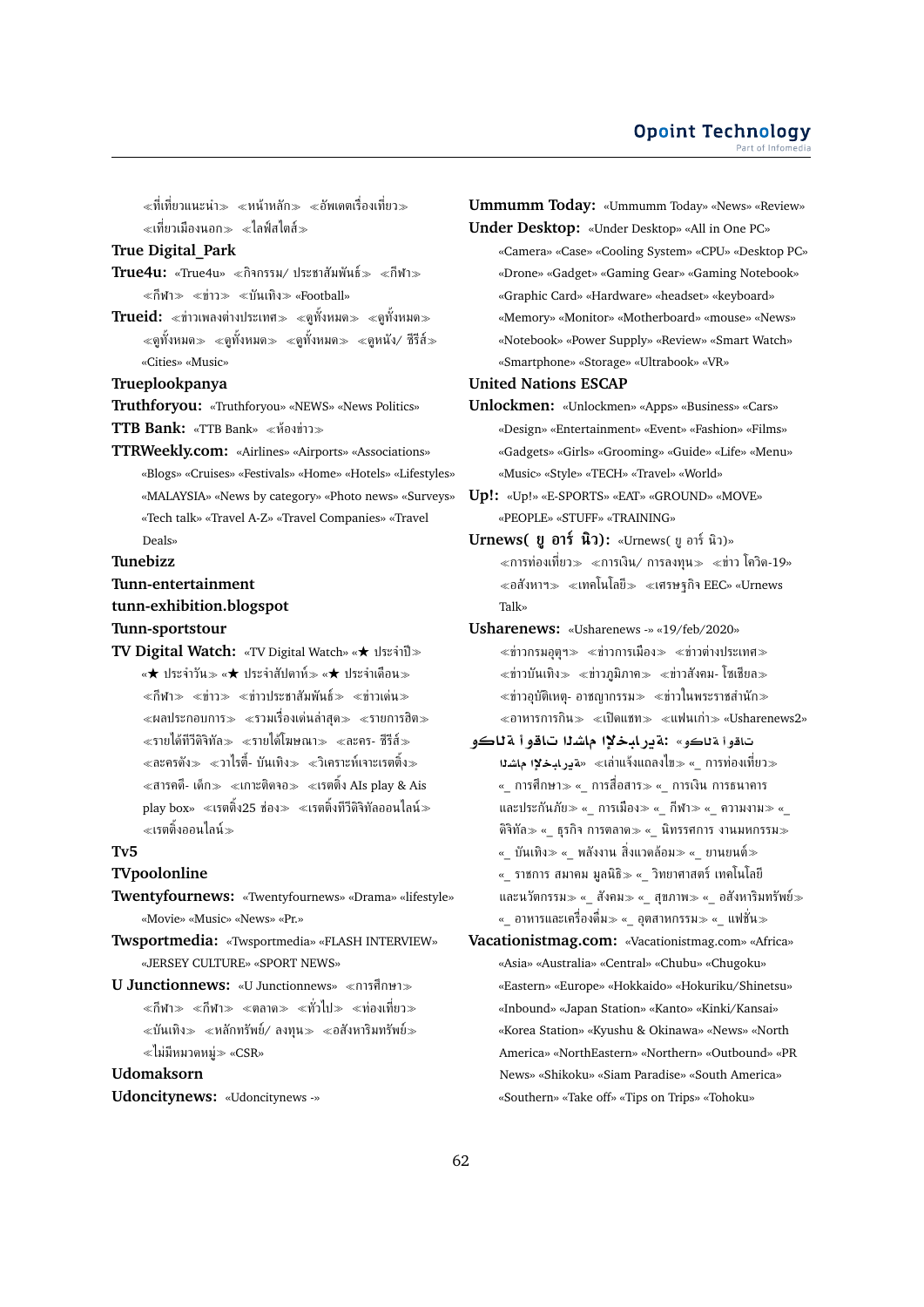≪ที่เที่ยวแนะนำ≫ ≪หน้าหลัก≫ ≪อัพเดตเรื่องเที่ยว≫ ≪เที่ยวเมืองนอก≫ ≪ไลฟ์สไตล์≫

**True Digital_Park**

**True4u:** «True4u» ≪กิจกรรม/ ประชาสัมพันธ์≫ ≪กีฬา≫ ≪กีฬา≫ ≪ข่าว≫ ≪บันเทิง≫ «Football»

**Trueid:** ≪ข่าวเพลงต่างประเทศ≫ ≪ดูทั้งหมด≫ ≪ดูทั้งหมด≫ ≪ดูทั้งหมด≫ ≪ดูทั้งหมด≫ ≪ดูทั้งหมด≫ ≪ดูหนัง/ ซีรีส์≫ «Cities» «Music»

**Trueplookpanya**

**Truthforyou:** «Truthforyou» «NEWS» «News Politics»

**TTB Bank:** «TTB Bank» ≪ห้องข่าว≫

**TTRWeekly.com:** «Airlines» «Airports» «Associations» «Blogs» «Cruises» «Festivals» «Home» «Hotels» «Lifestyles» «MALAYSIA» «News by category» «Photo news» «Surveys» «Tech talk» «Travel A-Z» «Travel Companies» «Travel Deals»

**Tunebizz**

**Tunn-entertainment**

**tunn-exhibition.blogspot**

**Tunn-sportstour**

**TV Digital Watch:** «TV Digital Watch» «★ ประจำปี≫ «★ ประจำวัน≫ «★ ประจำสัปดาห์≫ «★ ประจำเดือน≫ ≪กีฬา≫ ≪ข่าว≫ ≪ข่าวประชาสัมพันธ์≫ ≪ข่าวเด่น≫ ≪ผลประกอบการ≫ ≪รวมเรื่องเด่นล่าสุด≫ ≪รายการฮิต≫ ≪รายได้ทีวีดิจิทัล≫ ≪รายได้โฆษณา≫ ≪ละคร- ซีรีส์≫ ≪ละครดัง≫ ≪วาไรตี้- บันเทิง≫ ≪วิเคราะห์เจาะเรตติ้ง≫ ≪สารคดี- เด็ก≫ ≪เกาะติดจอ≫ ≪เรตติ้ง AIs play & Ais play box» ≪เรตติ้ง25 ช่อง≫ ≪เรตติ้งทีวีดิจิทัลออนไลน์≫ ≪เรตติ้งออนไลน์≫

**Tv5**

**TVpoolonline**

**Twentyfournews:** «Twentyfournews» «Drama» «lifestyle» «Movie» «Music» «News» «Pr.»

**Twsportmedia:** «Twsportmedia» «FLASH INTERVIEW» «JERSEY CULTURE» «SPORT NEWS»

**U Junctionnews:** «U Junctionnews» ≪การศึกษา≫ ≪กีฬา≫ ≪กีฬา≫ ≪ตลาด≫ ≪ทั่วไป≫ ≪ท่องเที่ยว≫ ≪บันเทิง≫ ≪หลักทรัพย์/ ลงทุน≫ ≪อสังหาริมทรัพย์≫ ≪ไม่มีหมวดหมู่≫ «CSR»

**Udomaksorn**

**Udoncitynews:** «Udoncitynews -»

**Ummumm Today:** «Ummumm Today» «News» «Review»

**Under Desktop:** «Under Desktop» «All in One PC» «Camera» «Case» «Cooling System» «CPU» «Desktop PC» «Drone» «Gadget» «Gaming Gear» «Gaming Notebook» «Graphic Card» «Hardware» «headset» «keyboard» «Memory» «Monitor» «Motherboard» «mouse» «News» «Notebook» «Power Supply» «Review» «Smart Watch» «Smartphone» «Storage» «Ultrabook» «VR»

**United Nations ESCAP**

**Unlockmen:** «Unlockmen» «Apps» «Business» «Cars» «Design» «Entertainment» «Event» «Fashion» «Films» «Gadgets» «Girls» «Grooming» «Guide» «Life» «Menu» «Music» «Style» «TECH» «Travel» «World»

**Up!:** «Up!» «E-SPORTS» «EAT» «GROUND» «MOVE» «PEOPLE» «STUFF» «TRAINING»

**Urnews( ยู อาร์ นิว):** «Urnews( ยู อาร์ นิว)» ≪การท่องเที่ยว≫ ≪การเงิน/ การลงทุน≫ ≪ข่าว โควิด-19≫ ≪อสังหาฯ≫ ≪เทคโนโลยี≫ ≪เศรษฐกิจ EEC» «Urnews Talk»

**Usharenews:** «Usharenews -» «19/feb/2020» ≪ข่าวกรมอุตุฯ≫ ≪ข่าวการเมือง≫ ≪ข่าวต่างประเทศ≫ ≪ข่าวบันเทิง≫ ≪ข่าวภูมิภาค≫ ≪ข่าวสังคม- โซเชียล≫ ≪ข่าวอุบัติเหตุ- อาชญากรรม≫ ≪ข่าวในพระราชสำนัก≫ ≪อาหารการกิน≫ ≪เปิดแชท≫ ≪แฟนเก่า≫ «Usharenews2»

**وكالة أنباء الشام الإخبارية:** «وكالة أنباء الشام الإخبارية» ≪เล่าแจ้งแถลงไข≫ «_ การท่องเที่ยว≫ «_ การศึกษา≫ «_ การสื่อสาร≫ «_ การเงิน การธนาคาร และประกันภัย≫ «_ การเมือง≫ «_ กีฬา≫ «_ ความงาม≫ «_ ดิจิทัล≫ «_ ธุรกิจ การตลาด≫ «_ นิทรรศการ งานมหกรรม≫ «_ บันเทิง≫ «_ พลังงาน สิ่งแวดล้อม≫ «_ ยานยนต์≫ «_ ราชการ สมาคม มูลนิธิ≫ «_ วิทยาศาสตร์ เทคโนโลยี และนวัตกรรม≫ «_ สังคม≫ «_ สุขภาพ≫ «_ อสังหาริมทรัพย์≫ «_ อาหารและเครื่องดื่ม≫ «_ อุตสาหกรรม≫ «_ แฟชั่น≫

**Vacationistmag.com:** «Vacationistmag.com» «Africa» «Asia» «Australia» «Central» «Chubu» «Chugoku» «Eastern» «Europe» «Hokkaido» «Hokuriku/Shinetsu» «Inbound» «Japan Station» «Kanto» «Kinki/Kansai» «Korea Station» «Kyushu & Okinawa» «News» «North America» «NorthEastern» «Northern» «Outbound» «PR News» «Shikoku» «Siam Paradise» «South America» «Southern» «Take off» «Tips on Trips» «Tohoku»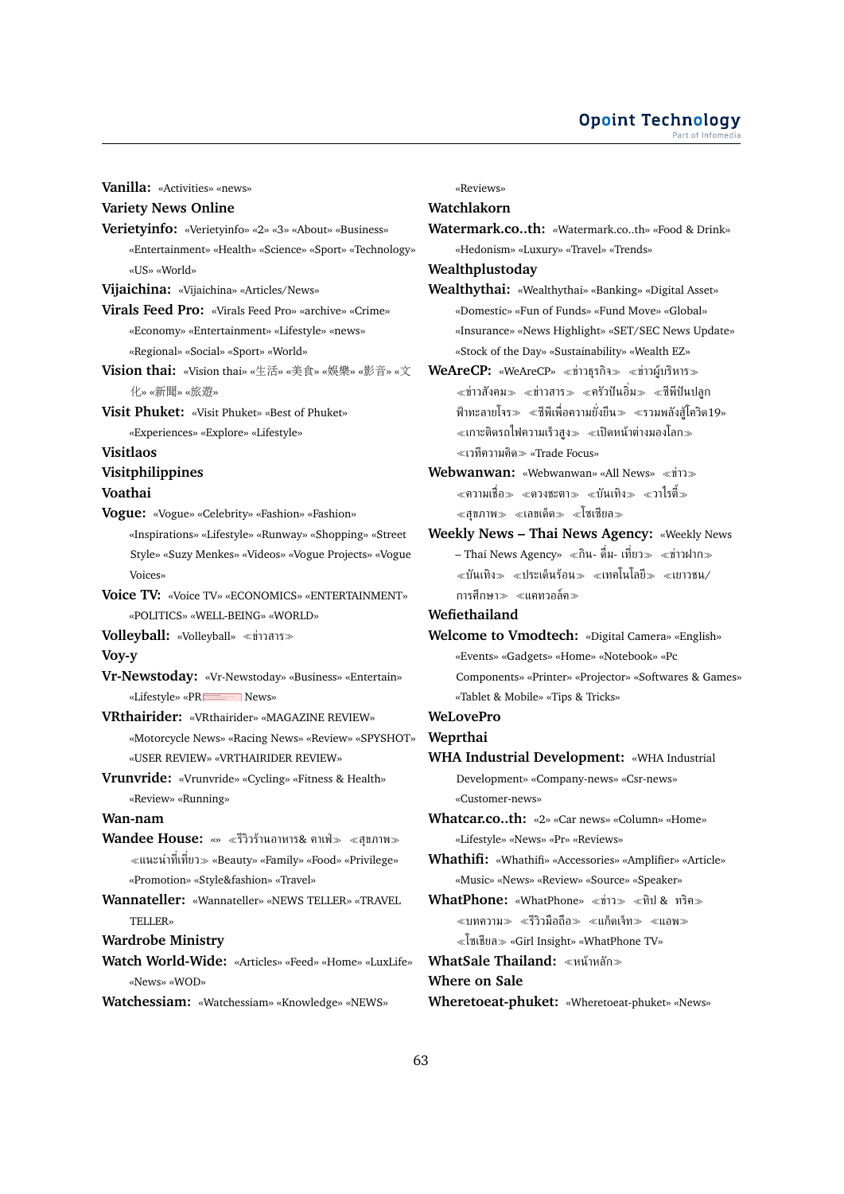**Vanilla:** «Activities» «news»

**Variety News Online**

**Verietyinfo:** «Verietyinfo» «2» «3» «About» «Business» «Entertainment» «Health» «Science» «Sport» «Technology» «US» «World»

**Vijaichina:** «Vijaichina» «Articles/News»

**Virals Feed Pro:** «Virals Feed Pro» «archive» «Crime» «Economy» «Entertainment» «Lifestyle» «news» «Regional» «Social» «Sport» «World»

**Vision thai:** «Vision thai» «生活» «美食» «娱樂» «影音» «文化» «新聞» «旅遊»

**Visit Phuket:** «Visit Phuket» «Best of Phuket» «Experiences» «Explore» «Lifestyle»

**Visitlaos**

**Visitphilippines**

**Voathai**

**Vogue:** «Vogue» «Celebrity» «Fashion» «Fashion» «Inspirations» «Lifestyle» «Runway» «Shopping» «Street Style» «Suzy Menkes» «Videos» «Vogue Projects» «Vogue Voices»

**Voice TV:** «Voice TV» «ECONOMICS» «ENTERTAINMENT» «POLITICS» «WELL-BEING» «WORLD»

**Volleyball:** «Volleyball» ≪ข่าวสาร≫

**Voy-y**

**Vr-Newstoday:** «Vr-Newstoday» «Business» «Entertain» «Lifestyle» «PR News»

**VRthairider:** «VRthairider» «MAGAZINE REVIEW» «Motorcycle News» «Racing News» «Review» «SPYSHOT» «USER REVIEW» «VRTHAIRIDER REVIEW»

**Vrunvride:** «Vrunvride» «Cycling» «Fitness & Health» «Review» «Running»

**Wan-nam**

**Wandee House:** «» ≪รีวิวร้านอาหาร& คาเฟ่≫ ≪สุขภาพ≫ ≪แนะนำที่เที่ยว≫ «Beauty» «Family» «Food» «Privilege» «Promotion» «Style&fashion» «Travel»

**Wannateller:** «Wannateller» «NEWS TELLER» «TRAVEL TELLER»

**Wardrobe Ministry**

**Watch World-Wide:** «Articles» «Feed» «Home» «LuxLife» «News» «WOD»

**Watchessiam:** «Watchessiam» «Knowledge» «NEWS» «Reviews»

**Watchlakorn**

**Watermark.co..th:** «Watermark.co..th» «Food & Drink» «Hedonism» «Luxury» «Travel» «Trends»

**Wealthplustoday**

**Wealthythai:** «Wealthythai» «Banking» «Digital Asset» «Domestic» «Fun of Funds» «Fund Move» «Global» «Insurance» «News Highlight» «SET/SEC News Update» «Stock of the Day» «Sustainability» «Wealth EZ»

**WeAreCP:** «WeAreCP» ≪ข่าวธุรกิจ≫ ≪ข่าวผู้บริหาร≫ ≪ข่าวสังคม≫ ≪ข่าวสาร≫ ≪ครัวปันอิ่ม≫ ≪ซีพีปันปลูก ฟ้าทะลายโจร≫ ≪ซีพีเพื่อความยั่งยืน≫ ≪รวมพลังสู้โควิด19≫ ≪เกาะติดรถไฟความเร็วสูง≫ ≪เปิดหน้าต่างมองโลก≫ ≪เวทีความคิด≫ «Trade Focus»

**Webwanwan:** «Webwanwan» «All News» ≪ข่าว≫ ≪ความเชื่อ≫ ≪ดวงชะตา≫ ≪บันเทิง≫ ≪วาไรตี้≫ ≪สุขภาพ≫ ≪เลขเด็ด≫ ≪โซเชียล≫

**Weekly News – Thai News Agency:** «Weekly News – Thai News Agency» ≪กิน- ดื่ม- เที่ยว≫ ≪ข่าวฝาก≫ ≪บันเทิง≫ ≪ประเด็นร้อน≫ ≪เทคโนโลยี≫ ≪เยาวชน/การศึกษา≫ ≪แคทวอล์ค≫

**Wefiethailand**

**Welcome to Vmodtech:** «Digital Camera» «English» «Events» «Gadgets» «Home» «Notebook» «Pc Components» «Printer» «Projector» «Softwares & Games» «Tablet & Mobile» «Tips & Tricks»

**WeLovePro**

**Weprthai**

**WHA Industrial Development:** «WHA Industrial Development» «Company-news» «Csr-news» «Customer-news»

**Whatcar.co..th:** «2» «Car news» «Column» «Home» «Lifestyle» «News» «Pr» «Reviews»

**Whathifi:** «Whathifi» «Accessories» «Amplifier» «Article» «Music» «News» «Review» «Source» «Speaker»

**WhatPhone:** «WhatPhone» ≪ข่าว≫ ≪ทิป & ทริค≫ ≪บทความ≫ ≪รีวิวมือถือ≫ ≪แก็ดเจ็ท≫ ≪แอพ≫ ≪โซเชียล≫ «Girl Insight» «WhatPhone TV»

**WhatSale Thailand:** ≪หน้าหลัก≫

**Where on Sale**

**Wheretoeat-phuket:** «Wheretoeat-phuket» «News»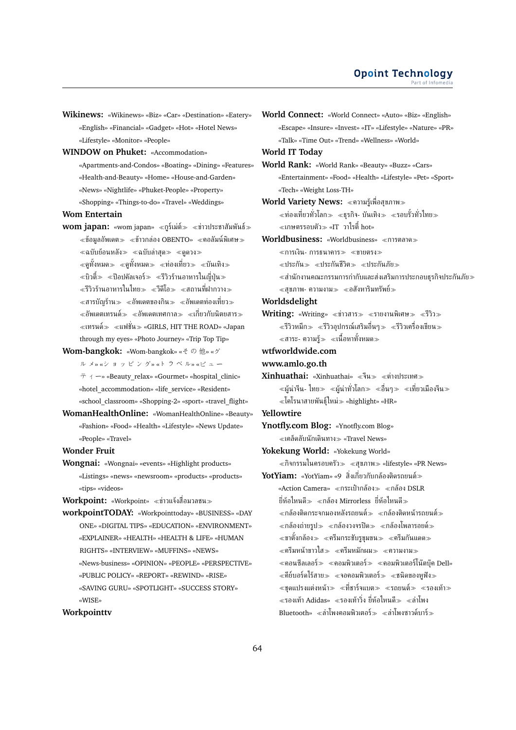**Wikinews:** «Wikinews» «Biz» «Car» «Destination» «Eatery» «English» «Financial» «Gadget» «Hot» «Hotel News» «Lifestyle» «Monitor» «People»

**WINDOW on Phuket:** «Accommodation» «Apartments-and-Condos» «Boating» «Dining» «Features» «Health-and-Beauty» «Home» «House-and-Garden» «News» «Nightlife» «Phuket-People» «Property» «Shopping» «Things-to-do» «Travel» «Weddings»

**Wom Entertain**

**wom japan:** «wom japan» ≪กูร์เม่ต์≫ ≪ข่าวประชาสัมพันธ์≫ ≪ข้อมูลอัพเดต≫ ≪ข้าวกล่อง OBENTO≫ ≪คอลัมน์พิเศษ≫ ≪ฉบับย้อนหลัง≫ ≪ฉบับล่าสุด≫ ≪ดูดวง≫ ≪ดูทั้งหมด≫ ≪ดูทั้งหมด≫ ≪ท่องเที่ยว≫ ≪บันเทิง≫ ≪บิวตี้≫ ≪ป๊อปคัลเจอร์≫ ≪รีวิวร้านอาหารในญี่ปุ่น≫ ≪รีวิวร้านอาหารในไทย≫ ≪วีดีโอ≫ ≪สถานที่ฝากวาง≫ ≪สารบัญร้าน≫ ≪อัพเดตของกิน≫ ≪อัพเดตท่องเที่ยว≫ ≪อัพเดตเทรนด์≫ ≪อัพเดตเทศกาล≫ ≪เกี่ยวกับนิตยสาร≫ ≪เทรนด์≫ ≪แฟชั่น≫ «GIRLS, HIT THE ROAD» «Japan through my eyes» «Photo Journey» «Trip Top Tip»

**Wom-bangkok:** «Wom-bangkok» «その他» «グルメ» «ショッピング» «トラベル» «ビューティー» «Beauty_relax» «Gourmet» «hospital_clinic» «hotel_accommodation» «life_service» «Resident» «school_classroom» «Shopping-2» «sport» «travel_flight»

**WomanHealthOnline:** «WomanHealthOnline» «Beauty» «Fashion» «Food» «Health» «Lifestyle» «News Update» «People» «Travel»

**Wonder Fruit**

**Wongnai:** «Wongnai» «events» «Highlight products» «Listings» «news» «newsroom» «products» «products» «tips» «videos»

**Workpoint:** «Workpoint» ≪ข่าวแจ้งสื่อมวลชน≫

**workpointTODAY:** «Workpointtoday» «BUSINESS» «DAY ONE» «DIGITAL TIPS» «EDUCATION» «ENVIRONMENT» «EXPLAINER» «HEALTH» «HEALTH & LIFE» «HUMAN RIGHTS» «INTERVIEW» «MUFFINS» «NEWS» «News-business» «OPINION» «PEOPLE» «PERSPECTIVE» «PUBLIC POLICY» «REPORT» «REWIND» «RISE» «SAVING GURU» «SPOTLIGHT» «SUCCESS STORY» «WISE»

**Workpointtv**

**World Connect:** «World Connect» «Auto» «Biz» «English» «Escape» «Insure» «Invest» «IT» «Lifestyle» «Nature» «PR» «Talk» «Time Out» «Trend» «Wellness» «World»

**World IT Today**

**World Rank:** «World Rank» «Beauty» «Buzz» «Cars» «Entertainment» «Food» «Health» «Lifestyle» «Pet» «Sport» «Tech» «Weight Loss-TH»

**World Variety News:** ≪ความรู้เพื่อสุขภาพ≫ ≪ท่องเที่ยวทั่วโลก≫ ≪ธุรกิจ- บันเทิง≫ ≪รอบรั้วทั่วไทย≫ ≪เกษตรรอบตัว≫ «IT วาไรตี้ hot»

**Worldbusiness:** «Worldbusiness» ≪การตลาด≫ ≪การเงิน- การธนาคาร≫ ≪ขายตรง≫ ≪ประกัน≫ ≪ประกันชีวิต≫ ≪ประกันภัย≫ ≪สำนักงานคณะกรรมการกำกับและส่งเสริมการประกอบธุรกิจประกันภัย≫ ≪สุขภาพ- ความงาม≫ ≪อสังหาริมทรัพย์≫

**Worldsdelight**

**Writing:** «Writing» ≪ข่าวสาร≫ ≪รายงานพิเศษ≫ ≪รีวิว≫ ≪รีวิวหมึก≫ ≪รีวิวอุปกรณ์เสริมอื่นๆ≫ ≪รีวิวเครื่องเขียน≫ ≪สาระ- ความรู้≫ ≪เนื้อหาทั้งหมด≫

**wtfworldwide.com**

**www.amlo.go.th**

**Xinhuathai:** «Xinhuathai» ≪จีน≫ ≪ต่างประเทศ≫ ≪ผู้นำจีน- ไทย≫ ≪ผู้นำทั่วโลก≫ ≪อื่นๆ≫ ≪เที่ยวเมืองจีน≫ ≪โคโรนาสายพันธุ์ใหม่≫ «highlight» «HR»

**Yellowtire**

**Ynotfly.com Blog:** «Ynotfly.com Blog» ≪เคล็ดลับนักเดินทาง≫ «Travel News»

**Yokekung World:** «Yokekung World» ≪กิจกรรมในครอบครัว≫ ≪สุขภาพ≫ «lifestyle» «PR News»

**YotYiam:** «YotYiam» «9 สิ่งเกี่ยวกับกล้องติดรถยนต์≫ «Action Camera» ≪กระเป๋ากล้อง≫ ≪กล้อง DSLR ยี่ห้อไหนดี≫ ≪กล้อง Mirrorless ยี่ห้อไหนดี≫ ≪กล้องติดกระจกมองหลังรถยนต์≫ ≪กล้องติดหน้ารถยนต์≫ ≪กล้องถ่ายรูป≫ ≪กล้องวงจรปิด≫ ≪กล้องโพลารอยด์≫ ≪ขาตั้งกล้อง≫ ≪ครีมกระชับรูขุมขน≫ ≪ครีมกันแดด≫ ≪ครีมหน้าขาวใส≫ ≪ครีมหมักผม≫ ≪ความงาม≫ ≪คอนซีลเลอร์≫ ≪คอมพิวเตอร์≫ ≪คอมพิวเตอร์โน๊ตบุ๊ค Dell» ≪คีย์บอร์ดไร้สาย≫ ≪จอคอมพิวเตอร์≫ ≪ชนิดของหูฟัง≫ ≪ชุดแปรงแต่งหน้า≫ ≪ที่ชาร์จแบต≫ ≪รถยนต์≫ ≪รองเท้า≫ ≪รองเท้า Adidas» ≪รองเท้าวิ่ง ยี่ห้อไหนดี≫ ≪ลำโพง Bluetooth» ≪ลำโพงคอมพิวเตอร์≫ ≪ลำโพงซาวด์บาร์≫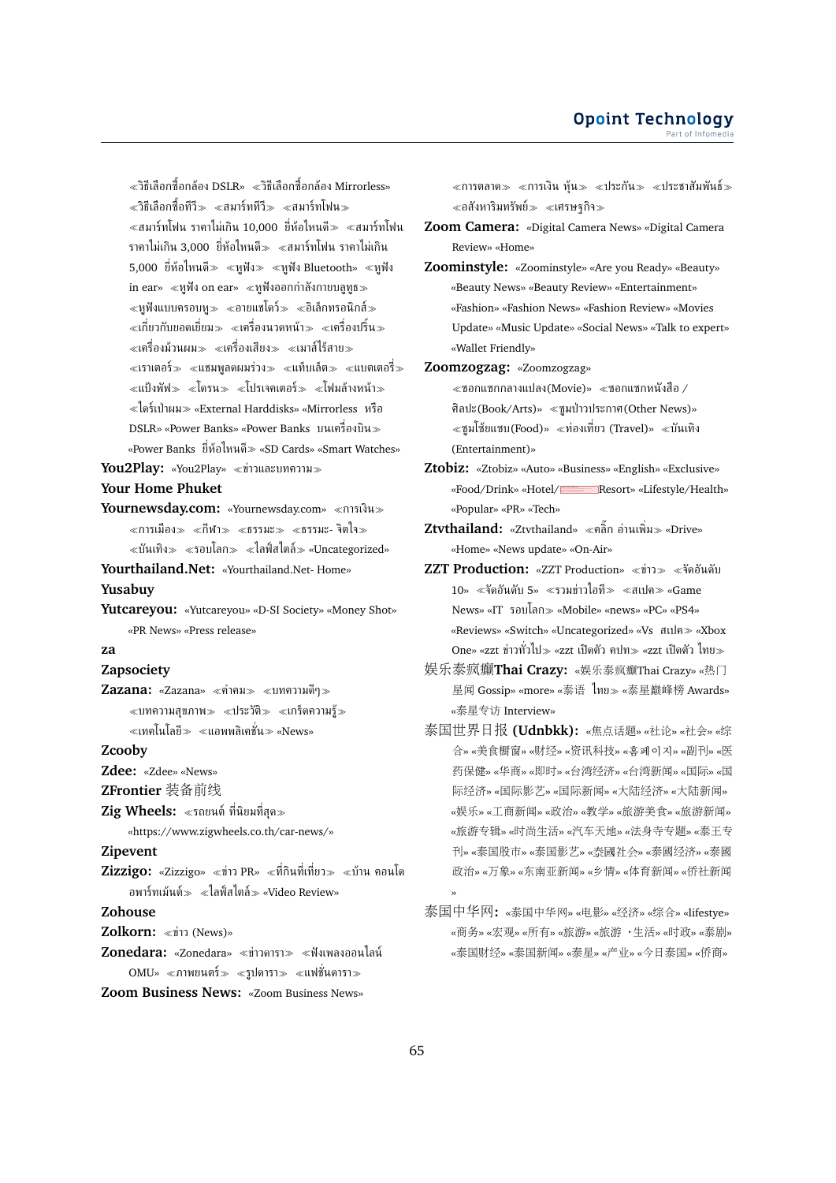≪วิธีเลือกซื้อกล้อง DSLR» ≪วิธีเลือกซื้อกล้อง Mirrorless» ≪วิธีเลือกซื้อทีวี≫ ≪สมาร์ททีวี≫ ≪สมาร์ทโฟน≫ ≪สมาร์ทโฟน ราคาไม่เกิน 10,000 ยี่ห้อไหนดี≫ ≪สมาร์ทโฟน ราคาไม่เกิน 3,000 ยี่ห้อไหนดี≫ ≪สมาร์ทโฟน ราคาไม่เกิน 5,000 ยี่ห้อไหนดี≫ ≪หูฟัง≫ ≪หูฟัง Bluetooth» ≪หูฟัง in ear» ≪หูฟัง on ear» ≪หูฟังออกกำลังกายบลูทูธ≫ ≪หูฟังแบบครอบหู≫ ≪อายแชโดว์≫ ≪อิเล็กทรอนิกส์≫ ≪เกี่ยวกับยอดเยี่ยม≫ ≪เครื่องนวดหน้า≫ ≪เครื่องปริ้น≫ ≪เครื่องม้วนผม≫ ≪เครื่องเสียง≫ ≪เมาส์ไร้สาย≫ ≪เราเตอร์≫ ≪แชมพูลดผมร่วง≫ ≪แท็บเล็ต≫ ≪แบตเตอรี่≫ ≪แป้งพัฟ≫ ≪โดรน≫ ≪โปรเจคเตอร์≫ ≪โฟมล้างหน้า≫ ≪ไดร์เป่าผม≫ «External Harddisks» «Mirrorless หรือ DSLR» «Power Banks» «Power Banks บนเครื่องบิน≫ «Power Banks ยี่ห้อไหนดี≫ «SD Cards» «Smart Watches»

**You2Play:** «You2Play» ≪ข่าวและบทความ≫

**Your Home Phuket**

**Yournewsday.com:** «Yournewsday.com» ≪การเงิน≫ ≪การเมือง≫ ≪กีฬา≫ ≪ธรรมะ≫ ≪ธรรมะ- จิตใจ≫ ≪บันเทิง≫ ≪รอบโลก≫ ≪ไลฟ์สไตล์≫ «Uncategorized»

**Yourthailand.Net:** «Yourthailand.Net- Home»

**Yusabuy**

**Yutcareyou:** «Yutcareyou» «D-SI Society» «Money Shot» «PR News» «Press release»

**za**

**Zapsociety**

**Zazana:** «Zazana» ≪คำคม≫ ≪บทความดีๆ≫ ≪บทความสุขภาพ≫ ≪ประวัติ≫ ≪เกร็ดความรู้≫ ≪เทคโนโลยี≫ ≪แอพพลิเคชั่น≫ «News»

**Zcooby**

**Zdee:** «Zdee» «News»

**ZFrontier** 装备前线

**Zig Wheels:** ≪รถยนต์ ที่นิยมที่สุด≫ «https://www.zigwheels.co.th/car-news/»

**Zipevent**

**Zizzigo:** «Zizzigo» ≪ข่าว PR» ≪ที่กินที่เที่ยว≫ ≪บ้าน คอนโด อพาร์ทเม้นต์≫ ≪ไลฟ์สไตล์≫ «Video Review»

**Zohouse**

**Zolkorn:** ≪ข่าว (News)»

**Zonedara:** «Zonedara» ≪ข่าวดารา≫ ≪ฟังเพลงออนไลน์ OMU» ≪ภาพยนตร์≫ ≪รูปดารา≫ ≪แฟชั่นดารา≫

**Zoom Business News:** «Zoom Business News» ≪การตลาด≫ ≪การเงิน หุ้น≫ ≪ประกัน≫ ≪ประชาสัมพันธ์≫ ≪อสังหาริมทรัพย์≫ ≪เศรษฐกิจ≫

**Zoom Camera:** «Digital Camera News» «Digital Camera Review» «Home»

**Zoominstyle:** «Zoominstyle» «Are you Ready» «Beauty» «Beauty News» «Beauty Review» «Entertainment» «Fashion» «Fashion News» «Fashion Review» «Movies Update» «Music Update» «Social News» «Talk to expert» «Wallet Friendly»

**Zoomzogzag:** «Zoomzogzag» ≪ซอกแซกกลางแปลง(Movie)» ≪ซอกแซกหนังสือ / ศิลปะ(Book/Arts)» ≪ซูมป่าวประกาศ(Other News)» ≪ซูมโซ้ยแซบ(Food)» ≪ท่องเที่ยว (Travel)» ≪บันเทิง (Entertainment)»

**Ztobiz:** «Ztobiz» «Auto» «Business» «English» «Exclusive» «Food/Drink» «Hotel/Resort» «Lifestyle/Health» «Popular» «PR» «Tech»

**Ztvthailand:** «Ztvthailand» ≪คลิ๊ก อ่านเพิ่ม≫ «Drive» «Home» «News update» «On-Air»

**ZZT Production:** «ZZT Production» ≪ข่าว≫ ≪จัดอันดับ 10» ≪จัดอันดับ 5» ≪รวมข่าวไอที≫ ≪สเปค≫ «Game News» «IT รอบโลก≫ «Mobile» «news» «PC» «PS4» «Reviews» «Switch» «Uncategorized» «Vs สเปค≫ «Xbox One» «zzt ข่าวทั่วไป≫ «zzt เปิดตัว คปท≫ «zzt เปิดตัว ไทย≫

娱乐泰疯癫**Thai Crazy:** «娱乐泰疯癫Thai Crazy» «热门星闻 Gossip» «more» «泰语 ไทย≫ «泰星巅峰榜 Awards» «泰星专访 Interview»

泰国世界日报 **(Udnbkk):** «焦点话题» «社论» «社会» «综合» «美食橱窗» «财经» «资讯科技» «홈페이지» «副刊» «医药保健» «华商» «即时» «台湾经济» «台湾新闻» «国际» «国际经济» «国际影艺» «国际新闻» «大陆经济» «大陆新闻» «娱乐» «工商新闻» «政治» «教学» «旅游美食» «旅游新闻» «旅游专辑» «时尚生活» «汽车天地» «法身寺专题» «泰王专刊» «泰国股市» «泰国影艺» «泰國社会» «泰國經済» «泰國政治» «万象» «东南亚新闻» «乡情» «体育新闻» «侨社新闻»

泰国中华网**:** «泰国中华网» «电影» «经济» «综合» «lifestye» «商务» «宏观» «所有» «旅游» «旅游 ·生活» «时政» «泰剧» «泰国财经» «泰国新闻» «泰星» «产业» «今日泰国» «侨商»